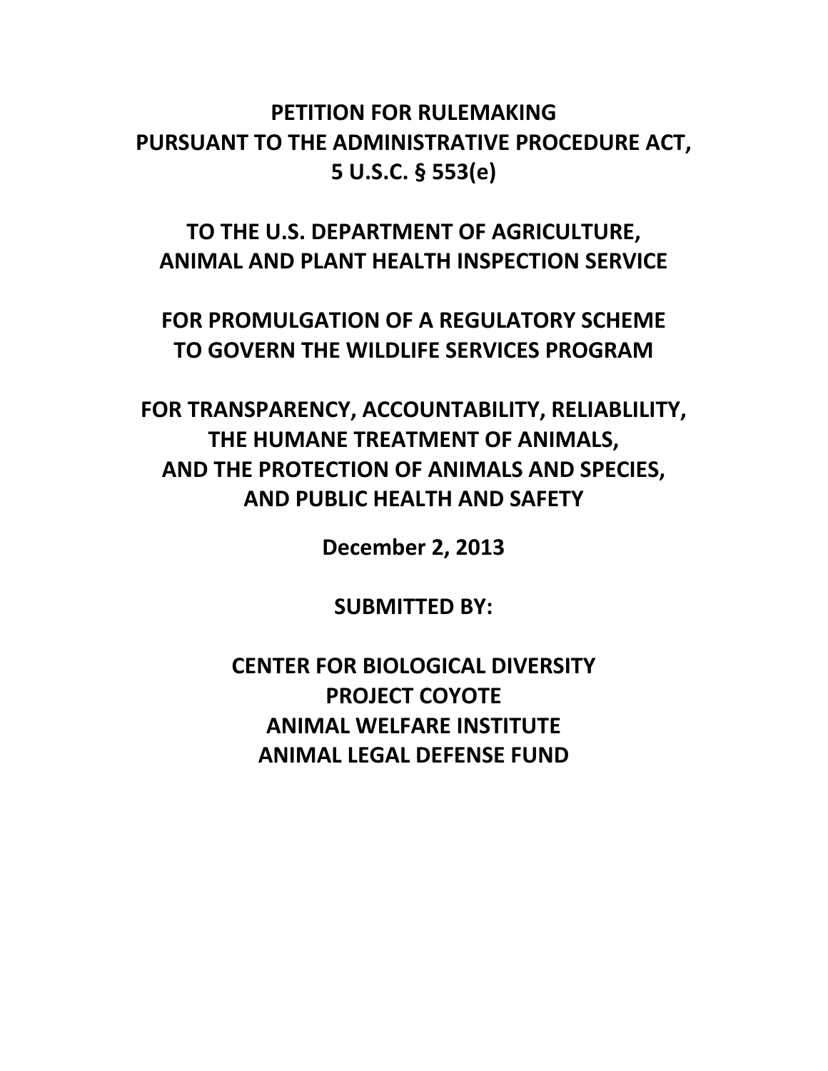# PETITION FOR RULEMAKING
# PURSUANT TO THE ADMINISTRATIVE PROCEDURE ACT, 5 U.S.C. § 553(e)

## TO THE U.S. DEPARTMENT OF AGRICULTURE, ANIMAL AND PLANT HEALTH INSPECTION SERVICE

## FOR PROMULGATION OF A REGULATORY SCHEME TO GOVERN THE WILDLIFE SERVICES PROGRAM

## FOR TRANSPARENCY, ACCOUNTABILITY, RELIABLILITY, THE HUMANE TREATMENT OF ANIMALS, AND THE PROTECTION OF ANIMALS AND SPECIES, AND PUBLIC HEALTH AND SAFETY

**December 2, 2013**

**SUBMITTED BY:**

**CENTER FOR BIOLOGICAL DIVERSITY**
**PROJECT COYOTE**
**ANIMAL WELFARE INSTITUTE**
**ANIMAL LEGAL DEFENSE FUND**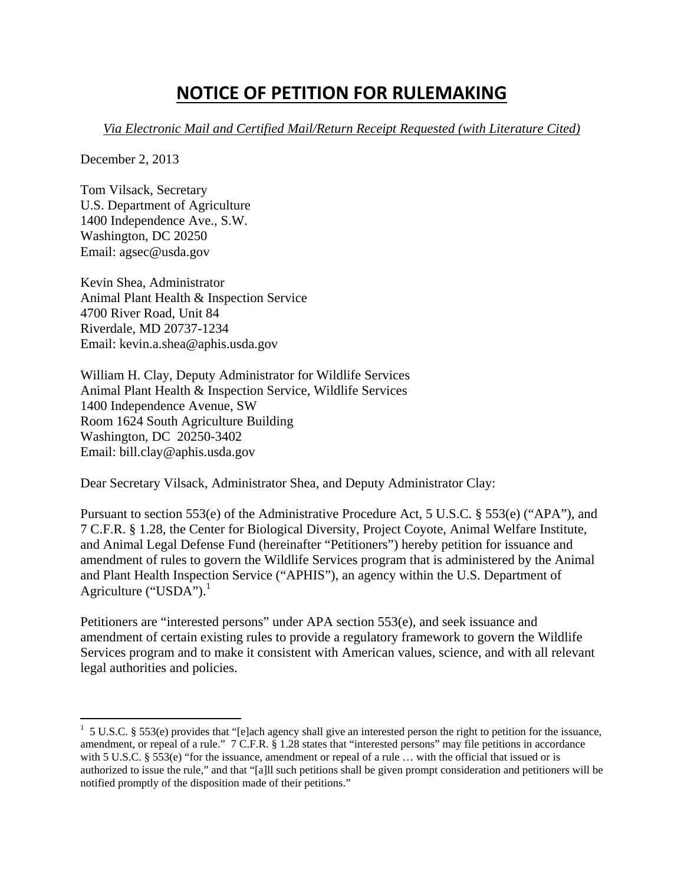# NOTICE OF PETITION FOR RULEMAKING

*Via Electronic Mail and Certified Mail/Return Receipt Requested (with Literature Cited)*

December 2, 2013

Tom Vilsack, Secretary
U.S. Department of Agriculture
1400 Independence Ave., S.W.
Washington, DC 20250
Email: agsec@usda.gov

Kevin Shea, Administrator
Animal Plant Health & Inspection Service
4700 River Road, Unit 84
Riverdale, MD 20737-1234
Email: kevin.a.shea@aphis.usda.gov

William H. Clay, Deputy Administrator for Wildlife Services
Animal Plant Health & Inspection Service, Wildlife Services
1400 Independence Avenue, SW
Room 1624 South Agriculture Building
Washington, DC 20250-3402
Email: bill.clay@aphis.usda.gov

Dear Secretary Vilsack, Administrator Shea, and Deputy Administrator Clay:

Pursuant to section 553(e) of the Administrative Procedure Act, 5 U.S.C. § 553(e) ("APA"), and 7 C.F.R. § 1.28, the Center for Biological Diversity, Project Coyote, Animal Welfare Institute, and Animal Legal Defense Fund (hereinafter "Petitioners") hereby petition for issuance and amendment of rules to govern the Wildlife Services program that is administered by the Animal and Plant Health Inspection Service ("APHIS"), an agency within the U.S. Department of Agriculture ("USDA").[1]

Petitioners are "interested persons" under APA section 553(e), and seek issuance and amendment of certain existing rules to provide a regulatory framework to govern the Wildlife Services program and to make it consistent with American values, science, and with all relevant legal authorities and policies.

---

[1] 5 U.S.C. § 553(e) provides that "[e]ach agency shall give an interested person the right to petition for the issuance, amendment, or repeal of a rule." 7 C.F.R. § 1.28 states that "interested persons" may file petitions in accordance with 5 U.S.C. § 553(e) "for the issuance, amendment or repeal of a rule … with the official that issued or is authorized to issue the rule," and that "[a]ll such petitions shall be given prompt consideration and petitioners will be notified promptly of the disposition made of their petitions."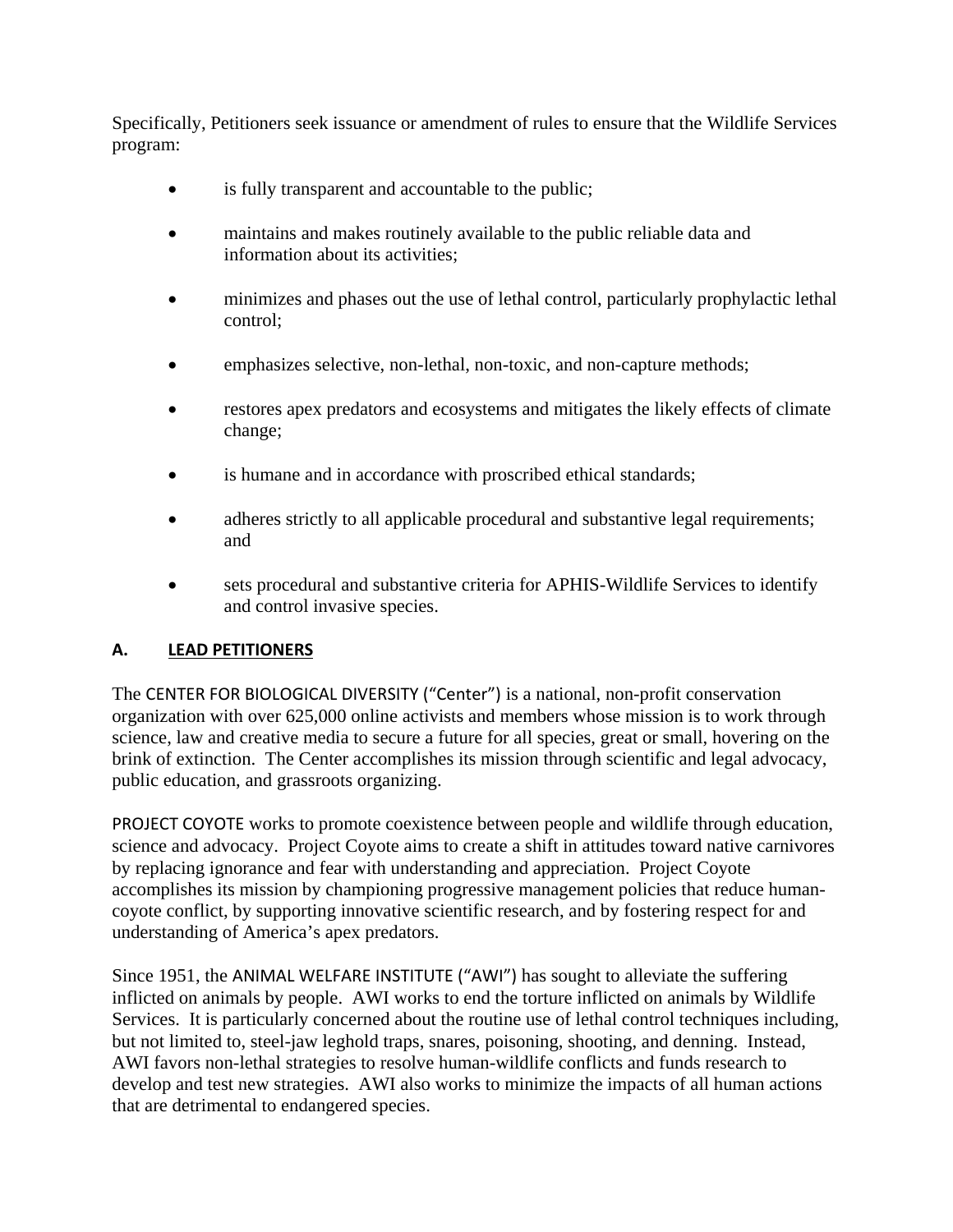Specifically, Petitioners seek issuance or amendment of rules to ensure that the Wildlife Services program:

- is fully transparent and accountable to the public;
- maintains and makes routinely available to the public reliable data and information about its activities;
- minimizes and phases out the use of lethal control, particularly prophylactic lethal control;
- emphasizes selective, non-lethal, non-toxic, and non-capture methods;
- restores apex predators and ecosystems and mitigates the likely effects of climate change;
- is humane and in accordance with proscribed ethical standards;
- adheres strictly to all applicable procedural and substantive legal requirements; and
- sets procedural and substantive criteria for APHIS-Wildlife Services to identify and control invasive species.

## A. LEAD PETITIONERS

The CENTER FOR BIOLOGICAL DIVERSITY ("Center") is a national, non-profit conservation organization with over 625,000 online activists and members whose mission is to work through science, law and creative media to secure a future for all species, great or small, hovering on the brink of extinction. The Center accomplishes its mission through scientific and legal advocacy, public education, and grassroots organizing.

PROJECT COYOTE works to promote coexistence between people and wildlife through education, science and advocacy. Project Coyote aims to create a shift in attitudes toward native carnivores by replacing ignorance and fear with understanding and appreciation. Project Coyote accomplishes its mission by championing progressive management policies that reduce human-coyote conflict, by supporting innovative scientific research, and by fostering respect for and understanding of America's apex predators.

Since 1951, the ANIMAL WELFARE INSTITUTE ("AWI") has sought to alleviate the suffering inflicted on animals by people. AWI works to end the torture inflicted on animals by Wildlife Services. It is particularly concerned about the routine use of lethal control techniques including, but not limited to, steel-jaw leghold traps, snares, poisoning, shooting, and denning. Instead, AWI favors non-lethal strategies to resolve human-wildlife conflicts and funds research to develop and test new strategies. AWI also works to minimize the impacts of all human actions that are detrimental to endangered species.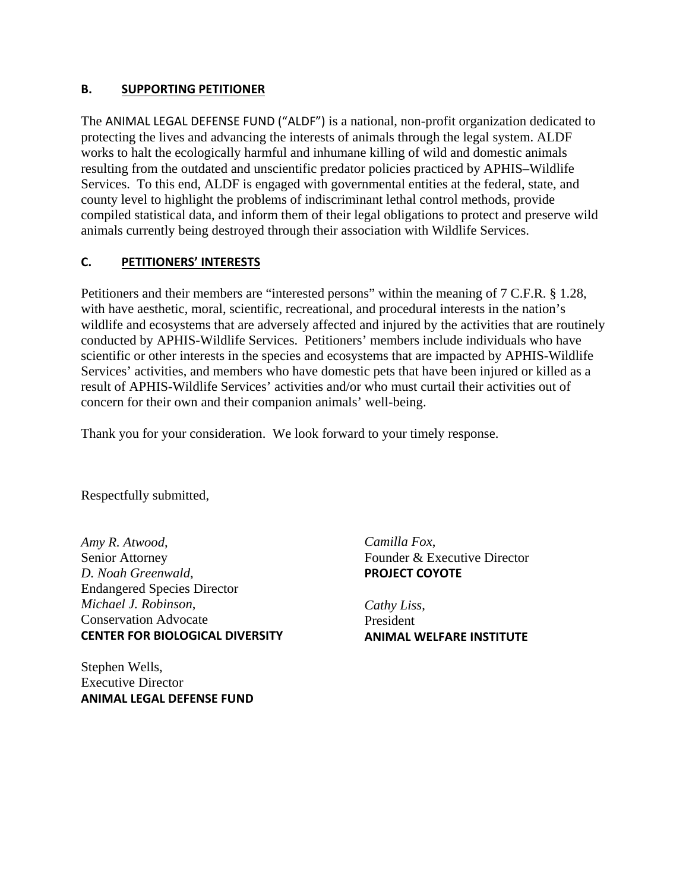### B. SUPPORTING PETITIONER

The ANIMAL LEGAL DEFENSE FUND ("ALDF") is a national, non-profit organization dedicated to protecting the lives and advancing the interests of animals through the legal system. ALDF works to halt the ecologically harmful and inhumane killing of wild and domestic animals resulting from the outdated and unscientific predator policies practiced by APHIS–Wildlife Services. To this end, ALDF is engaged with governmental entities at the federal, state, and county level to highlight the problems of indiscriminant lethal control methods, provide compiled statistical data, and inform them of their legal obligations to protect and preserve wild animals currently being destroyed through their association with Wildlife Services.

### C. PETITIONERS' INTERESTS

Petitioners and their members are "interested persons" within the meaning of 7 C.F.R. § 1.28, with have aesthetic, moral, scientific, recreational, and procedural interests in the nation's wildlife and ecosystems that are adversely affected and injured by the activities that are routinely conducted by APHIS-Wildlife Services. Petitioners' members include individuals who have scientific or other interests in the species and ecosystems that are impacted by APHIS-Wildlife Services' activities, and members who have domestic pets that have been injured or killed as a result of APHIS-Wildlife Services' activities and/or who must curtail their activities out of concern for their own and their companion animals' well-being.

Thank you for your consideration. We look forward to your timely response.

Respectfully submitted,

*Amy R. Atwood*,
Senior Attorney
*D. Noah Greenwald*,
Endangered Species Director
*Michael J. Robinson*,
Conservation Advocate
**CENTER FOR BIOLOGICAL DIVERSITY**

Stephen Wells,
Executive Director
**ANIMAL LEGAL DEFENSE FUND**

*Camilla Fox*,
Founder & Executive Director
**PROJECT COYOTE**

*Cathy Liss*,
President
**ANIMAL WELFARE INSTITUTE**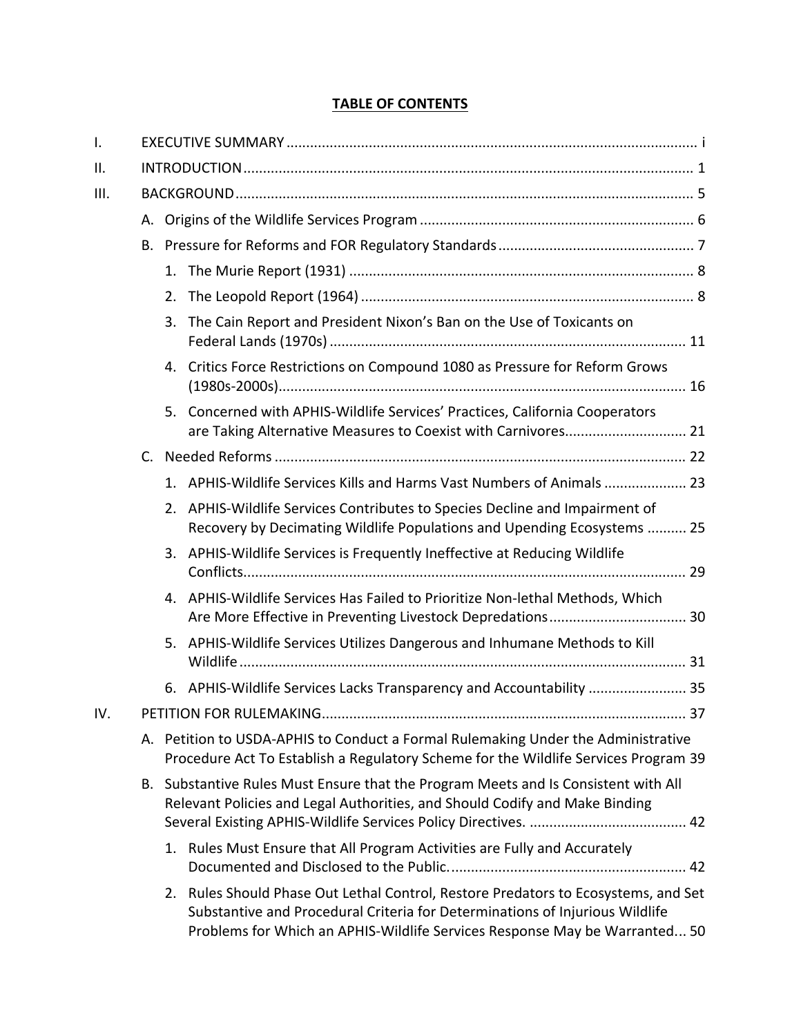**TABLE OF CONTENTS**

I. EXECUTIVE SUMMARY ........................................................................................................ i

II. INTRODUCTION .................................................................................................................. 1

III. BACKGROUND .................................................................................................................... 5

- A. Origins of the Wildlife Services Program ..................................................................... 6
- B. Pressure for Reforms and FOR Regulatory Standards .................................................. 7
  1. The Murie Report (1931) ....................................................................................... 8
  2. The Leopold Report (1964) .................................................................................... 8
  3. The Cain Report and President Nixon's Ban on the Use of Toxicants on Federal Lands (1970s) .......................................................................................... 11
  4. Critics Force Restrictions on Compound 1080 as Pressure for Reform Grows (1980s-2000s) ....................................................................................................... 16
  5. Concerned with APHIS-Wildlife Services' Practices, California Cooperators are Taking Alternative Measures to Coexist with Carnivores ............................... 21
- C. Needed Reforms ........................................................................................................ 22
  1. APHIS-Wildlife Services Kills and Harms Vast Numbers of Animals ..................... 23
  2. APHIS-Wildlife Services Contributes to Species Decline and Impairment of Recovery by Decimating Wildlife Populations and Upending Ecosystems .......... 25
  3. APHIS-Wildlife Services is Frequently Ineffective at Reducing Wildlife Conflicts ................................................................................................................ 29
  4. APHIS-Wildlife Services Has Failed to Prioritize Non-lethal Methods, Which Are More Effective in Preventing Livestock Depredations .................................. 30
  5. APHIS-Wildlife Services Utilizes Dangerous and Inhumane Methods to Kill Wildlife ................................................................................................................. 31
  6. APHIS-Wildlife Services Lacks Transparency and Accountability ......................... 35

IV. PETITION FOR RULEMAKING ............................................................................................ 37

- A. Petition to USDA-APHIS to Conduct a Formal Rulemaking Under the Administrative Procedure Act To Establish a Regulatory Scheme for the Wildlife Services Program 39
- B. Substantive Rules Must Ensure that the Program Meets and Is Consistent with All Relevant Policies and Legal Authorities, and Should Codify and Make Binding Several Existing APHIS-Wildlife Services Policy Directives. ........................................ 42
  1. Rules Must Ensure that All Program Activities are Fully and Accurately Documented and Disclosed to the Public. ............................................................ 42
  2. Rules Should Phase Out Lethal Control, Restore Predators to Ecosystems, and Set Substantive and Procedural Criteria for Determinations of Injurious Wildlife Problems for Which an APHIS-Wildlife Services Response May be Warranted... 50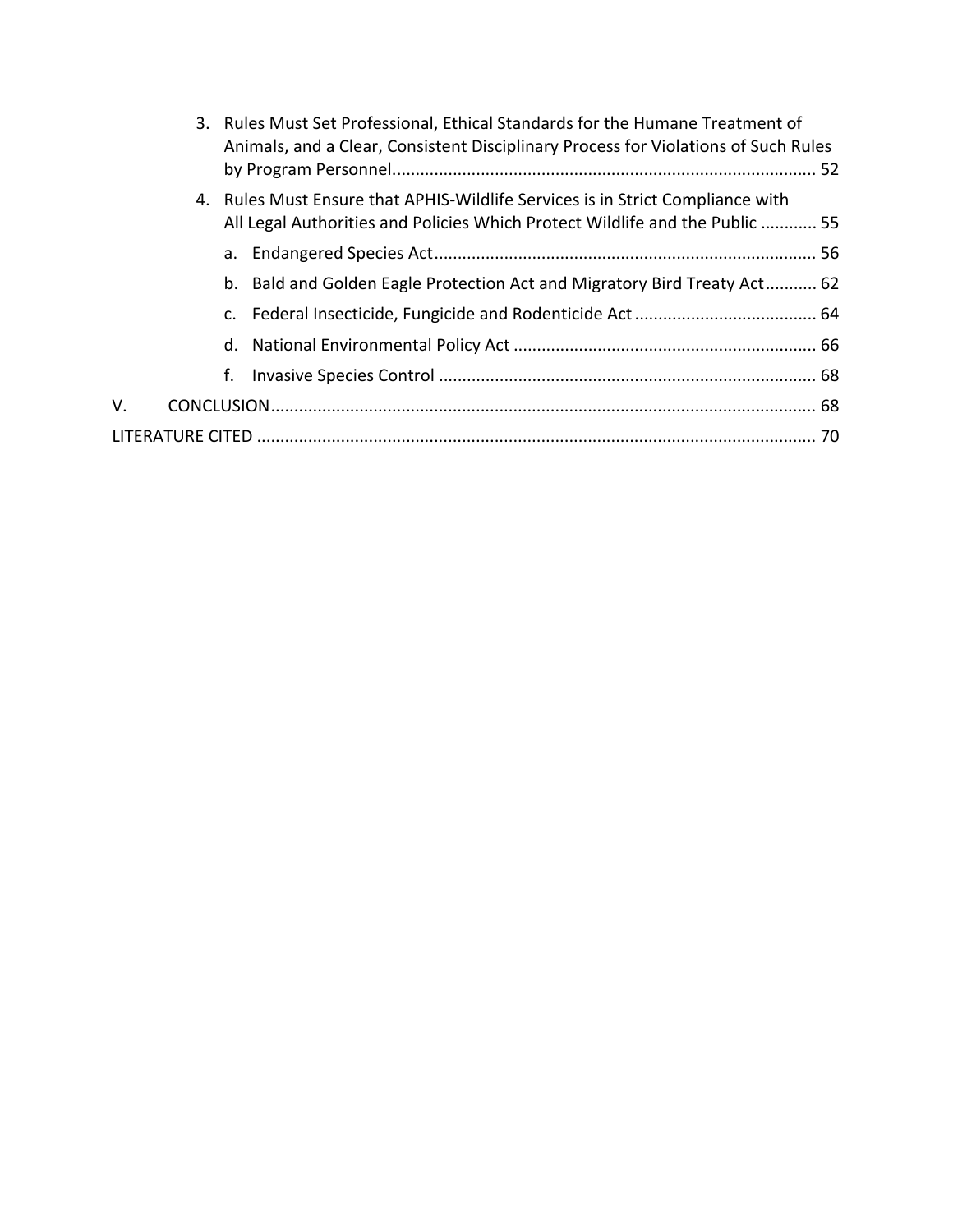3. Rules Must Set Professional, Ethical Standards for the Humane Treatment of Animals, and a Clear, Consistent Disciplinary Process for Violations of Such Rules by Program Personnel.......................................................................................... 52

4. Rules Must Ensure that APHIS-Wildlife Services is in Strict Compliance with All Legal Authorities and Policies Which Protect Wildlife and the Public ............ 55

   a. Endangered Species Act................................................................................. 56

   b. Bald and Golden Eagle Protection Act and Migratory Bird Treaty Act........... 62

   c. Federal Insecticide, Fungicide and Rodenticide Act....................................... 64

   d. National Environmental Policy Act ................................................................ 66

   f. Invasive Species Control ................................................................................ 68

V. CONCLUSION.................................................................................................................... 68

LITERATURE CITED ....................................................................................................................... 70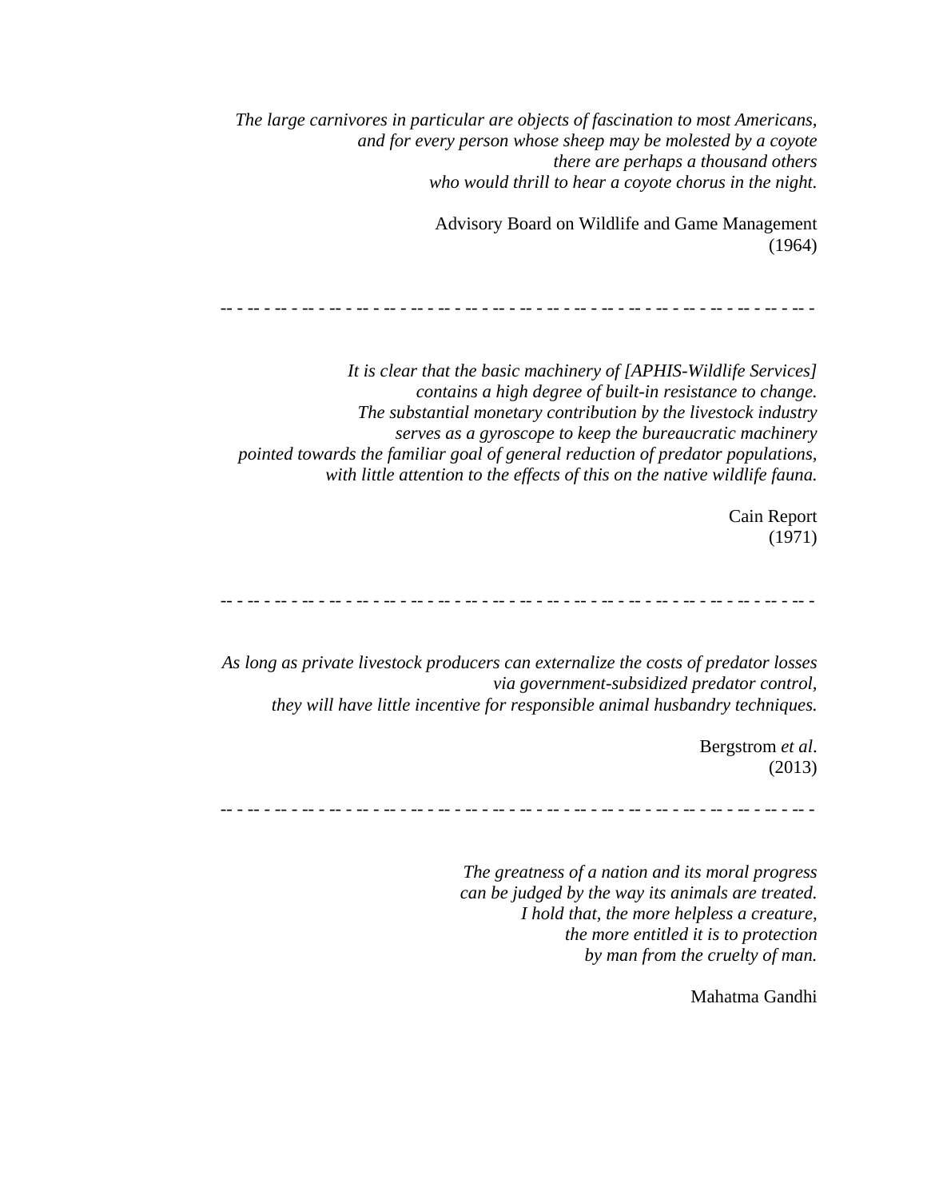*The large carnivores in particular are objects of fascination to most Americans,*
*and for every person whose sheep may be molested by a coyote*
*there are perhaps a thousand others*
*who would thrill to hear a coyote chorus in the night.*

Advisory Board on Wildlife and Game Management
(1964)

-- - -- - -- - -- - -- - -- - -- - -- - -- - -- - -- - -- - -- - -- - -- - -- - -- - -- - -- - -- - -- - -- - -- - -- -

*It is clear that the basic machinery of [APHIS-Wildlife Services]*
*contains a high degree of built-in resistance to change.*
*The substantial monetary contribution by the livestock industry*
*serves as a gyroscope to keep the bureaucratic machinery*
*pointed towards the familiar goal of general reduction of predator populations,*
*with little attention to the effects of this on the native wildlife fauna.*

Cain Report
(1971)

-- - -- - -- - -- - -- - -- - -- - -- - -- - -- - -- - -- - -- - -- - -- - -- - -- - -- - -- - -- - -- - -- - -- - -- -

*As long as private livestock producers can externalize the costs of predator losses*
*via government-subsidized predator control,*
*they will have little incentive for responsible animal husbandry techniques.*

Bergstrom *et al*.
(2013)

-- - -- - -- - -- - -- - -- - -- - -- - -- - -- - -- - -- - -- - -- - -- - -- - -- - -- - -- - -- - -- - -- - -- - -- -

*The greatness of a nation and its moral progress*
*can be judged by the way its animals are treated.*
*I hold that, the more helpless a creature,*
*the more entitled it is to protection*
*by man from the cruelty of man.*

Mahatma Gandhi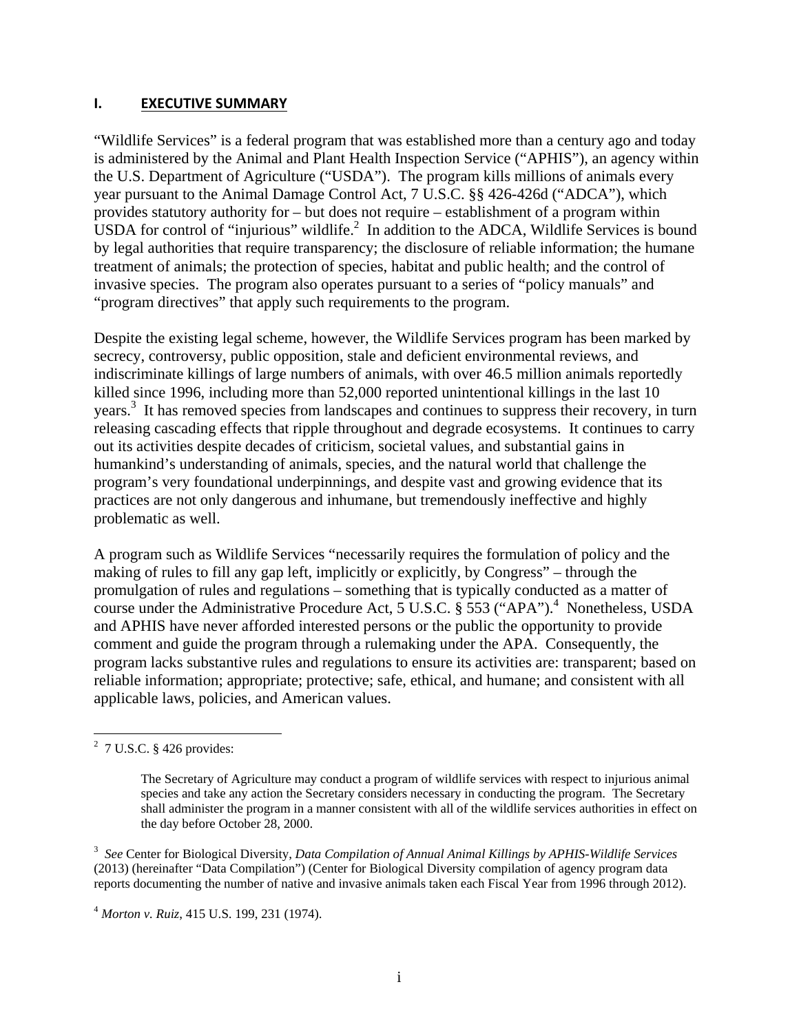## I. **EXECUTIVE SUMMARY**

"Wildlife Services" is a federal program that was established more than a century ago and today is administered by the Animal and Plant Health Inspection Service ("APHIS"), an agency within the U.S. Department of Agriculture ("USDA"). The program kills millions of animals every year pursuant to the Animal Damage Control Act, 7 U.S.C. §§ 426-426d ("ADCA"), which provides statutory authority for – but does not require – establishment of a program within USDA for control of "injurious" wildlife.[2] In addition to the ADCA, Wildlife Services is bound by legal authorities that require transparency; the disclosure of reliable information; the humane treatment of animals; the protection of species, habitat and public health; and the control of invasive species. The program also operates pursuant to a series of "policy manuals" and "program directives" that apply such requirements to the program.

Despite the existing legal scheme, however, the Wildlife Services program has been marked by secrecy, controversy, public opposition, stale and deficient environmental reviews, and indiscriminate killings of large numbers of animals, with over 46.5 million animals reportedly killed since 1996, including more than 52,000 reported unintentional killings in the last 10 years.[3] It has removed species from landscapes and continues to suppress their recovery, in turn releasing cascading effects that ripple throughout and degrade ecosystems. It continues to carry out its activities despite decades of criticism, societal values, and substantial gains in humankind's understanding of animals, species, and the natural world that challenge the program's very foundational underpinnings, and despite vast and growing evidence that its practices are not only dangerous and inhumane, but tremendously ineffective and highly problematic as well.

A program such as Wildlife Services "necessarily requires the formulation of policy and the making of rules to fill any gap left, implicitly or explicitly, by Congress" – through the promulgation of rules and regulations – something that is typically conducted as a matter of course under the Administrative Procedure Act, 5 U.S.C. § 553 ("APA").[4] Nonetheless, USDA and APHIS have never afforded interested persons or the public the opportunity to provide comment and guide the program through a rulemaking under the APA. Consequently, the program lacks substantive rules and regulations to ensure its activities are: transparent; based on reliable information; appropriate; protective; safe, ethical, and humane; and consistent with all applicable laws, policies, and American values.

---

[2] 7 U.S.C. § 426 provides:

> The Secretary of Agriculture may conduct a program of wildlife services with respect to injurious animal species and take any action the Secretary considers necessary in conducting the program. The Secretary shall administer the program in a manner consistent with all of the wildlife services authorities in effect on the day before October 28, 2000.

[3] *See* Center for Biological Diversity, *Data Compilation of Annual Animal Killings by APHIS-Wildlife Services* (2013) (hereinafter "Data Compilation") (Center for Biological Diversity compilation of agency program data reports documenting the number of native and invasive animals taken each Fiscal Year from 1996 through 2012).

[4] *Morton v. Ruiz*, 415 U.S. 199, 231 (1974).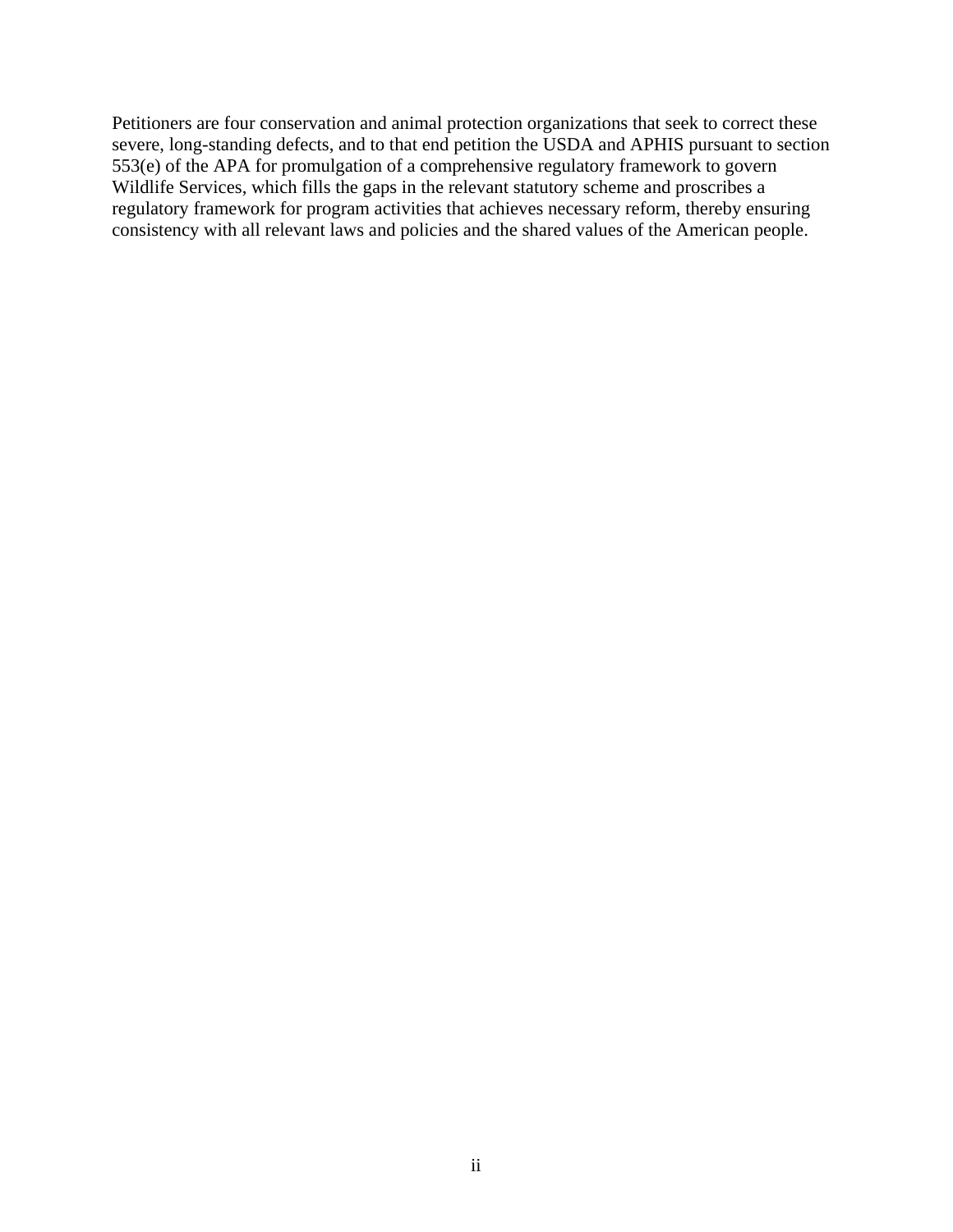Petitioners are four conservation and animal protection organizations that seek to correct these severe, long-standing defects, and to that end petition the USDA and APHIS pursuant to section 553(e) of the APA for promulgation of a comprehensive regulatory framework to govern Wildlife Services, which fills the gaps in the relevant statutory scheme and proscribes a regulatory framework for program activities that achieves necessary reform, thereby ensuring consistency with all relevant laws and policies and the shared values of the American people.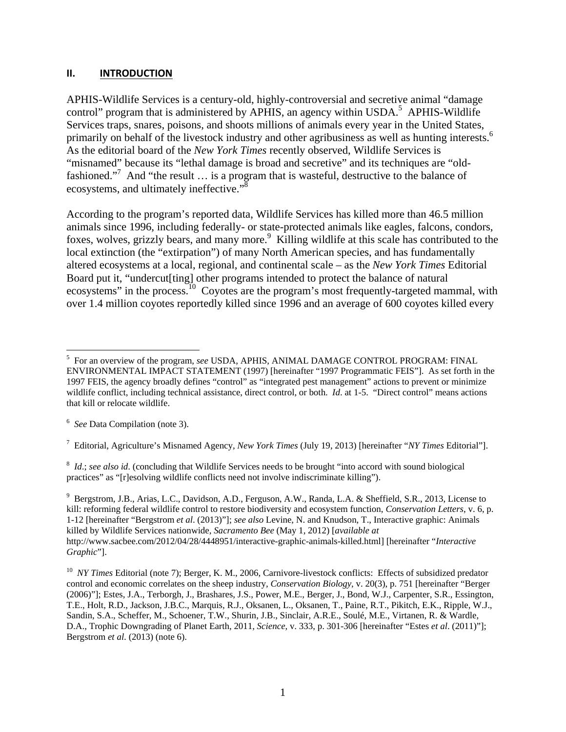## II. INTRODUCTION

APHIS-Wildlife Services is a century-old, highly-controversial and secretive animal "damage control" program that is administered by APHIS, an agency within USDA.[5] APHIS-Wildlife Services traps, snares, poisons, and shoots millions of animals every year in the United States, primarily on behalf of the livestock industry and other agribusiness as well as hunting interests.[6] As the editorial board of the *New York Times* recently observed, Wildlife Services is "misnamed" because its "lethal damage is broad and secretive" and its techniques are "old-fashioned."[7] And "the result … is a program that is wasteful, destructive to the balance of ecosystems, and ultimately ineffective."[8]

According to the program's reported data, Wildlife Services has killed more than 46.5 million animals since 1996, including federally- or state-protected animals like eagles, falcons, condors, foxes, wolves, grizzly bears, and many more.[9] Killing wildlife at this scale has contributed to the local extinction (the "extirpation") of many North American species, and has fundamentally altered ecosystems at a local, regional, and continental scale – as the *New York Times* Editorial Board put it, "undercut[ting] other programs intended to protect the balance of natural ecosystems" in the process.[10] Coyotes are the program's most frequently-targeted mammal, with over 1.4 million coyotes reportedly killed since 1996 and an average of 600 coyotes killed every

---

[5] For an overview of the program, *see* USDA, APHIS, ANIMAL DAMAGE CONTROL PROGRAM: FINAL ENVIRONMENTAL IMPACT STATEMENT (1997) [hereinafter "1997 Programmatic FEIS"]. As set forth in the 1997 FEIS, the agency broadly defines "control" as "integrated pest management" actions to prevent or minimize wildlife conflict, including technical assistance, direct control, or both. *Id*. at 1-5. "Direct control" means actions that kill or relocate wildlife.

[6] *See* Data Compilation (note 3).

[7] Editorial, Agriculture's Misnamed Agency, *New York Times* (July 19, 2013) [hereinafter "*NY Times* Editorial"].

[8] *Id*.; *see also id*. (concluding that Wildlife Services needs to be brought "into accord with sound biological practices" as "[r]esolving wildlife conflicts need not involve indiscriminate killing").

[9] Bergstrom, J.B., Arias, L.C., Davidson, A.D., Ferguson, A.W., Randa, L.A. & Sheffield, S.R., 2013, License to kill: reforming federal wildlife control to restore biodiversity and ecosystem function, *Conservation Letters*, v. 6, p. 1-12 [hereinafter "Bergstrom *et al*. (2013)"]; *see also* Levine, N. and Knudson, T., Interactive graphic: Animals killed by Wildlife Services nationwide, *Sacramento Bee* (May 1, 2012) [*available at* http://www.sacbee.com/2012/04/28/4448951/interactive-graphic-animals-killed.html] [hereinafter "*Interactive Graphic*"].

[10] *NY Times* Editorial (note 7); Berger, K. M., 2006, Carnivore-livestock conflicts: Effects of subsidized predator control and economic correlates on the sheep industry, *Conservation Biology*, v. 20(3), p. 751 [hereinafter "Berger (2006)"]; Estes, J.A., Terborgh, J., Brashares, J.S., Power, M.E., Berger, J., Bond, W.J., Carpenter, S.R., Essington, T.E., Holt, R.D., Jackson, J.B.C., Marquis, R.J., Oksanen, L., Oksanen, T., Paine, R.T., Pikitch, E.K., Ripple, W.J., Sandin, S.A., Scheffer, M., Schoener, T.W., Shurin, J.B., Sinclair, A.R.E., Soulé, M.E., Virtanen, R. & Wardle, D.A., Trophic Downgrading of Planet Earth, 2011, *Science*, v. 333, p. 301-306 [hereinafter "Estes *et al*. (2011)"]; Bergstrom *et al.* (2013) (note 6).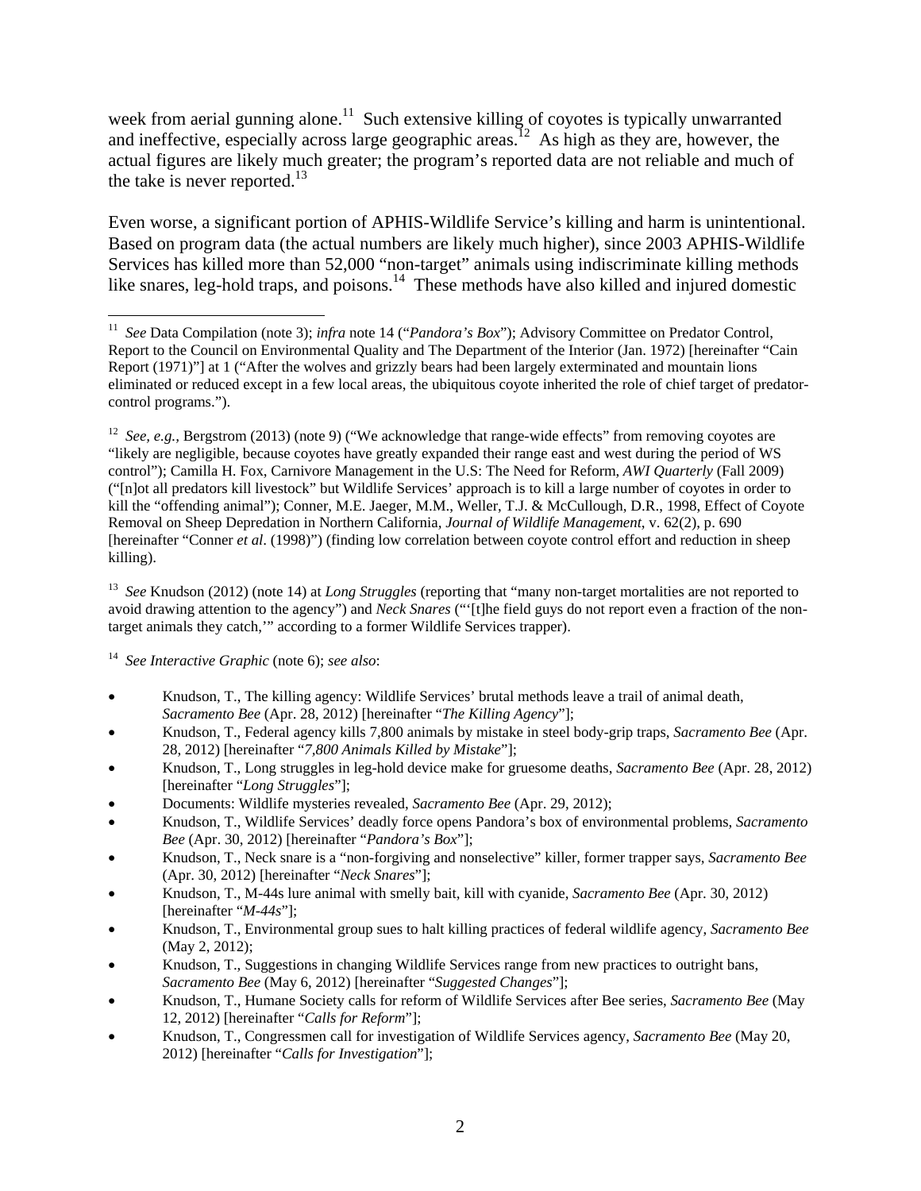week from aerial gunning alone.[11] Such extensive killing of coyotes is typically unwarranted and ineffective, especially across large geographic areas.[12] As high as they are, however, the actual figures are likely much greater; the program's reported data are not reliable and much of the take is never reported.[13]

Even worse, a significant portion of APHIS-Wildlife Service's killing and harm is unintentional. Based on program data (the actual numbers are likely much higher), since 2003 APHIS-Wildlife Services has killed more than 52,000 "non-target" animals using indiscriminate killing methods like snares, leg-hold traps, and poisons.[14] These methods have also killed and injured domestic

---

[11] *See* Data Compilation (note 3); *infra* note 14 ("*Pandora's Box*"); Advisory Committee on Predator Control, Report to the Council on Environmental Quality and The Department of the Interior (Jan. 1972) [hereinafter "Cain Report (1971)"] at 1 ("After the wolves and grizzly bears had been largely exterminated and mountain lions eliminated or reduced except in a few local areas, the ubiquitous coyote inherited the role of chief target of predator-control programs.").

[12] *See, e.g.,* Bergstrom (2013) (note 9) ("We acknowledge that range-wide effects" from removing coyotes are "likely are negligible, because coyotes have greatly expanded their range east and west during the period of WS control"); Camilla H. Fox, Carnivore Management in the U.S: The Need for Reform, *AWI Quarterly* (Fall 2009) ("[n]ot all predators kill livestock" but Wildlife Services' approach is to kill a large number of coyotes in order to kill the "offending animal"); Conner, M.E. Jaeger, M.M., Weller, T.J. & McCullough, D.R., 1998, Effect of Coyote Removal on Sheep Depredation in Northern California, *Journal of Wildlife Management*, v. 62(2), p. 690 [hereinafter "Conner *et al*. (1998)") (finding low correlation between coyote control effort and reduction in sheep killing).

[13] *See* Knudson (2012) (note 14) at *Long Struggles* (reporting that "many non-target mortalities are not reported to avoid drawing attention to the agency") and *Neck Snares* ("'[t]he field guys do not report even a fraction of the non-target animals they catch,'" according to a former Wildlife Services trapper).

[14] *See Interactive Graphic* (note 6); *see also*:

- Knudson, T., The killing agency: Wildlife Services' brutal methods leave a trail of animal death, *Sacramento Bee* (Apr. 28, 2012) [hereinafter "*The Killing Agency*"];
- Knudson, T., Federal agency kills 7,800 animals by mistake in steel body-grip traps, *Sacramento Bee* (Apr. 28, 2012) [hereinafter "*7,800 Animals Killed by Mistake*"];
- Knudson, T., Long struggles in leg-hold device make for gruesome deaths, *Sacramento Bee* (Apr. 28, 2012) [hereinafter "*Long Struggles*"];
- Documents: Wildlife mysteries revealed, *Sacramento Bee* (Apr. 29, 2012);
- Knudson, T., Wildlife Services' deadly force opens Pandora's box of environmental problems, *Sacramento Bee* (Apr. 30, 2012) [hereinafter "*Pandora's Box*"];
- Knudson, T., Neck snare is a "non-forgiving and nonselective" killer, former trapper says, *Sacramento Bee* (Apr. 30, 2012) [hereinafter "*Neck Snares*"];
- Knudson, T., M-44s lure animal with smelly bait, kill with cyanide, *Sacramento Bee* (Apr. 30, 2012) [hereinafter "*M-44s*"];
- Knudson, T., Environmental group sues to halt killing practices of federal wildlife agency, *Sacramento Bee* (May 2, 2012);
- Knudson, T., Suggestions in changing Wildlife Services range from new practices to outright bans, *Sacramento Bee* (May 6, 2012) [hereinafter "*Suggested Changes*"];
- Knudson, T., Humane Society calls for reform of Wildlife Services after Bee series, *Sacramento Bee* (May 12, 2012) [hereinafter "*Calls for Reform*"];
- Knudson, T., Congressmen call for investigation of Wildlife Services agency, *Sacramento Bee* (May 20, 2012) [hereinafter "*Calls for Investigation*"];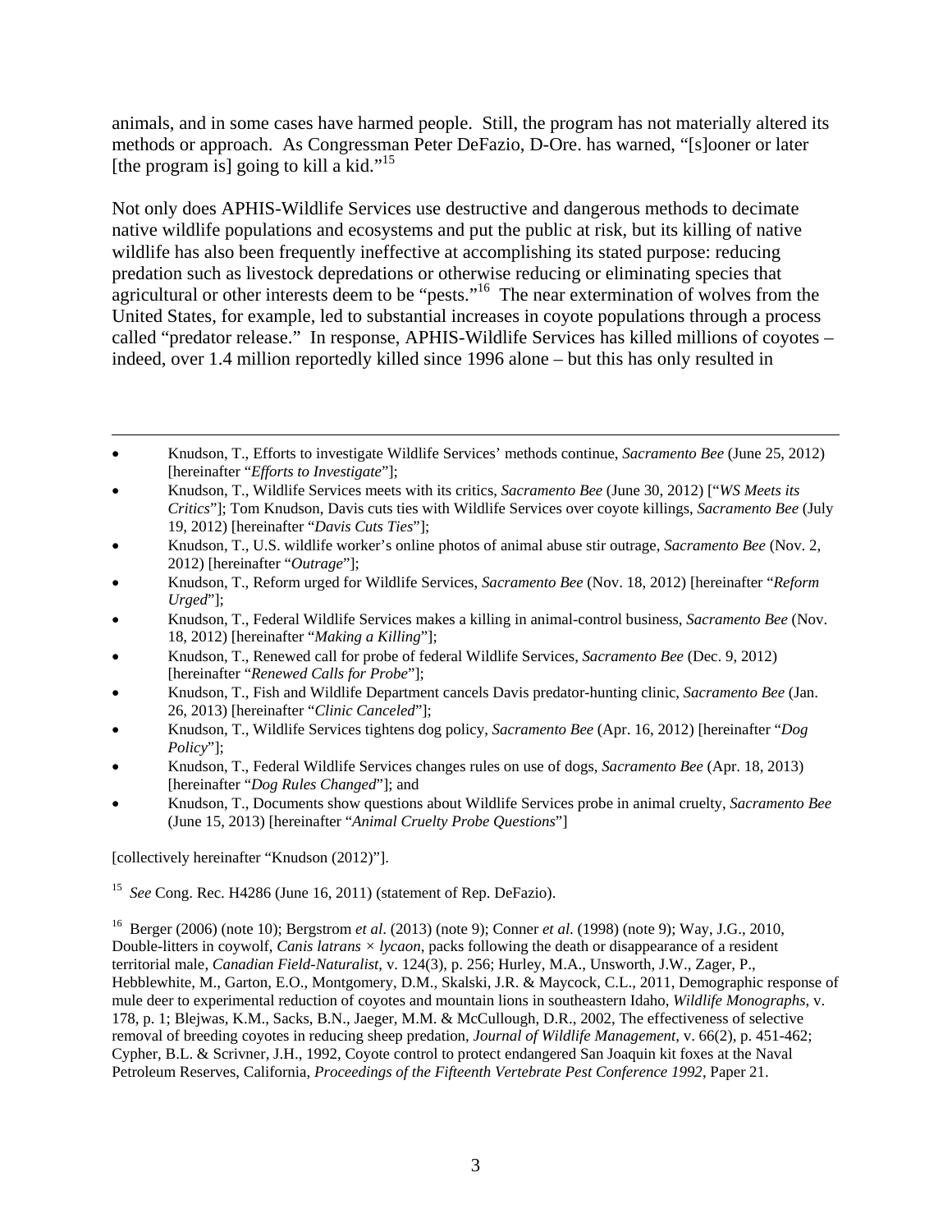animals, and in some cases have harmed people. Still, the program has not materially altered its methods or approach. As Congressman Peter DeFazio, D-Ore. has warned, "[s]ooner or later [the program is] going to kill a kid."[15]

Not only does APHIS-Wildlife Services use destructive and dangerous methods to decimate native wildlife populations and ecosystems and put the public at risk, but its killing of native wildlife has also been frequently ineffective at accomplishing its stated purpose: reducing predation such as livestock depredations or otherwise reducing or eliminating species that agricultural or other interests deem to be "pests."[16] The near extermination of wolves from the United States, for example, led to substantial increases in coyote populations through a process called "predator release." In response, APHIS-Wildlife Services has killed millions of coyotes – indeed, over 1.4 million reportedly killed since 1996 alone – but this has only resulted in

---

- Knudson, T., Efforts to investigate Wildlife Services' methods continue, *Sacramento Bee* (June 25, 2012) [hereinafter "*Efforts to Investigate*"];
- Knudson, T., Wildlife Services meets with its critics, *Sacramento Bee* (June 30, 2012) ["*WS Meets its Critics*"]; Tom Knudson, Davis cuts ties with Wildlife Services over coyote killings, *Sacramento Bee* (July 19, 2012) [hereinafter "*Davis Cuts Ties*"];
- Knudson, T., U.S. wildlife worker's online photos of animal abuse stir outrage, *Sacramento Bee* (Nov. 2, 2012) [hereinafter "*Outrage*"];
- Knudson, T., Reform urged for Wildlife Services, *Sacramento Bee* (Nov. 18, 2012) [hereinafter "*Reform Urged*"];
- Knudson, T., Federal Wildlife Services makes a killing in animal-control business, *Sacramento Bee* (Nov. 18, 2012) [hereinafter "*Making a Killing*"];
- Knudson, T., Renewed call for probe of federal Wildlife Services, *Sacramento Bee* (Dec. 9, 2012) [hereinafter "*Renewed Calls for Probe*"];
- Knudson, T., Fish and Wildlife Department cancels Davis predator-hunting clinic, *Sacramento Bee* (Jan. 26, 2013) [hereinafter "*Clinic Canceled*"];
- Knudson, T., Wildlife Services tightens dog policy, *Sacramento Bee* (Apr. 16, 2012) [hereinafter "*Dog Policy*"];
- Knudson, T., Federal Wildlife Services changes rules on use of dogs, *Sacramento Bee* (Apr. 18, 2013) [hereinafter "*Dog Rules Changed*"]; and
- Knudson, T., Documents show questions about Wildlife Services probe in animal cruelty, *Sacramento Bee* (June 15, 2013) [hereinafter "*Animal Cruelty Probe Questions*"]

[collectively hereinafter "Knudson (2012)"].

[15] *See* Cong. Rec. H4286 (June 16, 2011) (statement of Rep. DeFazio).

[16] Berger (2006) (note 10); Bergstrom *et al*. (2013) (note 9); Conner *et al*. (1998) (note 9); Way, J.G., 2010, Double-litters in coywolf, *Canis latrans × lycaon*, packs following the death or disappearance of a resident territorial male, *Canadian Field-Naturalist*, v. 124(3), p. 256; Hurley, M.A., Unsworth, J.W., Zager, P., Hebblewhite, M., Garton, E.O., Montgomery, D.M., Skalski, J.R. & Maycock, C.L., 2011, Demographic response of mule deer to experimental reduction of coyotes and mountain lions in southeastern Idaho, *Wildlife Monographs*, v. 178, p. 1; Blejwas, K.M., Sacks, B.N., Jaeger, M.M. & McCullough, D.R., 2002, The effectiveness of selective removal of breeding coyotes in reducing sheep predation, *Journal of Wildlife Management*, v. 66(2), p. 451-462; Cypher, B.L. & Scrivner, J.H., 1992, Coyote control to protect endangered San Joaquin kit foxes at the Naval Petroleum Reserves, California, *Proceedings of the Fifteenth Vertebrate Pest Conference 1992*, Paper 21.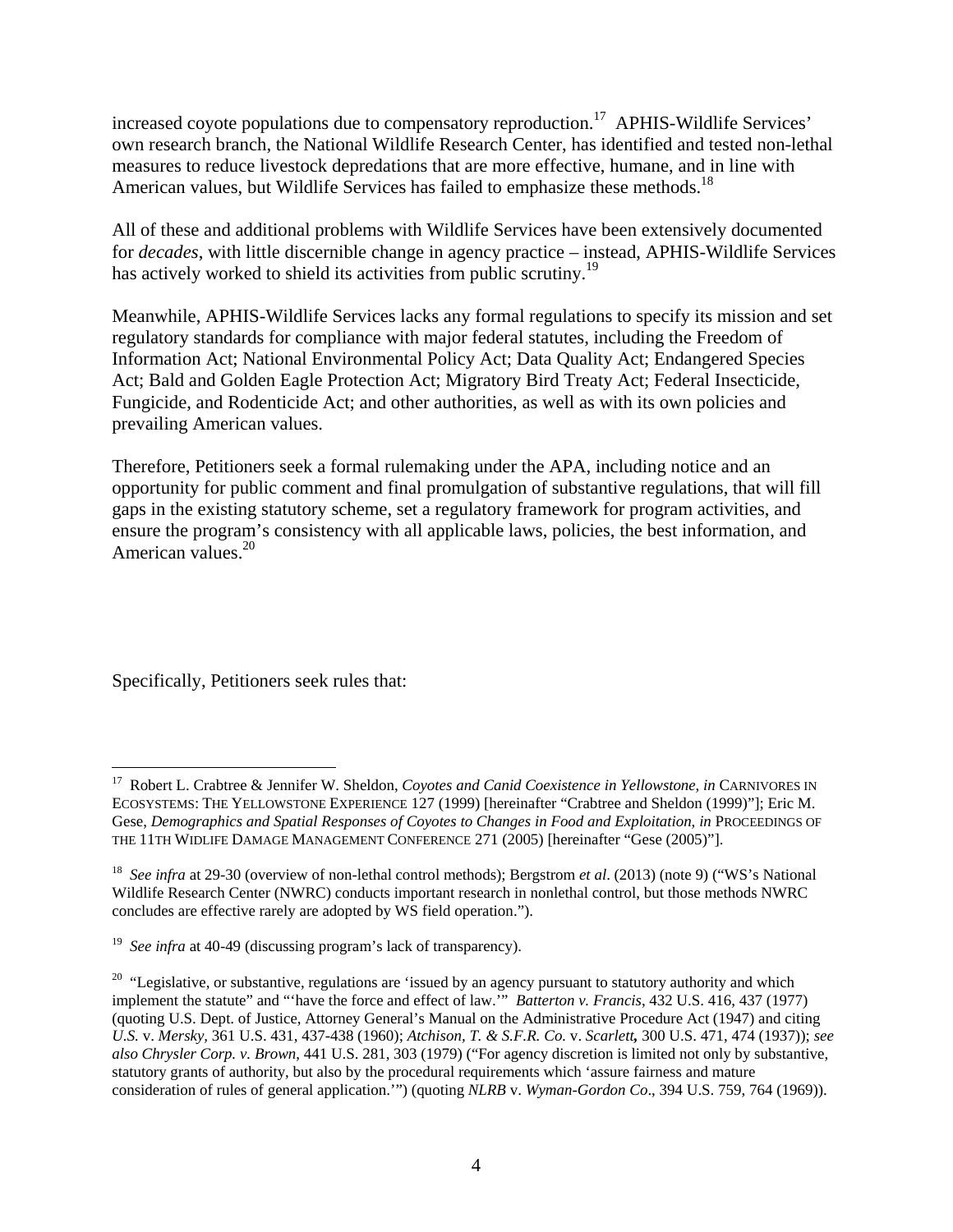increased coyote populations due to compensatory reproduction.[17] APHIS-Wildlife Services' own research branch, the National Wildlife Research Center, has identified and tested non-lethal measures to reduce livestock depredations that are more effective, humane, and in line with American values, but Wildlife Services has failed to emphasize these methods.[18]

All of these and additional problems with Wildlife Services have been extensively documented for *decades*, with little discernible change in agency practice – instead, APHIS-Wildlife Services has actively worked to shield its activities from public scrutiny.[19]

Meanwhile, APHIS-Wildlife Services lacks any formal regulations to specify its mission and set regulatory standards for compliance with major federal statutes, including the Freedom of Information Act; National Environmental Policy Act; Data Quality Act; Endangered Species Act; Bald and Golden Eagle Protection Act; Migratory Bird Treaty Act; Federal Insecticide, Fungicide, and Rodenticide Act; and other authorities, as well as with its own policies and prevailing American values.

Therefore, Petitioners seek a formal rulemaking under the APA, including notice and an opportunity for public comment and final promulgation of substantive regulations, that will fill gaps in the existing statutory scheme, set a regulatory framework for program activities, and ensure the program's consistency with all applicable laws, policies, the best information, and American values.[20]

Specifically, Petitioners seek rules that:

---

[17] Robert L. Crabtree & Jennifer W. Sheldon, *Coyotes and Canid Coexistence in Yellowstone*, *in* CARNIVORES IN ECOSYSTEMS: THE YELLOWSTONE EXPERIENCE 127 (1999) [hereinafter "Crabtree and Sheldon (1999)"]; Eric M. Gese, *Demographics and Spatial Responses of Coyotes to Changes in Food and Exploitation*, *in* PROCEEDINGS OF THE 11TH WIDLIFE DAMAGE MANAGEMENT CONFERENCE 271 (2005) [hereinafter "Gese (2005)"].

[18] *See infra* at 29-30 (overview of non-lethal control methods); Bergstrom *et al*. (2013) (note 9) ("WS's National Wildlife Research Center (NWRC) conducts important research in nonlethal control, but those methods NWRC concludes are effective rarely are adopted by WS field operation.").

[19] *See infra* at 40-49 (discussing program's lack of transparency).

[20] "Legislative, or substantive, regulations are 'issued by an agency pursuant to statutory authority and which implement the statute" and "'have the force and effect of law.'" *Batterton v. Francis*, 432 U.S. 416, 437 (1977) (quoting U.S. Dept. of Justice, Attorney General's Manual on the Administrative Procedure Act (1947) and citing *U.S.* v. *Mersky*, 361 U.S. 431, 437-438 (1960); *Atchison, T. & S.F.R. Co.* v. *Scarlett*, 300 U.S. 471, 474 (1937)); *see also Chrysler Corp. v. Brown*, 441 U.S. 281, 303 (1979) ("For agency discretion is limited not only by substantive, statutory grants of authority, but also by the procedural requirements which 'assure fairness and mature consideration of rules of general application.'") (quoting *NLRB* v. *Wyman-Gordon Co*., 394 U.S. 759, 764 (1969)).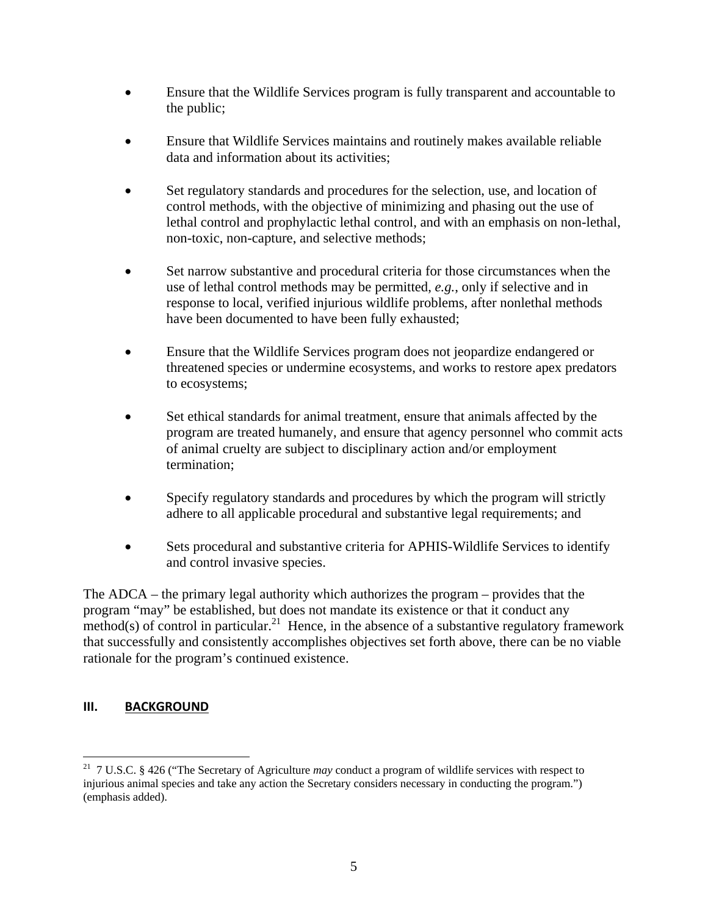- Ensure that the Wildlife Services program is fully transparent and accountable to the public;

- Ensure that Wildlife Services maintains and routinely makes available reliable data and information about its activities;

- Set regulatory standards and procedures for the selection, use, and location of control methods, with the objective of minimizing and phasing out the use of lethal control and prophylactic lethal control, and with an emphasis on non-lethal, non-toxic, non-capture, and selective methods;

- Set narrow substantive and procedural criteria for those circumstances when the use of lethal control methods may be permitted, *e.g.*, only if selective and in response to local, verified injurious wildlife problems, after nonlethal methods have been documented to have been fully exhausted;

- Ensure that the Wildlife Services program does not jeopardize endangered or threatened species or undermine ecosystems, and works to restore apex predators to ecosystems;

- Set ethical standards for animal treatment, ensure that animals affected by the program are treated humanely, and ensure that agency personnel who commit acts of animal cruelty are subject to disciplinary action and/or employment termination;

- Specify regulatory standards and procedures by which the program will strictly adhere to all applicable procedural and substantive legal requirements; and

- Sets procedural and substantive criteria for APHIS-Wildlife Services to identify and control invasive species.

The ADCA – the primary legal authority which authorizes the program – provides that the program "may" be established, but does not mandate its existence or that it conduct any method(s) of control in particular.[21] Hence, in the absence of a substantive regulatory framework that successfully and consistently accomplishes objectives set forth above, there can be no viable rationale for the program's continued existence.

## III. BACKGROUND

[21] 7 U.S.C. § 426 ("The Secretary of Agriculture *may* conduct a program of wildlife services with respect to injurious animal species and take any action the Secretary considers necessary in conducting the program.") (emphasis added).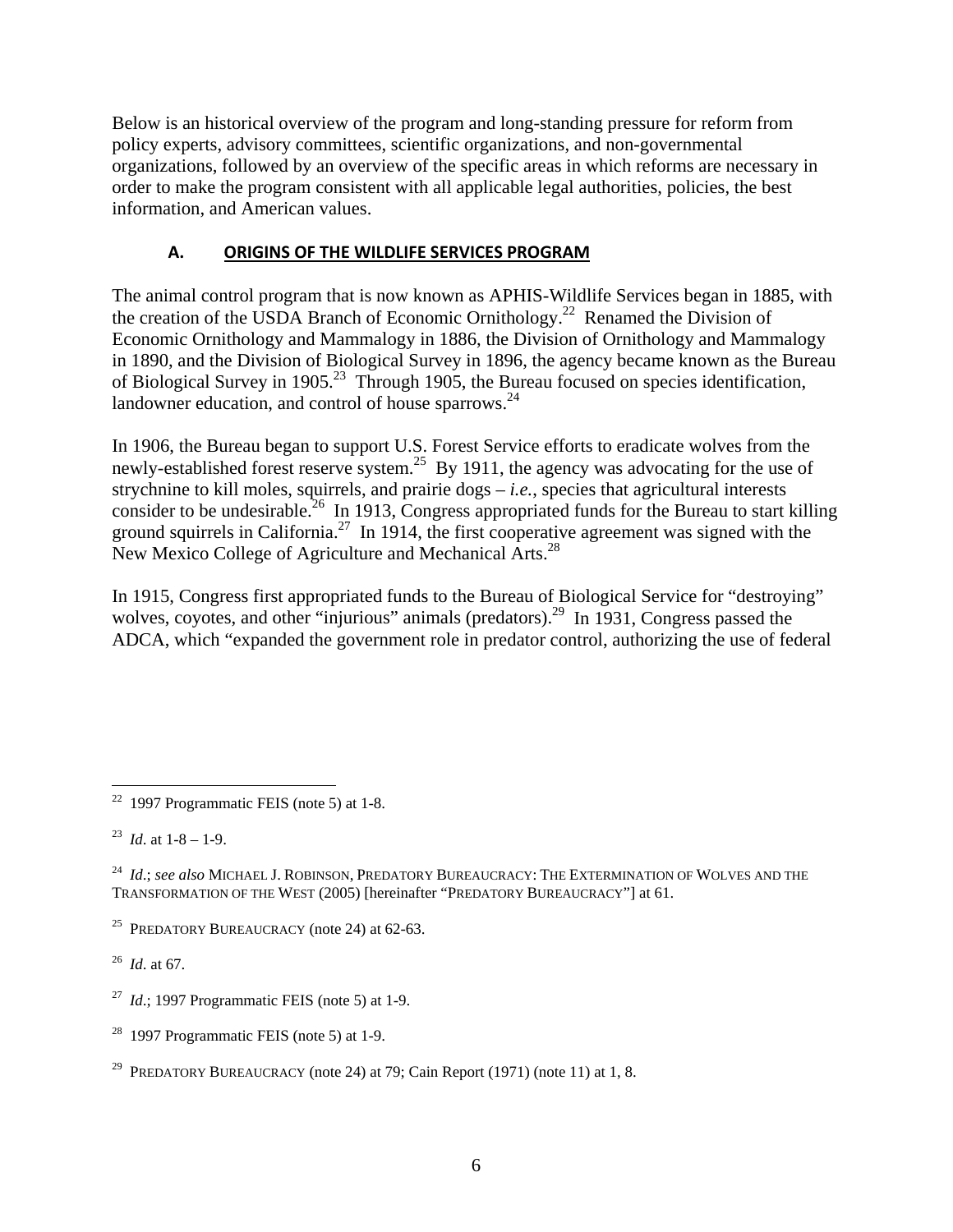Below is an historical overview of the program and long-standing pressure for reform from policy experts, advisory committees, scientific organizations, and non-governmental organizations, followed by an overview of the specific areas in which reforms are necessary in order to make the program consistent with all applicable legal authorities, policies, the best information, and American values.

### A. ORIGINS OF THE WILDLIFE SERVICES PROGRAM

The animal control program that is now known as APHIS-Wildlife Services began in 1885, with the creation of the USDA Branch of Economic Ornithology.[22] Renamed the Division of Economic Ornithology and Mammalogy in 1886, the Division of Ornithology and Mammalogy in 1890, and the Division of Biological Survey in 1896, the agency became known as the Bureau of Biological Survey in 1905.[23] Through 1905, the Bureau focused on species identification, landowner education, and control of house sparrows.[24]

In 1906, the Bureau began to support U.S. Forest Service efforts to eradicate wolves from the newly-established forest reserve system.[25] By 1911, the agency was advocating for the use of strychnine to kill moles, squirrels, and prairie dogs – *i.e.*, species that agricultural interests consider to be undesirable.[26] In 1913, Congress appropriated funds for the Bureau to start killing ground squirrels in California.[27] In 1914, the first cooperative agreement was signed with the New Mexico College of Agriculture and Mechanical Arts.[28]

In 1915, Congress first appropriated funds to the Bureau of Biological Service for "destroying" wolves, coyotes, and other "injurious" animals (predators).[29] In 1931, Congress passed the ADCA, which "expanded the government role in predator control, authorizing the use of federal

---

[22] 1997 Programmatic FEIS (note 5) at 1-8.

[23] *Id.* at 1-8 – 1-9.

[24] *Id.*; *see also* MICHAEL J. ROBINSON, PREDATORY BUREAUCRACY: THE EXTERMINATION OF WOLVES AND THE TRANSFORMATION OF THE WEST (2005) [hereinafter "PREDATORY BUREAUCRACY"] at 61.

[25] PREDATORY BUREAUCRACY (note 24) at 62-63.

[26] *Id.* at 67.

[27] *Id.*; 1997 Programmatic FEIS (note 5) at 1-9.

[28] 1997 Programmatic FEIS (note 5) at 1-9.

[29] PREDATORY BUREAUCRACY (note 24) at 79; Cain Report (1971) (note 11) at 1, 8.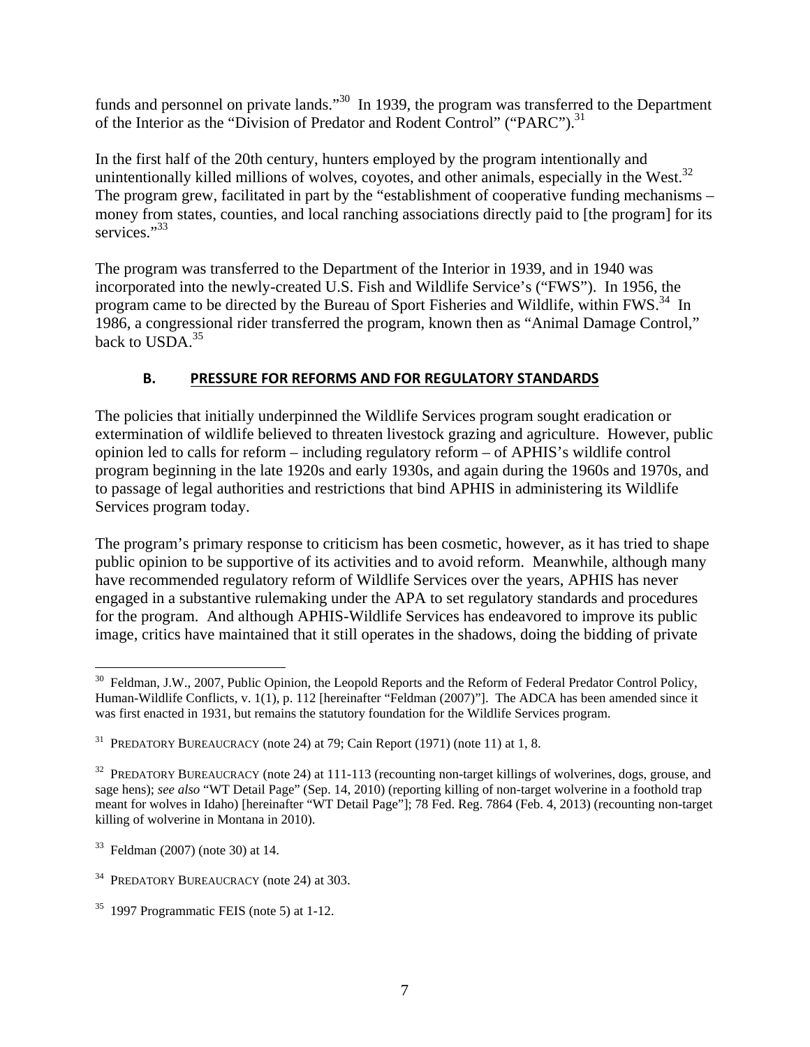funds and personnel on private lands."[30] In 1939, the program was transferred to the Department of the Interior as the "Division of Predator and Rodent Control" ("PARC").[31]

In the first half of the 20th century, hunters employed by the program intentionally and unintentionally killed millions of wolves, coyotes, and other animals, especially in the West.[32] The program grew, facilitated in part by the "establishment of cooperative funding mechanisms – money from states, counties, and local ranching associations directly paid to [the program] for its services."[33]

The program was transferred to the Department of the Interior in 1939, and in 1940 was incorporated into the newly-created U.S. Fish and Wildlife Service's ("FWS"). In 1956, the program came to be directed by the Bureau of Sport Fisheries and Wildlife, within FWS.[34] In 1986, a congressional rider transferred the program, known then as "Animal Damage Control," back to USDA.[35]

## B. PRESSURE FOR REFORMS AND FOR REGULATORY STANDARDS

The policies that initially underpinned the Wildlife Services program sought eradication or extermination of wildlife believed to threaten livestock grazing and agriculture. However, public opinion led to calls for reform – including regulatory reform – of APHIS's wildlife control program beginning in the late 1920s and early 1930s, and again during the 1960s and 1970s, and to passage of legal authorities and restrictions that bind APHIS in administering its Wildlife Services program today.

The program's primary response to criticism has been cosmetic, however, as it has tried to shape public opinion to be supportive of its activities and to avoid reform. Meanwhile, although many have recommended regulatory reform of Wildlife Services over the years, APHIS has never engaged in a substantive rulemaking under the APA to set regulatory standards and procedures for the program. And although APHIS-Wildlife Services has endeavored to improve its public image, critics have maintained that it still operates in the shadows, doing the bidding of private

---

[30] Feldman, J.W., 2007, Public Opinion, the Leopold Reports and the Reform of Federal Predator Control Policy, Human-Wildlife Conflicts, v. 1(1), p. 112 [hereinafter "Feldman (2007)"]. The ADCA has been amended since it was first enacted in 1931, but remains the statutory foundation for the Wildlife Services program.

[31] PREDATORY BUREAUCRACY (note 24) at 79; Cain Report (1971) (note 11) at 1, 8.

[32] PREDATORY BUREAUCRACY (note 24) at 111-113 (recounting non-target killings of wolverines, dogs, grouse, and sage hens); *see also* "WT Detail Page" (Sep. 14, 2010) (reporting killing of non-target wolverine in a foothold trap meant for wolves in Idaho) [hereinafter "WT Detail Page"]; 78 Fed. Reg. 7864 (Feb. 4, 2013) (recounting non-target killing of wolverine in Montana in 2010).

[33] Feldman (2007) (note 30) at 14.

[34] PREDATORY BUREAUCRACY (note 24) at 303.

[35] 1997 Programmatic FEIS (note 5) at 1-12.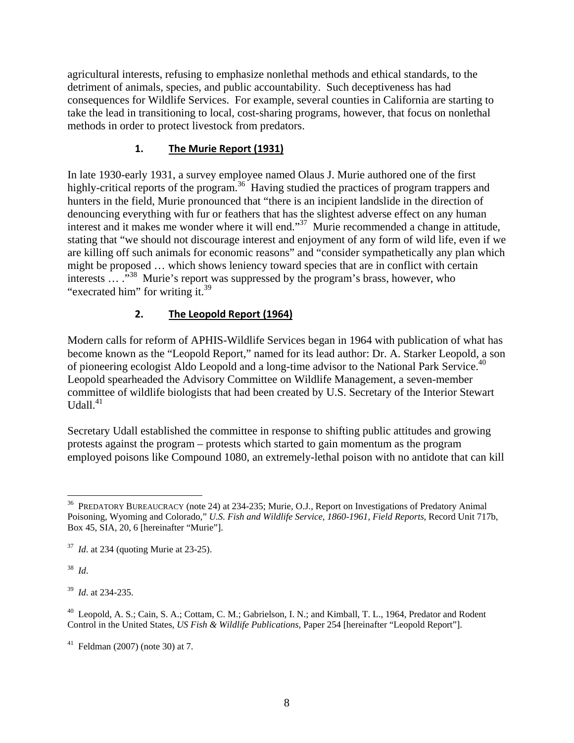agricultural interests, refusing to emphasize nonlethal methods and ethical standards, to the detriment of animals, species, and public accountability. Such deceptiveness has had consequences for Wildlife Services. For example, several counties in California are starting to take the lead in transitioning to local, cost-sharing programs, however, that focus on nonlethal methods in order to protect livestock from predators.

### 1. The Murie Report (1931)

In late 1930-early 1931, a survey employee named Olaus J. Murie authored one of the first highly-critical reports of the program.[36] Having studied the practices of program trappers and hunters in the field, Murie pronounced that "there is an incipient landslide in the direction of denouncing everything with fur or feathers that has the slightest adverse effect on any human interest and it makes me wonder where it will end."[37] Murie recommended a change in attitude, stating that "we should not discourage interest and enjoyment of any form of wild life, even if we are killing off such animals for economic reasons" and "consider sympathetically any plan which might be proposed … which shows leniency toward species that are in conflict with certain interests … ."[38] Murie's report was suppressed by the program's brass, however, who "execrated him" for writing it.[39]

### 2. The Leopold Report (1964)

Modern calls for reform of APHIS-Wildlife Services began in 1964 with publication of what has become known as the "Leopold Report," named for its lead author: Dr. A. Starker Leopold, a son of pioneering ecologist Aldo Leopold and a long-time advisor to the National Park Service.[40] Leopold spearheaded the Advisory Committee on Wildlife Management, a seven-member committee of wildlife biologists that had been created by U.S. Secretary of the Interior Stewart Udall.[41]

Secretary Udall established the committee in response to shifting public attitudes and growing protests against the program – protests which started to gain momentum as the program employed poisons like Compound 1080, an extremely-lethal poison with no antidote that can kill

---

[36] PREDATORY BUREAUCRACY (note 24) at 234-235; Murie, O.J., Report on Investigations of Predatory Animal Poisoning, Wyoming and Colorado," *U.S. Fish and Wildlife Service, 1860-1961, Field Reports*, Record Unit 717b, Box 45, SIA, 20, 6 [hereinafter "Murie"].

[37] *Id*. at 234 (quoting Murie at 23-25).

[38] *Id*.

[39] *Id*. at 234-235.

[40] Leopold, A. S.; Cain, S. A.; Cottam, C. M.; Gabrielson, I. N.; and Kimball, T. L., 1964, Predator and Rodent Control in the United States, *US Fish & Wildlife Publications*, Paper 254 [hereinafter "Leopold Report"].

[41] Feldman (2007) (note 30) at 7.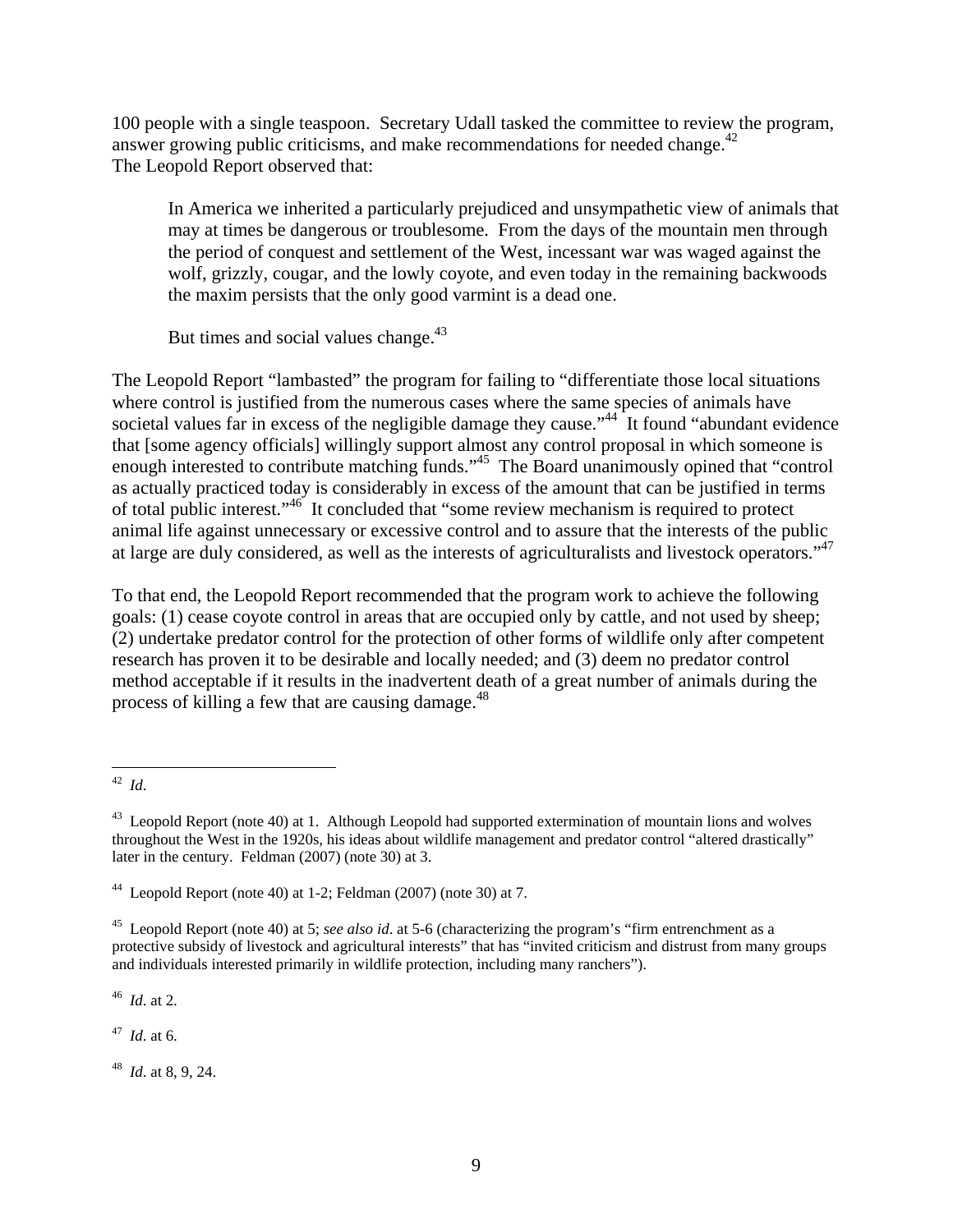100 people with a single teaspoon. Secretary Udall tasked the committee to review the program, answer growing public criticisms, and make recommendations for needed change.[42]
The Leopold Report observed that:

> In America we inherited a particularly prejudiced and unsympathetic view of animals that may at times be dangerous or troublesome. From the days of the mountain men through the period of conquest and settlement of the West, incessant war was waged against the wolf, grizzly, cougar, and the lowly coyote, and even today in the remaining backwoods the maxim persists that the only good varmint is a dead one.
>
> But times and social values change.[43]

The Leopold Report "lambasted" the program for failing to "differentiate those local situations where control is justified from the numerous cases where the same species of animals have societal values far in excess of the negligible damage they cause."[44] It found "abundant evidence that [some agency officials] willingly support almost any control proposal in which someone is enough interested to contribute matching funds."[45] The Board unanimously opined that "control as actually practiced today is considerably in excess of the amount that can be justified in terms of total public interest."[46] It concluded that "some review mechanism is required to protect animal life against unnecessary or excessive control and to assure that the interests of the public at large are duly considered, as well as the interests of agriculturalists and livestock operators."[47]

To that end, the Leopold Report recommended that the program work to achieve the following goals: (1) cease coyote control in areas that are occupied only by cattle, and not used by sheep; (2) undertake predator control for the protection of other forms of wildlife only after competent research has proven it to be desirable and locally needed; and (3) deem no predator control method acceptable if it results in the inadvertent death of a great number of animals during the process of killing a few that are causing damage.[48]

---

[42] *Id*.

[43] Leopold Report (note 40) at 1. Although Leopold had supported extermination of mountain lions and wolves throughout the West in the 1920s, his ideas about wildlife management and predator control "altered drastically" later in the century. Feldman (2007) (note 30) at 3.

[44] Leopold Report (note 40) at 1-2; Feldman (2007) (note 30) at 7.

[45] Leopold Report (note 40) at 5; *see also id*. at 5-6 (characterizing the program's "firm entrenchment as a protective subsidy of livestock and agricultural interests" that has "invited criticism and distrust from many groups and individuals interested primarily in wildlife protection, including many ranchers").

[46] *Id*. at 2.

[47] *Id*. at 6.

[48] *Id*. at 8, 9, 24.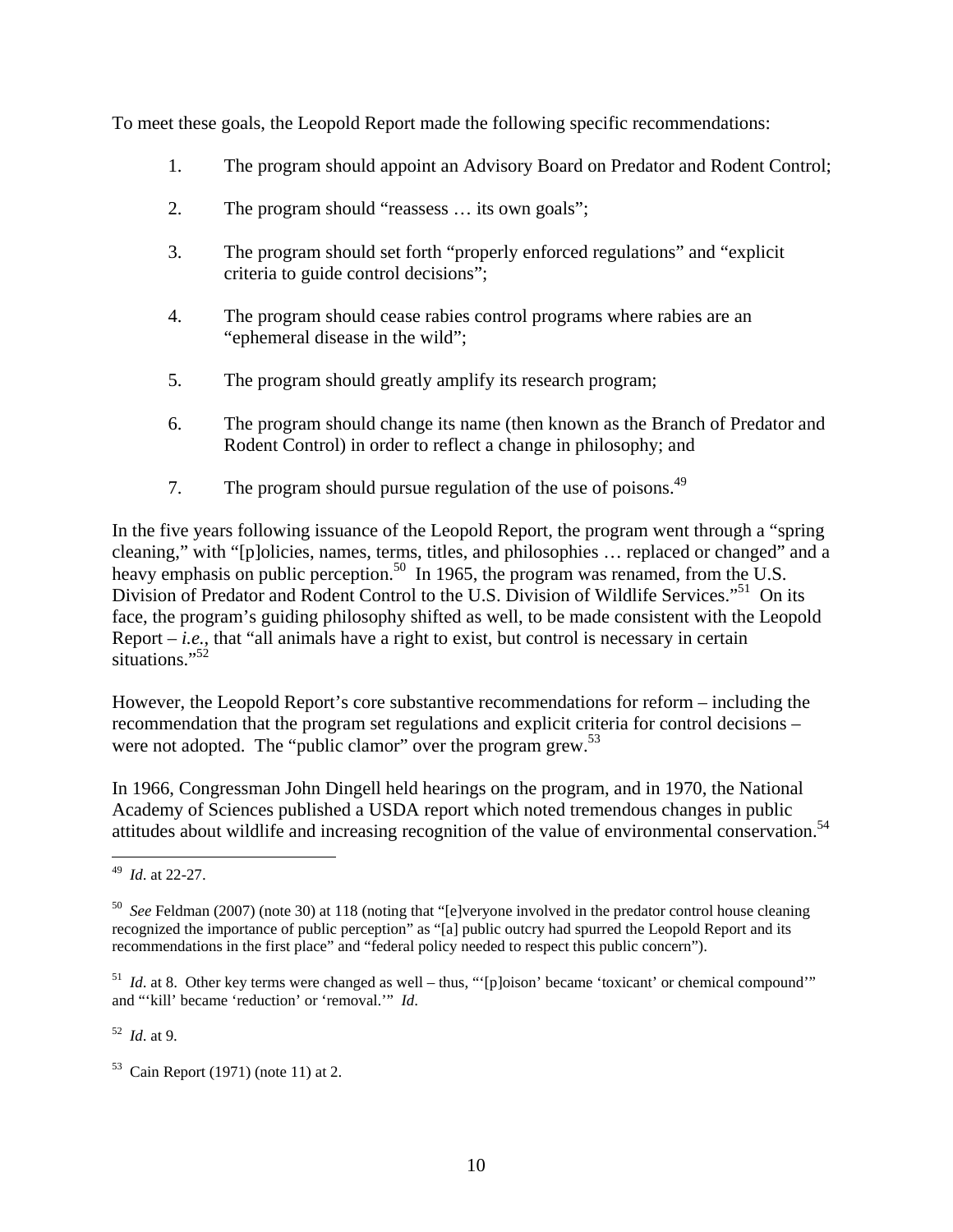To meet these goals, the Leopold Report made the following specific recommendations:

1. The program should appoint an Advisory Board on Predator and Rodent Control;

2. The program should "reassess … its own goals";

3. The program should set forth "properly enforced regulations" and "explicit criteria to guide control decisions";

4. The program should cease rabies control programs where rabies are an "ephemeral disease in the wild";

5. The program should greatly amplify its research program;

6. The program should change its name (then known as the Branch of Predator and Rodent Control) in order to reflect a change in philosophy; and

7. The program should pursue regulation of the use of poisons.[49]

In the five years following issuance of the Leopold Report, the program went through a "spring cleaning," with "[p]olicies, names, terms, titles, and philosophies … replaced or changed" and a heavy emphasis on public perception.[50] In 1965, the program was renamed, from the U.S. Division of Predator and Rodent Control to the U.S. Division of Wildlife Services."[51] On its face, the program's guiding philosophy shifted as well, to be made consistent with the Leopold Report – *i.e.*, that "all animals have a right to exist, but control is necessary in certain situations."[52]

However, the Leopold Report's core substantive recommendations for reform – including the recommendation that the program set regulations and explicit criteria for control decisions – were not adopted. The "public clamor" over the program grew.[53]

In 1966, Congressman John Dingell held hearings on the program, and in 1970, the National Academy of Sciences published a USDA report which noted tremendous changes in public attitudes about wildlife and increasing recognition of the value of environmental conservation.[54]

---

[49] *Id*. at 22-27.

[50] *See* Feldman (2007) (note 30) at 118 (noting that "[e]veryone involved in the predator control house cleaning recognized the importance of public perception" as "[a] public outcry had spurred the Leopold Report and its recommendations in the first place" and "federal policy needed to respect this public concern").

[51] *Id*. at 8. Other key terms were changed as well – thus, "'[p]oison' became 'toxicant' or chemical compound'" and "'kill' became 'reduction' or 'removal.'" *Id*.

[52] *Id*. at 9.

[53] Cain Report (1971) (note 11) at 2.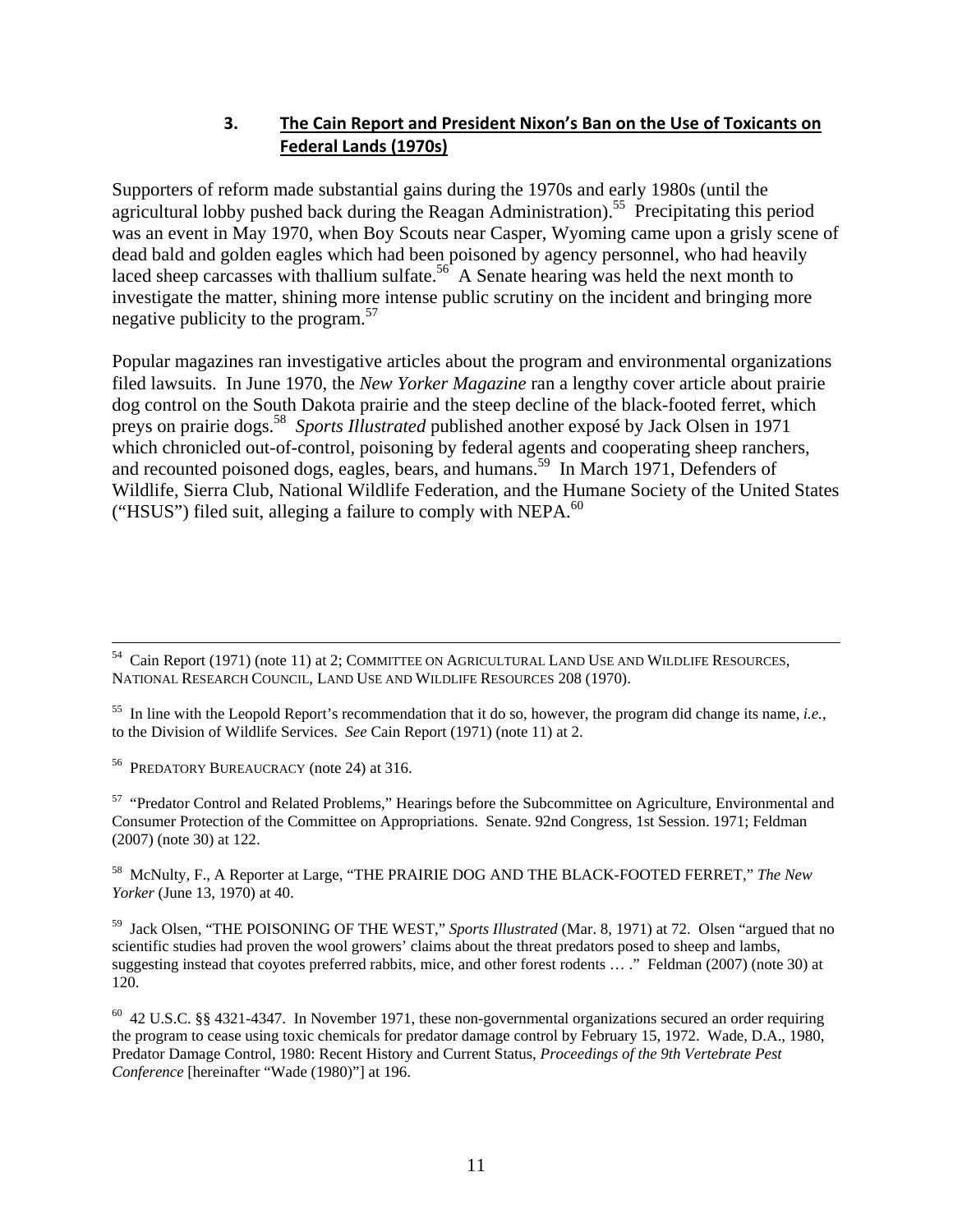### 3. The Cain Report and President Nixon's Ban on the Use of Toxicants on Federal Lands (1970s)

Supporters of reform made substantial gains during the 1970s and early 1980s (until the agricultural lobby pushed back during the Reagan Administration).[55] Precipitating this period was an event in May 1970, when Boy Scouts near Casper, Wyoming came upon a grisly scene of dead bald and golden eagles which had been poisoned by agency personnel, who had heavily laced sheep carcasses with thallium sulfate.[56] A Senate hearing was held the next month to investigate the matter, shining more intense public scrutiny on the incident and bringing more negative publicity to the program.[57]

Popular magazines ran investigative articles about the program and environmental organizations filed lawsuits. In June 1970, the *New Yorker Magazine* ran a lengthy cover article about prairie dog control on the South Dakota prairie and the steep decline of the black-footed ferret, which preys on prairie dogs.[58] *Sports Illustrated* published another exposé by Jack Olsen in 1971 which chronicled out-of-control, poisoning by federal agents and cooperating sheep ranchers, and recounted poisoned dogs, eagles, bears, and humans.[59] In March 1971, Defenders of Wildlife, Sierra Club, National Wildlife Federation, and the Humane Society of the United States ("HSUS") filed suit, alleging a failure to comply with NEPA.[60]

---

[54] Cain Report (1971) (note 11) at 2; Committee on Agricultural Land Use and Wildlife Resources, National Research Council, Land Use and Wildlife Resources 208 (1970).

[55] In line with the Leopold Report's recommendation that it do so, however, the program did change its name, *i.e.*, to the Division of Wildlife Services. *See* Cain Report (1971) (note 11) at 2.

[56] Predatory Bureaucracy (note 24) at 316.

[57] "Predator Control and Related Problems," Hearings before the Subcommittee on Agriculture, Environmental and Consumer Protection of the Committee on Appropriations. Senate. 92nd Congress, 1st Session. 1971; Feldman (2007) (note 30) at 122.

[58] McNulty, F., A Reporter at Large, "THE PRAIRIE DOG AND THE BLACK-FOOTED FERRET," *The New Yorker* (June 13, 1970) at 40.

[59] Jack Olsen, "THE POISONING OF THE WEST," *Sports Illustrated* (Mar. 8, 1971) at 72. Olsen "argued that no scientific studies had proven the wool growers' claims about the threat predators posed to sheep and lambs, suggesting instead that coyotes preferred rabbits, mice, and other forest rodents … ." Feldman (2007) (note 30) at 120.

[60] 42 U.S.C. §§ 4321-4347. In November 1971, these non-governmental organizations secured an order requiring the program to cease using toxic chemicals for predator damage control by February 15, 1972. Wade, D.A., 1980, Predator Damage Control, 1980: Recent History and Current Status, *Proceedings of the 9th Vertebrate Pest Conference* [hereinafter "Wade (1980)"] at 196.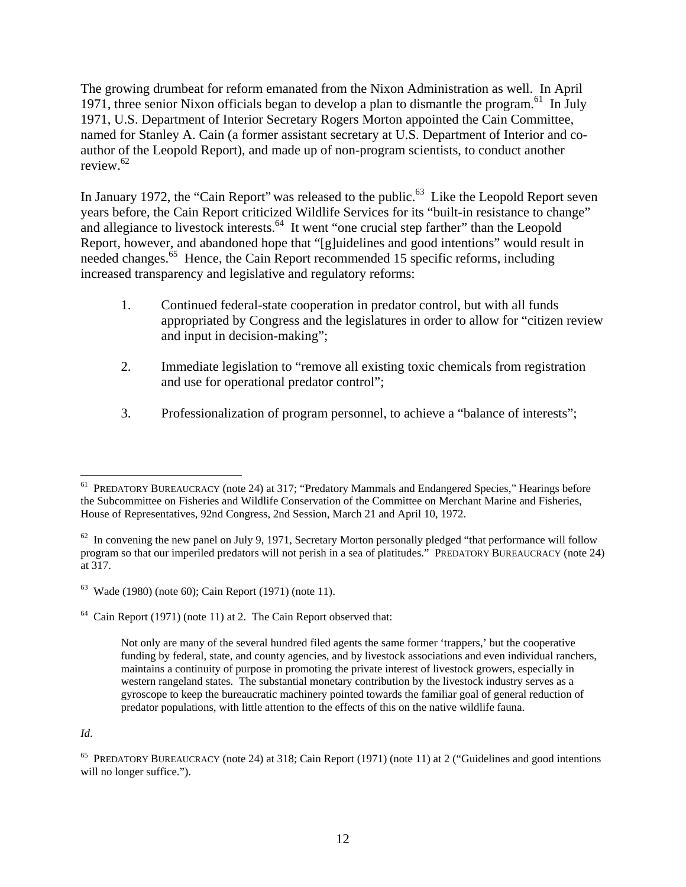The growing drumbeat for reform emanated from the Nixon Administration as well. In April 1971, three senior Nixon officials began to develop a plan to dismantle the program.[61] In July 1971, U.S. Department of Interior Secretary Rogers Morton appointed the Cain Committee, named for Stanley A. Cain (a former assistant secretary at U.S. Department of Interior and co-author of the Leopold Report), and made up of non-program scientists, to conduct another review.[62]

In January 1972, the "Cain Report" was released to the public.[63] Like the Leopold Report seven years before, the Cain Report criticized Wildlife Services for its "built-in resistance to change" and allegiance to livestock interests.[64] It went "one crucial step farther" than the Leopold Report, however, and abandoned hope that "[g]uidelines and good intentions" would result in needed changes.[65] Hence, the Cain Report recommended 15 specific reforms, including increased transparency and legislative and regulatory reforms:

1. Continued federal-state cooperation in predator control, but with all funds appropriated by Congress and the legislatures in order to allow for "citizen review and input in decision-making";

2. Immediate legislation to "remove all existing toxic chemicals from registration and use for operational predator control";

3. Professionalization of program personnel, to achieve a "balance of interests";

---

[61] PREDATORY BUREAUCRACY (note 24) at 317; "Predatory Mammals and Endangered Species," Hearings before the Subcommittee on Fisheries and Wildlife Conservation of the Committee on Merchant Marine and Fisheries, House of Representatives, 92nd Congress, 2nd Session, March 21 and April 10, 1972.

[62] In convening the new panel on July 9, 1971, Secretary Morton personally pledged "that performance will follow program so that our imperiled predators will not perish in a sea of platitudes." PREDATORY BUREAUCRACY (note 24) at 317.

[63] Wade (1980) (note 60); Cain Report (1971) (note 11).

[64] Cain Report (1971) (note 11) at 2. The Cain Report observed that:

> Not only are many of the several hundred filed agents the same former 'trappers,' but the cooperative funding by federal, state, and county agencies, and by livestock associations and even individual ranchers, maintains a continuity of purpose in promoting the private interest of livestock growers, especially in western rangeland states. The substantial monetary contribution by the livestock industry serves as a gyroscope to keep the bureaucratic machinery pointed towards the familiar goal of general reduction of predator populations, with little attention to the effects of this on the native wildlife fauna.

*Id*.

[65] PREDATORY BUREAUCRACY (note 24) at 318; Cain Report (1971) (note 11) at 2 ("Guidelines and good intentions will no longer suffice.").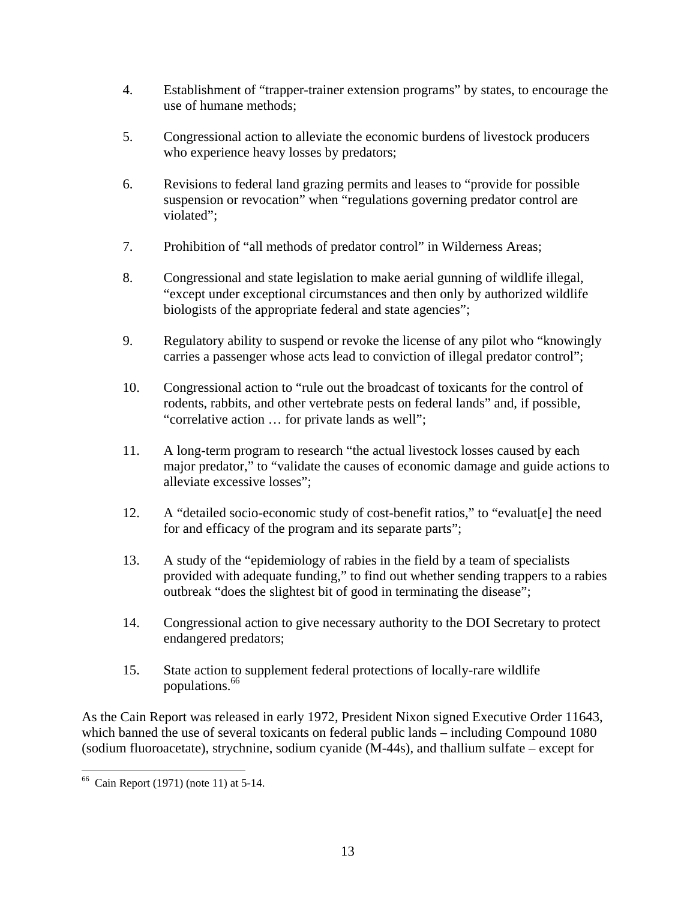4. Establishment of "trapper-trainer extension programs" by states, to encourage the use of humane methods;

5. Congressional action to alleviate the economic burdens of livestock producers who experience heavy losses by predators;

6. Revisions to federal land grazing permits and leases to "provide for possible suspension or revocation" when "regulations governing predator control are violated";

7. Prohibition of "all methods of predator control" in Wilderness Areas;

8. Congressional and state legislation to make aerial gunning of wildlife illegal, "except under exceptional circumstances and then only by authorized wildlife biologists of the appropriate federal and state agencies";

9. Regulatory ability to suspend or revoke the license of any pilot who "knowingly carries a passenger whose acts lead to conviction of illegal predator control";

10. Congressional action to "rule out the broadcast of toxicants for the control of rodents, rabbits, and other vertebrate pests on federal lands" and, if possible, "correlative action … for private lands as well";

11. A long-term program to research "the actual livestock losses caused by each major predator," to "validate the causes of economic damage and guide actions to alleviate excessive losses";

12. A "detailed socio-economic study of cost-benefit ratios," to "evaluat[e] the need for and efficacy of the program and its separate parts";

13. A study of the "epidemiology of rabies in the field by a team of specialists provided with adequate funding," to find out whether sending trappers to a rabies outbreak "does the slightest bit of good in terminating the disease";

14. Congressional action to give necessary authority to the DOI Secretary to protect endangered predators;

15. State action to supplement federal protections of locally-rare wildlife populations.[66]

As the Cain Report was released in early 1972, President Nixon signed Executive Order 11643, which banned the use of several toxicants on federal public lands – including Compound 1080 (sodium fluoroacetate), strychnine, sodium cyanide (M-44s), and thallium sulfate – except for

[66] Cain Report (1971) (note 11) at 5-14.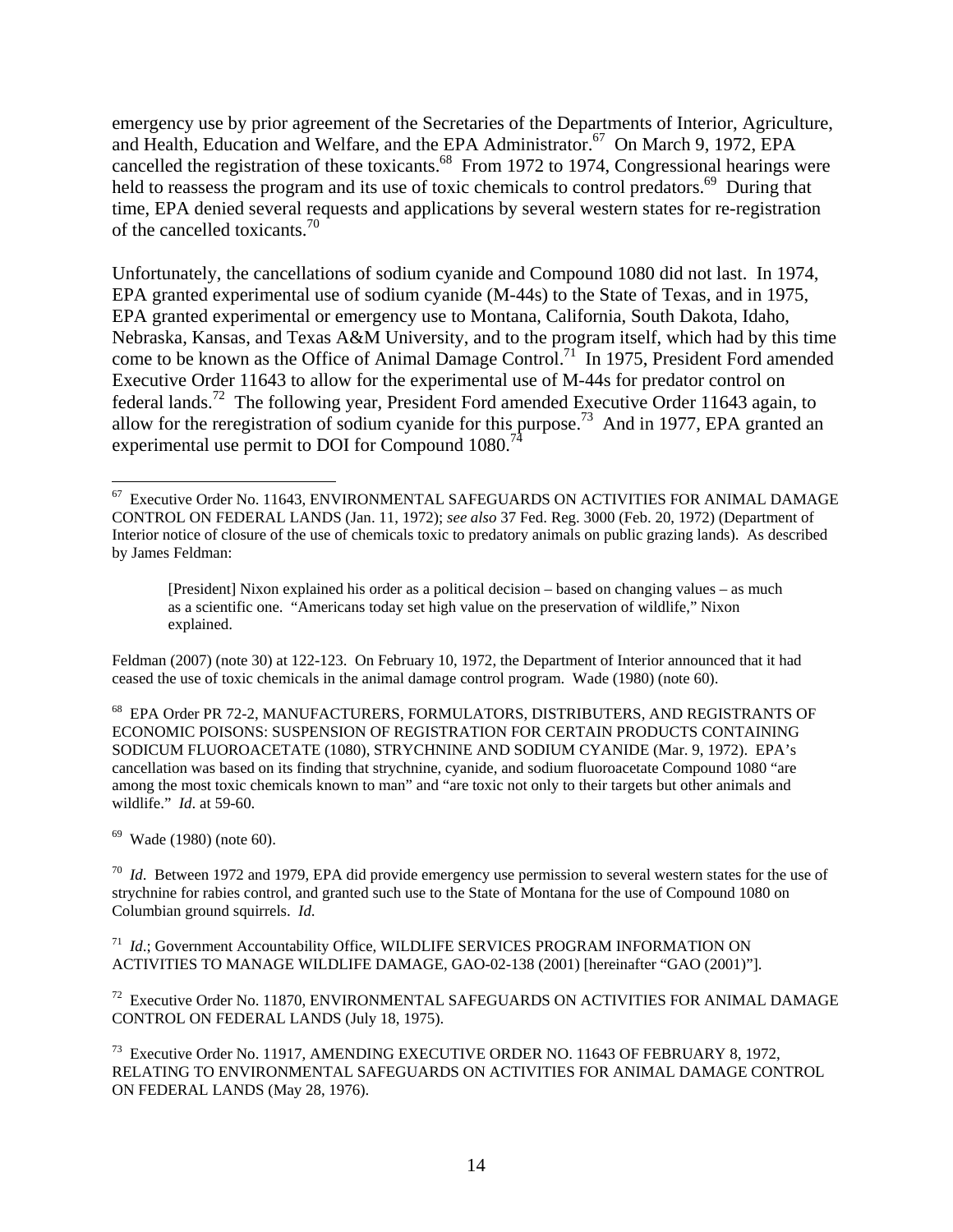emergency use by prior agreement of the Secretaries of the Departments of Interior, Agriculture, and Health, Education and Welfare, and the EPA Administrator.[67] On March 9, 1972, EPA cancelled the registration of these toxicants.[68] From 1972 to 1974, Congressional hearings were held to reassess the program and its use of toxic chemicals to control predators.[69] During that time, EPA denied several requests and applications by several western states for re-registration of the cancelled toxicants.[70]

Unfortunately, the cancellations of sodium cyanide and Compound 1080 did not last. In 1974, EPA granted experimental use of sodium cyanide (M-44s) to the State of Texas, and in 1975, EPA granted experimental or emergency use to Montana, California, South Dakota, Idaho, Nebraska, Kansas, and Texas A&M University, and to the program itself, which had by this time come to be known as the Office of Animal Damage Control.[71] In 1975, President Ford amended Executive Order 11643 to allow for the experimental use of M-44s for predator control on federal lands.[72] The following year, President Ford amended Executive Order 11643 again, to allow for the reregistration of sodium cyanide for this purpose.[73] And in 1977, EPA granted an experimental use permit to DOI for Compound 1080.[74]

---

[67] Executive Order No. 11643, ENVIRONMENTAL SAFEGUARDS ON ACTIVITIES FOR ANIMAL DAMAGE CONTROL ON FEDERAL LANDS (Jan. 11, 1972); *see also* 37 Fed. Reg. 3000 (Feb. 20, 1972) (Department of Interior notice of closure of the use of chemicals toxic to predatory animals on public grazing lands). As described by James Feldman:

> [President] Nixon explained his order as a political decision – based on changing values – as much as a scientific one. "Americans today set high value on the preservation of wildlife," Nixon explained.

Feldman (2007) (note 30) at 122-123. On February 10, 1972, the Department of Interior announced that it had ceased the use of toxic chemicals in the animal damage control program. Wade (1980) (note 60).

[68] EPA Order PR 72-2, MANUFACTURERS, FORMULATORS, DISTRIBUTERS, AND REGISTRANTS OF ECONOMIC POISONS: SUSPENSION OF REGISTRATION FOR CERTAIN PRODUCTS CONTAINING SODICUM FLUOROACETATE (1080), STRYCHNINE AND SODIUM CYANIDE (Mar. 9, 1972). EPA's cancellation was based on its finding that strychnine, cyanide, and sodium fluoroacetate Compound 1080 "are among the most toxic chemicals known to man" and "are toxic not only to their targets but other animals and wildlife." *Id*. at 59-60.

[69] Wade (1980) (note 60).

[70] *Id*. Between 1972 and 1979, EPA did provide emergency use permission to several western states for the use of strychnine for rabies control, and granted such use to the State of Montana for the use of Compound 1080 on Columbian ground squirrels. *Id.*

[71] *Id*.; Government Accountability Office, WILDLIFE SERVICES PROGRAM INFORMATION ON ACTIVITIES TO MANAGE WILDLIFE DAMAGE, GAO-02-138 (2001) [hereinafter "GAO (2001)"].

[72] Executive Order No. 11870, ENVIRONMENTAL SAFEGUARDS ON ACTIVITIES FOR ANIMAL DAMAGE CONTROL ON FEDERAL LANDS (July 18, 1975).

[73] Executive Order No. 11917, AMENDING EXECUTIVE ORDER NO. 11643 OF FEBRUARY 8, 1972, RELATING TO ENVIRONMENTAL SAFEGUARDS ON ACTIVITIES FOR ANIMAL DAMAGE CONTROL ON FEDERAL LANDS (May 28, 1976).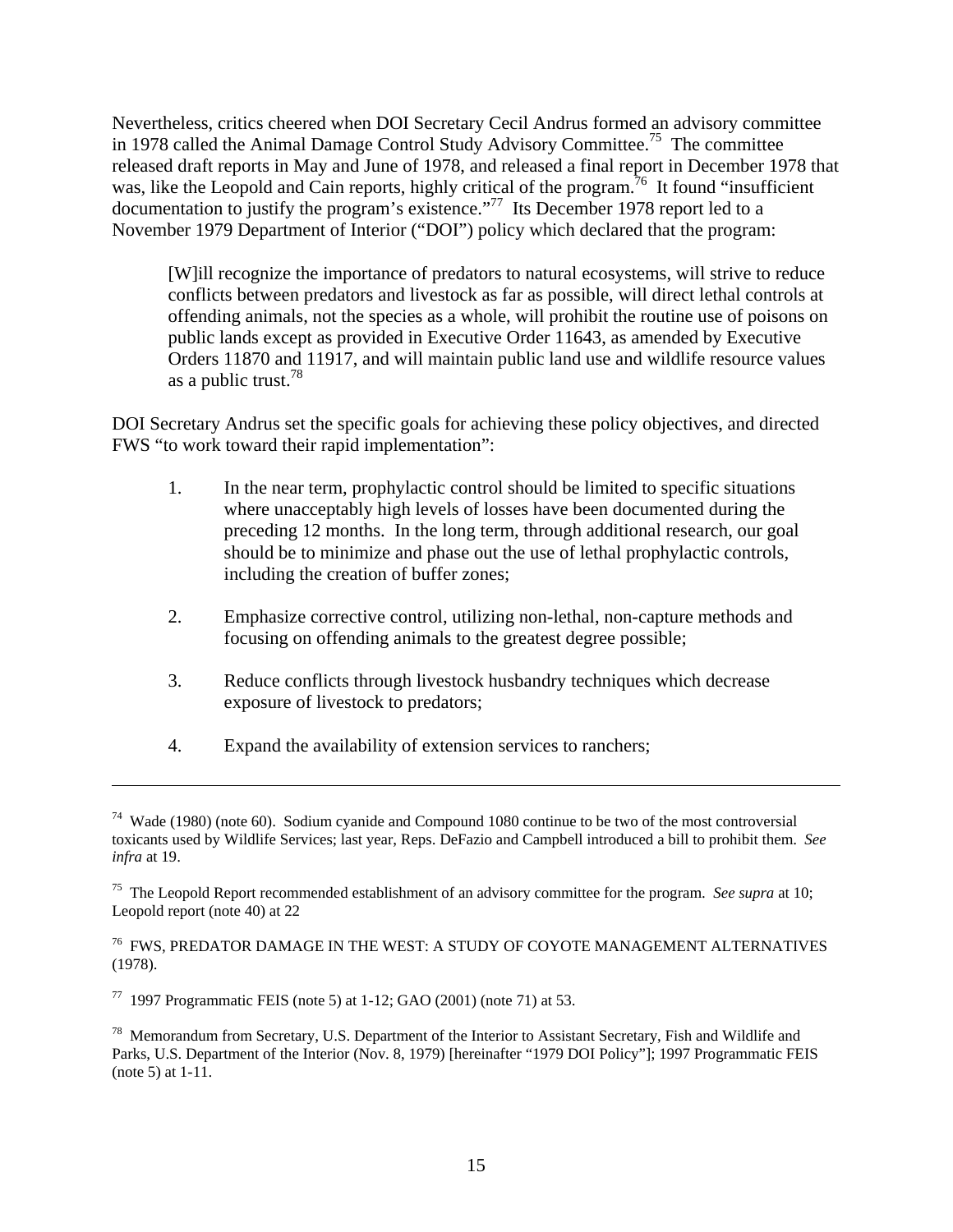Nevertheless, critics cheered when DOI Secretary Cecil Andrus formed an advisory committee in 1978 called the Animal Damage Control Study Advisory Committee.[75] The committee released draft reports in May and June of 1978, and released a final report in December 1978 that was, like the Leopold and Cain reports, highly critical of the program.[76] It found "insufficient documentation to justify the program's existence."[77] Its December 1978 report led to a November 1979 Department of Interior ("DOI") policy which declared that the program:

> [W]ill recognize the importance of predators to natural ecosystems, will strive to reduce conflicts between predators and livestock as far as possible, will direct lethal controls at offending animals, not the species as a whole, will prohibit the routine use of poisons on public lands except as provided in Executive Order 11643, as amended by Executive Orders 11870 and 11917, and will maintain public land use and wildlife resource values as a public trust.[78]

DOI Secretary Andrus set the specific goals for achieving these policy objectives, and directed FWS "to work toward their rapid implementation":

1. In the near term, prophylactic control should be limited to specific situations where unacceptably high levels of losses have been documented during the preceding 12 months. In the long term, through additional research, our goal should be to minimize and phase out the use of lethal prophylactic controls, including the creation of buffer zones;

2. Emphasize corrective control, utilizing non-lethal, non-capture methods and focusing on offending animals to the greatest degree possible;

3. Reduce conflicts through livestock husbandry techniques which decrease exposure of livestock to predators;

4. Expand the availability of extension services to ranchers;

---

[74] Wade (1980) (note 60). Sodium cyanide and Compound 1080 continue to be two of the most controversial toxicants used by Wildlife Services; last year, Reps. DeFazio and Campbell introduced a bill to prohibit them. *See infra* at 19.

[75] The Leopold Report recommended establishment of an advisory committee for the program. *See supra* at 10; Leopold report (note 40) at 22

[76] FWS, PREDATOR DAMAGE IN THE WEST: A STUDY OF COYOTE MANAGEMENT ALTERNATIVES (1978).

[77] 1997 Programmatic FEIS (note 5) at 1-12; GAO (2001) (note 71) at 53.

[78] Memorandum from Secretary, U.S. Department of the Interior to Assistant Secretary, Fish and Wildlife and Parks, U.S. Department of the Interior (Nov. 8, 1979) [hereinafter "1979 DOI Policy"]; 1997 Programmatic FEIS (note 5) at 1-11.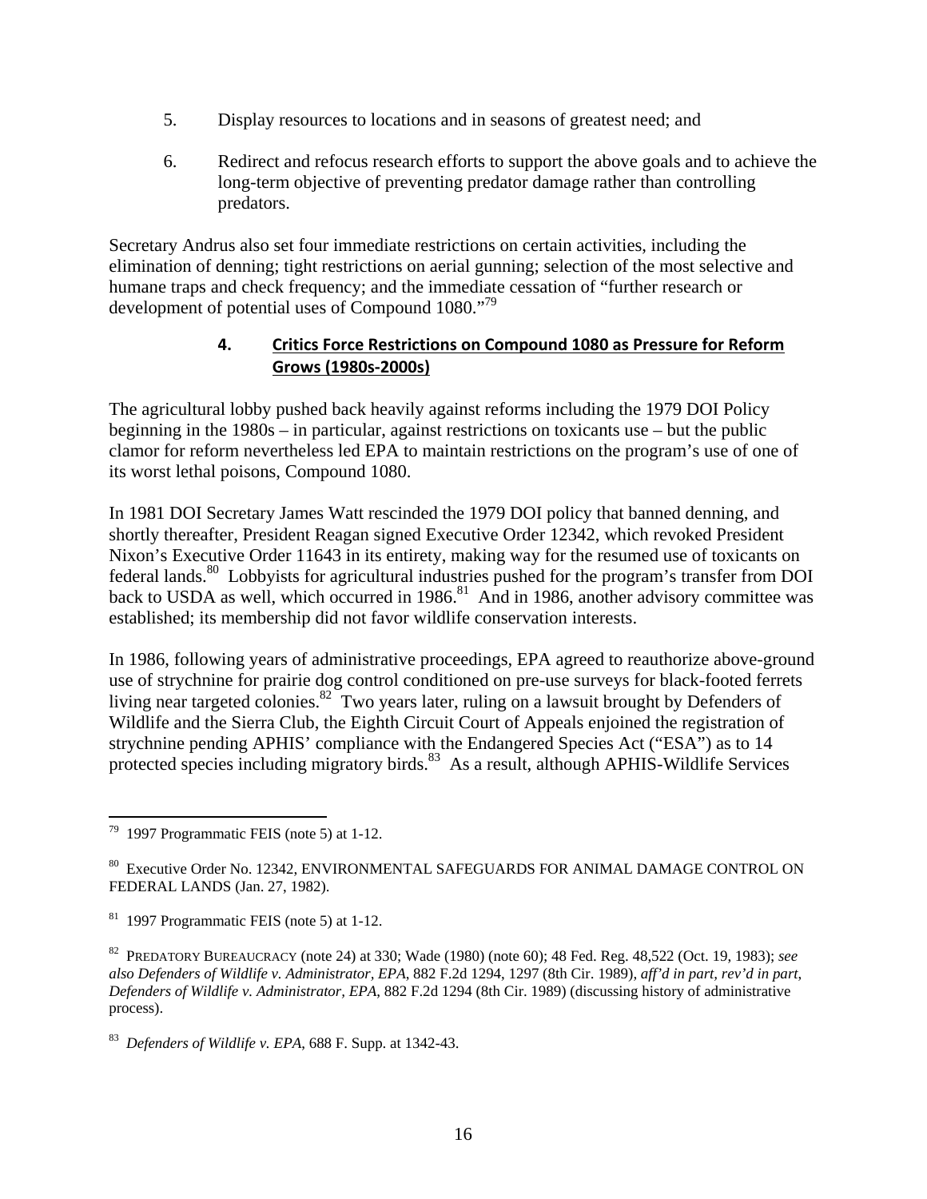5. Display resources to locations and in seasons of greatest need; and

6. Redirect and refocus research efforts to support the above goals and to achieve the long-term objective of preventing predator damage rather than controlling predators.

Secretary Andrus also set four immediate restrictions on certain activities, including the elimination of denning; tight restrictions on aerial gunning; selection of the most selective and humane traps and check frequency; and the immediate cessation of "further research or development of potential uses of Compound 1080."[79]

### 4. Critics Force Restrictions on Compound 1080 as Pressure for Reform Grows (1980s-2000s)

The agricultural lobby pushed back heavily against reforms including the 1979 DOI Policy beginning in the 1980s – in particular, against restrictions on toxicants use – but the public clamor for reform nevertheless led EPA to maintain restrictions on the program's use of one of its worst lethal poisons, Compound 1080.

In 1981 DOI Secretary James Watt rescinded the 1979 DOI policy that banned denning, and shortly thereafter, President Reagan signed Executive Order 12342, which revoked President Nixon's Executive Order 11643 in its entirety, making way for the resumed use of toxicants on federal lands.[80] Lobbyists for agricultural industries pushed for the program's transfer from DOI back to USDA as well, which occurred in 1986.[81] And in 1986, another advisory committee was established; its membership did not favor wildlife conservation interests.

In 1986, following years of administrative proceedings, EPA agreed to reauthorize above-ground use of strychnine for prairie dog control conditioned on pre-use surveys for black-footed ferrets living near targeted colonies.[82] Two years later, ruling on a lawsuit brought by Defenders of Wildlife and the Sierra Club, the Eighth Circuit Court of Appeals enjoined the registration of strychnine pending APHIS' compliance with the Endangered Species Act ("ESA") as to 14 protected species including migratory birds.[83] As a result, although APHIS-Wildlife Services

---

[79] 1997 Programmatic FEIS (note 5) at 1-12.

[80] Executive Order No. 12342, ENVIRONMENTAL SAFEGUARDS FOR ANIMAL DAMAGE CONTROL ON FEDERAL LANDS (Jan. 27, 1982).

[81] 1997 Programmatic FEIS (note 5) at 1-12.

[82] PREDATORY BUREAUCRACY (note 24) at 330; Wade (1980) (note 60); 48 Fed. Reg. 48,522 (Oct. 19, 1983); *see also Defenders of Wildlife v. Administrator, EPA*, 882 F.2d 1294, 1297 (8th Cir. 1989), *aff'd in part, rev'd in part, Defenders of Wildlife v. Administrator, EPA*, 882 F.2d 1294 (8th Cir. 1989) (discussing history of administrative process).

[83] *Defenders of Wildlife v. EPA*, 688 F. Supp. at 1342-43.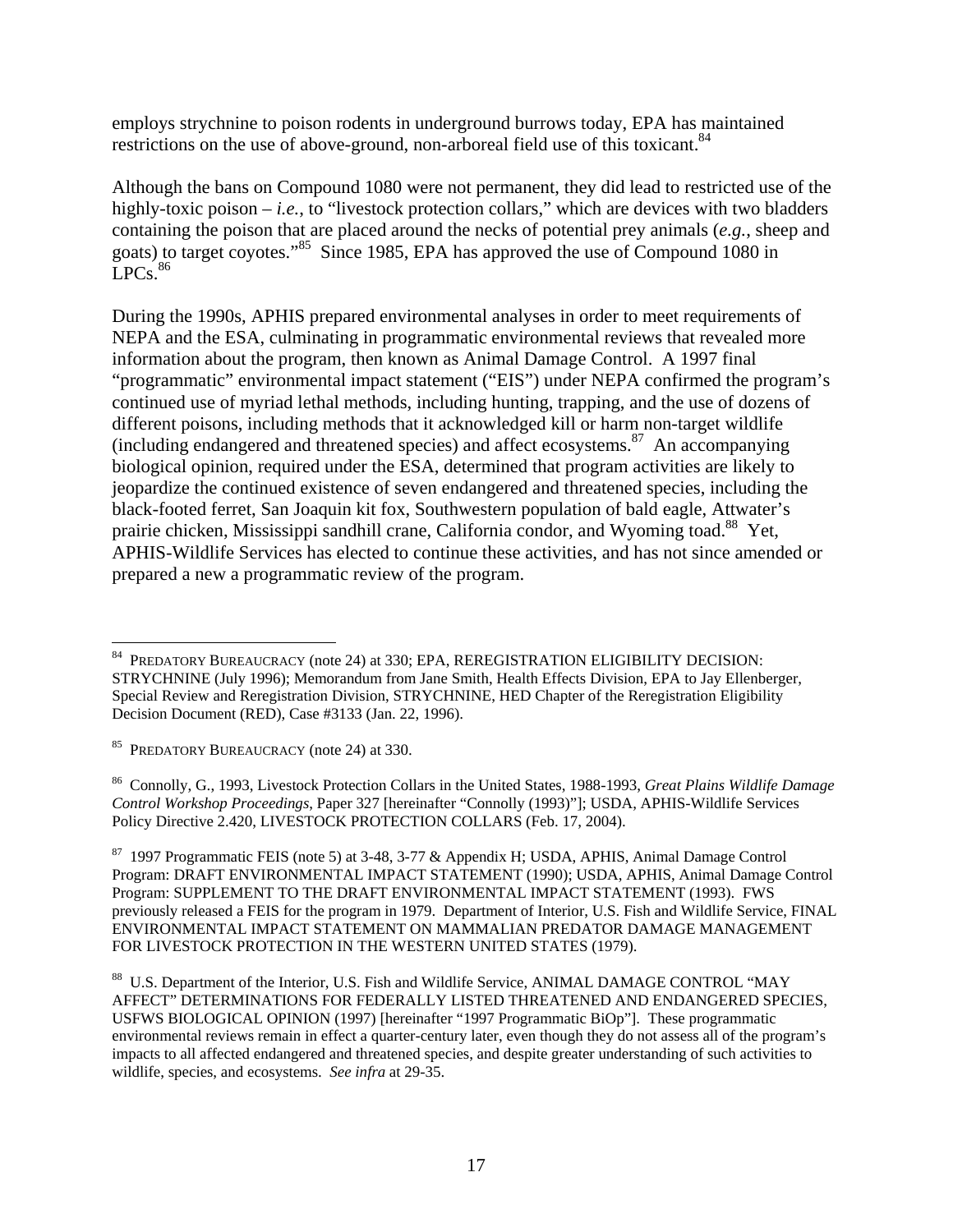employs strychnine to poison rodents in underground burrows today, EPA has maintained restrictions on the use of above-ground, non-arboreal field use of this toxicant.[84]

Although the bans on Compound 1080 were not permanent, they did lead to restricted use of the highly-toxic poison – *i.e.*, to "livestock protection collars," which are devices with two bladders containing the poison that are placed around the necks of potential prey animals (*e.g.*, sheep and goats) to target coyotes."[85] Since 1985, EPA has approved the use of Compound 1080 in LPCs.[86]

During the 1990s, APHIS prepared environmental analyses in order to meet requirements of NEPA and the ESA, culminating in programmatic environmental reviews that revealed more information about the program, then known as Animal Damage Control. A 1997 final "programmatic" environmental impact statement ("EIS") under NEPA confirmed the program's continued use of myriad lethal methods, including hunting, trapping, and the use of dozens of different poisons, including methods that it acknowledged kill or harm non-target wildlife (including endangered and threatened species) and affect ecosystems.[87] An accompanying biological opinion, required under the ESA, determined that program activities are likely to jeopardize the continued existence of seven endangered and threatened species, including the black-footed ferret, San Joaquin kit fox, Southwestern population of bald eagle, Attwater's prairie chicken, Mississippi sandhill crane, California condor, and Wyoming toad.[88] Yet, APHIS-Wildlife Services has elected to continue these activities, and has not since amended or prepared a new a programmatic review of the program.

---

[84] PREDATORY BUREAUCRACY (note 24) at 330; EPA, REREGISTRATION ELIGIBILITY DECISION: STRYCHNINE (July 1996); Memorandum from Jane Smith, Health Effects Division, EPA to Jay Ellenberger, Special Review and Reregistration Division, STRYCHNINE, HED Chapter of the Reregistration Eligibility Decision Document (RED), Case #3133 (Jan. 22, 1996).

[85] PREDATORY BUREAUCRACY (note 24) at 330.

[86] Connolly, G., 1993, Livestock Protection Collars in the United States, 1988-1993, *Great Plains Wildlife Damage Control Workshop Proceedings*, Paper 327 [hereinafter "Connolly (1993)"]; USDA, APHIS-Wildlife Services Policy Directive 2.420, LIVESTOCK PROTECTION COLLARS (Feb. 17, 2004).

[87] 1997 Programmatic FEIS (note 5) at 3-48, 3-77 & Appendix H; USDA, APHIS, Animal Damage Control Program: DRAFT ENVIRONMENTAL IMPACT STATEMENT (1990); USDA, APHIS, Animal Damage Control Program: SUPPLEMENT TO THE DRAFT ENVIRONMENTAL IMPACT STATEMENT (1993). FWS previously released a FEIS for the program in 1979. Department of Interior, U.S. Fish and Wildlife Service, FINAL ENVIRONMENTAL IMPACT STATEMENT ON MAMMALIAN PREDATOR DAMAGE MANAGEMENT FOR LIVESTOCK PROTECTION IN THE WESTERN UNITED STATES (1979).

[88] U.S. Department of the Interior, U.S. Fish and Wildlife Service, ANIMAL DAMAGE CONTROL "MAY AFFECT" DETERMINATIONS FOR FEDERALLY LISTED THREATENED AND ENDANGERED SPECIES, USFWS BIOLOGICAL OPINION (1997) [hereinafter "1997 Programmatic BiOp"]. These programmatic environmental reviews remain in effect a quarter-century later, even though they do not assess all of the program's impacts to all affected endangered and threatened species, and despite greater understanding of such activities to wildlife, species, and ecosystems. *See infra* at 29-35.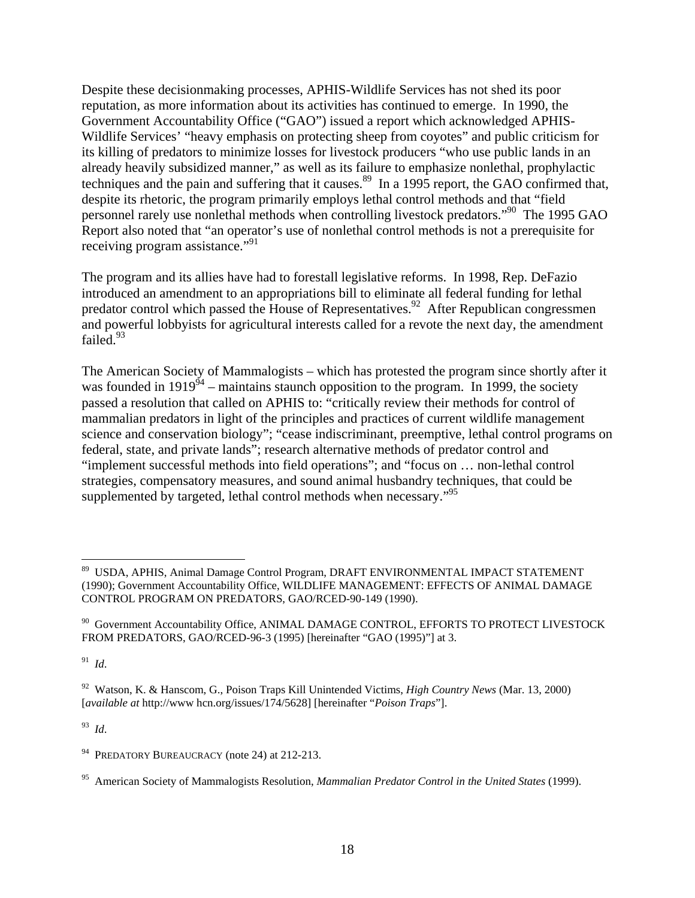Despite these decisionmaking processes, APHIS-Wildlife Services has not shed its poor reputation, as more information about its activities has continued to emerge. In 1990, the Government Accountability Office ("GAO") issued a report which acknowledged APHIS-Wildlife Services' "heavy emphasis on protecting sheep from coyotes" and public criticism for its killing of predators to minimize losses for livestock producers "who use public lands in an already heavily subsidized manner," as well as its failure to emphasize nonlethal, prophylactic techniques and the pain and suffering that it causes.[89] In a 1995 report, the GAO confirmed that, despite its rhetoric, the program primarily employs lethal control methods and that "field personnel rarely use nonlethal methods when controlling livestock predators."[90] The 1995 GAO Report also noted that "an operator's use of nonlethal control methods is not a prerequisite for receiving program assistance."[91]

The program and its allies have had to forestall legislative reforms. In 1998, Rep. DeFazio introduced an amendment to an appropriations bill to eliminate all federal funding for lethal predator control which passed the House of Representatives.[92] After Republican congressmen and powerful lobbyists for agricultural interests called for a revote the next day, the amendment failed.[93]

The American Society of Mammalogists – which has protested the program since shortly after it was founded in 1919[94] – maintains staunch opposition to the program. In 1999, the society passed a resolution that called on APHIS to: "critically review their methods for control of mammalian predators in light of the principles and practices of current wildlife management science and conservation biology"; "cease indiscriminant, preemptive, lethal control programs on federal, state, and private lands"; research alternative methods of predator control and "implement successful methods into field operations"; and "focus on … non-lethal control strategies, compensatory measures, and sound animal husbandry techniques, that could be supplemented by targeted, lethal control methods when necessary."[95]

---

[89] USDA, APHIS, Animal Damage Control Program, DRAFT ENVIRONMENTAL IMPACT STATEMENT (1990); Government Accountability Office, WILDLIFE MANAGEMENT: EFFECTS OF ANIMAL DAMAGE CONTROL PROGRAM ON PREDATORS, GAO/RCED-90-149 (1990).

[90] Government Accountability Office, ANIMAL DAMAGE CONTROL, EFFORTS TO PROTECT LIVESTOCK FROM PREDATORS, GAO/RCED-96-3 (1995) [hereinafter "GAO (1995)"] at 3.

[91] *Id*.

[92] Watson, K. & Hanscom, G., Poison Traps Kill Unintended Victims, *High Country News* (Mar. 13, 2000) [*available at* http://www hcn.org/issues/174/5628] [hereinafter "*Poison Traps*"].

[93] *Id*.

[94] PREDATORY BUREAUCRACY (note 24) at 212-213.

[95] American Society of Mammalogists Resolution, *Mammalian Predator Control in the United States* (1999).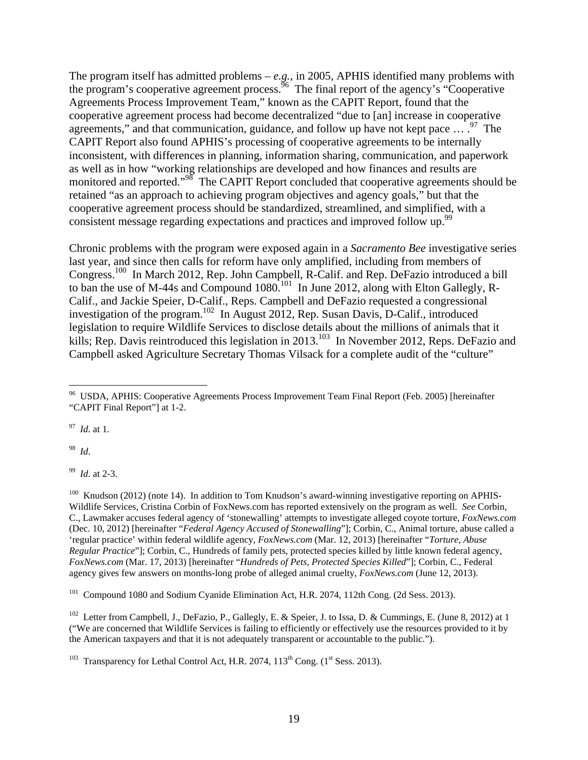The program itself has admitted problems – *e.g.*, in 2005, APHIS identified many problems with the program's cooperative agreement process.[96] The final report of the agency's "Cooperative Agreements Process Improvement Team," known as the CAPIT Report, found that the cooperative agreement process had become decentralized "due to [an] increase in cooperative agreements," and that communication, guidance, and follow up have not kept pace … .[97] The CAPIT Report also found APHIS's processing of cooperative agreements to be internally inconsistent, with differences in planning, information sharing, communication, and paperwork as well as in how "working relationships are developed and how finances and results are monitored and reported."[98] The CAPIT Report concluded that cooperative agreements should be retained "as an approach to achieving program objectives and agency goals," but that the cooperative agreement process should be standardized, streamlined, and simplified, with a consistent message regarding expectations and practices and improved follow up.[99]

Chronic problems with the program were exposed again in a *Sacramento Bee* investigative series last year, and since then calls for reform have only amplified, including from members of Congress.[100] In March 2012, Rep. John Campbell, R-Calif. and Rep. DeFazio introduced a bill to ban the use of M-44s and Compound 1080.[101] In June 2012, along with Elton Gallegly, R-Calif., and Jackie Speier, D-Calif., Reps. Campbell and DeFazio requested a congressional investigation of the program.[102] In August 2012, Rep. Susan Davis, D-Calif., introduced legislation to require Wildlife Services to disclose details about the millions of animals that it kills; Rep. Davis reintroduced this legislation in 2013.[103] In November 2012, Reps. DeFazio and Campbell asked Agriculture Secretary Thomas Vilsack for a complete audit of the "culture"

---

[96] USDA, APHIS: Cooperative Agreements Process Improvement Team Final Report (Feb. 2005) [hereinafter "CAPIT Final Report"] at 1-2.

[97] *Id*. at 1.

[98] *Id*.

[99] *Id*. at 2-3.

[100] Knudson (2012) (note 14). In addition to Tom Knudson's award-winning investigative reporting on APHIS-Wildlife Services, Cristina Corbin of FoxNews.com has reported extensively on the program as well. *See* Corbin, C., Lawmaker accuses federal agency of 'stonewalling' attempts to investigate alleged coyote torture, *FoxNews.com* (Dec. 10, 2012) [hereinafter "*Federal Agency Accused of Stonewalling*"]; Corbin, C., Animal torture, abuse called a 'regular practice' within federal wildlife agency, *FoxNews.com* (Mar. 12, 2013) [hereinafter "*Torture, Abuse Regular Practice*"]; Corbin, C., Hundreds of family pets, protected species killed by little known federal agency, *FoxNews.com* (Mar. 17, 2013) [hereinafter "*Hundreds of Pets, Protected Species Killed*"]; Corbin, C., Federal agency gives few answers on months-long probe of alleged animal cruelty, *FoxNews.com* (June 12, 2013).

[101] Compound 1080 and Sodium Cyanide Elimination Act, H.R. 2074, 112th Cong. (2d Sess. 2013).

[102] Letter from Campbell, J., DeFazio, P., Gallegly, E. & Speier, J. to Issa, D. & Cummings, E. (June 8, 2012) at 1 ("We are concerned that Wildlife Services is failing to efficiently or effectively use the resources provided to it by the American taxpayers and that it is not adequately transparent or accountable to the public.").

[103] Transparency for Lethal Control Act, H.R. 2074, 113th Cong. (1st Sess. 2013).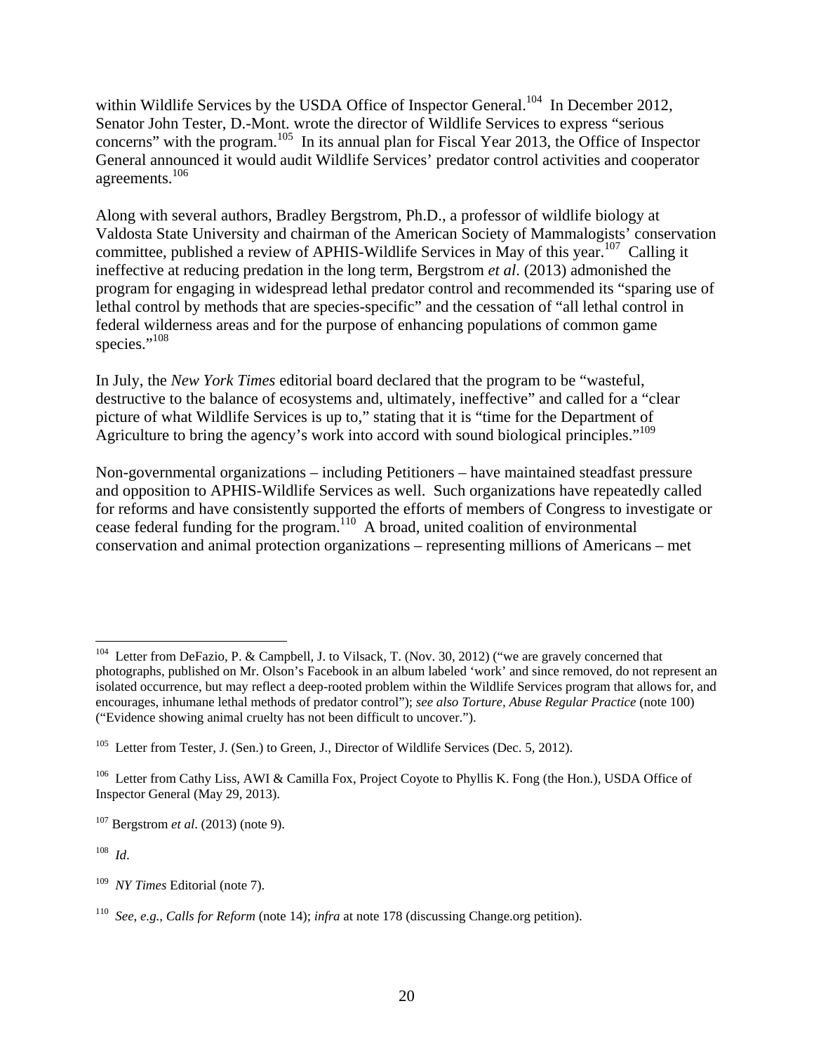within Wildlife Services by the USDA Office of Inspector General.[104] In December 2012, Senator John Tester, D.-Mont. wrote the director of Wildlife Services to express "serious concerns" with the program.[105] In its annual plan for Fiscal Year 2013, the Office of Inspector General announced it would audit Wildlife Services' predator control activities and cooperator agreements.[106]

Along with several authors, Bradley Bergstrom, Ph.D., a professor of wildlife biology at Valdosta State University and chairman of the American Society of Mammalogists' conservation committee, published a review of APHIS-Wildlife Services in May of this year.[107] Calling it ineffective at reducing predation in the long term, Bergstrom *et al*. (2013) admonished the program for engaging in widespread lethal predator control and recommended its "sparing use of lethal control by methods that are species-specific" and the cessation of "all lethal control in federal wilderness areas and for the purpose of enhancing populations of common game species."[108]

In July, the *New York Times* editorial board declared that the program to be "wasteful, destructive to the balance of ecosystems and, ultimately, ineffective" and called for a "clear picture of what Wildlife Services is up to," stating that it is "time for the Department of Agriculture to bring the agency's work into accord with sound biological principles."[109]

Non-governmental organizations – including Petitioners – have maintained steadfast pressure and opposition to APHIS-Wildlife Services as well. Such organizations have repeatedly called for reforms and have consistently supported the efforts of members of Congress to investigate or cease federal funding for the program.[110] A broad, united coalition of environmental conservation and animal protection organizations – representing millions of Americans – met

---

[104] Letter from DeFazio, P. & Campbell, J. to Vilsack, T. (Nov. 30, 2012) ("we are gravely concerned that photographs, published on Mr. Olson's Facebook in an album labeled 'work' and since removed, do not represent an isolated occurrence, but may reflect a deep-rooted problem within the Wildlife Services program that allows for, and encourages, inhumane lethal methods of predator control"); *see also Torture, Abuse Regular Practice* (note 100) ("Evidence showing animal cruelty has not been difficult to uncover.").

[105] Letter from Tester, J. (Sen.) to Green, J., Director of Wildlife Services (Dec. 5, 2012).

[106] Letter from Cathy Liss, AWI & Camilla Fox, Project Coyote to Phyllis K. Fong (the Hon.), USDA Office of Inspector General (May 29, 2013).

[107] Bergstrom *et al*. (2013) (note 9).

[108] *Id*.

[109] *NY Times* Editorial (note 7).

[110] *See, e.g.*, *Calls for Reform* (note 14); *infra* at note 178 (discussing Change.org petition).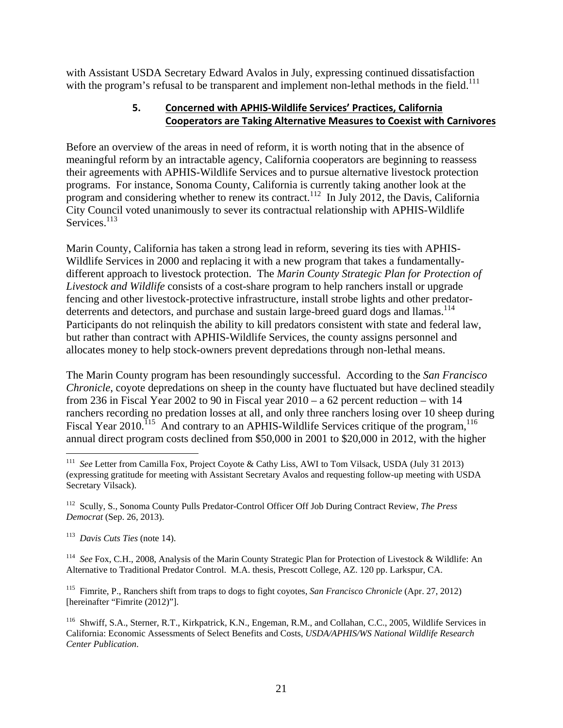with Assistant USDA Secretary Edward Avalos in July, expressing continued dissatisfaction with the program's refusal to be transparent and implement non-lethal methods in the field.[111]

### 5. Concerned with APHIS-Wildlife Services' Practices, California Cooperators are Taking Alternative Measures to Coexist with Carnivores

Before an overview of the areas in need of reform, it is worth noting that in the absence of meaningful reform by an intractable agency, California cooperators are beginning to reassess their agreements with APHIS-Wildlife Services and to pursue alternative livestock protection programs. For instance, Sonoma County, California is currently taking another look at the program and considering whether to renew its contract.[112] In July 2012, the Davis, California City Council voted unanimously to sever its contractual relationship with APHIS-Wildlife Services.[113]

Marin County, California has taken a strong lead in reform, severing its ties with APHIS-Wildlife Services in 2000 and replacing it with a new program that takes a fundamentally-different approach to livestock protection. The *Marin County Strategic Plan for Protection of Livestock and Wildlife* consists of a cost-share program to help ranchers install or upgrade fencing and other livestock-protective infrastructure, install strobe lights and other predator-deterrents and detectors, and purchase and sustain large-breed guard dogs and llamas.[114] Participants do not relinquish the ability to kill predators consistent with state and federal law, but rather than contract with APHIS-Wildlife Services, the county assigns personnel and allocates money to help stock-owners prevent depredations through non-lethal means.

The Marin County program has been resoundingly successful. According to the *San Francisco Chronicle*, coyote depredations on sheep in the county have fluctuated but have declined steadily from 236 in Fiscal Year 2002 to 90 in Fiscal year 2010 – a 62 percent reduction – with 14 ranchers recording no predation losses at all, and only three ranchers losing over 10 sheep during Fiscal Year 2010.[115] And contrary to an APHIS-Wildlife Services critique of the program,[116] annual direct program costs declined from $50,000 in 2001 to $20,000 in 2012, with the higher

---

[111] *See* Letter from Camilla Fox, Project Coyote & Cathy Liss, AWI to Tom Vilsack, USDA (July 31 2013) (expressing gratitude for meeting with Assistant Secretary Avalos and requesting follow-up meeting with USDA Secretary Vilsack).

[112] Scully, S., Sonoma County Pulls Predator-Control Officer Off Job During Contract Review, *The Press Democrat* (Sep. 26, 2013).

[113] *Davis Cuts Ties* (note 14).

[114] *See* Fox, C.H., 2008, Analysis of the Marin County Strategic Plan for Protection of Livestock & Wildlife: An Alternative to Traditional Predator Control. M.A. thesis, Prescott College, AZ. 120 pp. Larkspur, CA.

[115] Fimrite, P., Ranchers shift from traps to dogs to fight coyotes, *San Francisco Chronicle* (Apr. 27, 2012) [hereinafter "Fimrite (2012)"].

[116] Shwiff, S.A., Sterner, R.T., Kirkpatrick, K.N., Engeman, R.M., and Collahan, C.C., 2005, Wildlife Services in California: Economic Assessments of Select Benefits and Costs, *USDA/APHIS/WS National Wildlife Research Center Publication*.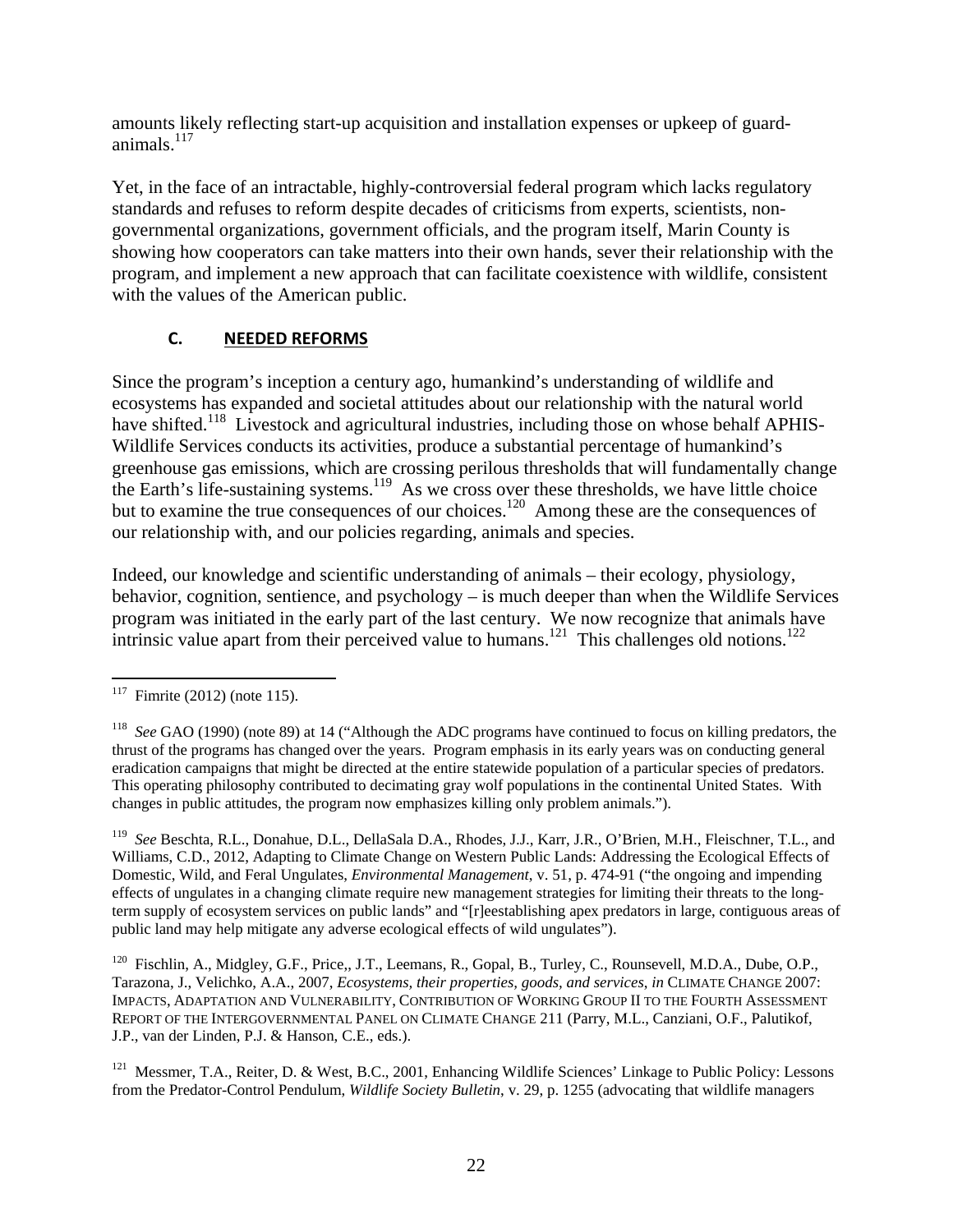amounts likely reflecting start-up acquisition and installation expenses or upkeep of guard-animals.[117]

Yet, in the face of an intractable, highly-controversial federal program which lacks regulatory standards and refuses to reform despite decades of criticisms from experts, scientists, non-governmental organizations, government officials, and the program itself, Marin County is showing how cooperators can take matters into their own hands, sever their relationship with the program, and implement a new approach that can facilitate coexistence with wildlife, consistent with the values of the American public.

### C. NEEDED REFORMS

Since the program's inception a century ago, humankind's understanding of wildlife and ecosystems has expanded and societal attitudes about our relationship with the natural world have shifted.[118] Livestock and agricultural industries, including those on whose behalf APHIS-Wildlife Services conducts its activities, produce a substantial percentage of humankind's greenhouse gas emissions, which are crossing perilous thresholds that will fundamentally change the Earth's life-sustaining systems.[119] As we cross over these thresholds, we have little choice but to examine the true consequences of our choices.[120] Among these are the consequences of our relationship with, and our policies regarding, animals and species.

Indeed, our knowledge and scientific understanding of animals – their ecology, physiology, behavior, cognition, sentience, and psychology – is much deeper than when the Wildlife Services program was initiated in the early part of the last century. We now recognize that animals have intrinsic value apart from their perceived value to humans.[121] This challenges old notions.[122]

---

[117] Fimrite (2012) (note 115).

[118] *See* GAO (1990) (note 89) at 14 ("Although the ADC programs have continued to focus on killing predators, the thrust of the programs has changed over the years. Program emphasis in its early years was on conducting general eradication campaigns that might be directed at the entire statewide population of a particular species of predators. This operating philosophy contributed to decimating gray wolf populations in the continental United States. With changes in public attitudes, the program now emphasizes killing only problem animals.").

[119] *See* Beschta, R.L., Donahue, D.L., DellaSala D.A., Rhodes, J.J., Karr, J.R., O'Brien, M.H., Fleischner, T.L., and Williams, C.D., 2012, Adapting to Climate Change on Western Public Lands: Addressing the Ecological Effects of Domestic, Wild, and Feral Ungulates, *Environmental Management*, v. 51, p. 474-91 ("the ongoing and impending effects of ungulates in a changing climate require new management strategies for limiting their threats to the long-term supply of ecosystem services on public lands" and "[r]eestablishing apex predators in large, contiguous areas of public land may help mitigate any adverse ecological effects of wild ungulates").

[120] Fischlin, A., Midgley, G.F., Price,, J.T., Leemans, R., Gopal, B., Turley, C., Rounsevell, M.D.A., Dube, O.P., Tarazona, J., Velichko, A.A., 2007, *Ecosystems, their properties, goods, and services*, *in* CLIMATE CHANGE 2007: IMPACTS, ADAPTATION AND VULNERABILITY, CONTRIBUTION OF WORKING GROUP II TO THE FOURTH ASSESSMENT REPORT OF THE INTERGOVERNMENTAL PANEL ON CLIMATE CHANGE 211 (Parry, M.L., Canziani, O.F., Palutikof, J.P., van der Linden, P.J. & Hanson, C.E., eds.).

[121] Messmer, T.A., Reiter, D. & West, B.C., 2001, Enhancing Wildlife Sciences' Linkage to Public Policy: Lessons from the Predator-Control Pendulum, *Wildlife Society Bulletin*, v. 29, p. 1255 (advocating that wildlife managers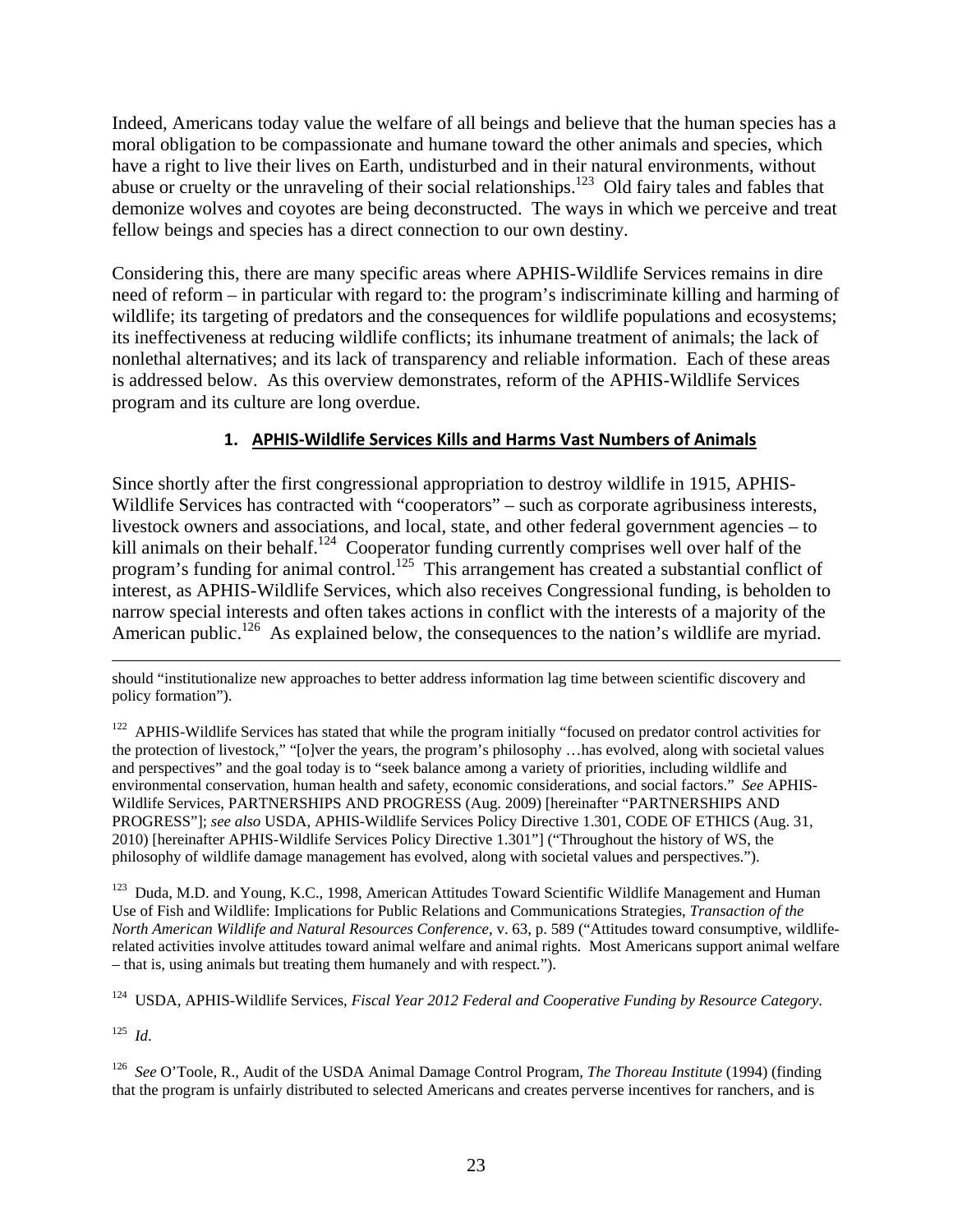Indeed, Americans today value the welfare of all beings and believe that the human species has a moral obligation to be compassionate and humane toward the other animals and species, which have a right to live their lives on Earth, undisturbed and in their natural environments, without abuse or cruelty or the unraveling of their social relationships.[123] Old fairy tales and fables that demonize wolves and coyotes are being deconstructed. The ways in which we perceive and treat fellow beings and species has a direct connection to our own destiny.

Considering this, there are many specific areas where APHIS-Wildlife Services remains in dire need of reform – in particular with regard to: the program's indiscriminate killing and harming of wildlife; its targeting of predators and the consequences for wildlife populations and ecosystems; its ineffectiveness at reducing wildlife conflicts; its inhumane treatment of animals; the lack of nonlethal alternatives; and its lack of transparency and reliable information. Each of these areas is addressed below. As this overview demonstrates, reform of the APHIS-Wildlife Services program and its culture are long overdue.

### 1. APHIS-Wildlife Services Kills and Harms Vast Numbers of Animals

Since shortly after the first congressional appropriation to destroy wildlife in 1915, APHIS-Wildlife Services has contracted with "cooperators" – such as corporate agribusiness interests, livestock owners and associations, and local, state, and other federal government agencies – to kill animals on their behalf.[124] Cooperator funding currently comprises well over half of the program's funding for animal control.[125] This arrangement has created a substantial conflict of interest, as APHIS-Wildlife Services, which also receives Congressional funding, is beholden to narrow special interests and often takes actions in conflict with the interests of a majority of the American public.[126] As explained below, the consequences to the nation's wildlife are myriad.

---

should "institutionalize new approaches to better address information lag time between scientific discovery and policy formation").

[122] APHIS-Wildlife Services has stated that while the program initially "focused on predator control activities for the protection of livestock," "[o]ver the years, the program's philosophy …has evolved, along with societal values and perspectives" and the goal today is to "seek balance among a variety of priorities, including wildlife and environmental conservation, human health and safety, economic considerations, and social factors." *See* APHIS-Wildlife Services, PARTNERSHIPS AND PROGRESS (Aug. 2009) [hereinafter "PARTNERSHIPS AND PROGRESS"]; *see also* USDA, APHIS-Wildlife Services Policy Directive 1.301, CODE OF ETHICS (Aug. 31, 2010) [hereinafter APHIS-Wildlife Services Policy Directive 1.301"] ("Throughout the history of WS, the philosophy of wildlife damage management has evolved, along with societal values and perspectives.").

[123] Duda, M.D. and Young, K.C., 1998, American Attitudes Toward Scientific Wildlife Management and Human Use of Fish and Wildlife: Implications for Public Relations and Communications Strategies, *Transaction of the North American Wildlife and Natural Resources Conference*, v. 63, p. 589 ("Attitudes toward consumptive, wildlife-related activities involve attitudes toward animal welfare and animal rights. Most Americans support animal welfare – that is, using animals but treating them humanely and with respect.").

[124] USDA, APHIS-Wildlife Services, *Fiscal Year 2012 Federal and Cooperative Funding by Resource Category*.

[125] *Id*.

[126] *See* O'Toole, R., Audit of the USDA Animal Damage Control Program, *The Thoreau Institute* (1994) (finding that the program is unfairly distributed to selected Americans and creates perverse incentives for ranchers, and is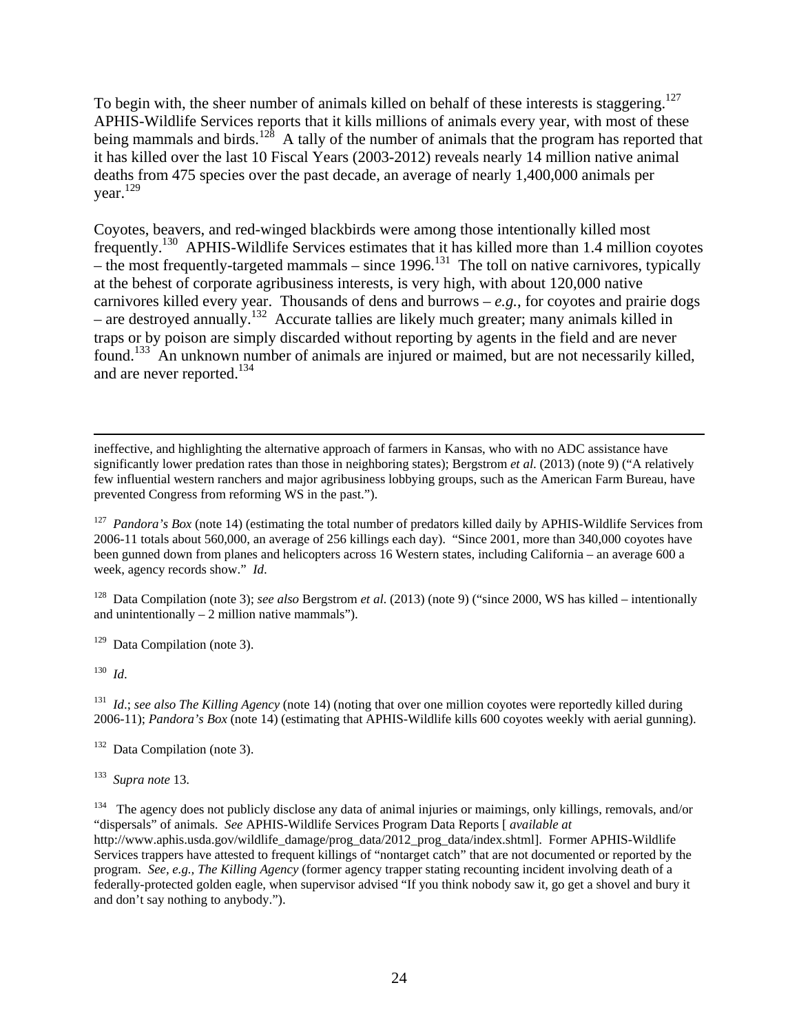To begin with, the sheer number of animals killed on behalf of these interests is staggering.[127] APHIS-Wildlife Services reports that it kills millions of animals every year, with most of these being mammals and birds.[128] A tally of the number of animals that the program has reported that it has killed over the last 10 Fiscal Years (2003-2012) reveals nearly 14 million native animal deaths from 475 species over the past decade, an average of nearly 1,400,000 animals per year.[129]

Coyotes, beavers, and red-winged blackbirds were among those intentionally killed most frequently.[130] APHIS-Wildlife Services estimates that it has killed more than 1.4 million coyotes – the most frequently-targeted mammals – since 1996.[131] The toll on native carnivores, typically at the behest of corporate agribusiness interests, is very high, with about 120,000 native carnivores killed every year. Thousands of dens and burrows – *e.g.*, for coyotes and prairie dogs – are destroyed annually.[132] Accurate tallies are likely much greater; many animals killed in traps or by poison are simply discarded without reporting by agents in the field and are never found.[133] An unknown number of animals are injured or maimed, but are not necessarily killed, and are never reported.[134]

---

ineffective, and highlighting the alternative approach of farmers in Kansas, who with no ADC assistance have significantly lower predation rates than those in neighboring states); Bergstrom *et al.* (2013) (note 9) ("A relatively few influential western ranchers and major agribusiness lobbying groups, such as the American Farm Bureau, have prevented Congress from reforming WS in the past.").

[127] *Pandora's Box* (note 14) (estimating the total number of predators killed daily by APHIS-Wildlife Services from 2006-11 totals about 560,000, an average of 256 killings each day). "Since 2001, more than 340,000 coyotes have been gunned down from planes and helicopters across 16 Western states, including California – an average 600 a week, agency records show." *Id*.

[128] Data Compilation (note 3); *see also* Bergstrom *et al.* (2013) (note 9) ("since 2000, WS has killed – intentionally and unintentionally – 2 million native mammals").

[129] Data Compilation (note 3).

[130] *Id*.

[131] *Id*.; *see also The Killing Agency* (note 14) (noting that over one million coyotes were reportedly killed during 2006-11); *Pandora's Box* (note 14) (estimating that APHIS-Wildlife kills 600 coyotes weekly with aerial gunning).

[132] Data Compilation (note 3).

[133] *Supra note* 13.

[134] The agency does not publicly disclose any data of animal injuries or maimings, only killings, removals, and/or "dispersals" of animals. *See* APHIS-Wildlife Services Program Data Reports [ *available at* http://www.aphis.usda.gov/wildlife_damage/prog_data/2012_prog_data/index.shtml]. Former APHIS-Wildlife Services trappers have attested to frequent killings of "nontarget catch" that are not documented or reported by the program. *See, e.g., The Killing Agency* (former agency trapper stating recounting incident involving death of a federally-protected golden eagle, when supervisor advised "If you think nobody saw it, go get a shovel and bury it and don't say nothing to anybody.").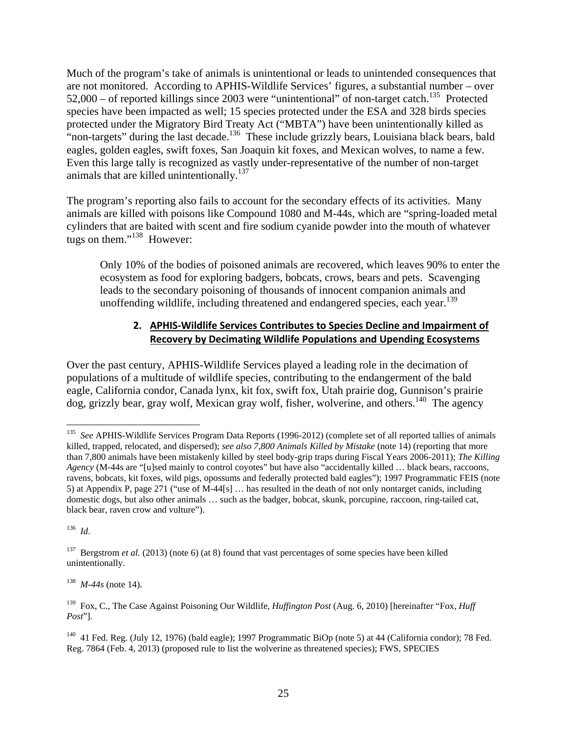Much of the program's take of animals is unintentional or leads to unintended consequences that are not monitored. According to APHIS-Wildlife Services' figures, a substantial number – over 52,000 – of reported killings since 2003 were "unintentional" of non-target catch.[135] Protected species have been impacted as well; 15 species protected under the ESA and 328 birds species protected under the Migratory Bird Treaty Act ("MBTA") have been unintentionally killed as "non-targets" during the last decade.[136] These include grizzly bears, Louisiana black bears, bald eagles, golden eagles, swift foxes, San Joaquin kit foxes, and Mexican wolves, to name a few. Even this large tally is recognized as vastly under-representative of the number of non-target animals that are killed unintentionally.[137]

The program's reporting also fails to account for the secondary effects of its activities. Many animals are killed with poisons like Compound 1080 and M-44s, which are "spring-loaded metal cylinders that are baited with scent and fire sodium cyanide powder into the mouth of whatever tugs on them."[138] However:

> Only 10% of the bodies of poisoned animals are recovered, which leaves 90% to enter the ecosystem as food for exploring badgers, bobcats, crows, bears and pets. Scavenging leads to the secondary poisoning of thousands of innocent companion animals and unoffending wildlife, including threatened and endangered species, each year.[139]

#### 2. APHIS-Wildlife Services Contributes to Species Decline and Impairment of Recovery by Decimating Wildlife Populations and Upending Ecosystems

Over the past century, APHIS-Wildlife Services played a leading role in the decimation of populations of a multitude of wildlife species, contributing to the endangerment of the bald eagle, California condor, Canada lynx, kit fox, swift fox, Utah prairie dog, Gunnison's prairie dog, grizzly bear, gray wolf, Mexican gray wolf, fisher, wolverine, and others.[140] The agency

---

[135] *See* APHIS-Wildlife Services Program Data Reports (1996-2012) (complete set of all reported tallies of animals killed, trapped, relocated, and dispersed); *see also 7,800 Animals Killed by Mistake* (note 14) (reporting that more than 7,800 animals have been mistakenly killed by steel body-grip traps during Fiscal Years 2006-2011); *The Killing Agency* (M-44s are "[u]sed mainly to control coyotes" but have also "accidentally killed … black bears, raccoons, ravens, bobcats, kit foxes, wild pigs, opossums and federally protected bald eagles"); 1997 Programmatic FEIS (note 5) at Appendix P, page 271 ("use of M-44[s] … has resulted in the death of not only nontarget canids, including domestic dogs, but also other animals … such as the badger, bobcat, skunk, porcupine, raccoon, ring-tailed cat, black bear, raven crow and vulture").

[136] *Id.*

[137] Bergstrom *et al.* (2013) (note 6) (at 8) found that vast percentages of some species have been killed unintentionally.

[138] *M-44s* (note 14).

[139] Fox, C., The Case Against Poisoning Our Wildlife, *Huffington Post* (Aug. 6, 2010) [hereinafter "Fox, *Huff Post*"].

[140] 41 Fed. Reg. (July 12, 1976) (bald eagle); 1997 Programmatic BiOp (note 5) at 44 (California condor); 78 Fed. Reg. 7864 (Feb. 4, 2013) (proposed rule to list the wolverine as threatened species); FWS, SPECIES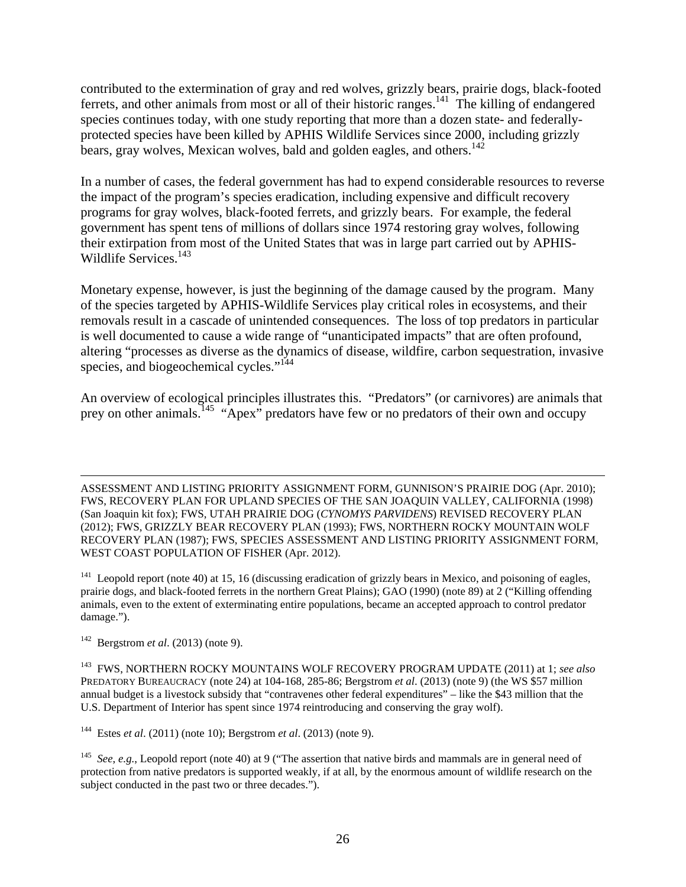contributed to the extermination of gray and red wolves, grizzly bears, prairie dogs, black-footed ferrets, and other animals from most or all of their historic ranges.[141] The killing of endangered species continues today, with one study reporting that more than a dozen state- and federally-protected species have been killed by APHIS Wildlife Services since 2000, including grizzly bears, gray wolves, Mexican wolves, bald and golden eagles, and others.[142]

In a number of cases, the federal government has had to expend considerable resources to reverse the impact of the program's species eradication, including expensive and difficult recovery programs for gray wolves, black-footed ferrets, and grizzly bears. For example, the federal government has spent tens of millions of dollars since 1974 restoring gray wolves, following their extirpation from most of the United States that was in large part carried out by APHIS-Wildlife Services.[143]

Monetary expense, however, is just the beginning of the damage caused by the program. Many of the species targeted by APHIS-Wildlife Services play critical roles in ecosystems, and their removals result in a cascade of unintended consequences. The loss of top predators in particular is well documented to cause a wide range of "unanticipated impacts" that are often profound, altering "processes as diverse as the dynamics of disease, wildfire, carbon sequestration, invasive species, and biogeochemical cycles."[144]

An overview of ecological principles illustrates this. "Predators" (or carnivores) are animals that prey on other animals.[145] "Apex" predators have few or no predators of their own and occupy

---

ASSESSMENT AND LISTING PRIORITY ASSIGNMENT FORM, GUNNISON'S PRAIRIE DOG (Apr. 2010); FWS, RECOVERY PLAN FOR UPLAND SPECIES OF THE SAN JOAQUIN VALLEY, CALIFORNIA (1998) (San Joaquin kit fox); FWS, UTAH PRAIRIE DOG (*CYNOMYS PARVIDENS*) REVISED RECOVERY PLAN (2012); FWS, GRIZZLY BEAR RECOVERY PLAN (1993); FWS, NORTHERN ROCKY MOUNTAIN WOLF RECOVERY PLAN (1987); FWS, SPECIES ASSESSMENT AND LISTING PRIORITY ASSIGNMENT FORM, WEST COAST POPULATION OF FISHER (Apr. 2012).

[141] Leopold report (note 40) at 15, 16 (discussing eradication of grizzly bears in Mexico, and poisoning of eagles, prairie dogs, and black-footed ferrets in the northern Great Plains); GAO (1990) (note 89) at 2 ("Killing offending animals, even to the extent of exterminating entire populations, became an accepted approach to control predator damage.").

[142] Bergstrom *et al*. (2013) (note 9).

[143] FWS, NORTHERN ROCKY MOUNTAINS WOLF RECOVERY PROGRAM UPDATE (2011) at 1; *see also* PREDATORY BUREAUCRACY (note 24) at 104-168, 285-86; Bergstrom *et al*. (2013) (note 9) (the WS $57 million annual budget is a livestock subsidy that "contravenes other federal expenditures" – like the $43 million that the U.S. Department of Interior has spent since 1974 reintroducing and conserving the gray wolf).

[144] Estes *et al*. (2011) (note 10); Bergstrom *et al*. (2013) (note 9).

[145] *See, e.g.*, Leopold report (note 40) at 9 ("The assertion that native birds and mammals are in general need of protection from native predators is supported weakly, if at all, by the enormous amount of wildlife research on the subject conducted in the past two or three decades.").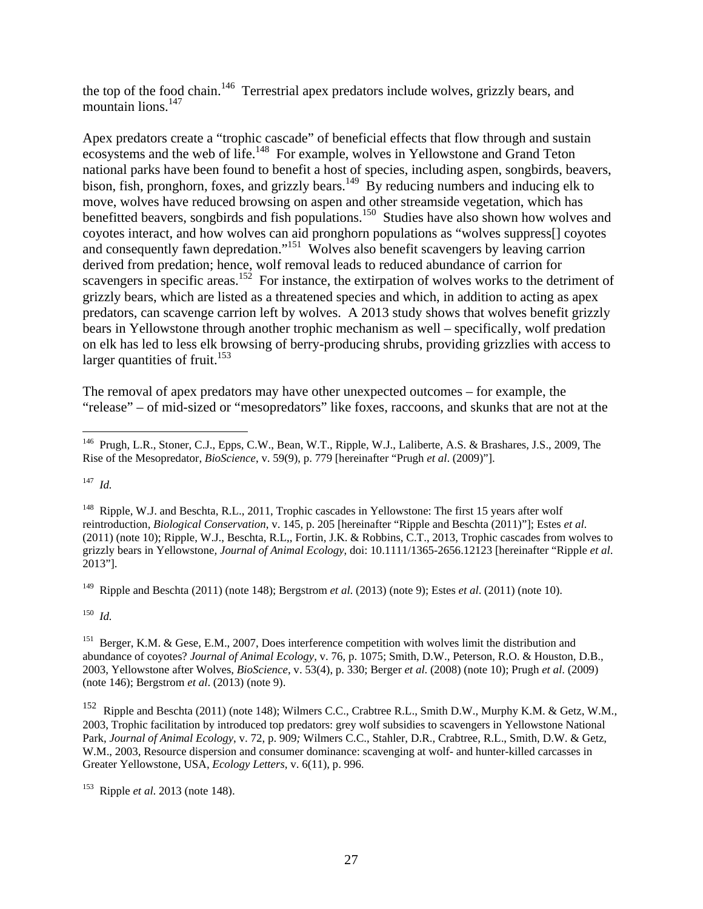the top of the food chain.[146] Terrestrial apex predators include wolves, grizzly bears, and mountain lions.[147]

Apex predators create a "trophic cascade" of beneficial effects that flow through and sustain ecosystems and the web of life.[148] For example, wolves in Yellowstone and Grand Teton national parks have been found to benefit a host of species, including aspen, songbirds, beavers, bison, fish, pronghorn, foxes, and grizzly bears.[149] By reducing numbers and inducing elk to move, wolves have reduced browsing on aspen and other streamside vegetation, which has benefitted beavers, songbirds and fish populations.[150] Studies have also shown how wolves and coyotes interact, and how wolves can aid pronghorn populations as "wolves suppress[] coyotes and consequently fawn depredation."[151] Wolves also benefit scavengers by leaving carrion derived from predation; hence, wolf removal leads to reduced abundance of carrion for scavengers in specific areas.[152] For instance, the extirpation of wolves works to the detriment of grizzly bears, which are listed as a threatened species and which, in addition to acting as apex predators, can scavenge carrion left by wolves. A 2013 study shows that wolves benefit grizzly bears in Yellowstone through another trophic mechanism as well – specifically, wolf predation on elk has led to less elk browsing of berry-producing shrubs, providing grizzlies with access to larger quantities of fruit.[153]

The removal of apex predators may have other unexpected outcomes – for example, the "release" – of mid-sized or "mesopredators" like foxes, raccoons, and skunks that are not at the

---

[146] Prugh, L.R., Stoner, C.J., Epps, C.W., Bean, W.T., Ripple, W.J., Laliberte, A.S. & Brashares, J.S., 2009, The Rise of the Mesopredator, *BioScience*, v. 59(9), p. 779 [hereinafter "Prugh *et al*. (2009)"].

[147] *Id.*

[148] Ripple, W.J. and Beschta, R.L., 2011, Trophic cascades in Yellowstone: The first 15 years after wolf reintroduction, *Biological Conservation*, v. 145, p. 205 [hereinafter "Ripple and Beschta (2011)"]; Estes *et al*. (2011) (note 10); Ripple, W.J., Beschta, R.L,, Fortin, J.K. & Robbins, C.T., 2013, Trophic cascades from wolves to grizzly bears in Yellowstone*, Journal of Animal Ecology*, doi: 10.1111/1365-2656.12123 [hereinafter "Ripple *et al*. 2013"].

[149] Ripple and Beschta (2011) (note 148); Bergstrom *et al.* (2013) (note 9); Estes *et al*. (2011) (note 10).

[150] *Id.*

[151] Berger, K.M. & Gese, E.M., 2007, Does interference competition with wolves limit the distribution and abundance of coyotes? *Journal of Animal Ecology*, v. 76, p. 1075; Smith, D.W., Peterson, R.O. & Houston, D.B., 2003, Yellowstone after Wolves, *BioScience*, v. 53(4), p. 330; Berger *et al.* (2008) (note 10); Prugh *et al*. (2009) (note 146); Bergstrom *et al*. (2013) (note 9).

[152] Ripple and Beschta (2011) (note 148); Wilmers C.C., Crabtree R.L., Smith D.W., Murphy K.M. & Getz, W.M., 2003, Trophic facilitation by introduced top predators: grey wolf subsidies to scavengers in Yellowstone National Park, *Journal of Animal Ecology*, v. 72, p. 909*;* Wilmers C.C., Stahler, D.R., Crabtree, R.L., Smith, D.W. & Getz, W.M., 2003, Resource dispersion and consumer dominance: scavenging at wolf- and hunter-killed carcasses in Greater Yellowstone, USA, *Ecology Letters*, v. 6(11), p. 996.

[153] Ripple *et al*. 2013 (note 148).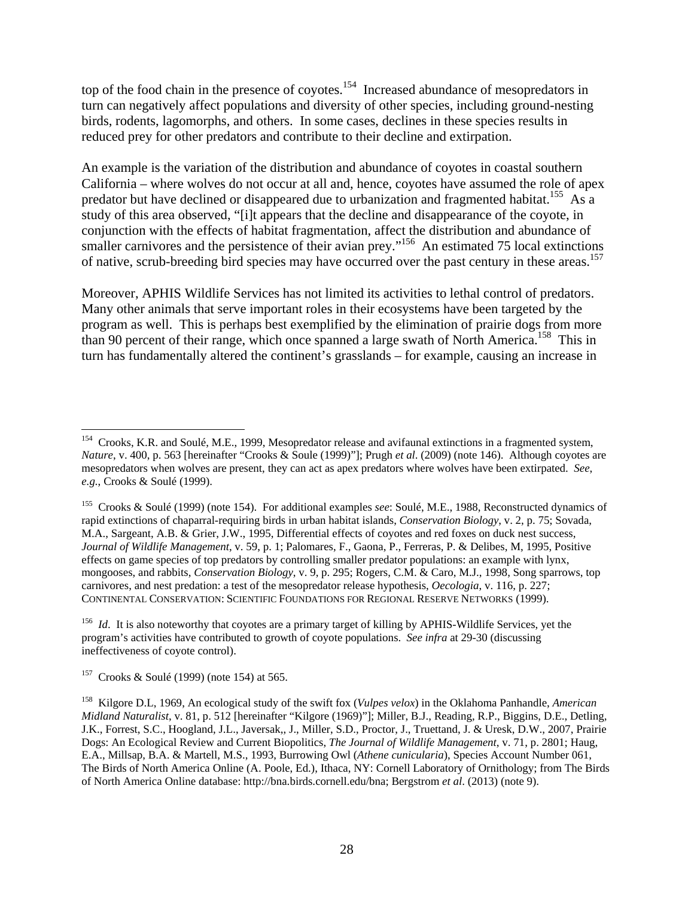top of the food chain in the presence of coyotes.[154] Increased abundance of mesopredators in turn can negatively affect populations and diversity of other species, including ground-nesting birds, rodents, lagomorphs, and others. In some cases, declines in these species results in reduced prey for other predators and contribute to their decline and extirpation.

An example is the variation of the distribution and abundance of coyotes in coastal southern California – where wolves do not occur at all and, hence, coyotes have assumed the role of apex predator but have declined or disappeared due to urbanization and fragmented habitat.[155] As a study of this area observed, "[i]t appears that the decline and disappearance of the coyote, in conjunction with the effects of habitat fragmentation, affect the distribution and abundance of smaller carnivores and the persistence of their avian prey."[156] An estimated 75 local extinctions of native, scrub-breeding bird species may have occurred over the past century in these areas.[157]

Moreover, APHIS Wildlife Services has not limited its activities to lethal control of predators. Many other animals that serve important roles in their ecosystems have been targeted by the program as well. This is perhaps best exemplified by the elimination of prairie dogs from more than 90 percent of their range, which once spanned a large swath of North America.[158] This in turn has fundamentally altered the continent's grasslands – for example, causing an increase in

---

[154] Crooks, K.R. and Soulé, M.E., 1999, Mesopredator release and avifaunal extinctions in a fragmented system, *Nature*, v. 400, p. 563 [hereinafter "Crooks & Soule (1999)"]; Prugh *et al*. (2009) (note 146). Although coyotes are mesopredators when wolves are present, they can act as apex predators where wolves have been extirpated. *See, e.g.*, Crooks & Soulé (1999).

[155] Crooks & Soulé (1999) (note 154). For additional examples *see*: Soulé, M.E., 1988, Reconstructed dynamics of rapid extinctions of chaparral-requiring birds in urban habitat islands, *Conservation Biology*, v. 2, p. 75; Sovada, M.A., Sargeant, A.B. & Grier, J.W., 1995, Differential effects of coyotes and red foxes on duck nest success, *Journal of Wildlife Management*, v. 59, p. 1; Palomares, F., Gaona, P., Ferreras, P. & Delibes, M, 1995, Positive effects on game species of top predators by controlling smaller predator populations: an example with lynx, mongooses, and rabbits, *Conservation Biology*, v. 9, p. 295; Rogers, C.M. & Caro, M.J., 1998, Song sparrows, top carnivores, and nest predation: a test of the mesopredator release hypothesis, *Oecologia*, v. 116, p. 227; CONTINENTAL CONSERVATION: SCIENTIFIC FOUNDATIONS FOR REGIONAL RESERVE NETWORKS (1999).

[156] *Id*. It is also noteworthy that coyotes are a primary target of killing by APHIS-Wildlife Services, yet the program's activities have contributed to growth of coyote populations. *See infra* at 29-30 (discussing ineffectiveness of coyote control).

[157] Crooks & Soulé (1999) (note 154) at 565.

[158] Kilgore D.L, 1969, An ecological study of the swift fox (*Vulpes velox*) in the Oklahoma Panhandle, *American Midland Naturalist*, v. 81, p. 512 [hereinafter "Kilgore (1969)"]; Miller, B.J., Reading, R.P., Biggins, D.E., Detling, J.K., Forrest, S.C., Hoogland, J.L., Javersak,, J., Miller, S.D., Proctor, J., Truettand, J. & Uresk, D.W., 2007, Prairie Dogs: An Ecological Review and Current Biopolitics, *The Journal of Wildlife Management*, v. 71, p. 2801; Haug, E.A., Millsap, B.A. & Martell, M.S., 1993, Burrowing Owl (*Athene cunicularia*), Species Account Number 061, The Birds of North America Online (A. Poole, Ed.), Ithaca, NY: Cornell Laboratory of Ornithology; from The Birds of North America Online database: http://bna.birds.cornell.edu/bna; Bergstrom *et al*. (2013) (note 9).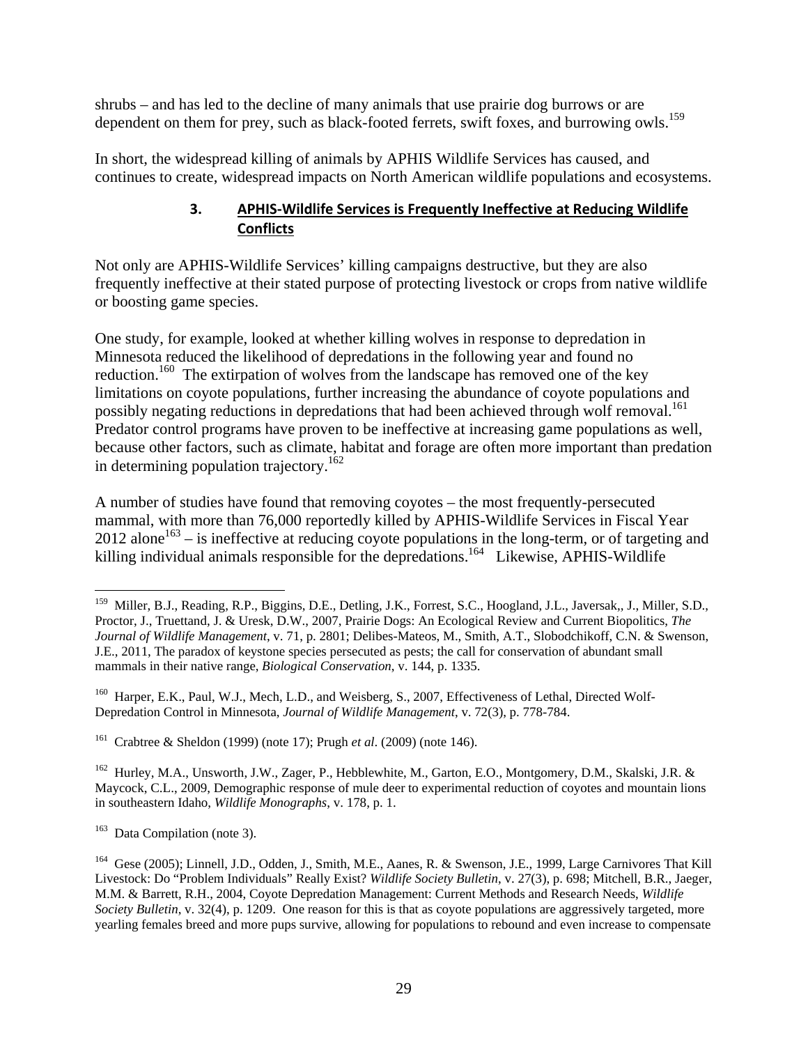shrubs – and has led to the decline of many animals that use prairie dog burrows or are dependent on them for prey, such as black-footed ferrets, swift foxes, and burrowing owls.[159]

In short, the widespread killing of animals by APHIS Wildlife Services has caused, and continues to create, widespread impacts on North American wildlife populations and ecosystems.

### 3. APHIS-Wildlife Services is Frequently Ineffective at Reducing Wildlife Conflicts

Not only are APHIS-Wildlife Services' killing campaigns destructive, but they are also frequently ineffective at their stated purpose of protecting livestock or crops from native wildlife or boosting game species.

One study, for example, looked at whether killing wolves in response to depredation in Minnesota reduced the likelihood of depredations in the following year and found no reduction.[160] The extirpation of wolves from the landscape has removed one of the key limitations on coyote populations, further increasing the abundance of coyote populations and possibly negating reductions in depredations that had been achieved through wolf removal.[161] Predator control programs have proven to be ineffective at increasing game populations as well, because other factors, such as climate, habitat and forage are often more important than predation in determining population trajectory.[162]

A number of studies have found that removing coyotes – the most frequently-persecuted mammal, with more than 76,000 reportedly killed by APHIS-Wildlife Services in Fiscal Year 2012 alone[163] – is ineffective at reducing coyote populations in the long-term, or of targeting and killing individual animals responsible for the depredations.[164] Likewise, APHIS-Wildlife

---

[159] Miller, B.J., Reading, R.P., Biggins, D.E., Detling, J.K., Forrest, S.C., Hoogland, J.L., Javersak,, J., Miller, S.D., Proctor, J., Truettand, J. & Uresk, D.W., 2007, Prairie Dogs: An Ecological Review and Current Biopolitics, *The Journal of Wildlife Management*, v. 71, p. 2801; Delibes-Mateos, M., Smith, A.T., Slobodchikoff, C.N. & Swenson, J.E., 2011, The paradox of keystone species persecuted as pests; the call for conservation of abundant small mammals in their native range, *Biological Conservation*, v. 144, p. 1335.

[160] Harper, E.K., Paul, W.J., Mech, L.D., and Weisberg, S., 2007, Effectiveness of Lethal, Directed Wolf-Depredation Control in Minnesota, *Journal of Wildlife Management*, v. 72(3), p. 778-784.

[161] Crabtree & Sheldon (1999) (note 17); Prugh *et al*. (2009) (note 146).

[162] Hurley, M.A., Unsworth, J.W., Zager, P., Hebblewhite, M., Garton, E.O., Montgomery, D.M., Skalski, J.R. & Maycock, C.L., 2009, Demographic response of mule deer to experimental reduction of coyotes and mountain lions in southeastern Idaho, *Wildlife Monographs*, v. 178, p. 1.

[163] Data Compilation (note 3).

[164] Gese (2005); Linnell, J.D., Odden, J., Smith, M.E., Aanes, R. & Swenson, J.E., 1999, Large Carnivores That Kill Livestock: Do "Problem Individuals" Really Exist? *Wildlife Society Bulletin*, v. 27(3), p. 698; Mitchell, B.R., Jaeger, M.M. & Barrett, R.H., 2004, Coyote Depredation Management: Current Methods and Research Needs, *Wildlife Society Bulletin*, v. 32(4), p. 1209. One reason for this is that as coyote populations are aggressively targeted, more yearling females breed and more pups survive, allowing for populations to rebound and even increase to compensate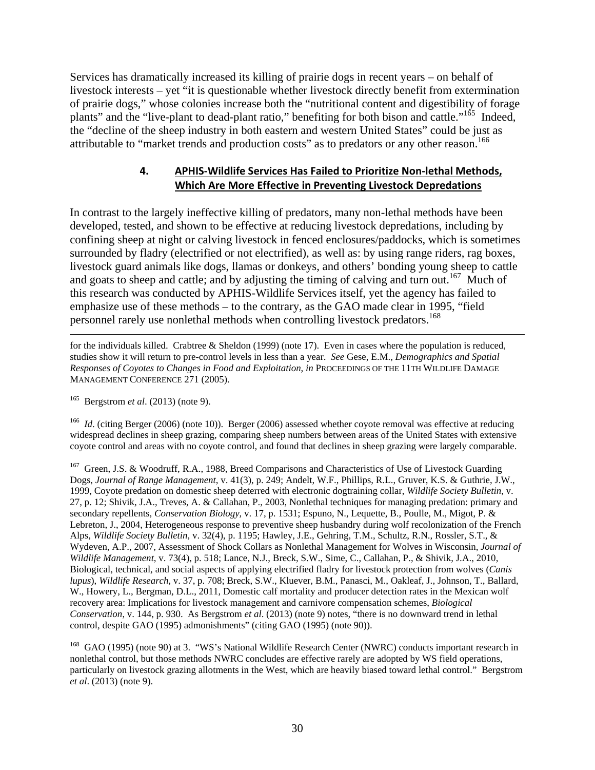Services has dramatically increased its killing of prairie dogs in recent years – on behalf of livestock interests – yet "it is questionable whether livestock directly benefit from extermination of prairie dogs," whose colonies increase both the "nutritional content and digestibility of forage plants" and the "live-plant to dead-plant ratio," benefiting for both bison and cattle."[165] Indeed, the "decline of the sheep industry in both eastern and western United States" could be just as attributable to "market trends and production costs" as to predators or any other reason.[166]

### 4. APHIS-Wildlife Services Has Failed to Prioritize Non-lethal Methods, Which Are More Effective in Preventing Livestock Depredations

In contrast to the largely ineffective killing of predators, many non-lethal methods have been developed, tested, and shown to be effective at reducing livestock depredations, including by confining sheep at night or calving livestock in fenced enclosures/paddocks, which is sometimes surrounded by fladry (electrified or not electrified), as well as: by using range riders, rag boxes, livestock guard animals like dogs, llamas or donkeys, and others' bonding young sheep to cattle and goats to sheep and cattle; and by adjusting the timing of calving and turn out.[167] Much of this research was conducted by APHIS-Wildlife Services itself, yet the agency has failed to emphasize use of these methods – to the contrary, as the GAO made clear in 1995, "field personnel rarely use nonlethal methods when controlling livestock predators.[168]

---

for the individuals killed. Crabtree & Sheldon (1999) (note 17). Even in cases where the population is reduced, studies show it will return to pre-control levels in less than a year. *See* Gese, E.M., *Demographics and Spatial Responses of Coyotes to Changes in Food and Exploitation, in* PROCEEDINGS OF THE 11TH WILDLIFE DAMAGE MANAGEMENT CONFERENCE 271 (2005).

[165] Bergstrom *et al*. (2013) (note 9).

[166] *Id*. (citing Berger (2006) (note 10)). Berger (2006) assessed whether coyote removal was effective at reducing widespread declines in sheep grazing, comparing sheep numbers between areas of the United States with extensive coyote control and areas with no coyote control, and found that declines in sheep grazing were largely comparable.

[167] Green, J.S. & Woodruff, R.A., 1988, Breed Comparisons and Characteristics of Use of Livestock Guarding Dogs, *Journal of Range Management*, v. 41(3), p. 249; Andelt, W.F., Phillips, R.L., Gruver, K.S. & Guthrie, J.W., 1999, Coyote predation on domestic sheep deterred with electronic dogtraining collar, *Wildlife Society Bulletin*, v. 27, p. 12; Shivik, J.A., Treves, A. & Callahan, P., 2003, Nonlethal techniques for managing predation: primary and secondary repellents, *Conservation Biology*, v. 17, p. 1531; Espuno, N., Lequette, B., Poulle, M., Migot, P. & Lebreton, J., 2004, Heterogeneous response to preventive sheep husbandry during wolf recolonization of the French Alps, *Wildlife Society Bulletin*, v. 32(4), p. 1195; Hawley, J.E., Gehring, T.M., Schultz, R.N., Rossler, S.T., & Wydeven, A.P., 2007, Assessment of Shock Collars as Nonlethal Management for Wolves in Wisconsin, *Journal of Wildlife Management*, v. 73(4), p. 518; Lance, N.J., Breck, S.W., Sime, C., Callahan, P., & Shivik, J.A., 2010, Biological, technical, and social aspects of applying electrified fladry for livestock protection from wolves (*Canis lupus*), *Wildlife Research*, v. 37, p. 708; Breck, S.W., Kluever, B.M., Panasci, M., Oakleaf, J., Johnson, T., Ballard, W., Howery, L., Bergman, D.L., 2011, Domestic calf mortality and producer detection rates in the Mexican wolf recovery area: Implications for livestock management and carnivore compensation schemes, *Biological Conservation*, v. 144, p. 930. As Bergstrom *et al*. (2013) (note 9) notes, "there is no downward trend in lethal control, despite GAO (1995) admonishments" (citing GAO (1995) (note 90)).

[168] GAO (1995) (note 90) at 3. "WS's National Wildlife Research Center (NWRC) conducts important research in nonlethal control, but those methods NWRC concludes are effective rarely are adopted by WS field operations, particularly on livestock grazing allotments in the West, which are heavily biased toward lethal control." Bergstrom *et al*. (2013) (note 9).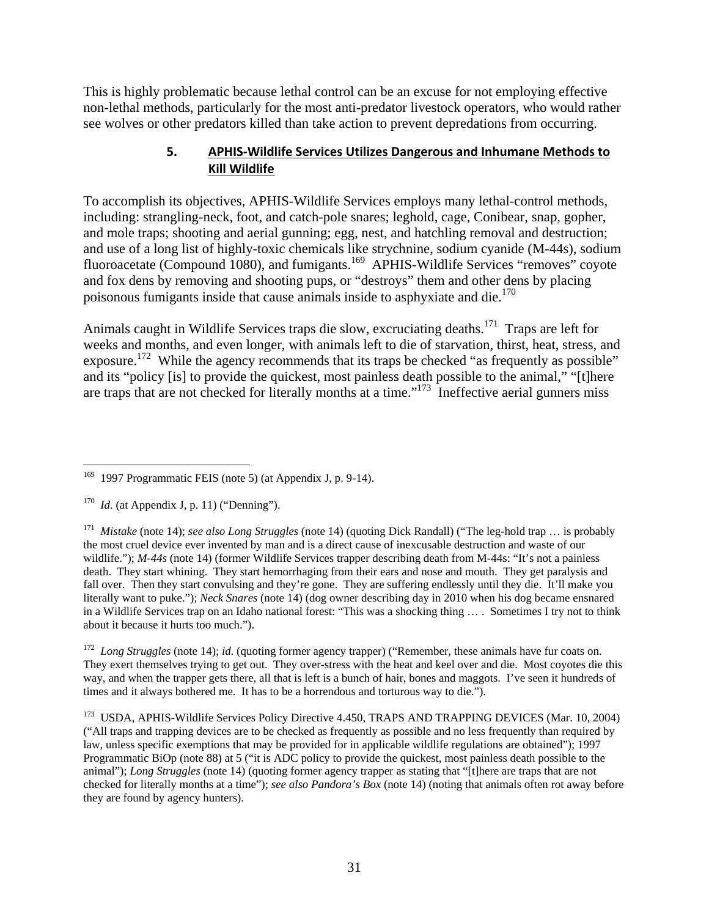This is highly problematic because lethal control can be an excuse for not employing effective non-lethal methods, particularly for the most anti-predator livestock operators, who would rather see wolves or other predators killed than take action to prevent depredations from occurring.

### 5. APHIS-Wildlife Services Utilizes Dangerous and Inhumane Methods to Kill Wildlife

To accomplish its objectives, APHIS-Wildlife Services employs many lethal-control methods, including: strangling-neck, foot, and catch-pole snares; leghold, cage, Conibear, snap, gopher, and mole traps; shooting and aerial gunning; egg, nest, and hatchling removal and destruction; and use of a long list of highly-toxic chemicals like strychnine, sodium cyanide (M-44s), sodium fluoroacetate (Compound 1080), and fumigants.[169] APHIS-Wildlife Services "removes" coyote and fox dens by removing and shooting pups, or "destroys" them and other dens by placing poisonous fumigants inside that cause animals inside to asphyxiate and die.[170]

Animals caught in Wildlife Services traps die slow, excruciating deaths.[171] Traps are left for weeks and months, and even longer, with animals left to die of starvation, thirst, heat, stress, and exposure.[172] While the agency recommends that its traps be checked "as frequently as possible" and its "policy [is] to provide the quickest, most painless death possible to the animal," "[t]here are traps that are not checked for literally months at a time."[173] Ineffective aerial gunners miss

---

[169] 1997 Programmatic FEIS (note 5) (at Appendix J, p. 9-14).

[170] *Id*. (at Appendix J, p. 11) ("Denning").

[171] *Mistake* (note 14); *see also Long Struggles* (note 14) (quoting Dick Randall) ("The leg-hold trap … is probably the most cruel device ever invented by man and is a direct cause of inexcusable destruction and waste of our wildlife."); *M-44s* (note 14) (former Wildlife Services trapper describing death from M-44s: "It's not a painless death. They start whining. They start hemorrhaging from their ears and nose and mouth. They get paralysis and fall over. Then they start convulsing and they're gone. They are suffering endlessly until they die. It'll make you literally want to puke."); *Neck Snares* (note 14) (dog owner describing day in 2010 when his dog became ensnared in a Wildlife Services trap on an Idaho national forest: "This was a shocking thing … . Sometimes I try not to think about it because it hurts too much.").

[172] *Long Struggles* (note 14); *id.* (quoting former agency trapper) ("Remember, these animals have fur coats on. They exert themselves trying to get out. They over-stress with the heat and keel over and die. Most coyotes die this way, and when the trapper gets there, all that is left is a bunch of hair, bones and maggots. I've seen it hundreds of times and it always bothered me. It has to be a horrendous and torturous way to die.").

[173] USDA, APHIS-Wildlife Services Policy Directive 4.450, TRAPS AND TRAPPING DEVICES (Mar. 10, 2004) ("All traps and trapping devices are to be checked as frequently as possible and no less frequently than required by law, unless specific exemptions that may be provided for in applicable wildlife regulations are obtained"); 1997 Programmatic BiOp (note 88) at 5 ("it is ADC policy to provide the quickest, most painless death possible to the animal"); *Long Struggles* (note 14) (quoting former agency trapper as stating that "[t]here are traps that are not checked for literally months at a time"); *see also Pandora's Box* (note 14) (noting that animals often rot away before they are found by agency hunters).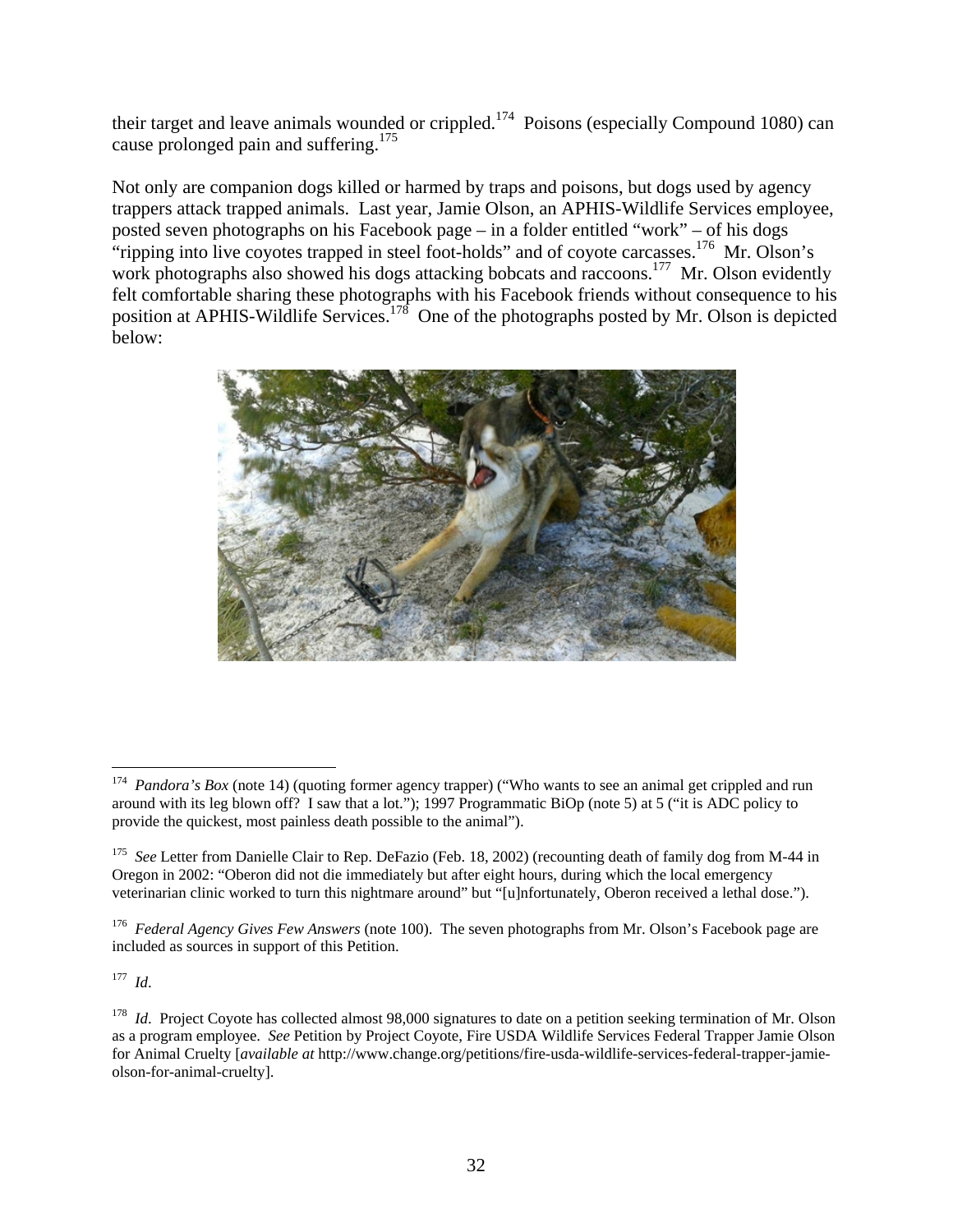their target and leave animals wounded or crippled.[174] Poisons (especially Compound 1080) can cause prolonged pain and suffering.[175]

Not only are companion dogs killed or harmed by traps and poisons, but dogs used by agency trappers attack trapped animals. Last year, Jamie Olson, an APHIS-Wildlife Services employee, posted seven photographs on his Facebook page – in a folder entitled "work" – of his dogs "ripping into live coyotes trapped in steel foot-holds" and of coyote carcasses.[176] Mr. Olson's work photographs also showed his dogs attacking bobcats and raccoons.[177] Mr. Olson evidently felt comfortable sharing these photographs with his Facebook friends without consequence to his position at APHIS-Wildlife Services.[178] One of the photographs posted by Mr. Olson is depicted below:

---

[174] *Pandora's Box* (note 14) (quoting former agency trapper) ("Who wants to see an animal get crippled and run around with its leg blown off? I saw that a lot."); 1997 Programmatic BiOp (note 5) at 5 ("it is ADC policy to provide the quickest, most painless death possible to the animal").

[175] *See* Letter from Danielle Clair to Rep. DeFazio (Feb. 18, 2002) (recounting death of family dog from M-44 in Oregon in 2002: "Oberon did not die immediately but after eight hours, during which the local emergency veterinarian clinic worked to turn this nightmare around" but "[u]nfortunately, Oberon received a lethal dose.").

[176] *Federal Agency Gives Few Answers* (note 100). The seven photographs from Mr. Olson's Facebook page are included as sources in support of this Petition.

[177] *Id*.

[178] *Id*. Project Coyote has collected almost 98,000 signatures to date on a petition seeking termination of Mr. Olson as a program employee. *See* Petition by Project Coyote, Fire USDA Wildlife Services Federal Trapper Jamie Olson for Animal Cruelty [*available at* http://www.change.org/petitions/fire-usda-wildlife-services-federal-trapper-jamie-olson-for-animal-cruelty].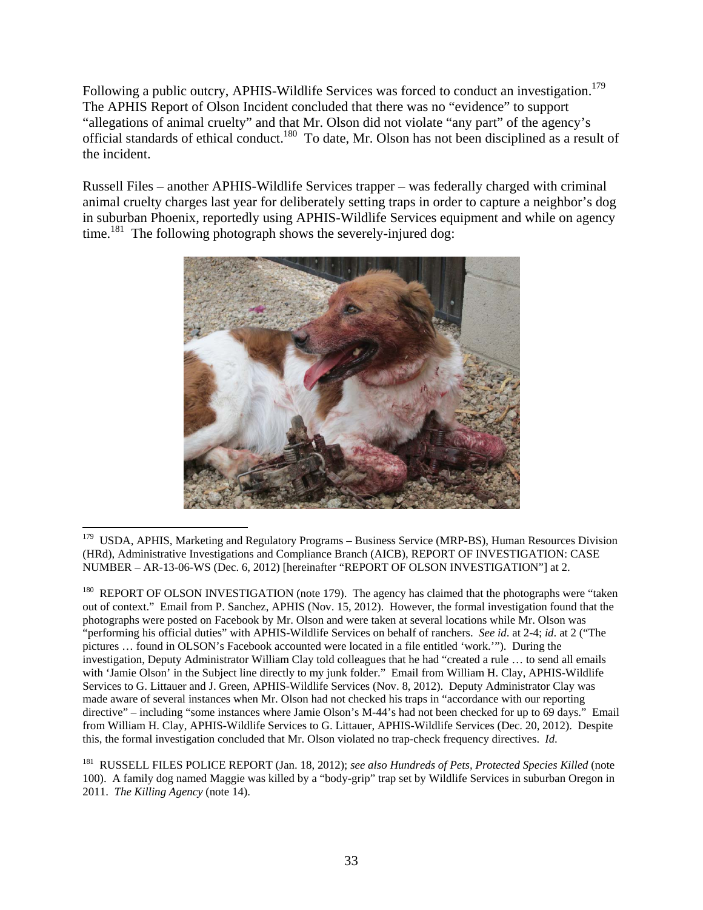Following a public outcry, APHIS-Wildlife Services was forced to conduct an investigation.[179] The APHIS Report of Olson Incident concluded that there was no "evidence" to support "allegations of animal cruelty" and that Mr. Olson did not violate "any part" of the agency's official standards of ethical conduct.[180] To date, Mr. Olson has not been disciplined as a result of the incident.

Russell Files – another APHIS-Wildlife Services trapper – was federally charged with criminal animal cruelty charges last year for deliberately setting traps in order to capture a neighbor's dog in suburban Phoenix, reportedly using APHIS-Wildlife Services equipment and while on agency time.[181] The following photograph shows the severely-injured dog:

---

[179] USDA, APHIS, Marketing and Regulatory Programs – Business Service (MRP-BS), Human Resources Division (HRd), Administrative Investigations and Compliance Branch (AICB), REPORT OF INVESTIGATION: CASE NUMBER – AR-13-06-WS (Dec. 6, 2012) [hereinafter "REPORT OF OLSON INVESTIGATION"] at 2.

[180] REPORT OF OLSON INVESTIGATION (note 179). The agency has claimed that the photographs were "taken out of context." Email from P. Sanchez, APHIS (Nov. 15, 2012). However, the formal investigation found that the photographs were posted on Facebook by Mr. Olson and were taken at several locations while Mr. Olson was "performing his official duties" with APHIS-Wildlife Services on behalf of ranchers. *See id.* at 2-4; *id.* at 2 ("The pictures … found in OLSON's Facebook accounted were located in a file entitled 'work.'"). During the investigation, Deputy Administrator William Clay told colleagues that he had "created a rule … to send all emails with 'Jamie Olson' in the Subject line directly to my junk folder." Email from William H. Clay, APHIS-Wildlife Services to G. Littauer and J. Green, APHIS-Wildlife Services (Nov. 8, 2012). Deputy Administrator Clay was made aware of several instances when Mr. Olson had not checked his traps in "accordance with our reporting directive" – including "some instances where Jamie Olson's M-44's had not been checked for up to 69 days." Email from William H. Clay, APHIS-Wildlife Services to G. Littauer, APHIS-Wildlife Services (Dec. 20, 2012). Despite this, the formal investigation concluded that Mr. Olson violated no trap-check frequency directives. *Id.*

[181] RUSSELL FILES POLICE REPORT (Jan. 18, 2012); *see also Hundreds of Pets, Protected Species Killed* (note 100). A family dog named Maggie was killed by a "body-grip" trap set by Wildlife Services in suburban Oregon in 2011. *The Killing Agency* (note 14).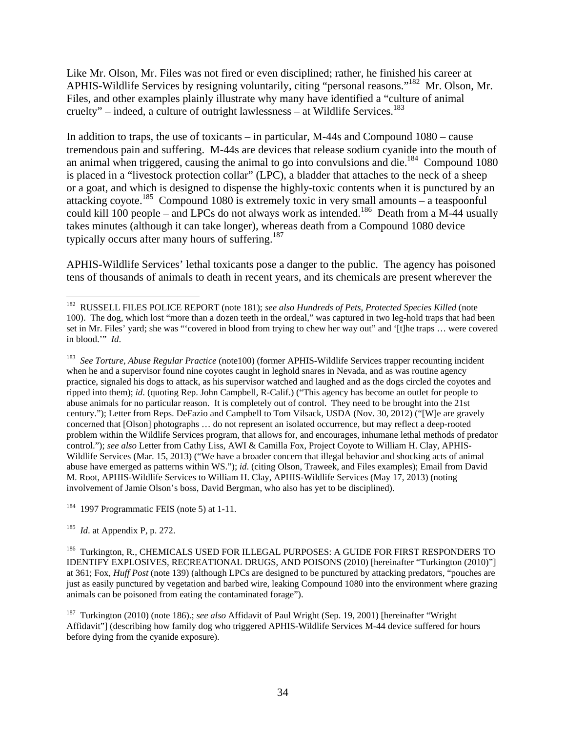Like Mr. Olson, Mr. Files was not fired or even disciplined; rather, he finished his career at APHIS-Wildlife Services by resigning voluntarily, citing "personal reasons."[182] Mr. Olson, Mr. Files, and other examples plainly illustrate why many have identified a "culture of animal cruelty" – indeed, a culture of outright lawlessness – at Wildlife Services.[183]

In addition to traps, the use of toxicants – in particular, M-44s and Compound 1080 – cause tremendous pain and suffering. M-44s are devices that release sodium cyanide into the mouth of an animal when triggered, causing the animal to go into convulsions and die.[184] Compound 1080 is placed in a "livestock protection collar" (LPC), a bladder that attaches to the neck of a sheep or a goat, and which is designed to dispense the highly-toxic contents when it is punctured by an attacking coyote.[185] Compound 1080 is extremely toxic in very small amounts – a teaspoonful could kill 100 people – and LPCs do not always work as intended.[186] Death from a M-44 usually takes minutes (although it can take longer), whereas death from a Compound 1080 device typically occurs after many hours of suffering.[187]

APHIS-Wildlife Services' lethal toxicants pose a danger to the public. The agency has poisoned tens of thousands of animals to death in recent years, and its chemicals are present wherever the

---

[182] RUSSELL FILES POLICE REPORT (note 181); *see also Hundreds of Pets, Protected Species Killed* (note 100). The dog, which lost "more than a dozen teeth in the ordeal," was captured in two leg-hold traps that had been set in Mr. Files' yard; she was "'covered in blood from trying to chew her way out" and '[t]he traps … were covered in blood.'" *Id*.

[183] *See Torture, Abuse Regular Practice* (note100) (former APHIS-Wildlife Services trapper recounting incident when he and a supervisor found nine coyotes caught in leghold snares in Nevada, and as was routine agency practice, signaled his dogs to attack, as his supervisor watched and laughed and as the dogs circled the coyotes and ripped into them); *id*. (quoting Rep. John Campbell, R-Calif.) ("This agency has become an outlet for people to abuse animals for no particular reason. It is completely out of control. They need to be brought into the 21st century."); Letter from Reps. DeFazio and Campbell to Tom Vilsack, USDA (Nov. 30, 2012) ("[W]e are gravely concerned that [Olson] photographs … do not represent an isolated occurrence, but may reflect a deep-rooted problem within the Wildlife Services program, that allows for, and encourages, inhumane lethal methods of predator control."); *see also* Letter from Cathy Liss, AWI & Camilla Fox, Project Coyote to William H. Clay, APHIS-Wildlife Services (Mar. 15, 2013) ("We have a broader concern that illegal behavior and shocking acts of animal abuse have emerged as patterns within WS."); *id*. (citing Olson, Traweek, and Files examples); Email from David M. Root, APHIS-Wildlife Services to William H. Clay, APHIS-Wildlife Services (May 17, 2013) (noting involvement of Jamie Olson's boss, David Bergman, who also has yet to be disciplined).

[184] 1997 Programmatic FEIS (note 5) at 1-11.

[185] *Id*. at Appendix P, p. 272.

[186] Turkington, R., CHEMICALS USED FOR ILLEGAL PURPOSES: A GUIDE FOR FIRST RESPONDERS TO IDENTIFY EXPLOSIVES, RECREATIONAL DRUGS, AND POISONS (2010) [hereinafter "Turkington (2010)"] at 361; Fox, *Huff Post* (note 139) (although LPCs are designed to be punctured by attacking predators, "pouches are just as easily punctured by vegetation and barbed wire, leaking Compound 1080 into the environment where grazing animals can be poisoned from eating the contaminated forage").

[187] Turkington (2010) (note 186).; *see also* Affidavit of Paul Wright (Sep. 19, 2001) [hereinafter "Wright Affidavit"] (describing how family dog who triggered APHIS-Wildlife Services M-44 device suffered for hours before dying from the cyanide exposure).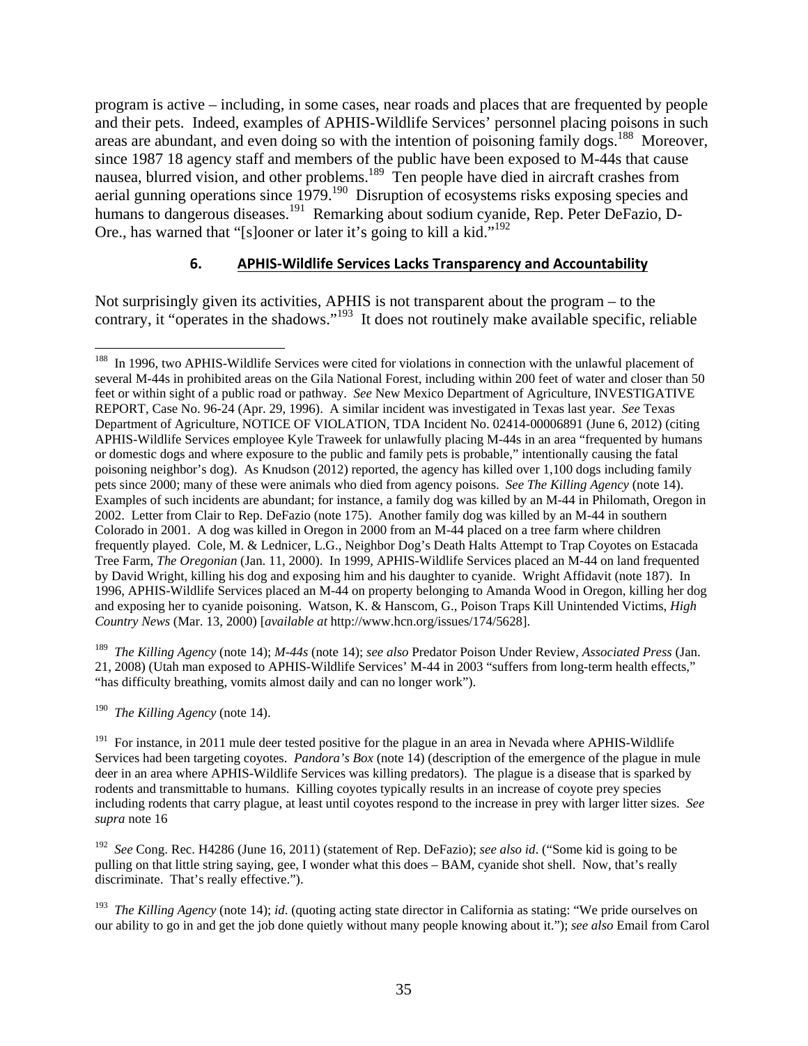program is active – including, in some cases, near roads and places that are frequented by people and their pets. Indeed, examples of APHIS-Wildlife Services' personnel placing poisons in such areas are abundant, and even doing so with the intention of poisoning family dogs.[188] Moreover, since 1987 18 agency staff and members of the public have been exposed to M-44s that cause nausea, blurred vision, and other problems.[189] Ten people have died in aircraft crashes from aerial gunning operations since 1979.[190] Disruption of ecosystems risks exposing species and humans to dangerous diseases.[191] Remarking about sodium cyanide, Rep. Peter DeFazio, D-Ore., has warned that "[s]ooner or later it's going to kill a kid."[192]

### 6. APHIS-Wildlife Services Lacks Transparency and Accountability

Not surprisingly given its activities, APHIS is not transparent about the program – to the contrary, it "operates in the shadows."[193] It does not routinely make available specific, reliable

---

[188] In 1996, two APHIS-Wildlife Services were cited for violations in connection with the unlawful placement of several M-44s in prohibited areas on the Gila National Forest, including within 200 feet of water and closer than 50 feet or within sight of a public road or pathway. *See* New Mexico Department of Agriculture, INVESTIGATIVE REPORT, Case No. 96-24 (Apr. 29, 1996). A similar incident was investigated in Texas last year. *See* Texas Department of Agriculture, NOTICE OF VIOLATION, TDA Incident No. 02414-00006891 (June 6, 2012) (citing APHIS-Wildlife Services employee Kyle Traweek for unlawfully placing M-44s in an area "frequented by humans or domestic dogs and where exposure to the public and family pets is probable," intentionally causing the fatal poisoning neighbor's dog). As Knudson (2012) reported, the agency has killed over 1,100 dogs including family pets since 2000; many of these were animals who died from agency poisons. *See The Killing Agency* (note 14). Examples of such incidents are abundant; for instance, a family dog was killed by an M-44 in Philomath, Oregon in 2002. Letter from Clair to Rep. DeFazio (note 175). Another family dog was killed by an M-44 in southern Colorado in 2001. A dog was killed in Oregon in 2000 from an M-44 placed on a tree farm where children frequently played. Cole, M. & Lednicer, L.G., Neighbor Dog's Death Halts Attempt to Trap Coyotes on Estacada Tree Farm, *The Oregonian* (Jan. 11, 2000). In 1999, APHIS-Wildlife Services placed an M-44 on land frequented by David Wright, killing his dog and exposing him and his daughter to cyanide. Wright Affidavit (note 187). In 1996, APHIS-Wildlife Services placed an M-44 on property belonging to Amanda Wood in Oregon, killing her dog and exposing her to cyanide poisoning. Watson, K. & Hanscom, G., Poison Traps Kill Unintended Victims, *High Country News* (Mar. 13, 2000) [*available at* http://www.hcn.org/issues/174/5628].

[189] *The Killing Agency* (note 14); *M-44s* (note 14); *see also* Predator Poison Under Review, *Associated Press* (Jan. 21, 2008) (Utah man exposed to APHIS-Wildlife Services' M-44 in 2003 "suffers from long-term health effects," "has difficulty breathing, vomits almost daily and can no longer work").

[190] *The Killing Agency* (note 14).

[191] For instance, in 2011 mule deer tested positive for the plague in an area in Nevada where APHIS-Wildlife Services had been targeting coyotes. *Pandora's Box* (note 14) (description of the emergence of the plague in mule deer in an area where APHIS-Wildlife Services was killing predators). The plague is a disease that is sparked by rodents and transmittable to humans. Killing coyotes typically results in an increase of coyote prey species including rodents that carry plague, at least until coyotes respond to the increase in prey with larger litter sizes. *See supra* note 16

[192] *See* Cong. Rec. H4286 (June 16, 2011) (statement of Rep. DeFazio); *see also id*. ("Some kid is going to be pulling on that little string saying, gee, I wonder what this does – BAM, cyanide shot shell. Now, that's really discriminate. That's really effective.").

[193] *The Killing Agency* (note 14); *id*. (quoting acting state director in California as stating: "We pride ourselves on our ability to go in and get the job done quietly without many people knowing about it."); *see also* Email from Carol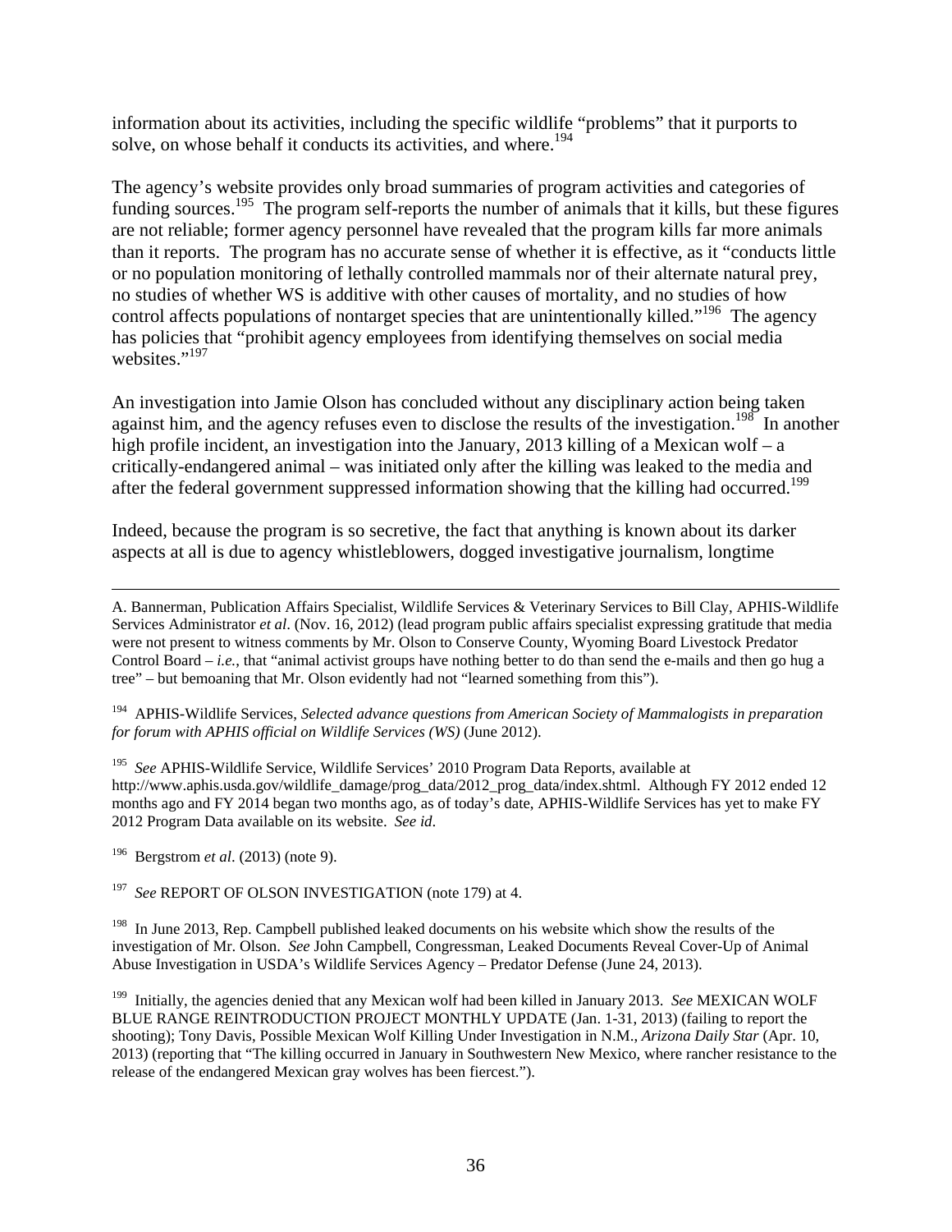information about its activities, including the specific wildlife "problems" that it purports to solve, on whose behalf it conducts its activities, and where.[194]

The agency's website provides only broad summaries of program activities and categories of funding sources.[195] The program self-reports the number of animals that it kills, but these figures are not reliable; former agency personnel have revealed that the program kills far more animals than it reports. The program has no accurate sense of whether it is effective, as it "conducts little or no population monitoring of lethally controlled mammals nor of their alternate natural prey, no studies of whether WS is additive with other causes of mortality, and no studies of how control affects populations of nontarget species that are unintentionally killed."[196] The agency has policies that "prohibit agency employees from identifying themselves on social media websites."[197]

An investigation into Jamie Olson has concluded without any disciplinary action being taken against him, and the agency refuses even to disclose the results of the investigation.[198] In another high profile incident, an investigation into the January, 2013 killing of a Mexican wolf – a critically-endangered animal – was initiated only after the killing was leaked to the media and after the federal government suppressed information showing that the killing had occurred.[199]

Indeed, because the program is so secretive, the fact that anything is known about its darker aspects at all is due to agency whistleblowers, dogged investigative journalism, longtime

---

A. Bannerman, Publication Affairs Specialist, Wildlife Services & Veterinary Services to Bill Clay, APHIS-Wildlife Services Administrator *et al*. (Nov. 16, 2012) (lead program public affairs specialist expressing gratitude that media were not present to witness comments by Mr. Olson to Conserve County, Wyoming Board Livestock Predator Control Board – *i.e.*, that "animal activist groups have nothing better to do than send the e-mails and then go hug a tree" – but bemoaning that Mr. Olson evidently had not "learned something from this").

[194] APHIS-Wildlife Services, *Selected advance questions from American Society of Mammalogists in preparation for forum with APHIS official on Wildlife Services (WS)* (June 2012).

[195] *See* APHIS-Wildlife Service, Wildlife Services' 2010 Program Data Reports, available at http://www.aphis.usda.gov/wildlife_damage/prog_data/2012_prog_data/index.shtml. Although FY 2012 ended 12 months ago and FY 2014 began two months ago, as of today's date, APHIS-Wildlife Services has yet to make FY 2012 Program Data available on its website. *See id*.

[196] Bergstrom *et al*. (2013) (note 9).

[197] *See* REPORT OF OLSON INVESTIGATION (note 179) at 4.

[198] In June 2013, Rep. Campbell published leaked documents on his website which show the results of the investigation of Mr. Olson. *See* John Campbell, Congressman, Leaked Documents Reveal Cover-Up of Animal Abuse Investigation in USDA's Wildlife Services Agency – Predator Defense (June 24, 2013).

[199] Initially, the agencies denied that any Mexican wolf had been killed in January 2013. *See* MEXICAN WOLF BLUE RANGE REINTRODUCTION PROJECT MONTHLY UPDATE (Jan. 1-31, 2013) (failing to report the shooting); Tony Davis, Possible Mexican Wolf Killing Under Investigation in N.M., *Arizona Daily Star* (Apr. 10, 2013) (reporting that "The killing occurred in January in Southwestern New Mexico, where rancher resistance to the release of the endangered Mexican gray wolves has been fiercest.").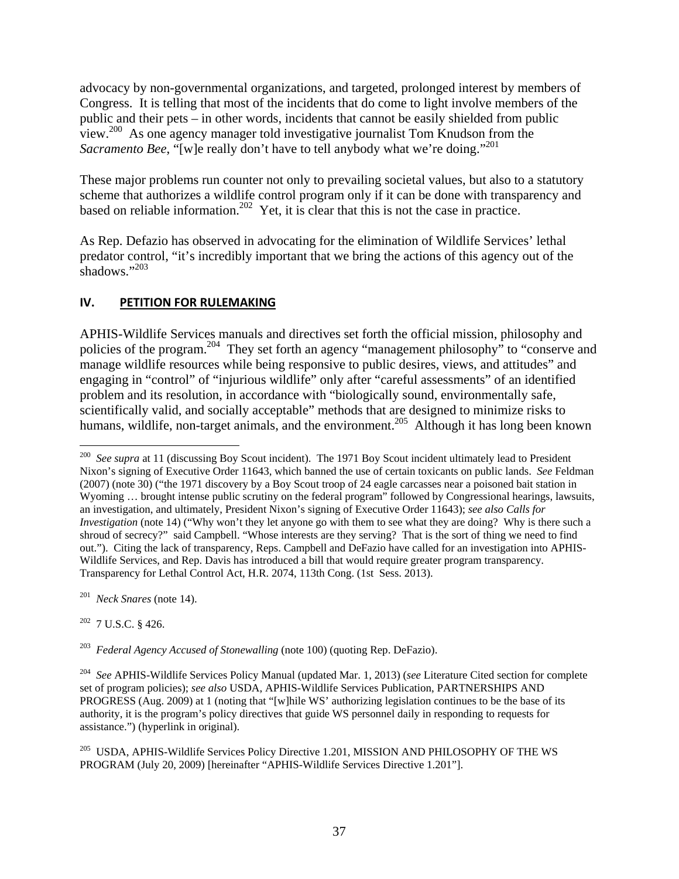advocacy by non-governmental organizations, and targeted, prolonged interest by members of Congress. It is telling that most of the incidents that do come to light involve members of the public and their pets – in other words, incidents that cannot be easily shielded from public view.[200] As one agency manager told investigative journalist Tom Knudson from the *Sacramento Bee*, "[w]e really don't have to tell anybody what we're doing."[201]

These major problems run counter not only to prevailing societal values, but also to a statutory scheme that authorizes a wildlife control program only if it can be done with transparency and based on reliable information.[202] Yet, it is clear that this is not the case in practice.

As Rep. Defazio has observed in advocating for the elimination of Wildlife Services' lethal predator control, "it's incredibly important that we bring the actions of this agency out of the shadows."[203]

## IV. PETITION FOR RULEMAKING

APHIS-Wildlife Services manuals and directives set forth the official mission, philosophy and policies of the program.[204] They set forth an agency "management philosophy" to "conserve and manage wildlife resources while being responsive to public desires, views, and attitudes" and engaging in "control" of "injurious wildlife" only after "careful assessments" of an identified problem and its resolution, in accordance with "biologically sound, environmentally safe, scientifically valid, and socially acceptable" methods that are designed to minimize risks to humans, wildlife, non-target animals, and the environment.[205] Although it has long been known

---

[200] *See supra* at 11 (discussing Boy Scout incident). The 1971 Boy Scout incident ultimately lead to President Nixon's signing of Executive Order 11643, which banned the use of certain toxicants on public lands. *See* Feldman (2007) (note 30) ("the 1971 discovery by a Boy Scout troop of 24 eagle carcasses near a poisoned bait station in Wyoming … brought intense public scrutiny on the federal program" followed by Congressional hearings, lawsuits, an investigation, and ultimately, President Nixon's signing of Executive Order 11643); *see also Calls for Investigation* (note 14) ("Why won't they let anyone go with them to see what they are doing? Why is there such a shroud of secrecy?" said Campbell. "Whose interests are they serving? That is the sort of thing we need to find out."). Citing the lack of transparency, Reps. Campbell and DeFazio have called for an investigation into APHIS-Wildlife Services, and Rep. Davis has introduced a bill that would require greater program transparency. Transparency for Lethal Control Act, H.R. 2074, 113th Cong. (1st Sess. 2013).

[201] *Neck Snares* (note 14).

[202] 7 U.S.C. § 426.

[203] *Federal Agency Accused of Stonewalling* (note 100) (quoting Rep. DeFazio).

[204] *See* APHIS-Wildlife Services Policy Manual (updated Mar. 1, 2013) (*see* Literature Cited section for complete set of program policies); *see also* USDA, APHIS-Wildlife Services Publication, PARTNERSHIPS AND PROGRESS (Aug. 2009) at 1 (noting that "[w]hile WS' authorizing legislation continues to be the base of its authority, it is the program's policy directives that guide WS personnel daily in responding to requests for assistance.") (hyperlink in original).

[205] USDA, APHIS-Wildlife Services Policy Directive 1.201, MISSION AND PHILOSOPHY OF THE WS PROGRAM (July 20, 2009) [hereinafter "APHIS-Wildlife Services Directive 1.201"].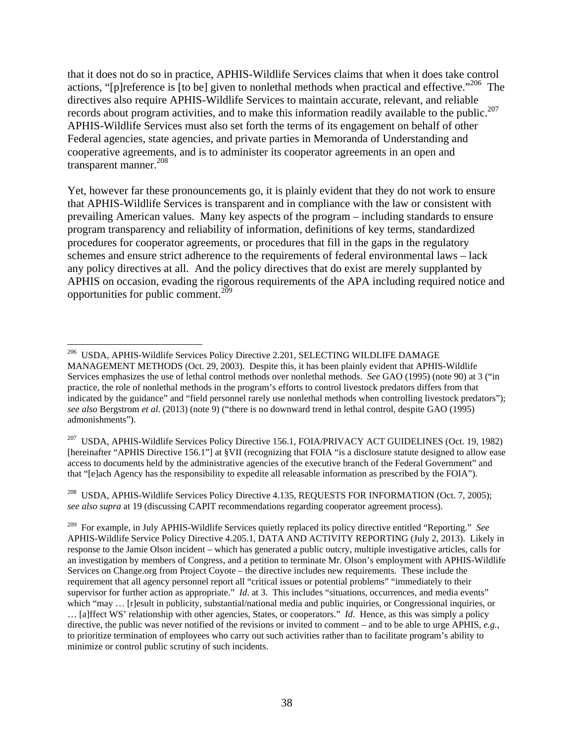that it does not do so in practice, APHIS-Wildlife Services claims that when it does take control actions, "[p]reference is [to be] given to nonlethal methods when practical and effective."[206] The directives also require APHIS-Wildlife Services to maintain accurate, relevant, and reliable records about program activities, and to make this information readily available to the public.[207] APHIS-Wildlife Services must also set forth the terms of its engagement on behalf of other Federal agencies, state agencies, and private parties in Memoranda of Understanding and cooperative agreements, and is to administer its cooperator agreements in an open and transparent manner.[208]

Yet, however far these pronouncements go, it is plainly evident that they do not work to ensure that APHIS-Wildlife Services is transparent and in compliance with the law or consistent with prevailing American values. Many key aspects of the program – including standards to ensure program transparency and reliability of information, definitions of key terms, standardized procedures for cooperator agreements, or procedures that fill in the gaps in the regulatory schemes and ensure strict adherence to the requirements of federal environmental laws – lack any policy directives at all. And the policy directives that do exist are merely supplanted by APHIS on occasion, evading the rigorous requirements of the APA including required notice and opportunities for public comment.[209]

---

[206] USDA, APHIS-Wildlife Services Policy Directive 2.201, SELECTING WILDLIFE DAMAGE MANAGEMENT METHODS (Oct. 29, 2003). Despite this, it has been plainly evident that APHIS-Wildlife Services emphasizes the use of lethal control methods over nonlethal methods. *See* GAO (1995) (note 90) at 3 ("in practice, the role of nonlethal methods in the program's efforts to control livestock predators differs from that indicated by the guidance" and "field personnel rarely use nonlethal methods when controlling livestock predators"); *see also* Bergstrom *et al.* (2013) (note 9) ("there is no downward trend in lethal control, despite GAO (1995) admonishments").

[207] USDA, APHIS-Wildlife Services Policy Directive 156.1, FOIA/PRIVACY ACT GUIDELINES (Oct. 19, 1982) [hereinafter "APHIS Directive 156.1"] at §VII (recognizing that FOIA "is a disclosure statute designed to allow ease access to documents held by the administrative agencies of the executive branch of the Federal Government" and that "[e]ach Agency has the responsibility to expedite all releasable information as prescribed by the FOIA").

[208] USDA, APHIS-Wildlife Services Policy Directive 4.135, REQUESTS FOR INFORMATION (Oct. 7, 2005); *see also supra* at 19 (discussing CAPIT recommendations regarding cooperator agreement process).

[209] For example, in July APHIS-Wildlife Services quietly replaced its policy directive entitled "Reporting." *See* APHIS-Wildlife Service Policy Directive 4.205.1, DATA AND ACTIVITY REPORTING (July 2, 2013). Likely in response to the Jamie Olson incident – which has generated a public outcry, multiple investigative articles, calls for an investigation by members of Congress, and a petition to terminate Mr. Olson's employment with APHIS-Wildlife Services on Change.org from Project Coyote – the directive includes new requirements. These include the requirement that all agency personnel report all "critical issues or potential problems" "immediately to their supervisor for further action as appropriate." *Id*. at 3. This includes "situations, occurrences, and media events" which "may … [r]esult in publicity, substantial/national media and public inquiries, or Congressional inquiries, or … [a]ffect WS' relationship with other agencies, States, or cooperators." *Id*. Hence, as this was simply a policy directive, the public was never notified of the revisions or invited to comment – and to be able to urge APHIS, *e.g.*, to prioritize termination of employees who carry out such activities rather than to facilitate program's ability to minimize or control public scrutiny of such incidents.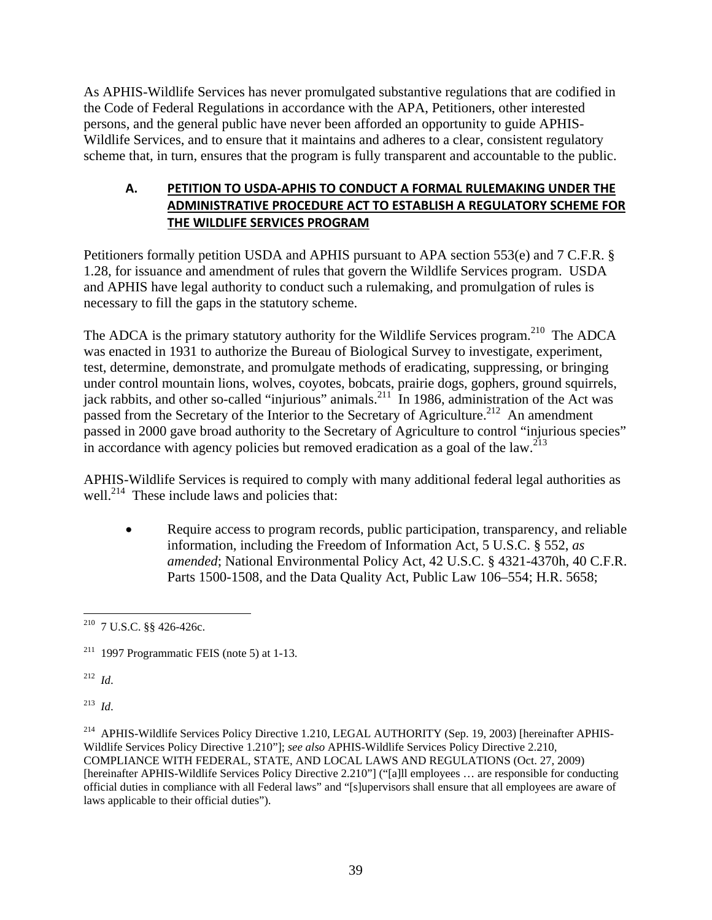As APHIS-Wildlife Services has never promulgated substantive regulations that are codified in the Code of Federal Regulations in accordance with the APA, Petitioners, other interested persons, and the general public have never been afforded an opportunity to guide APHIS-Wildlife Services, and to ensure that it maintains and adheres to a clear, consistent regulatory scheme that, in turn, ensures that the program is fully transparent and accountable to the public.

### A. PETITION TO USDA-APHIS TO CONDUCT A FORMAL RULEMAKING UNDER THE ADMINISTRATIVE PROCEDURE ACT TO ESTABLISH A REGULATORY SCHEME FOR THE WILDLIFE SERVICES PROGRAM

Petitioners formally petition USDA and APHIS pursuant to APA section 553(e) and 7 C.F.R. § 1.28, for issuance and amendment of rules that govern the Wildlife Services program. USDA and APHIS have legal authority to conduct such a rulemaking, and promulgation of rules is necessary to fill the gaps in the statutory scheme.

The ADCA is the primary statutory authority for the Wildlife Services program.[210] The ADCA was enacted in 1931 to authorize the Bureau of Biological Survey to investigate, experiment, test, determine, demonstrate, and promulgate methods of eradicating, suppressing, or bringing under control mountain lions, wolves, coyotes, bobcats, prairie dogs, gophers, ground squirrels, jack rabbits, and other so-called "injurious" animals.[211] In 1986, administration of the Act was passed from the Secretary of the Interior to the Secretary of Agriculture.[212] An amendment passed in 2000 gave broad authority to the Secretary of Agriculture to control "injurious species" in accordance with agency policies but removed eradication as a goal of the law.[213]

APHIS-Wildlife Services is required to comply with many additional federal legal authorities as well.[214] These include laws and policies that:

- Require access to program records, public participation, transparency, and reliable information, including the Freedom of Information Act, 5 U.S.C. § 552, *as amended*; National Environmental Policy Act, 42 U.S.C. § 4321-4370h, 40 C.F.R. Parts 1500-1508, and the Data Quality Act, Public Law 106–554; H.R. 5658;

---

[210] 7 U.S.C. §§ 426-426c.

[211] 1997 Programmatic FEIS (note 5) at 1-13.

[212] *Id*.

[213] *Id*.

[214] APHIS-Wildlife Services Policy Directive 1.210, LEGAL AUTHORITY (Sep. 19, 2003) [hereinafter APHIS-Wildlife Services Policy Directive 1.210"]; *see also* APHIS-Wildlife Services Policy Directive 2.210, COMPLIANCE WITH FEDERAL, STATE, AND LOCAL LAWS AND REGULATIONS (Oct. 27, 2009) [hereinafter APHIS-Wildlife Services Policy Directive 2.210"] ("[a]ll employees … are responsible for conducting official duties in compliance with all Federal laws" and "[s]upervisors shall ensure that all employees are aware of laws applicable to their official duties").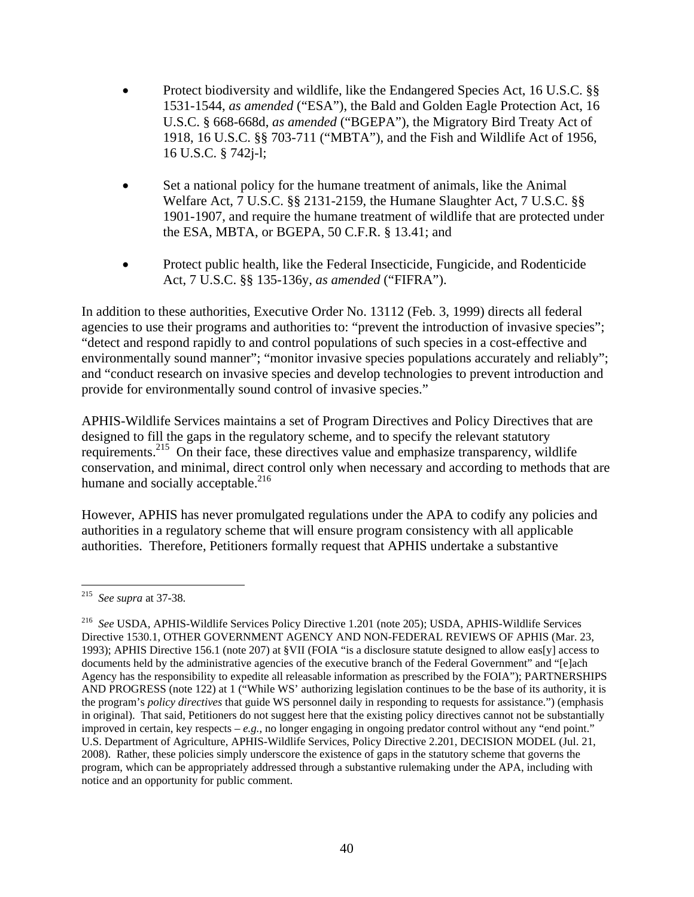- Protect biodiversity and wildlife, like the Endangered Species Act, 16 U.S.C. §§ 1531-1544, *as amended* ("ESA"), the Bald and Golden Eagle Protection Act, 16 U.S.C. § 668-668d, *as amended* ("BGEPA"), the Migratory Bird Treaty Act of 1918, 16 U.S.C. §§ 703-711 ("MBTA"), and the Fish and Wildlife Act of 1956, 16 U.S.C. § 742j-l;

- Set a national policy for the humane treatment of animals, like the Animal Welfare Act, 7 U.S.C. §§ 2131-2159, the Humane Slaughter Act, 7 U.S.C. §§ 1901-1907, and require the humane treatment of wildlife that are protected under the ESA, MBTA, or BGEPA, 50 C.F.R. § 13.41; and

- Protect public health, like the Federal Insecticide, Fungicide, and Rodenticide Act, 7 U.S.C. §§ 135-136y, *as amended* ("FIFRA").

In addition to these authorities, Executive Order No. 13112 (Feb. 3, 1999) directs all federal agencies to use their programs and authorities to: "prevent the introduction of invasive species"; "detect and respond rapidly to and control populations of such species in a cost-effective and environmentally sound manner"; "monitor invasive species populations accurately and reliably"; and "conduct research on invasive species and develop technologies to prevent introduction and provide for environmentally sound control of invasive species."

APHIS-Wildlife Services maintains a set of Program Directives and Policy Directives that are designed to fill the gaps in the regulatory scheme, and to specify the relevant statutory requirements.[215] On their face, these directives value and emphasize transparency, wildlife conservation, and minimal, direct control only when necessary and according to methods that are humane and socially acceptable.[216]

However, APHIS has never promulgated regulations under the APA to codify any policies and authorities in a regulatory scheme that will ensure program consistency with all applicable authorities. Therefore, Petitioners formally request that APHIS undertake a substantive

---

[215] *See supra* at 37-38.

[216] *See* USDA, APHIS-Wildlife Services Policy Directive 1.201 (note 205); USDA, APHIS-Wildlife Services Directive 1530.1, OTHER GOVERNMENT AGENCY AND NON-FEDERAL REVIEWS OF APHIS (Mar. 23, 1993); APHIS Directive 156.1 (note 207) at §VII (FOIA "is a disclosure statute designed to allow eas[y] access to documents held by the administrative agencies of the executive branch of the Federal Government" and "[e]ach Agency has the responsibility to expedite all releasable information as prescribed by the FOIA"); PARTNERSHIPS AND PROGRESS (note 122) at 1 ("While WS' authorizing legislation continues to be the base of its authority, it is the program's *policy directives* that guide WS personnel daily in responding to requests for assistance.") (emphasis in original). That said, Petitioners do not suggest here that the existing policy directives cannot not be substantially improved in certain, key respects – *e.g.,* no longer engaging in ongoing predator control without any "end point." U.S. Department of Agriculture, APHIS-Wildlife Services, Policy Directive 2.201, DECISION MODEL (Jul. 21, 2008). Rather, these policies simply underscore the existence of gaps in the statutory scheme that governs the program, which can be appropriately addressed through a substantive rulemaking under the APA, including with notice and an opportunity for public comment.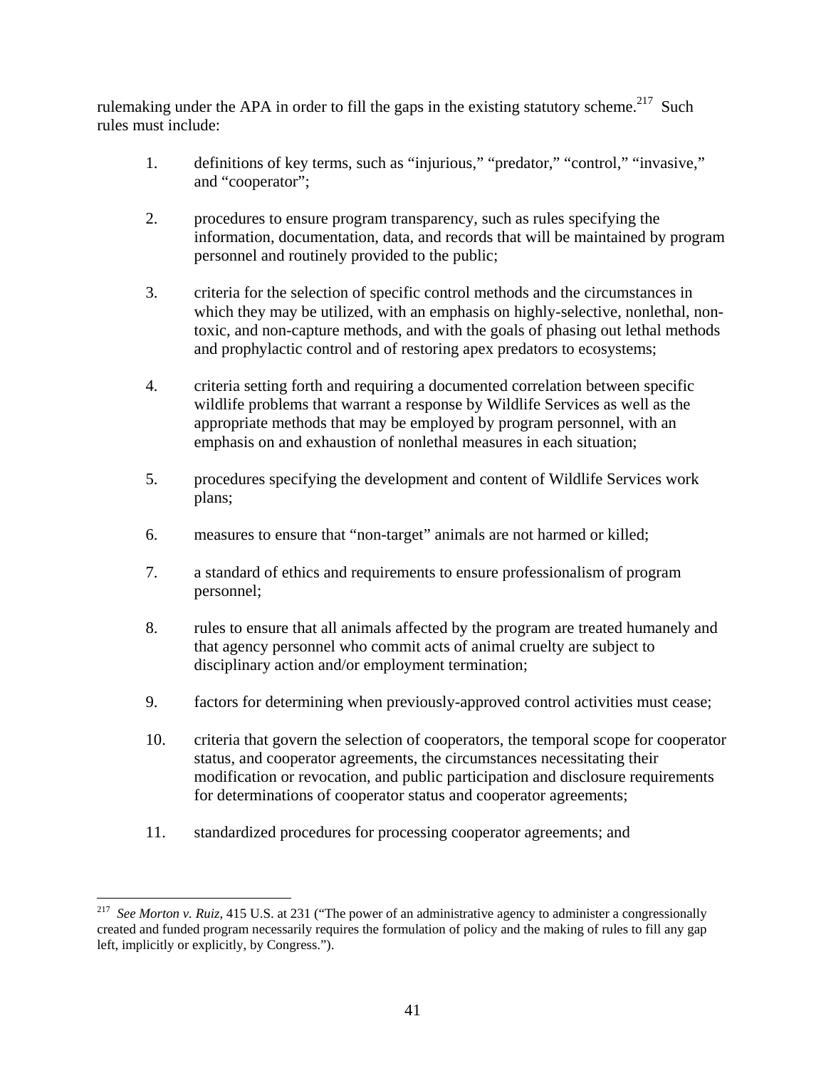rulemaking under the APA in order to fill the gaps in the existing statutory scheme.[217] Such rules must include:

1. definitions of key terms, such as "injurious," "predator," "control," "invasive," and "cooperator";

2. procedures to ensure program transparency, such as rules specifying the information, documentation, data, and records that will be maintained by program personnel and routinely provided to the public;

3. criteria for the selection of specific control methods and the circumstances in which they may be utilized, with an emphasis on highly-selective, nonlethal, non-toxic, and non-capture methods, and with the goals of phasing out lethal methods and prophylactic control and of restoring apex predators to ecosystems;

4. criteria setting forth and requiring a documented correlation between specific wildlife problems that warrant a response by Wildlife Services as well as the appropriate methods that may be employed by program personnel, with an emphasis on and exhaustion of nonlethal measures in each situation;

5. procedures specifying the development and content of Wildlife Services work plans;

6. measures to ensure that "non-target" animals are not harmed or killed;

7. a standard of ethics and requirements to ensure professionalism of program personnel;

8. rules to ensure that all animals affected by the program are treated humanely and that agency personnel who commit acts of animal cruelty are subject to disciplinary action and/or employment termination;

9. factors for determining when previously-approved control activities must cease;

10. criteria that govern the selection of cooperators, the temporal scope for cooperator status, and cooperator agreements, the circumstances necessitating their modification or revocation, and public participation and disclosure requirements for determinations of cooperator status and cooperator agreements;

11. standardized procedures for processing cooperator agreements; and

---

[217] *See Morton v. Ruiz*, 415 U.S. at 231 ("The power of an administrative agency to administer a congressionally created and funded program necessarily requires the formulation of policy and the making of rules to fill any gap left, implicitly or explicitly, by Congress.").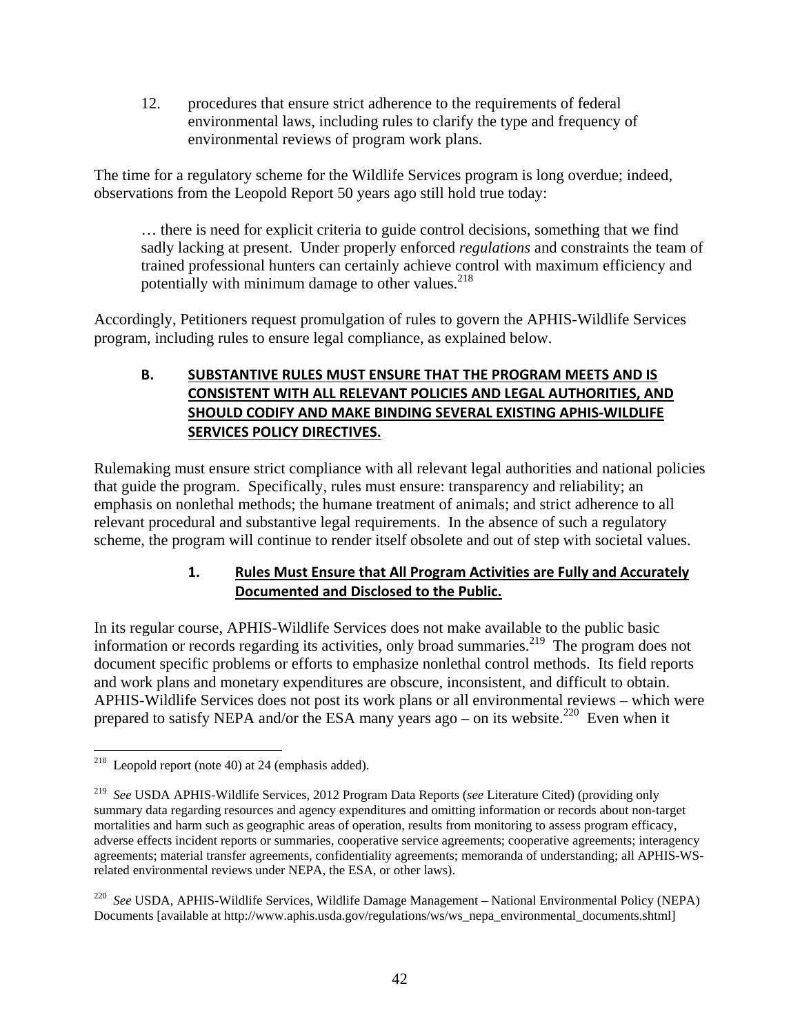12. procedures that ensure strict adherence to the requirements of federal environmental laws, including rules to clarify the type and frequency of environmental reviews of program work plans.

The time for a regulatory scheme for the Wildlife Services program is long overdue; indeed, observations from the Leopold Report 50 years ago still hold true today:

> … there is need for explicit criteria to guide control decisions, something that we find sadly lacking at present. Under properly enforced *regulations* and constraints the team of trained professional hunters can certainly achieve control with maximum efficiency and potentially with minimum damage to other values.[218]

Accordingly, Petitioners request promulgation of rules to govern the APHIS-Wildlife Services program, including rules to ensure legal compliance, as explained below.

### B. SUBSTANTIVE RULES MUST ENSURE THAT THE PROGRAM MEETS AND IS CONSISTENT WITH ALL RELEVANT POLICIES AND LEGAL AUTHORITIES, AND SHOULD CODIFY AND MAKE BINDING SEVERAL EXISTING APHIS-WILDLIFE SERVICES POLICY DIRECTIVES.

Rulemaking must ensure strict compliance with all relevant legal authorities and national policies that guide the program. Specifically, rules must ensure: transparency and reliability; an emphasis on nonlethal methods; the humane treatment of animals; and strict adherence to all relevant procedural and substantive legal requirements. In the absence of such a regulatory scheme, the program will continue to render itself obsolete and out of step with societal values.

#### 1. Rules Must Ensure that All Program Activities are Fully and Accurately Documented and Disclosed to the Public.

In its regular course, APHIS-Wildlife Services does not make available to the public basic information or records regarding its activities, only broad summaries.[219] The program does not document specific problems or efforts to emphasize nonlethal control methods. Its field reports and work plans and monetary expenditures are obscure, inconsistent, and difficult to obtain. APHIS-Wildlife Services does not post its work plans or all environmental reviews – which were prepared to satisfy NEPA and/or the ESA many years ago – on its website.[220] Even when it

---

[218] Leopold report (note 40) at 24 (emphasis added).

[219] *See* USDA APHIS-Wildlife Services, 2012 Program Data Reports (*see* Literature Cited) (providing only summary data regarding resources and agency expenditures and omitting information or records about non-target mortalities and harm such as geographic areas of operation, results from monitoring to assess program efficacy, adverse effects incident reports or summaries, cooperative service agreements; cooperative agreements; interagency agreements; material transfer agreements, confidentiality agreements; memoranda of understanding; all APHIS-WS-related environmental reviews under NEPA, the ESA, or other laws).

[220] *See* USDA, APHIS-Wildlife Services, Wildlife Damage Management – National Environmental Policy (NEPA) Documents [available at http://www.aphis.usda.gov/regulations/ws/ws_nepa_environmental_documents.shtml]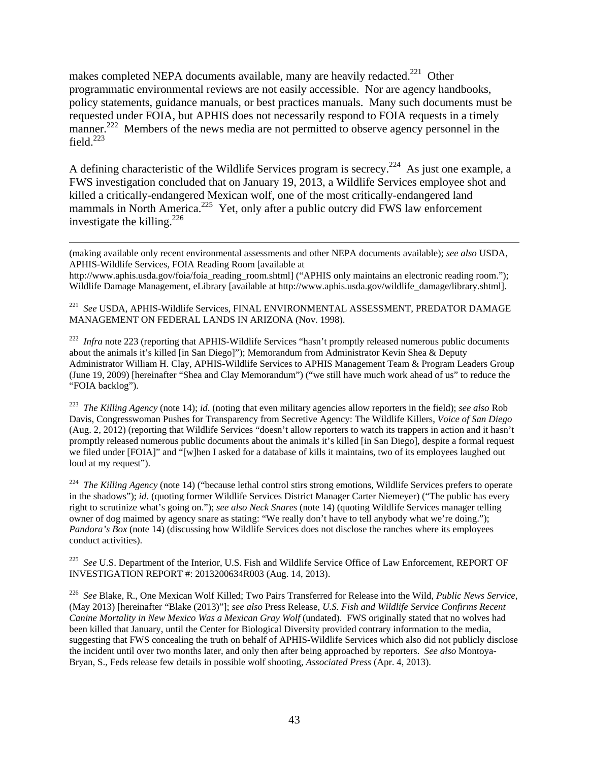makes completed NEPA documents available, many are heavily redacted.[221] Other programmatic environmental reviews are not easily accessible. Nor are agency handbooks, policy statements, guidance manuals, or best practices manuals. Many such documents must be requested under FOIA, but APHIS does not necessarily respond to FOIA requests in a timely manner.[222] Members of the news media are not permitted to observe agency personnel in the field.[223]

A defining characteristic of the Wildlife Services program is secrecy.[224] As just one example, a FWS investigation concluded that on January 19, 2013, a Wildlife Services employee shot and killed a critically-endangered Mexican wolf, one of the most critically-endangered land mammals in North America.[225] Yet, only after a public outcry did FWS law enforcement investigate the killing.[226]

---

(making available only recent environmental assessments and other NEPA documents available); *see also* USDA, APHIS-Wildlife Services, FOIA Reading Room [available at http://www.aphis.usda.gov/foia/foia_reading_room.shtml] ("APHIS only maintains an electronic reading room."); Wildlife Damage Management, eLibrary [available at http://www.aphis.usda.gov/wildlife_damage/library.shtml].

[221] *See* USDA, APHIS-Wildlife Services, FINAL ENVIRONMENTAL ASSESSMENT, PREDATOR DAMAGE MANAGEMENT ON FEDERAL LANDS IN ARIZONA (Nov. 1998).

[222] *Infra* note 223 (reporting that APHIS-Wildlife Services "hasn't promptly released numerous public documents about the animals it's killed [in San Diego]"); Memorandum from Administrator Kevin Shea & Deputy Administrator William H. Clay, APHIS-Wildlife Services to APHIS Management Team & Program Leaders Group (June 19, 2009) [hereinafter "Shea and Clay Memorandum"] ("we still have much work ahead of us" to reduce the "FOIA backlog").

[223] *The Killing Agency* (note 14); *id*. (noting that even military agencies allow reporters in the field); *see also* Rob Davis, Congresswoman Pushes for Transparency from Secretive Agency: The Wildlife Killers, *Voice of San Diego* (Aug. 2, 2012) (reporting that Wildlife Services "doesn't allow reporters to watch its trappers in action and it hasn't promptly released numerous public documents about the animals it's killed [in San Diego], despite a formal request we filed under [FOIA]" and "[w]hen I asked for a database of kills it maintains, two of its employees laughed out loud at my request").

[224] *The Killing Agency* (note 14) ("because lethal control stirs strong emotions, Wildlife Services prefers to operate in the shadows"); *id*. (quoting former Wildlife Services District Manager Carter Niemeyer) ("The public has every right to scrutinize what's going on."); *see also Neck Snares* (note 14) (quoting Wildlife Services manager telling owner of dog maimed by agency snare as stating: "We really don't have to tell anybody what we're doing."); *Pandora's Box* (note 14) (discussing how Wildlife Services does not disclose the ranches where its employees conduct activities).

[225] *See* U.S. Department of the Interior, U.S. Fish and Wildlife Service Office of Law Enforcement, REPORT OF INVESTIGATION REPORT #: 2013200634R003 (Aug. 14, 2013).

[226] *See* Blake, R., One Mexican Wolf Killed; Two Pairs Transferred for Release into the Wild, *Public News Service*, (May 2013) [hereinafter "Blake (2013)"]; *see also* Press Release, *U.S. Fish and Wildlife Service Confirms Recent Canine Mortality in New Mexico Was a Mexican Gray Wolf* (undated). FWS originally stated that no wolves had been killed that January, until the Center for Biological Diversity provided contrary information to the media, suggesting that FWS concealing the truth on behalf of APHIS-Wildlife Services which also did not publicly disclose the incident until over two months later, and only then after being approached by reporters. *See also* Montoya-Bryan, S., Feds release few details in possible wolf shooting, *Associated Press* (Apr. 4, 2013).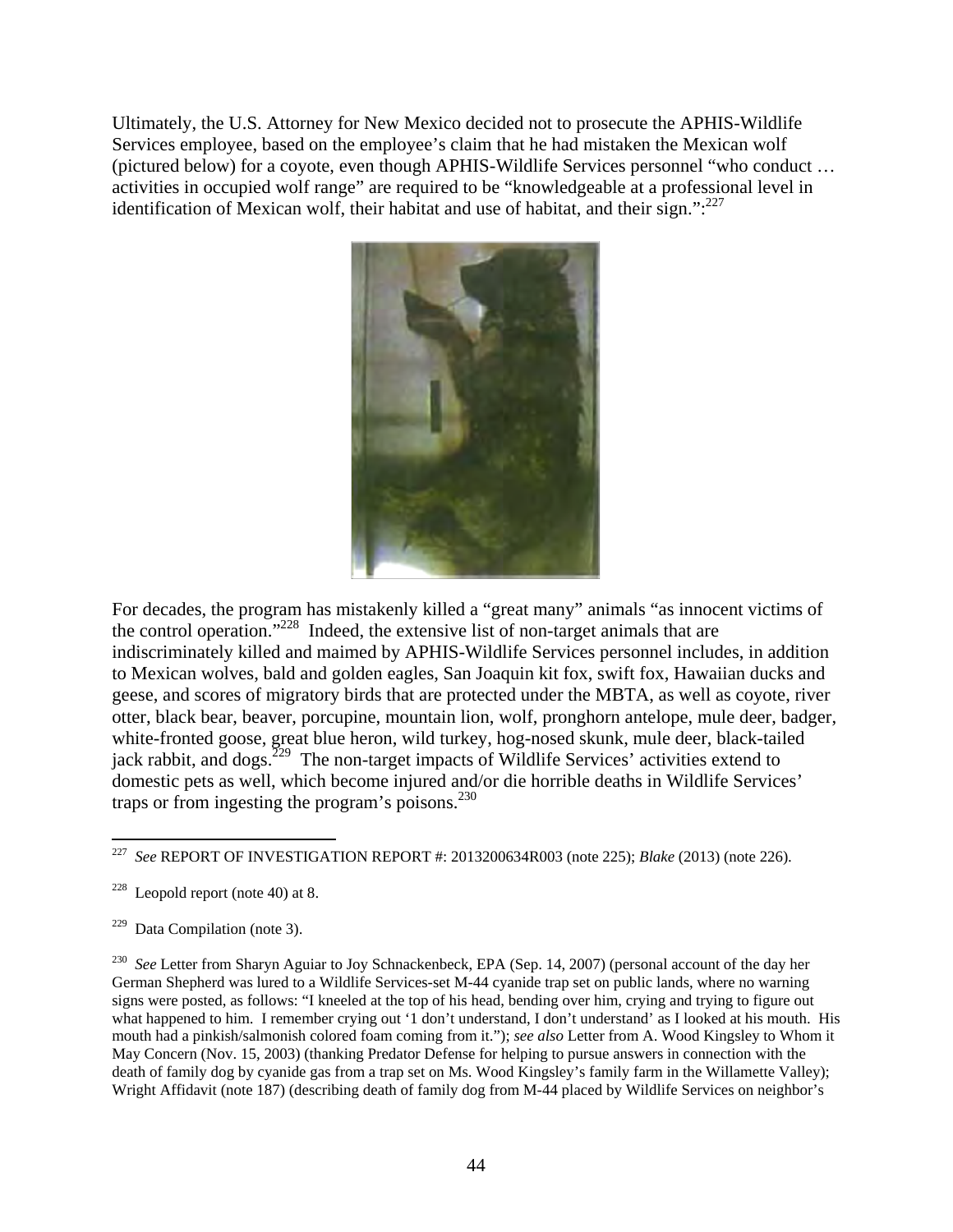Ultimately, the U.S. Attorney for New Mexico decided not to prosecute the APHIS-Wildlife Services employee, based on the employee's claim that he had mistaken the Mexican wolf (pictured below) for a coyote, even though APHIS-Wildlife Services personnel "who conduct … activities in occupied wolf range" are required to be "knowledgeable at a professional level in identification of Mexican wolf, their habitat and use of habitat, and their sign.":[227]

For decades, the program has mistakenly killed a "great many" animals "as innocent victims of the control operation."[228] Indeed, the extensive list of non-target animals that are indiscriminately killed and maimed by APHIS-Wildlife Services personnel includes, in addition to Mexican wolves, bald and golden eagles, San Joaquin kit fox, swift fox, Hawaiian ducks and geese, and scores of migratory birds that are protected under the MBTA, as well as coyote, river otter, black bear, beaver, porcupine, mountain lion, wolf, pronghorn antelope, mule deer, badger, white-fronted goose, great blue heron, wild turkey, hog-nosed skunk, mule deer, black-tailed jack rabbit, and dogs.[229] The non-target impacts of Wildlife Services' activities extend to domestic pets as well, which become injured and/or die horrible deaths in Wildlife Services' traps or from ingesting the program's poisons.[230]

---

[227] *See* REPORT OF INVESTIGATION REPORT #: 2013200634R003 (note 225); *Blake* (2013) (note 226).

[228] Leopold report (note 40) at 8.

[229] Data Compilation (note 3).

[230] *See* Letter from Sharyn Aguiar to Joy Schnackenbeck, EPA (Sep. 14, 2007) (personal account of the day her German Shepherd was lured to a Wildlife Services-set M-44 cyanide trap set on public lands, where no warning signs were posted, as follows: "I kneeled at the top of his head, bending over him, crying and trying to figure out what happened to him. I remember crying out '1 don't understand, I don't understand' as I looked at his mouth. His mouth had a pinkish/salmonish colored foam coming from it."); *see also* Letter from A. Wood Kingsley to Whom it May Concern (Nov. 15, 2003) (thanking Predator Defense for helping to pursue answers in connection with the death of family dog by cyanide gas from a trap set on Ms. Wood Kingsley's family farm in the Willamette Valley); Wright Affidavit (note 187) (describing death of family dog from M-44 placed by Wildlife Services on neighbor's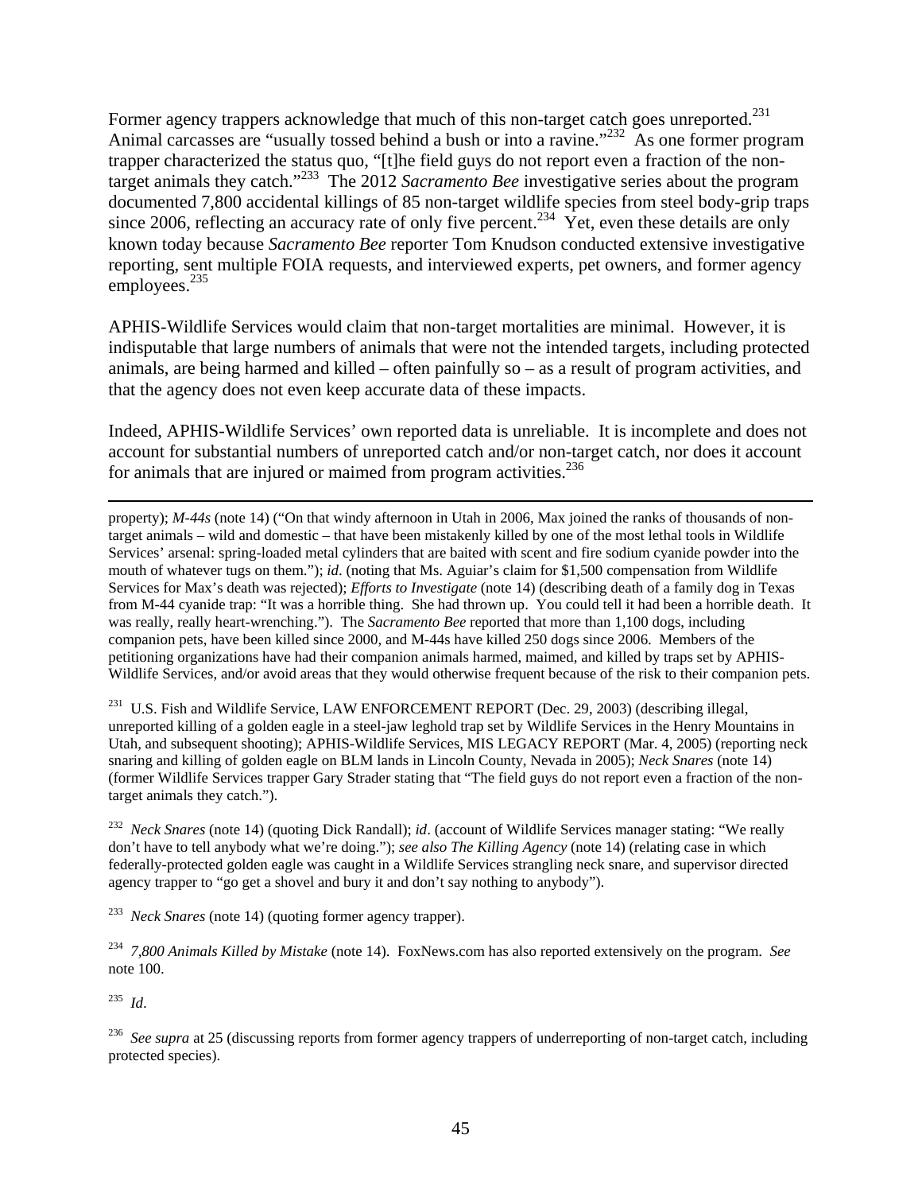Former agency trappers acknowledge that much of this non-target catch goes unreported.[231] Animal carcasses are "usually tossed behind a bush or into a ravine."[232] As one former program trapper characterized the status quo, "[t]he field guys do not report even a fraction of the non-target animals they catch."[233] The 2012 *Sacramento Bee* investigative series about the program documented 7,800 accidental killings of 85 non-target wildlife species from steel body-grip traps since 2006, reflecting an accuracy rate of only five percent.[234] Yet, even these details are only known today because *Sacramento Bee* reporter Tom Knudson conducted extensive investigative reporting, sent multiple FOIA requests, and interviewed experts, pet owners, and former agency employees.[235]

APHIS-Wildlife Services would claim that non-target mortalities are minimal. However, it is indisputable that large numbers of animals that were not the intended targets, including protected animals, are being harmed and killed – often painfully so – as a result of program activities, and that the agency does not even keep accurate data of these impacts.

Indeed, APHIS-Wildlife Services' own reported data is unreliable. It is incomplete and does not account for substantial numbers of unreported catch and/or non-target catch, nor does it account for animals that are injured or maimed from program activities.[236]

---

property); *M-44s* (note 14) ("On that windy afternoon in Utah in 2006, Max joined the ranks of thousands of non-target animals – wild and domestic – that have been mistakenly killed by one of the most lethal tools in Wildlife Services' arsenal: spring-loaded metal cylinders that are baited with scent and fire sodium cyanide powder into the mouth of whatever tugs on them."); *id*. (noting that Ms. Aguiar's claim for $1,500 compensation from Wildlife Services for Max's death was rejected); *Efforts to Investigate* (note 14) (describing death of a family dog in Texas from M-44 cyanide trap: "It was a horrible thing. She had thrown up. You could tell it had been a horrible death. It was really, really heart-wrenching."). The *Sacramento Bee* reported that more than 1,100 dogs, including companion pets, have been killed since 2000, and M-44s have killed 250 dogs since 2006. Members of the petitioning organizations have had their companion animals harmed, maimed, and killed by traps set by APHIS-Wildlife Services, and/or avoid areas that they would otherwise frequent because of the risk to their companion pets.

[231] U.S. Fish and Wildlife Service, LAW ENFORCEMENT REPORT (Dec. 29, 2003) (describing illegal, unreported killing of a golden eagle in a steel-jaw leghold trap set by Wildlife Services in the Henry Mountains in Utah, and subsequent shooting); APHIS-Wildlife Services, MIS LEGACY REPORT (Mar. 4, 2005) (reporting neck snaring and killing of golden eagle on BLM lands in Lincoln County, Nevada in 2005); *Neck Snares* (note 14) (former Wildlife Services trapper Gary Strader stating that "The field guys do not report even a fraction of the non-target animals they catch.").

[232] *Neck Snares* (note 14) (quoting Dick Randall); *id*. (account of Wildlife Services manager stating: "We really don't have to tell anybody what we're doing."); *see also The Killing Agency* (note 14) (relating case in which federally-protected golden eagle was caught in a Wildlife Services strangling neck snare, and supervisor directed agency trapper to "go get a shovel and bury it and don't say nothing to anybody").

[233] *Neck Snares* (note 14) (quoting former agency trapper).

[234] *7,800 Animals Killed by Mistake* (note 14). FoxNews.com has also reported extensively on the program. *See* note 100.

[235] *Id*.

[236] *See supra* at 25 (discussing reports from former agency trappers of underreporting of non-target catch, including protected species).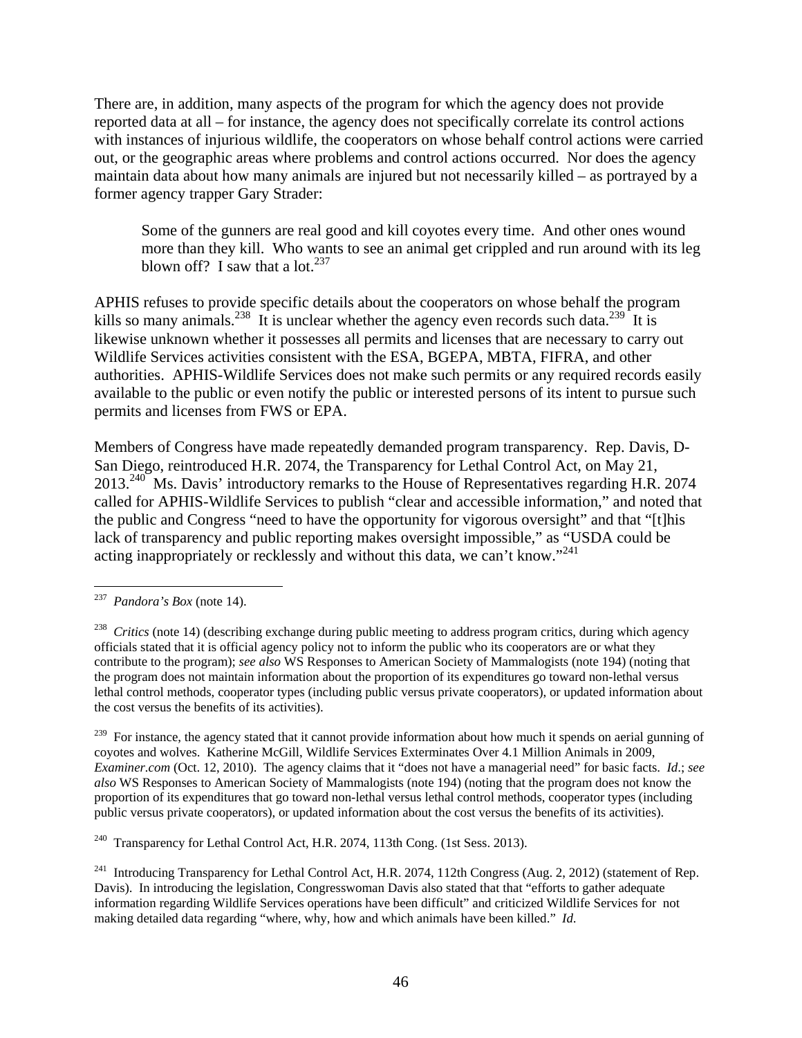There are, in addition, many aspects of the program for which the agency does not provide reported data at all – for instance, the agency does not specifically correlate its control actions with instances of injurious wildlife, the cooperators on whose behalf control actions were carried out, or the geographic areas where problems and control actions occurred. Nor does the agency maintain data about how many animals are injured but not necessarily killed – as portrayed by a former agency trapper Gary Strader:

> Some of the gunners are real good and kill coyotes every time. And other ones wound more than they kill. Who wants to see an animal get crippled and run around with its leg blown off? I saw that a lot.[237]

APHIS refuses to provide specific details about the cooperators on whose behalf the program kills so many animals.[238] It is unclear whether the agency even records such data.[239] It is likewise unknown whether it possesses all permits and licenses that are necessary to carry out Wildlife Services activities consistent with the ESA, BGEPA, MBTA, FIFRA, and other authorities. APHIS-Wildlife Services does not make such permits or any required records easily available to the public or even notify the public or interested persons of its intent to pursue such permits and licenses from FWS or EPA.

Members of Congress have made repeatedly demanded program transparency. Rep. Davis, D-San Diego, reintroduced H.R. 2074, the Transparency for Lethal Control Act, on May 21, 2013.[240] Ms. Davis' introductory remarks to the House of Representatives regarding H.R. 2074 called for APHIS-Wildlife Services to publish "clear and accessible information," and noted that the public and Congress "need to have the opportunity for vigorous oversight" and that "[t]his lack of transparency and public reporting makes oversight impossible," as "USDA could be acting inappropriately or recklessly and without this data, we can't know."[241]

---

[237] *Pandora's Box* (note 14).

[238] *Critics* (note 14) (describing exchange during public meeting to address program critics, during which agency officials stated that it is official agency policy not to inform the public who its cooperators are or what they contribute to the program); *see also* WS Responses to American Society of Mammalogists (note 194) (noting that the program does not maintain information about the proportion of its expenditures go toward non-lethal versus lethal control methods, cooperator types (including public versus private cooperators), or updated information about the cost versus the benefits of its activities).

[239] For instance, the agency stated that it cannot provide information about how much it spends on aerial gunning of coyotes and wolves. Katherine McGill, Wildlife Services Exterminates Over 4.1 Million Animals in 2009, *Examiner.com* (Oct. 12, 2010). The agency claims that it "does not have a managerial need" for basic facts. *Id*.; *see also* WS Responses to American Society of Mammalogists (note 194) (noting that the program does not know the proportion of its expenditures that go toward non-lethal versus lethal control methods, cooperator types (including public versus private cooperators), or updated information about the cost versus the benefits of its activities).

[240] Transparency for Lethal Control Act, H.R. 2074, 113th Cong. (1st Sess. 2013).

[241] Introducing Transparency for Lethal Control Act, H.R. 2074, 112th Congress (Aug. 2, 2012) (statement of Rep. Davis). In introducing the legislation, Congresswoman Davis also stated that that "efforts to gather adequate information regarding Wildlife Services operations have been difficult" and criticized Wildlife Services for not making detailed data regarding "where, why, how and which animals have been killed." *Id.*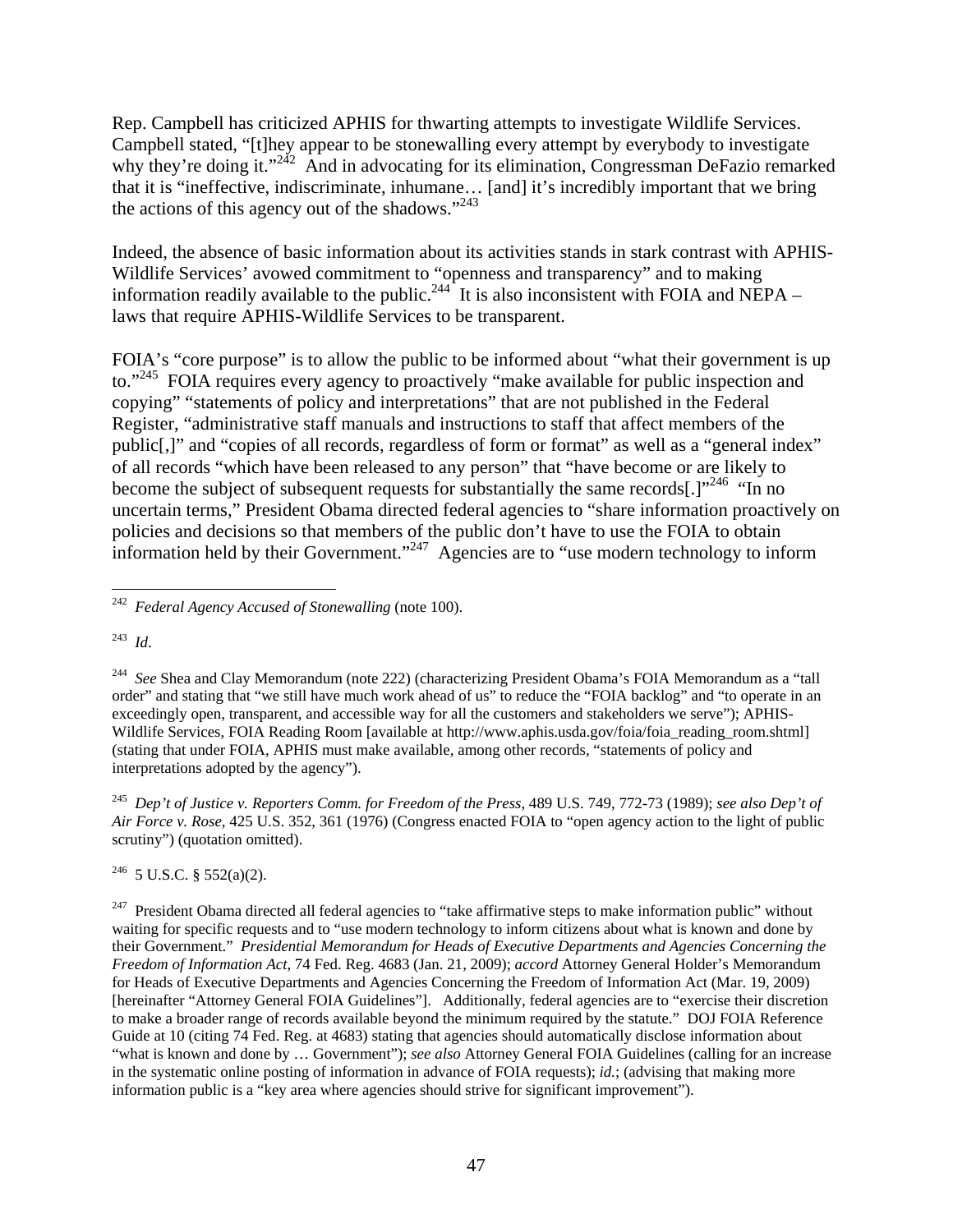Rep. Campbell has criticized APHIS for thwarting attempts to investigate Wildlife Services. Campbell stated, "[t]hey appear to be stonewalling every attempt by everybody to investigate why they're doing it."[242] And in advocating for its elimination, Congressman DeFazio remarked that it is "ineffective, indiscriminate, inhumane… [and] it's incredibly important that we bring the actions of this agency out of the shadows."[243]

Indeed, the absence of basic information about its activities stands in stark contrast with APHIS-Wildlife Services' avowed commitment to "openness and transparency" and to making information readily available to the public.[244] It is also inconsistent with FOIA and NEPA – laws that require APHIS-Wildlife Services to be transparent.

FOIA's "core purpose" is to allow the public to be informed about "what their government is up to."[245] FOIA requires every agency to proactively "make available for public inspection and copying" "statements of policy and interpretations" that are not published in the Federal Register, "administrative staff manuals and instructions to staff that affect members of the public[,]" and "copies of all records, regardless of form or format" as well as a "general index" of all records "which have been released to any person" that "have become or are likely to become the subject of subsequent requests for substantially the same records[.]"[246] "In no uncertain terms," President Obama directed federal agencies to "share information proactively on policies and decisions so that members of the public don't have to use the FOIA to obtain information held by their Government."[247] Agencies are to "use modern technology to inform

---

[242] *Federal Agency Accused of Stonewalling* (note 100).

[243] *Id*.

[244] *See* Shea and Clay Memorandum (note 222) (characterizing President Obama's FOIA Memorandum as a "tall order" and stating that "we still have much work ahead of us" to reduce the "FOIA backlog" and "to operate in an exceedingly open, transparent, and accessible way for all the customers and stakeholders we serve"); APHIS-Wildlife Services, FOIA Reading Room [available at http://www.aphis.usda.gov/foia/foia_reading_room.shtml] (stating that under FOIA, APHIS must make available, among other records, "statements of policy and interpretations adopted by the agency").

[245] *Dep't of Justice v. Reporters Comm. for Freedom of the Press*, 489 U.S. 749, 772-73 (1989); *see also Dep't of Air Force v. Rose*, 425 U.S. 352, 361 (1976) (Congress enacted FOIA to "open agency action to the light of public scrutiny") (quotation omitted).

[246] 5 U.S.C. § 552(a)(2).

[247] President Obama directed all federal agencies to "take affirmative steps to make information public" without waiting for specific requests and to "use modern technology to inform citizens about what is known and done by their Government." *Presidential Memorandum for Heads of Executive Departments and Agencies Concerning the Freedom of Information Act*, 74 Fed. Reg. 4683 (Jan. 21, 2009); *accord* Attorney General Holder's Memorandum for Heads of Executive Departments and Agencies Concerning the Freedom of Information Act (Mar. 19, 2009) [hereinafter "Attorney General FOIA Guidelines"]. Additionally, federal agencies are to "exercise their discretion to make a broader range of records available beyond the minimum required by the statute." DOJ FOIA Reference Guide at 10 (citing 74 Fed. Reg. at 4683) stating that agencies should automatically disclose information about "what is known and done by … Government"); *see also* Attorney General FOIA Guidelines (calling for an increase in the systematic online posting of information in advance of FOIA requests); *id.*; (advising that making more information public is a "key area where agencies should strive for significant improvement").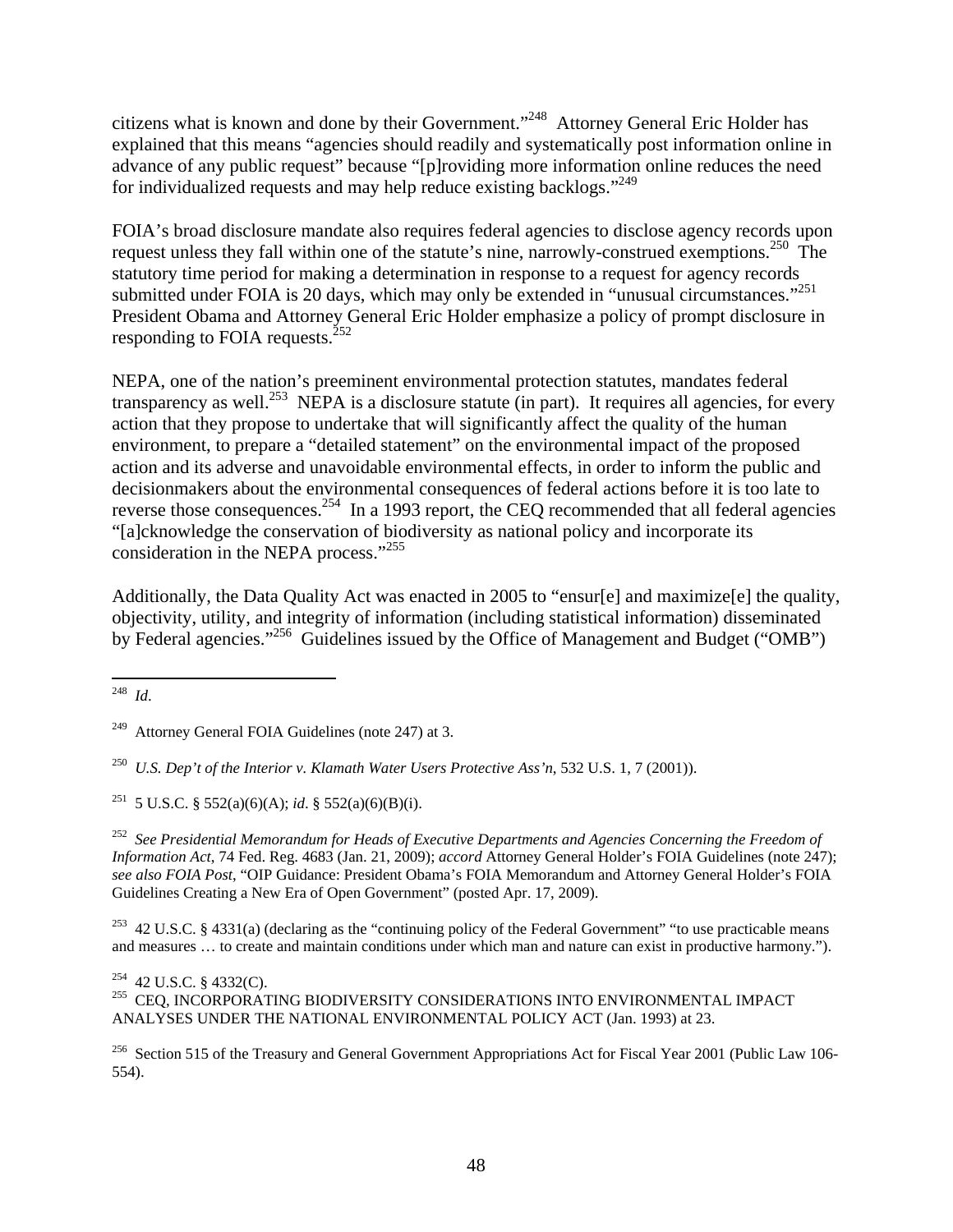citizens what is known and done by their Government."[248] Attorney General Eric Holder has explained that this means "agencies should readily and systematically post information online in advance of any public request" because "[p]roviding more information online reduces the need for individualized requests and may help reduce existing backlogs."[249]

FOIA's broad disclosure mandate also requires federal agencies to disclose agency records upon request unless they fall within one of the statute's nine, narrowly-construed exemptions.[250] The statutory time period for making a determination in response to a request for agency records submitted under FOIA is 20 days, which may only be extended in "unusual circumstances."[251] President Obama and Attorney General Eric Holder emphasize a policy of prompt disclosure in responding to FOIA requests.[252]

NEPA, one of the nation's preeminent environmental protection statutes, mandates federal transparency as well.[253] NEPA is a disclosure statute (in part). It requires all agencies, for every action that they propose to undertake that will significantly affect the quality of the human environment, to prepare a "detailed statement" on the environmental impact of the proposed action and its adverse and unavoidable environmental effects, in order to inform the public and decisionmakers about the environmental consequences of federal actions before it is too late to reverse those consequences.[254] In a 1993 report, the CEQ recommended that all federal agencies "[a]cknowledge the conservation of biodiversity as national policy and incorporate its consideration in the NEPA process."[255]

Additionally, the Data Quality Act was enacted in 2005 to "ensur[e] and maximize[e] the quality, objectivity, utility, and integrity of information (including statistical information) disseminated by Federal agencies."[256] Guidelines issued by the Office of Management and Budget ("OMB")

---

[248] *Id*.

[249] Attorney General FOIA Guidelines (note 247) at 3.

[250] *U.S. Dep't of the Interior v. Klamath Water Users Protective Ass'n*, 532 U.S. 1, 7 (2001)).

[251] 5 U.S.C. § 552(a)(6)(A); *id*. § 552(a)(6)(B)(i).

[252] *See Presidential Memorandum for Heads of Executive Departments and Agencies Concerning the Freedom of Information Act*, 74 Fed. Reg. 4683 (Jan. 21, 2009); *accord* Attorney General Holder's FOIA Guidelines (note 247); *see also FOIA Post*, "OIP Guidance: President Obama's FOIA Memorandum and Attorney General Holder's FOIA Guidelines Creating a New Era of Open Government" (posted Apr. 17, 2009).

[253] 42 U.S.C. § 4331(a) (declaring as the "continuing policy of the Federal Government" "to use practicable means and measures … to create and maintain conditions under which man and nature can exist in productive harmony.").

[254] 42 U.S.C. § 4332(C).

[255] CEQ, INCORPORATING BIODIVERSITY CONSIDERATIONS INTO ENVIRONMENTAL IMPACT ANALYSES UNDER THE NATIONAL ENVIRONMENTAL POLICY ACT (Jan. 1993) at 23.

[256] Section 515 of the Treasury and General Government Appropriations Act for Fiscal Year 2001 (Public Law 106-554).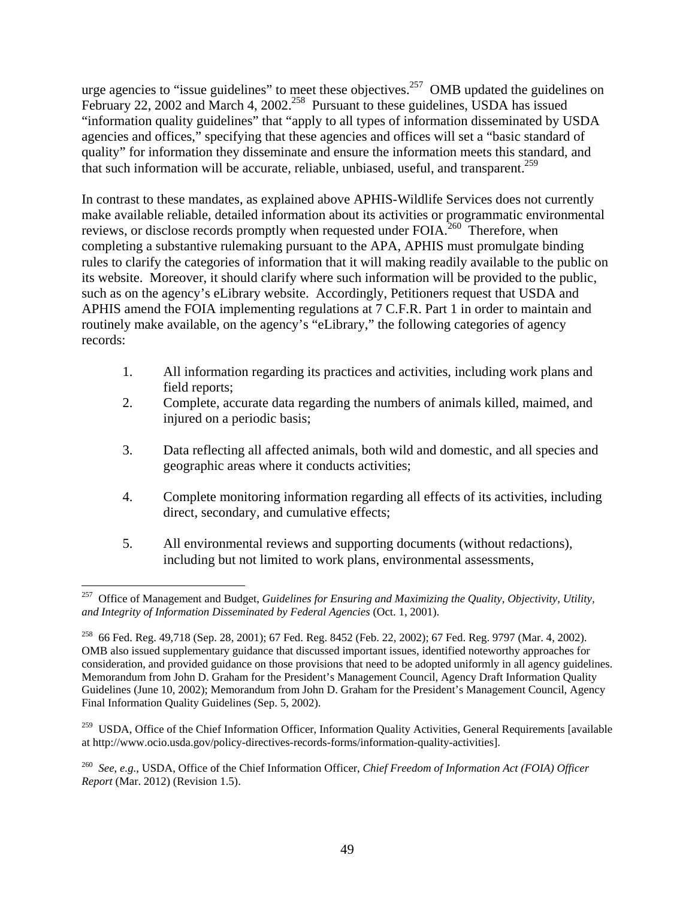urge agencies to "issue guidelines" to meet these objectives.[257] OMB updated the guidelines on February 22, 2002 and March 4, 2002.[258] Pursuant to these guidelines, USDA has issued "information quality guidelines" that "apply to all types of information disseminated by USDA agencies and offices," specifying that these agencies and offices will set a "basic standard of quality" for information they disseminate and ensure the information meets this standard, and that such information will be accurate, reliable, unbiased, useful, and transparent.[259]

In contrast to these mandates, as explained above APHIS-Wildlife Services does not currently make available reliable, detailed information about its activities or programmatic environmental reviews, or disclose records promptly when requested under FOIA.[260] Therefore, when completing a substantive rulemaking pursuant to the APA, APHIS must promulgate binding rules to clarify the categories of information that it will making readily available to the public on its website. Moreover, it should clarify where such information will be provided to the public, such as on the agency's eLibrary website. Accordingly, Petitioners request that USDA and APHIS amend the FOIA implementing regulations at 7 C.F.R. Part 1 in order to maintain and routinely make available, on the agency's "eLibrary," the following categories of agency records:

1. All information regarding its practices and activities, including work plans and field reports;
2. Complete, accurate data regarding the numbers of animals killed, maimed, and injured on a periodic basis;
3. Data reflecting all affected animals, both wild and domestic, and all species and geographic areas where it conducts activities;
4. Complete monitoring information regarding all effects of its activities, including direct, secondary, and cumulative effects;
5. All environmental reviews and supporting documents (without redactions), including but not limited to work plans, environmental assessments,

---

[257] Office of Management and Budget, *Guidelines for Ensuring and Maximizing the Quality, Objectivity, Utility, and Integrity of Information Disseminated by Federal Agencies* (Oct. 1, 2001).

[258] 66 Fed. Reg. 49,718 (Sep. 28, 2001); 67 Fed. Reg. 8452 (Feb. 22, 2002); 67 Fed. Reg. 9797 (Mar. 4, 2002). OMB also issued supplementary guidance that discussed important issues, identified noteworthy approaches for consideration, and provided guidance on those provisions that need to be adopted uniformly in all agency guidelines. Memorandum from John D. Graham for the President's Management Council, Agency Draft Information Quality Guidelines (June 10, 2002); Memorandum from John D. Graham for the President's Management Council, Agency Final Information Quality Guidelines (Sep. 5, 2002).

[259] USDA, Office of the Chief Information Officer, Information Quality Activities, General Requirements [available at http://www.ocio.usda.gov/policy-directives-records-forms/information-quality-activities].

[260] *See, e.g.*, USDA, Office of the Chief Information Officer, *Chief Freedom of Information Act (FOIA) Officer Report* (Mar. 2012) (Revision 1.5).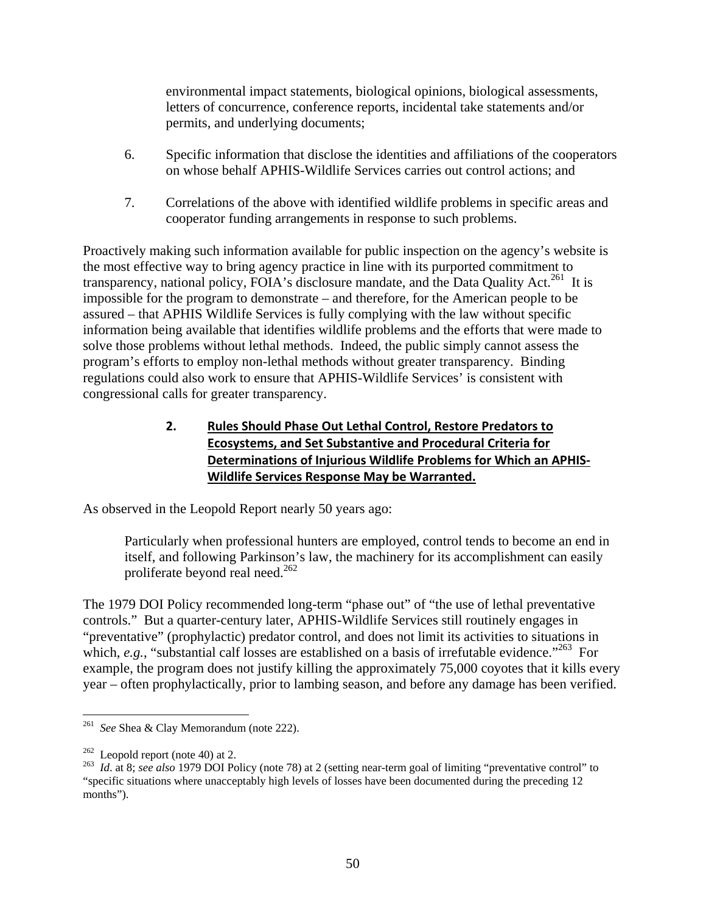environmental impact statements, biological opinions, biological assessments, letters of concurrence, conference reports, incidental take statements and/or permits, and underlying documents;

6. Specific information that disclose the identities and affiliations of the cooperators on whose behalf APHIS-Wildlife Services carries out control actions; and

7. Correlations of the above with identified wildlife problems in specific areas and cooperator funding arrangements in response to such problems.

Proactively making such information available for public inspection on the agency's website is the most effective way to bring agency practice in line with its purported commitment to transparency, national policy, FOIA's disclosure mandate, and the Data Quality Act.[261] It is impossible for the program to demonstrate – and therefore, for the American people to be assured – that APHIS Wildlife Services is fully complying with the law without specific information being available that identifies wildlife problems and the efforts that were made to solve those problems without lethal methods. Indeed, the public simply cannot assess the program's efforts to employ non-lethal methods without greater transparency. Binding regulations could also work to ensure that APHIS-Wildlife Services' is consistent with congressional calls for greater transparency.

### 2. Rules Should Phase Out Lethal Control, Restore Predators to Ecosystems, and Set Substantive and Procedural Criteria for Determinations of Injurious Wildlife Problems for Which an APHIS-Wildlife Services Response May be Warranted.

As observed in the Leopold Report nearly 50 years ago:

> Particularly when professional hunters are employed, control tends to become an end in itself, and following Parkinson's law, the machinery for its accomplishment can easily proliferate beyond real need.[262]

The 1979 DOI Policy recommended long-term "phase out" of "the use of lethal preventative controls." But a quarter-century later, APHIS-Wildlife Services still routinely engages in "preventative" (prophylactic) predator control, and does not limit its activities to situations in which, *e.g.*, "substantial calf losses are established on a basis of irrefutable evidence."[263] For example, the program does not justify killing the approximately 75,000 coyotes that it kills every year – often prophylactically, prior to lambing season, and before any damage has been verified.

---

[261] *See* Shea & Clay Memorandum (note 222).

[262] Leopold report (note 40) at 2.

[263] *Id*. at 8; *see also* 1979 DOI Policy (note 78) at 2 (setting near-term goal of limiting "preventative control" to "specific situations where unacceptably high levels of losses have been documented during the preceding 12 months").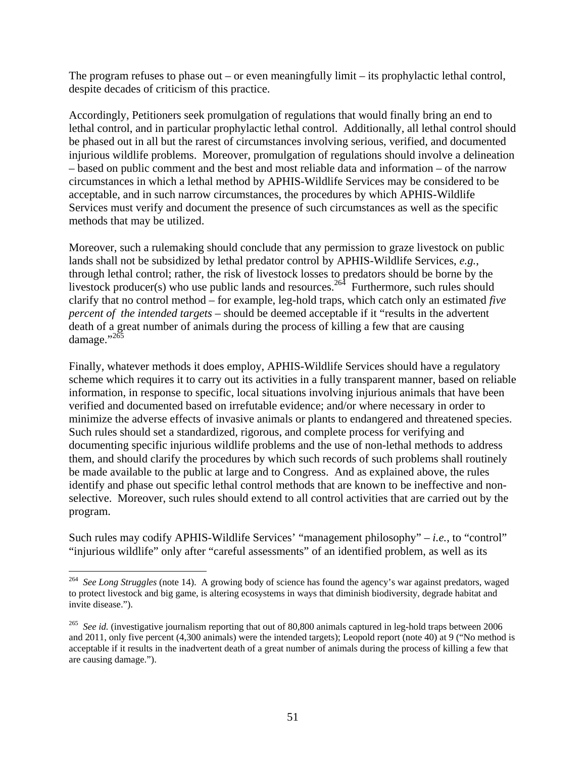The program refuses to phase out – or even meaningfully limit – its prophylactic lethal control, despite decades of criticism of this practice.

Accordingly, Petitioners seek promulgation of regulations that would finally bring an end to lethal control, and in particular prophylactic lethal control. Additionally, all lethal control should be phased out in all but the rarest of circumstances involving serious, verified, and documented injurious wildlife problems. Moreover, promulgation of regulations should involve a delineation – based on public comment and the best and most reliable data and information – of the narrow circumstances in which a lethal method by APHIS-Wildlife Services may be considered to be acceptable, and in such narrow circumstances, the procedures by which APHIS-Wildlife Services must verify and document the presence of such circumstances as well as the specific methods that may be utilized.

Moreover, such a rulemaking should conclude that any permission to graze livestock on public lands shall not be subsidized by lethal predator control by APHIS-Wildlife Services, *e.g.*, through lethal control; rather, the risk of livestock losses to predators should be borne by the livestock producer(s) who use public lands and resources.[264] Furthermore, such rules should clarify that no control method – for example, leg-hold traps, which catch only an estimated *five percent of the intended targets* – should be deemed acceptable if it "results in the advertent death of a great number of animals during the process of killing a few that are causing damage."[265]

Finally, whatever methods it does employ, APHIS-Wildlife Services should have a regulatory scheme which requires it to carry out its activities in a fully transparent manner, based on reliable information, in response to specific, local situations involving injurious animals that have been verified and documented based on irrefutable evidence; and/or where necessary in order to minimize the adverse effects of invasive animals or plants to endangered and threatened species. Such rules should set a standardized, rigorous, and complete process for verifying and documenting specific injurious wildlife problems and the use of non-lethal methods to address them, and should clarify the procedures by which such records of such problems shall routinely be made available to the public at large and to Congress. And as explained above, the rules identify and phase out specific lethal control methods that are known to be ineffective and non-selective. Moreover, such rules should extend to all control activities that are carried out by the program.

Such rules may codify APHIS-Wildlife Services' "management philosophy" – *i.e.*, to "control" "injurious wildlife" only after "careful assessments" of an identified problem, as well as its

---

[264] *See Long Struggles* (note 14). A growing body of science has found the agency's war against predators, waged to protect livestock and big game, is altering ecosystems in ways that diminish biodiversity, degrade habitat and invite disease.").

[265] *See id.* (investigative journalism reporting that out of 80,800 animals captured in leg-hold traps between 2006 and 2011, only five percent (4,300 animals) were the intended targets); Leopold report (note 40) at 9 ("No method is acceptable if it results in the inadvertent death of a great number of animals during the process of killing a few that are causing damage.").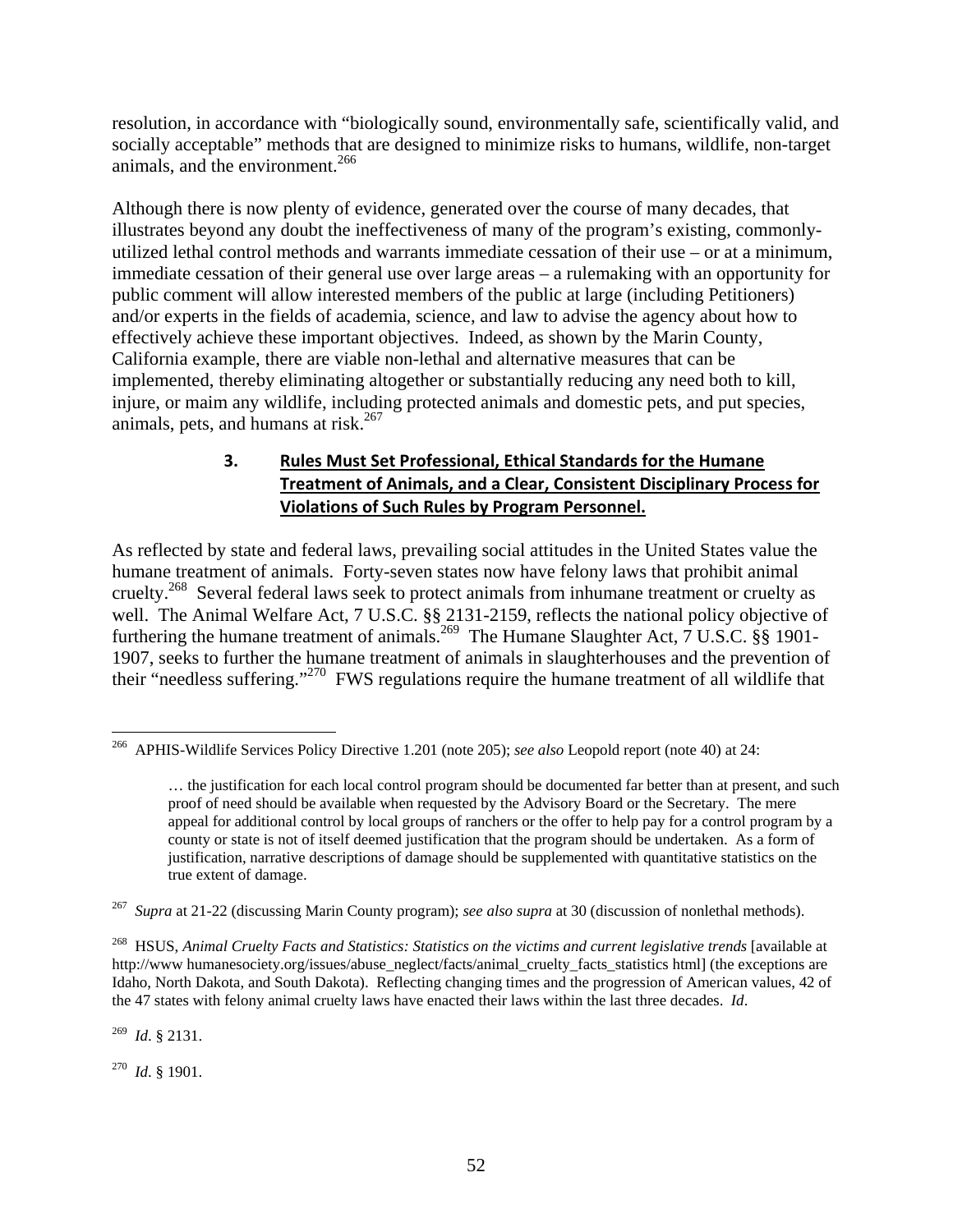resolution, in accordance with "biologically sound, environmentally safe, scientifically valid, and socially acceptable" methods that are designed to minimize risks to humans, wildlife, non-target animals, and the environment.[266]

Although there is now plenty of evidence, generated over the course of many decades, that illustrates beyond any doubt the ineffectiveness of many of the program's existing, commonly-utilized lethal control methods and warrants immediate cessation of their use – or at a minimum, immediate cessation of their general use over large areas – a rulemaking with an opportunity for public comment will allow interested members of the public at large (including Petitioners) and/or experts in the fields of academia, science, and law to advise the agency about how to effectively achieve these important objectives. Indeed, as shown by the Marin County, California example, there are viable non-lethal and alternative measures that can be implemented, thereby eliminating altogether or substantially reducing any need both to kill, injure, or maim any wildlife, including protected animals and domestic pets, and put species, animals, pets, and humans at risk.[267]

### 3. Rules Must Set Professional, Ethical Standards for the Humane Treatment of Animals, and a Clear, Consistent Disciplinary Process for Violations of Such Rules by Program Personnel.

As reflected by state and federal laws, prevailing social attitudes in the United States value the humane treatment of animals. Forty-seven states now have felony laws that prohibit animal cruelty.[268] Several federal laws seek to protect animals from inhumane treatment or cruelty as well. The Animal Welfare Act, 7 U.S.C. §§ 2131-2159, reflects the national policy objective of furthering the humane treatment of animals.[269] The Humane Slaughter Act, 7 U.S.C. §§ 1901-1907, seeks to further the humane treatment of animals in slaughterhouses and the prevention of their "needless suffering."[270] FWS regulations require the humane treatment of all wildlife that

---

[266] APHIS-Wildlife Services Policy Directive 1.201 (note 205); *see also* Leopold report (note 40) at 24:

> … the justification for each local control program should be documented far better than at present, and such proof of need should be available when requested by the Advisory Board or the Secretary. The mere appeal for additional control by local groups of ranchers or the offer to help pay for a control program by a county or state is not of itself deemed justification that the program should be undertaken. As a form of justification, narrative descriptions of damage should be supplemented with quantitative statistics on the true extent of damage.

[267] *Supra* at 21-22 (discussing Marin County program); *see also supra* at 30 (discussion of nonlethal methods).

[268] HSUS, *Animal Cruelty Facts and Statistics: Statistics on the victims and current legislative trends* [available at http://www humanesociety.org/issues/abuse_neglect/facts/animal_cruelty_facts_statistics html] (the exceptions are Idaho, North Dakota, and South Dakota). Reflecting changing times and the progression of American values, 42 of the 47 states with felony animal cruelty laws have enacted their laws within the last three decades. *Id*.

[269] *Id*. § 2131.

[270] *Id*. § 1901.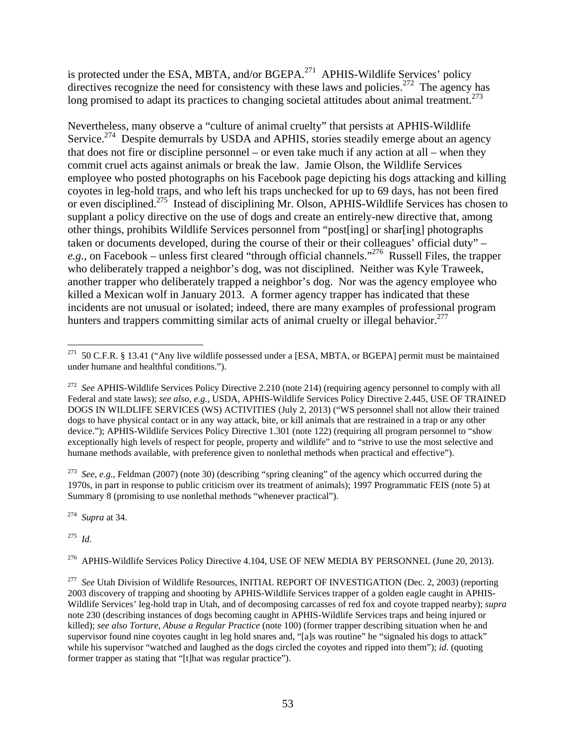is protected under the ESA, MBTA, and/or BGEPA.[271] APHIS-Wildlife Services' policy directives recognize the need for consistency with these laws and policies.[272] The agency has long promised to adapt its practices to changing societal attitudes about animal treatment.[273]

Nevertheless, many observe a "culture of animal cruelty" that persists at APHIS-Wildlife Service.[274] Despite demurrals by USDA and APHIS, stories steadily emerge about an agency that does not fire or discipline personnel – or even take much if any action at all – when they commit cruel acts against animals or break the law. Jamie Olson, the Wildlife Services employee who posted photographs on his Facebook page depicting his dogs attacking and killing coyotes in leg-hold traps, and who left his traps unchecked for up to 69 days, has not been fired or even disciplined.[275] Instead of disciplining Mr. Olson, APHIS-Wildlife Services has chosen to supplant a policy directive on the use of dogs and create an entirely-new directive that, among other things, prohibits Wildlife Services personnel from "post[ing] or shar[ing] photographs taken or documents developed, during the course of their or their colleagues' official duty" – *e.g.*, on Facebook – unless first cleared "through official channels."[276] Russell Files, the trapper who deliberately trapped a neighbor's dog, was not disciplined. Neither was Kyle Traweek, another trapper who deliberately trapped a neighbor's dog. Nor was the agency employee who killed a Mexican wolf in January 2013. A former agency trapper has indicated that these incidents are not unusual or isolated; indeed, there are many examples of professional program hunters and trappers committing similar acts of animal cruelty or illegal behavior.[277]

---

[271] 50 C.F.R. § 13.41 ("Any live wildlife possessed under a [ESA, MBTA, or BGEPA] permit must be maintained under humane and healthful conditions.").

[272] *See* APHIS-Wildlife Services Policy Directive 2.210 (note 214) (requiring agency personnel to comply with all Federal and state laws); *see also, e.g.*, USDA, APHIS-Wildlife Services Policy Directive 2.445, USE OF TRAINED DOGS IN WILDLIFE SERVICES (WS) ACTIVITIES (July 2, 2013) ("WS personnel shall not allow their trained dogs to have physical contact or in any way attack, bite, or kill animals that are restrained in a trap or any other device."); APHIS-Wildlife Services Policy Directive 1.301 (note 122) (requiring all program personnel to "show exceptionally high levels of respect for people, property and wildlife" and to "strive to use the most selective and humane methods available, with preference given to nonlethal methods when practical and effective").

[273] *See, e.g.*, Feldman (2007) (note 30) (describing "spring cleaning" of the agency which occurred during the 1970s, in part in response to public criticism over its treatment of animals); 1997 Programmatic FEIS (note 5) at Summary 8 (promising to use nonlethal methods "whenever practical").

[274] *Supra* at 34.

[275] *Id*.

[276] APHIS-Wildlife Services Policy Directive 4.104, USE OF NEW MEDIA BY PERSONNEL (June 20, 2013).

[277] *See* Utah Division of Wildlife Resources, INITIAL REPORT OF INVESTIGATION (Dec. 2, 2003) (reporting 2003 discovery of trapping and shooting by APHIS-Wildlife Services trapper of a golden eagle caught in APHIS-Wildlife Services' leg-hold trap in Utah, and of decomposing carcasses of red fox and coyote trapped nearby); *supra* note 230 (describing instances of dogs becoming caught in APHIS-Wildlife Services traps and being injured or killed); *see also Torture, Abuse a Regular Practice* (note 100) (former trapper describing situation when he and supervisor found nine coyotes caught in leg hold snares and, "[a]s was routine" he "signaled his dogs to attack" while his supervisor "watched and laughed as the dogs circled the coyotes and ripped into them"); *id*. (quoting former trapper as stating that "[t]hat was regular practice").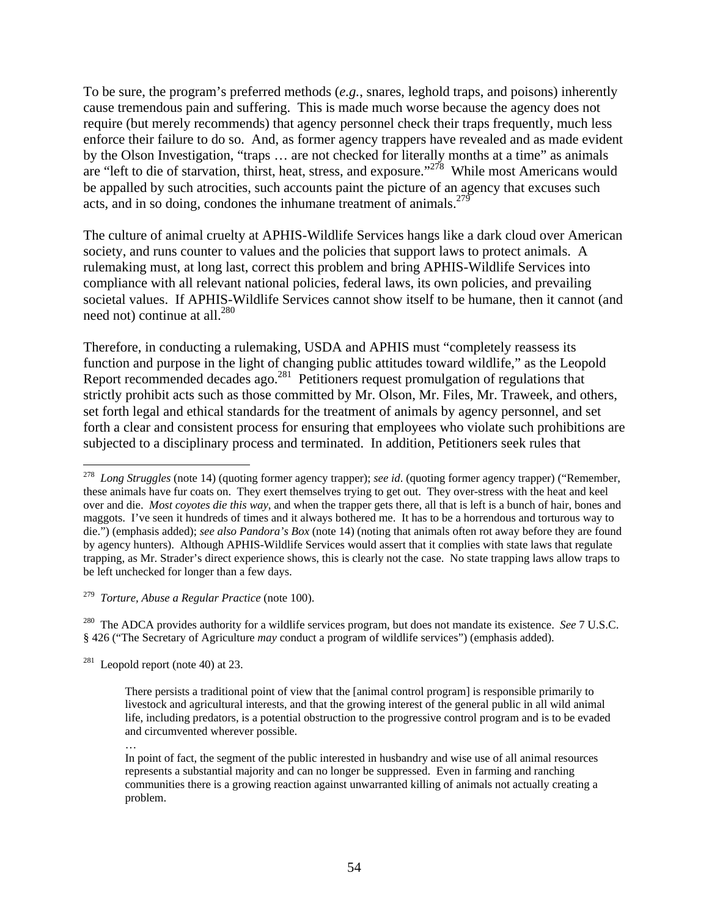To be sure, the program's preferred methods (*e.g.*, snares, leghold traps, and poisons) inherently cause tremendous pain and suffering. This is made much worse because the agency does not require (but merely recommends) that agency personnel check their traps frequently, much less enforce their failure to do so. And, as former agency trappers have revealed and as made evident by the Olson Investigation, "traps … are not checked for literally months at a time" as animals are "left to die of starvation, thirst, heat, stress, and exposure."[278] While most Americans would be appalled by such atrocities, such accounts paint the picture of an agency that excuses such acts, and in so doing, condones the inhumane treatment of animals.[279]

The culture of animal cruelty at APHIS-Wildlife Services hangs like a dark cloud over American society, and runs counter to values and the policies that support laws to protect animals. A rulemaking must, at long last, correct this problem and bring APHIS-Wildlife Services into compliance with all relevant national policies, federal laws, its own policies, and prevailing societal values. If APHIS-Wildlife Services cannot show itself to be humane, then it cannot (and need not) continue at all.[280]

Therefore, in conducting a rulemaking, USDA and APHIS must "completely reassess its function and purpose in the light of changing public attitudes toward wildlife," as the Leopold Report recommended decades ago.[281] Petitioners request promulgation of regulations that strictly prohibit acts such as those committed by Mr. Olson, Mr. Files, Mr. Traweek, and others, set forth legal and ethical standards for the treatment of animals by agency personnel, and set forth a clear and consistent process for ensuring that employees who violate such prohibitions are subjected to a disciplinary process and terminated. In addition, Petitioners seek rules that

---

[278] *Long Struggles* (note 14) (quoting former agency trapper); *see id*. (quoting former agency trapper) ("Remember, these animals have fur coats on. They exert themselves trying to get out. They over-stress with the heat and keel over and die. *Most coyotes die this way,* and when the trapper gets there, all that is left is a bunch of hair, bones and maggots. I've seen it hundreds of times and it always bothered me. It has to be a horrendous and torturous way to die.") (emphasis added); *see also Pandora's Box* (note 14) (noting that animals often rot away before they are found by agency hunters). Although APHIS-Wildlife Services would assert that it complies with state laws that regulate trapping, as Mr. Strader's direct experience shows, this is clearly not the case. No state trapping laws allow traps to be left unchecked for longer than a few days.

[279] *Torture, Abuse a Regular Practice* (note 100).

[280] The ADCA provides authority for a wildlife services program, but does not mandate its existence. *See* 7 U.S.C. § 426 ("The Secretary of Agriculture *may* conduct a program of wildlife services") (emphasis added).

[281] Leopold report (note 40) at 23.

> There persists a traditional point of view that the [animal control program] is responsible primarily to livestock and agricultural interests, and that the growing interest of the general public in all wild animal life, including predators, is a potential obstruction to the progressive control program and is to be evaded and circumvented wherever possible.
>
> …
>
> In point of fact, the segment of the public interested in husbandry and wise use of all animal resources represents a substantial majority and can no longer be suppressed. Even in farming and ranching communities there is a growing reaction against unwarranted killing of animals not actually creating a problem.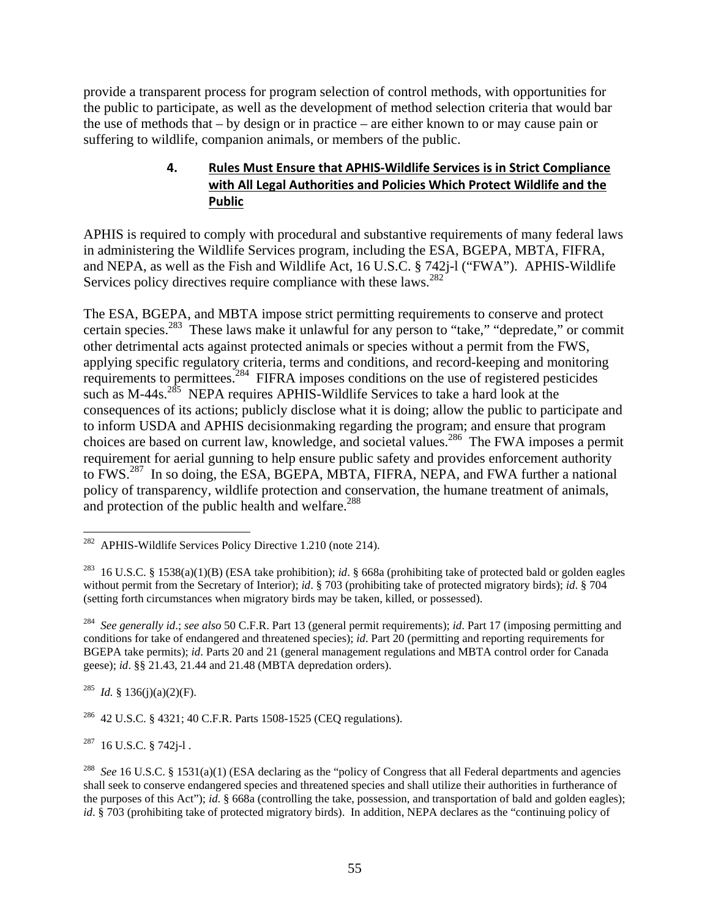provide a transparent process for program selection of control methods, with opportunities for the public to participate, as well as the development of method selection criteria that would bar the use of methods that – by design or in practice – are either known to or may cause pain or suffering to wildlife, companion animals, or members of the public.

### 4. Rules Must Ensure that APHIS-Wildlife Services is in Strict Compliance with All Legal Authorities and Policies Which Protect Wildlife and the Public

APHIS is required to comply with procedural and substantive requirements of many federal laws in administering the Wildlife Services program, including the ESA, BGEPA, MBTA, FIFRA, and NEPA, as well as the Fish and Wildlife Act, 16 U.S.C. § 742j-l ("FWA"). APHIS-Wildlife Services policy directives require compliance with these laws.[282]

The ESA, BGEPA, and MBTA impose strict permitting requirements to conserve and protect certain species.[283] These laws make it unlawful for any person to "take," "depredate," or commit other detrimental acts against protected animals or species without a permit from the FWS, applying specific regulatory criteria, terms and conditions, and record-keeping and monitoring requirements to permittees.[284] FIFRA imposes conditions on the use of registered pesticides such as M-44s.[285] NEPA requires APHIS-Wildlife Services to take a hard look at the consequences of its actions; publicly disclose what it is doing; allow the public to participate and to inform USDA and APHIS decisionmaking regarding the program; and ensure that program choices are based on current law, knowledge, and societal values.[286] The FWA imposes a permit requirement for aerial gunning to help ensure public safety and provides enforcement authority to FWS.[287] In so doing, the ESA, BGEPA, MBTA, FIFRA, NEPA, and FWA further a national policy of transparency, wildlife protection and conservation, the humane treatment of animals, and protection of the public health and welfare.[288]

---

[282] APHIS-Wildlife Services Policy Directive 1.210 (note 214).

[283] 16 U.S.C. § 1538(a)(1)(B) (ESA take prohibition); *id*. § 668a (prohibiting take of protected bald or golden eagles without permit from the Secretary of Interior); *id*. § 703 (prohibiting take of protected migratory birds); *id*. § 704 (setting forth circumstances when migratory birds may be taken, killed, or possessed).

[284] *See generally id*.; *see also* 50 C.F.R. Part 13 (general permit requirements); *id*. Part 17 (imposing permitting and conditions for take of endangered and threatened species); *id*. Part 20 (permitting and reporting requirements for BGEPA take permits); *id*. Parts 20 and 21 (general management regulations and MBTA control order for Canada geese); *id*. §§ 21.43, 21.44 and 21.48 (MBTA depredation orders).

[285] *Id.* § 136(j)(a)(2)(F).

[286] 42 U.S.C. § 4321; 40 C.F.R. Parts 1508-1525 (CEQ regulations).

[287] 16 U.S.C. § 742j-l .

[288] *See* 16 U.S.C. § 1531(a)(1) (ESA declaring as the "policy of Congress that all Federal departments and agencies shall seek to conserve endangered species and threatened species and shall utilize their authorities in furtherance of the purposes of this Act"); *id*. § 668a (controlling the take, possession, and transportation of bald and golden eagles); *id*. § 703 (prohibiting take of protected migratory birds). In addition, NEPA declares as the "continuing policy of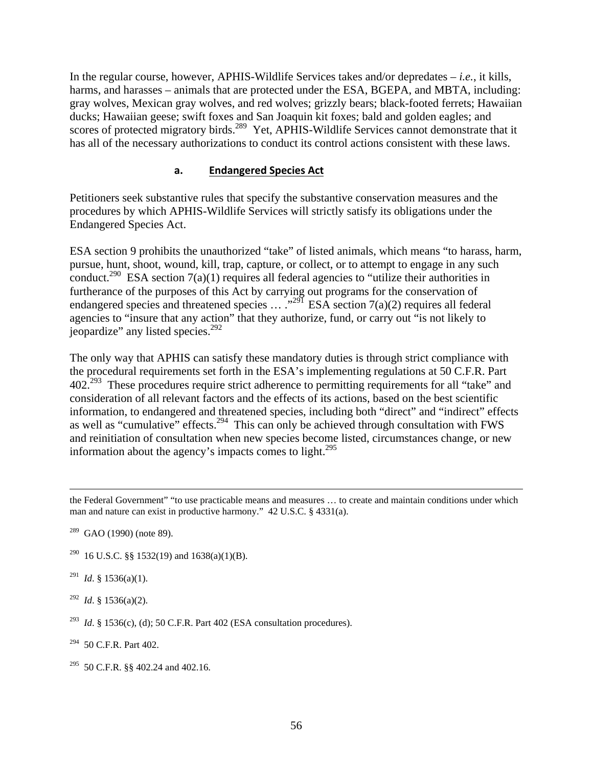In the regular course, however, APHIS-Wildlife Services takes and/or depredates – *i.e.*, it kills, harms, and harasses – animals that are protected under the ESA, BGEPA, and MBTA, including: gray wolves, Mexican gray wolves, and red wolves; grizzly bears; black-footed ferrets; Hawaiian ducks; Hawaiian geese; swift foxes and San Joaquin kit foxes; bald and golden eagles; and scores of protected migratory birds.[289] Yet, APHIS-Wildlife Services cannot demonstrate that it has all of the necessary authorizations to conduct its control actions consistent with these laws.

#### a. Endangered Species Act

Petitioners seek substantive rules that specify the substantive conservation measures and the procedures by which APHIS-Wildlife Services will strictly satisfy its obligations under the Endangered Species Act.

ESA section 9 prohibits the unauthorized "take" of listed animals, which means "to harass, harm, pursue, hunt, shoot, wound, kill, trap, capture, or collect, or to attempt to engage in any such conduct.[290] ESA section 7(a)(1) requires all federal agencies to "utilize their authorities in furtherance of the purposes of this Act by carrying out programs for the conservation of endangered species and threatened species … ."[291] ESA section 7(a)(2) requires all federal agencies to "insure that any action" that they authorize, fund, or carry out "is not likely to jeopardize" any listed species.[292]

The only way that APHIS can satisfy these mandatory duties is through strict compliance with the procedural requirements set forth in the ESA's implementing regulations at 50 C.F.R. Part 402.[293] These procedures require strict adherence to permitting requirements for all "take" and consideration of all relevant factors and the effects of its actions, based on the best scientific information, to endangered and threatened species, including both "direct" and "indirect" effects as well as "cumulative" effects.[294] This can only be achieved through consultation with FWS and reinitiation of consultation when new species become listed, circumstances change, or new information about the agency's impacts comes to light.[295]

---

the Federal Government" "to use practicable means and measures … to create and maintain conditions under which man and nature can exist in productive harmony." 42 U.S.C. § 4331(a).

[289] GAO (1990) (note 89).

[290] 16 U.S.C. §§ 1532(19) and 1638(a)(1)(B).

[291] *Id*. § 1536(a)(1).

[292] *Id*. § 1536(a)(2).

[293] *Id*. § 1536(c), (d); 50 C.F.R. Part 402 (ESA consultation procedures).

[294] 50 C.F.R. Part 402.

[295] 50 C.F.R. §§ 402.24 and 402.16.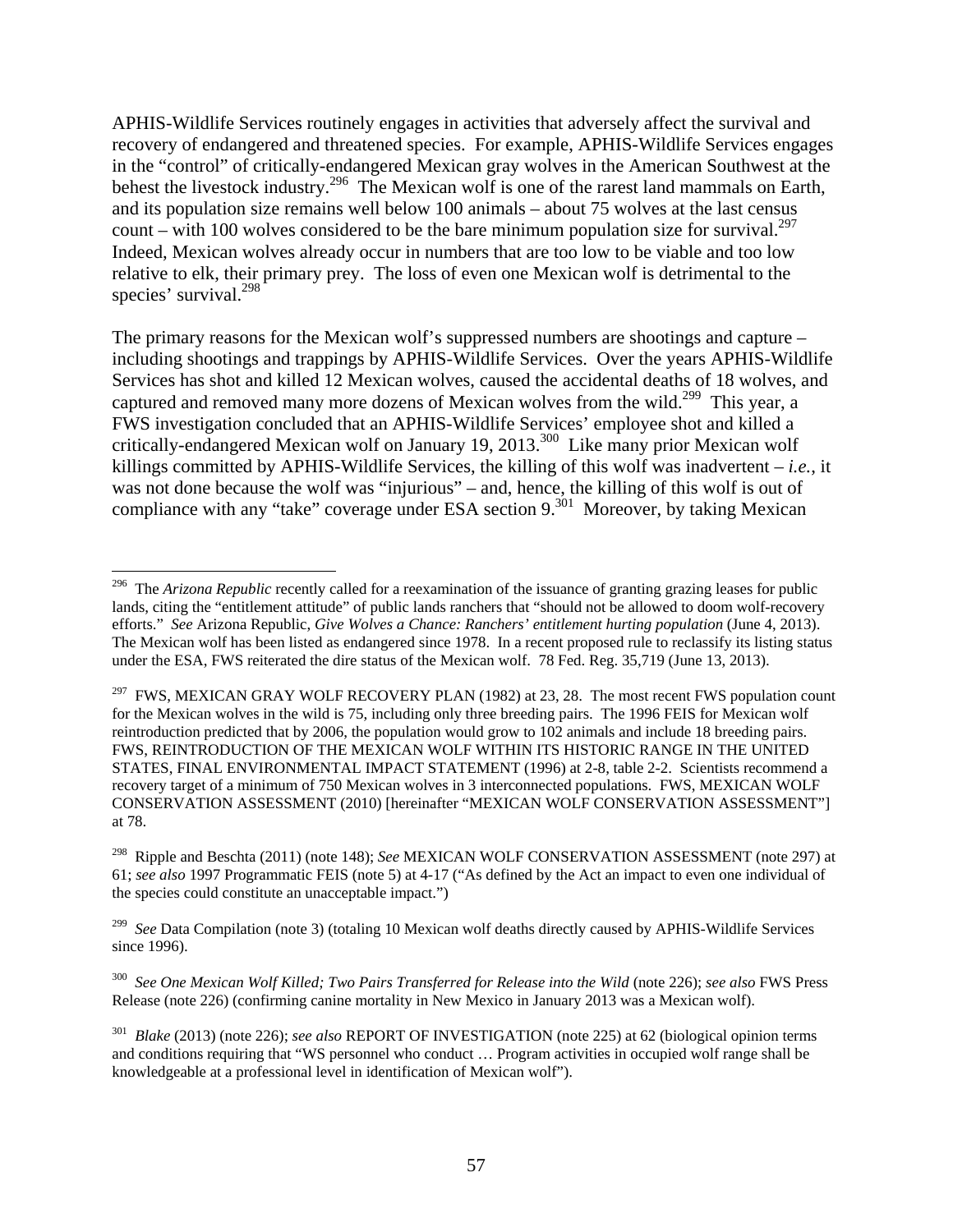APHIS-Wildlife Services routinely engages in activities that adversely affect the survival and recovery of endangered and threatened species. For example, APHIS-Wildlife Services engages in the "control" of critically-endangered Mexican gray wolves in the American Southwest at the behest the livestock industry.[296] The Mexican wolf is one of the rarest land mammals on Earth, and its population size remains well below 100 animals – about 75 wolves at the last census count – with 100 wolves considered to be the bare minimum population size for survival.[297] Indeed, Mexican wolves already occur in numbers that are too low to be viable and too low relative to elk, their primary prey. The loss of even one Mexican wolf is detrimental to the species' survival.[298]

The primary reasons for the Mexican wolf's suppressed numbers are shootings and capture – including shootings and trappings by APHIS-Wildlife Services. Over the years APHIS-Wildlife Services has shot and killed 12 Mexican wolves, caused the accidental deaths of 18 wolves, and captured and removed many more dozens of Mexican wolves from the wild.[299] This year, a FWS investigation concluded that an APHIS-Wildlife Services' employee shot and killed a critically-endangered Mexican wolf on January 19, 2013.[300] Like many prior Mexican wolf killings committed by APHIS-Wildlife Services, the killing of this wolf was inadvertent – *i.e.*, it was not done because the wolf was "injurious" – and, hence, the killing of this wolf is out of compliance with any "take" coverage under ESA section 9.[301] Moreover, by taking Mexican

---

[296] The *Arizona Republic* recently called for a reexamination of the issuance of granting grazing leases for public lands, citing the "entitlement attitude" of public lands ranchers that "should not be allowed to doom wolf-recovery efforts." *See* Arizona Republic, *Give Wolves a Chance: Ranchers' entitlement hurting population* (June 4, 2013). The Mexican wolf has been listed as endangered since 1978. In a recent proposed rule to reclassify its listing status under the ESA, FWS reiterated the dire status of the Mexican wolf. 78 Fed. Reg. 35,719 (June 13, 2013).

[297] FWS, MEXICAN GRAY WOLF RECOVERY PLAN (1982) at 23, 28. The most recent FWS population count for the Mexican wolves in the wild is 75, including only three breeding pairs. The 1996 FEIS for Mexican wolf reintroduction predicted that by 2006, the population would grow to 102 animals and include 18 breeding pairs. FWS, REINTRODUCTION OF THE MEXICAN WOLF WITHIN ITS HISTORIC RANGE IN THE UNITED STATES, FINAL ENVIRONMENTAL IMPACT STATEMENT (1996) at 2-8, table 2-2. Scientists recommend a recovery target of a minimum of 750 Mexican wolves in 3 interconnected populations. FWS, MEXICAN WOLF CONSERVATION ASSESSMENT (2010) [hereinafter "MEXICAN WOLF CONSERVATION ASSESSMENT"] at 78.

[298] Ripple and Beschta (2011) (note 148); *See* MEXICAN WOLF CONSERVATION ASSESSMENT (note 297) at 61; *see also* 1997 Programmatic FEIS (note 5) at 4-17 ("As defined by the Act an impact to even one individual of the species could constitute an unacceptable impact.")

[299] *See* Data Compilation (note 3) (totaling 10 Mexican wolf deaths directly caused by APHIS-Wildlife Services since 1996).

[300] *See One Mexican Wolf Killed; Two Pairs Transferred for Release into the Wild* (note 226); *see also* FWS Press Release (note 226) (confirming canine mortality in New Mexico in January 2013 was a Mexican wolf).

[301] *Blake* (2013) (note 226); *see also* REPORT OF INVESTIGATION (note 225) at 62 (biological opinion terms and conditions requiring that "WS personnel who conduct … Program activities in occupied wolf range shall be knowledgeable at a professional level in identification of Mexican wolf").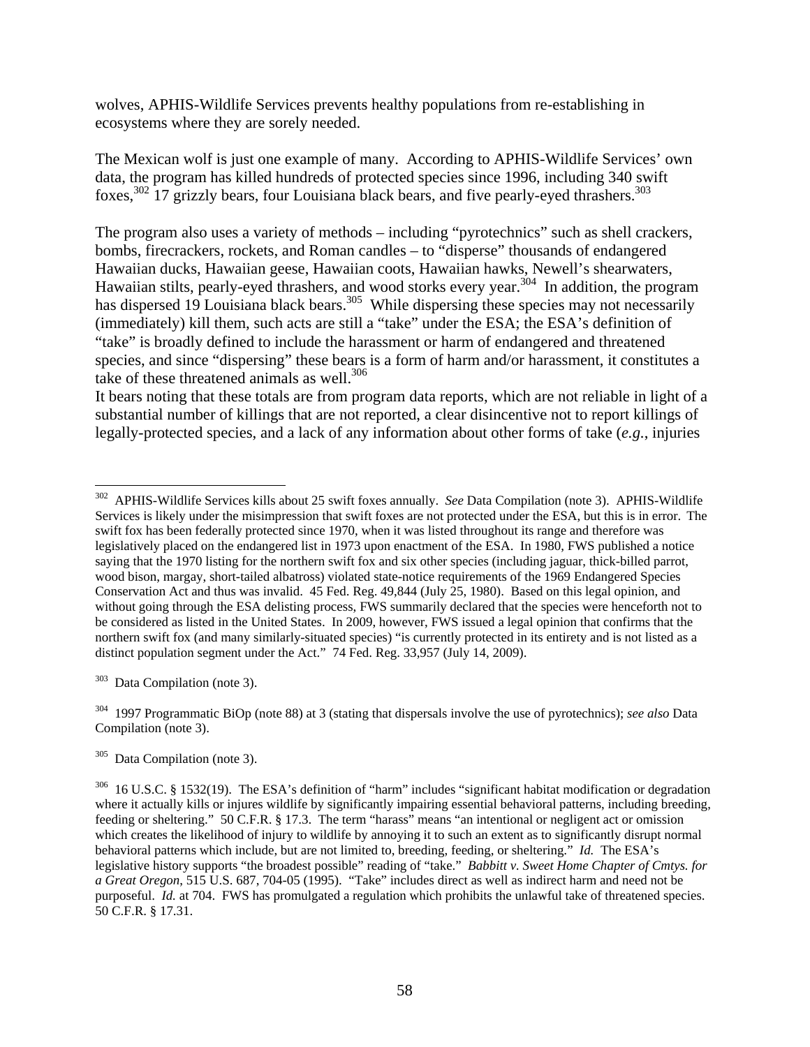wolves, APHIS-Wildlife Services prevents healthy populations from re-establishing in ecosystems where they are sorely needed.

The Mexican wolf is just one example of many. According to APHIS-Wildlife Services' own data, the program has killed hundreds of protected species since 1996, including 340 swift foxes,[302] 17 grizzly bears, four Louisiana black bears, and five pearly-eyed thrashers.[303]

The program also uses a variety of methods – including "pyrotechnics" such as shell crackers, bombs, firecrackers, rockets, and Roman candles – to "disperse" thousands of endangered Hawaiian ducks, Hawaiian geese, Hawaiian coots, Hawaiian hawks, Newell's shearwaters, Hawaiian stilts, pearly-eyed thrashers, and wood storks every year.[304] In addition, the program has dispersed 19 Louisiana black bears.[305] While dispersing these species may not necessarily (immediately) kill them, such acts are still a "take" under the ESA; the ESA's definition of "take" is broadly defined to include the harassment or harm of endangered and threatened species, and since "dispersing" these bears is a form of harm and/or harassment, it constitutes a take of these threatened animals as well.[306]

It bears noting that these totals are from program data reports, which are not reliable in light of a substantial number of killings that are not reported, a clear disincentive not to report killings of legally-protected species, and a lack of any information about other forms of take (*e.g.*, injuries

---

[302] APHIS-Wildlife Services kills about 25 swift foxes annually. *See* Data Compilation (note 3). APHIS-Wildlife Services is likely under the misimpression that swift foxes are not protected under the ESA, but this is in error. The swift fox has been federally protected since 1970, when it was listed throughout its range and therefore was legislatively placed on the endangered list in 1973 upon enactment of the ESA. In 1980, FWS published a notice saying that the 1970 listing for the northern swift fox and six other species (including jaguar, thick-billed parrot, wood bison, margay, short-tailed albatross) violated state-notice requirements of the 1969 Endangered Species Conservation Act and thus was invalid. 45 Fed. Reg. 49,844 (July 25, 1980). Based on this legal opinion, and without going through the ESA delisting process, FWS summarily declared that the species were henceforth not to be considered as listed in the United States. In 2009, however, FWS issued a legal opinion that confirms that the northern swift fox (and many similarly-situated species) "is currently protected in its entirety and is not listed as a distinct population segment under the Act." 74 Fed. Reg. 33,957 (July 14, 2009).

[303] Data Compilation (note 3).

[304] 1997 Programmatic BiOp (note 88) at 3 (stating that dispersals involve the use of pyrotechnics); *see also* Data Compilation (note 3).

[305] Data Compilation (note 3).

[306] 16 U.S.C. § 1532(19). The ESA's definition of "harm" includes "significant habitat modification or degradation where it actually kills or injures wildlife by significantly impairing essential behavioral patterns, including breeding, feeding or sheltering." 50 C.F.R. § 17.3. The term "harass" means "an intentional or negligent act or omission which creates the likelihood of injury to wildlife by annoying it to such an extent as to significantly disrupt normal behavioral patterns which include, but are not limited to, breeding, feeding, or sheltering." *Id.* The ESA's legislative history supports "the broadest possible" reading of "take." *Babbitt v. Sweet Home Chapter of Cmtys. for a Great Oregon*, 515 U.S. 687, 704-05 (1995). "Take" includes direct as well as indirect harm and need not be purposeful. *Id.* at 704. FWS has promulgated a regulation which prohibits the unlawful take of threatened species. 50 C.F.R. § 17.31.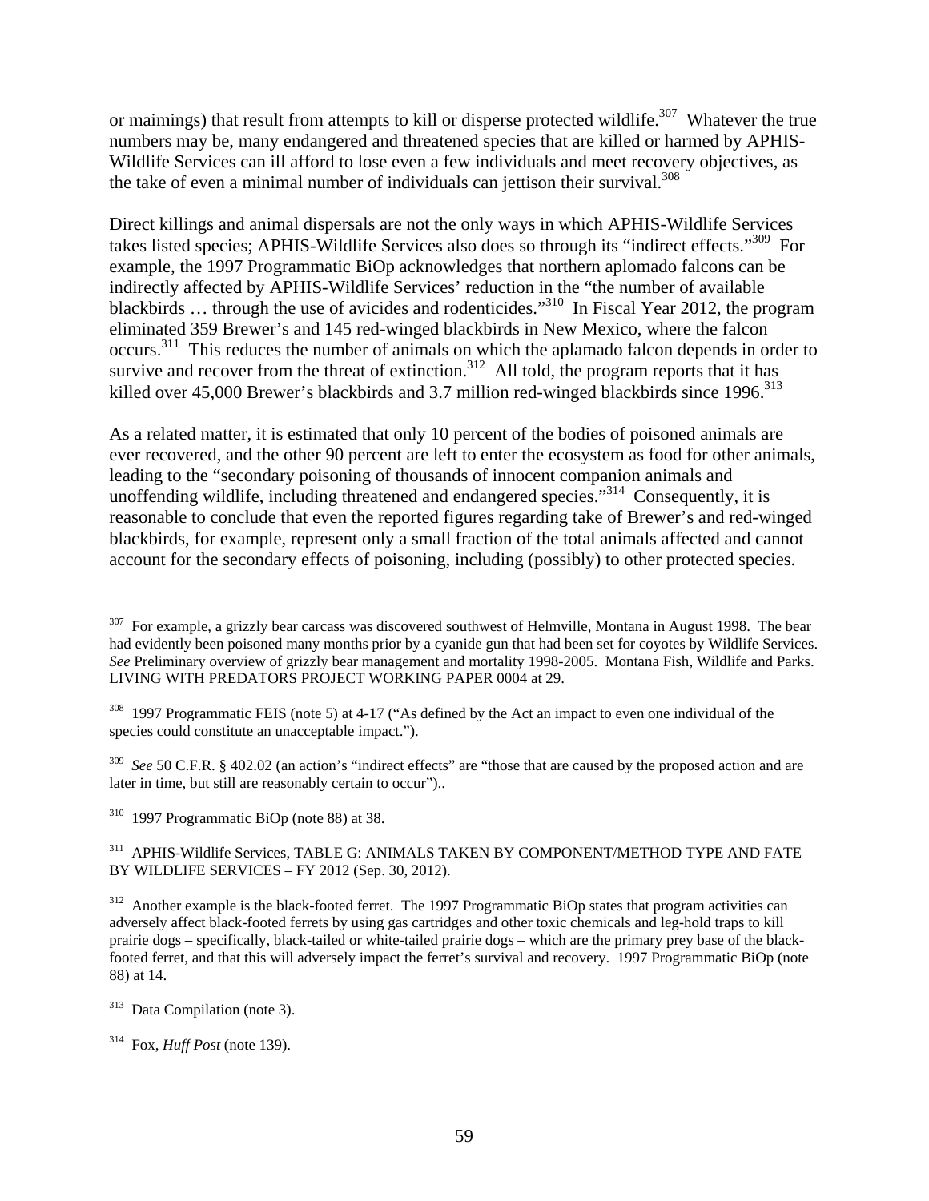or maimings) that result from attempts to kill or disperse protected wildlife.[307] Whatever the true numbers may be, many endangered and threatened species that are killed or harmed by APHIS-Wildlife Services can ill afford to lose even a few individuals and meet recovery objectives, as the take of even a minimal number of individuals can jettison their survival.[308]

Direct killings and animal dispersals are not the only ways in which APHIS-Wildlife Services takes listed species; APHIS-Wildlife Services also does so through its "indirect effects."[309] For example, the 1997 Programmatic BiOp acknowledges that northern aplomado falcons can be indirectly affected by APHIS-Wildlife Services' reduction in the "the number of available blackbirds … through the use of avicides and rodenticides."[310] In Fiscal Year 2012, the program eliminated 359 Brewer's and 145 red-winged blackbirds in New Mexico, where the falcon occurs.[311] This reduces the number of animals on which the aplamado falcon depends in order to survive and recover from the threat of extinction.[312] All told, the program reports that it has killed over 45,000 Brewer's blackbirds and 3.7 million red-winged blackbirds since 1996.[313]

As a related matter, it is estimated that only 10 percent of the bodies of poisoned animals are ever recovered, and the other 90 percent are left to enter the ecosystem as food for other animals, leading to the "secondary poisoning of thousands of innocent companion animals and unoffending wildlife, including threatened and endangered species."[314] Consequently, it is reasonable to conclude that even the reported figures regarding take of Brewer's and red-winged blackbirds, for example, represent only a small fraction of the total animals affected and cannot account for the secondary effects of poisoning, including (possibly) to other protected species.

---

[307] For example, a grizzly bear carcass was discovered southwest of Helmville, Montana in August 1998. The bear had evidently been poisoned many months prior by a cyanide gun that had been set for coyotes by Wildlife Services. *See* Preliminary overview of grizzly bear management and mortality 1998-2005. Montana Fish, Wildlife and Parks. LIVING WITH PREDATORS PROJECT WORKING PAPER 0004 at 29.

[308] 1997 Programmatic FEIS (note 5) at 4-17 ("As defined by the Act an impact to even one individual of the species could constitute an unacceptable impact.").

[309] *See* 50 C.F.R. § 402.02 (an action's "indirect effects" are "those that are caused by the proposed action and are later in time, but still are reasonably certain to occur")..

[310] 1997 Programmatic BiOp (note 88) at 38.

[311] APHIS-Wildlife Services, TABLE G: ANIMALS TAKEN BY COMPONENT/METHOD TYPE AND FATE BY WILDLIFE SERVICES – FY 2012 (Sep. 30, 2012).

[312] Another example is the black-footed ferret. The 1997 Programmatic BiOp states that program activities can adversely affect black-footed ferrets by using gas cartridges and other toxic chemicals and leg-hold traps to kill prairie dogs – specifically, black-tailed or white-tailed prairie dogs – which are the primary prey base of the black-footed ferret, and that this will adversely impact the ferret's survival and recovery. 1997 Programmatic BiOp (note 88) at 14.

[313] Data Compilation (note 3).

[314] Fox, *Huff Post* (note 139).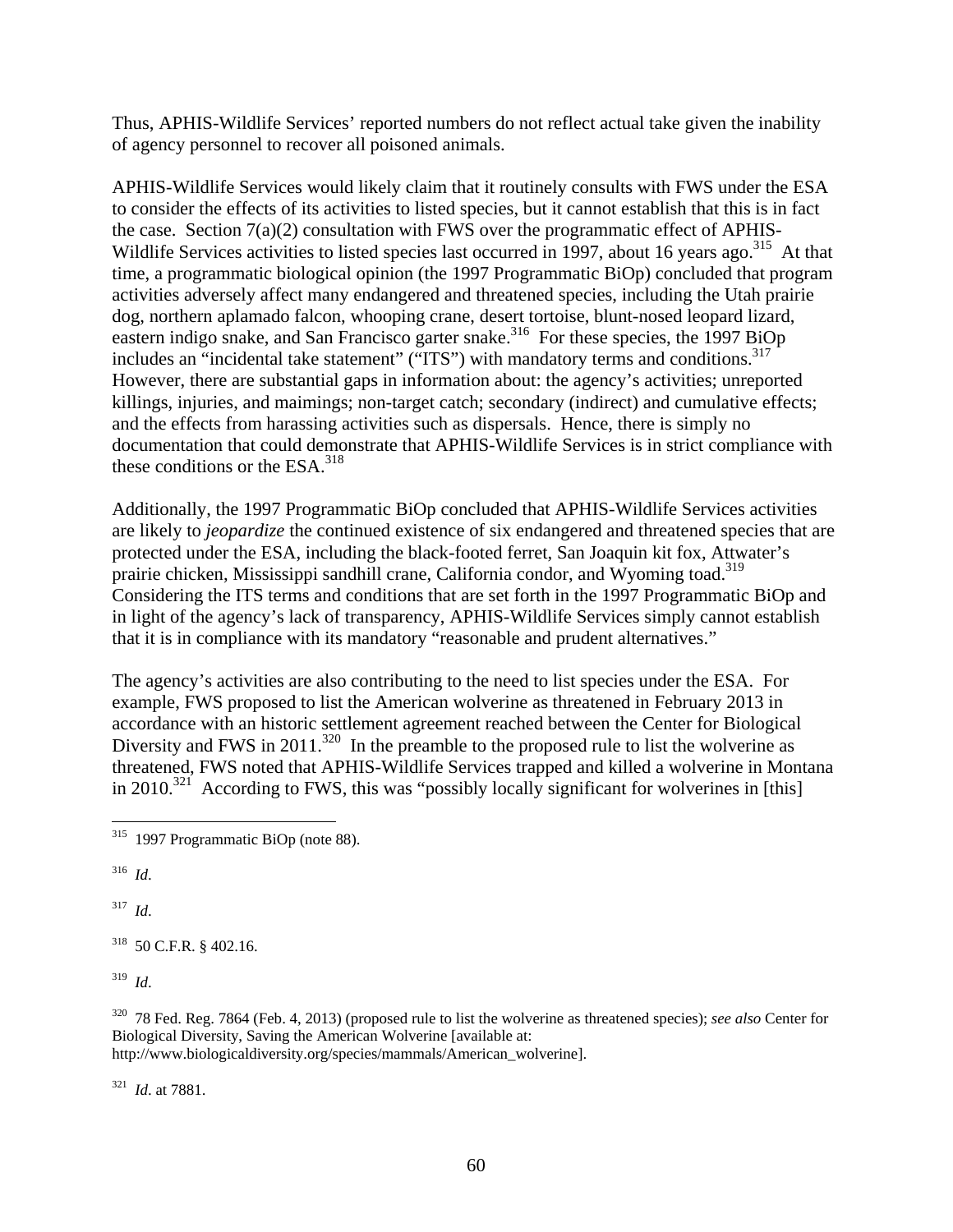Thus, APHIS-Wildlife Services' reported numbers do not reflect actual take given the inability of agency personnel to recover all poisoned animals.

APHIS-Wildlife Services would likely claim that it routinely consults with FWS under the ESA to consider the effects of its activities to listed species, but it cannot establish that this is in fact the case. Section 7(a)(2) consultation with FWS over the programmatic effect of APHIS-Wildlife Services activities to listed species last occurred in 1997, about 16 years ago.[315] At that time, a programmatic biological opinion (the 1997 Programmatic BiOp) concluded that program activities adversely affect many endangered and threatened species, including the Utah prairie dog, northern aplamado falcon, whooping crane, desert tortoise, blunt-nosed leopard lizard, eastern indigo snake, and San Francisco garter snake.[316] For these species, the 1997 BiOp includes an "incidental take statement" ("ITS") with mandatory terms and conditions.[317] However, there are substantial gaps in information about: the agency's activities; unreported killings, injuries, and maimings; non-target catch; secondary (indirect) and cumulative effects; and the effects from harassing activities such as dispersals. Hence, there is simply no documentation that could demonstrate that APHIS-Wildlife Services is in strict compliance with these conditions or the ESA.[318]

Additionally, the 1997 Programmatic BiOp concluded that APHIS-Wildlife Services activities are likely to *jeopardize* the continued existence of six endangered and threatened species that are protected under the ESA, including the black-footed ferret, San Joaquin kit fox, Attwater's prairie chicken, Mississippi sandhill crane, California condor, and Wyoming toad.[319] Considering the ITS terms and conditions that are set forth in the 1997 Programmatic BiOp and in light of the agency's lack of transparency, APHIS-Wildlife Services simply cannot establish that it is in compliance with its mandatory "reasonable and prudent alternatives."

The agency's activities are also contributing to the need to list species under the ESA. For example, FWS proposed to list the American wolverine as threatened in February 2013 in accordance with an historic settlement agreement reached between the Center for Biological Diversity and FWS in 2011.[320] In the preamble to the proposed rule to list the wolverine as threatened, FWS noted that APHIS-Wildlife Services trapped and killed a wolverine in Montana in 2010.[321] According to FWS, this was "possibly locally significant for wolverines in [this]

---

[315] 1997 Programmatic BiOp (note 88).

[316] *Id*.

[317] *Id*.

[318] 50 C.F.R. § 402.16.

[319] *Id*.

[320] 78 Fed. Reg. 7864 (Feb. 4, 2013) (proposed rule to list the wolverine as threatened species); *see also* Center for Biological Diversity, Saving the American Wolverine [available at: http://www.biologicaldiversity.org/species/mammals/American_wolverine].

[321] *Id*. at 7881.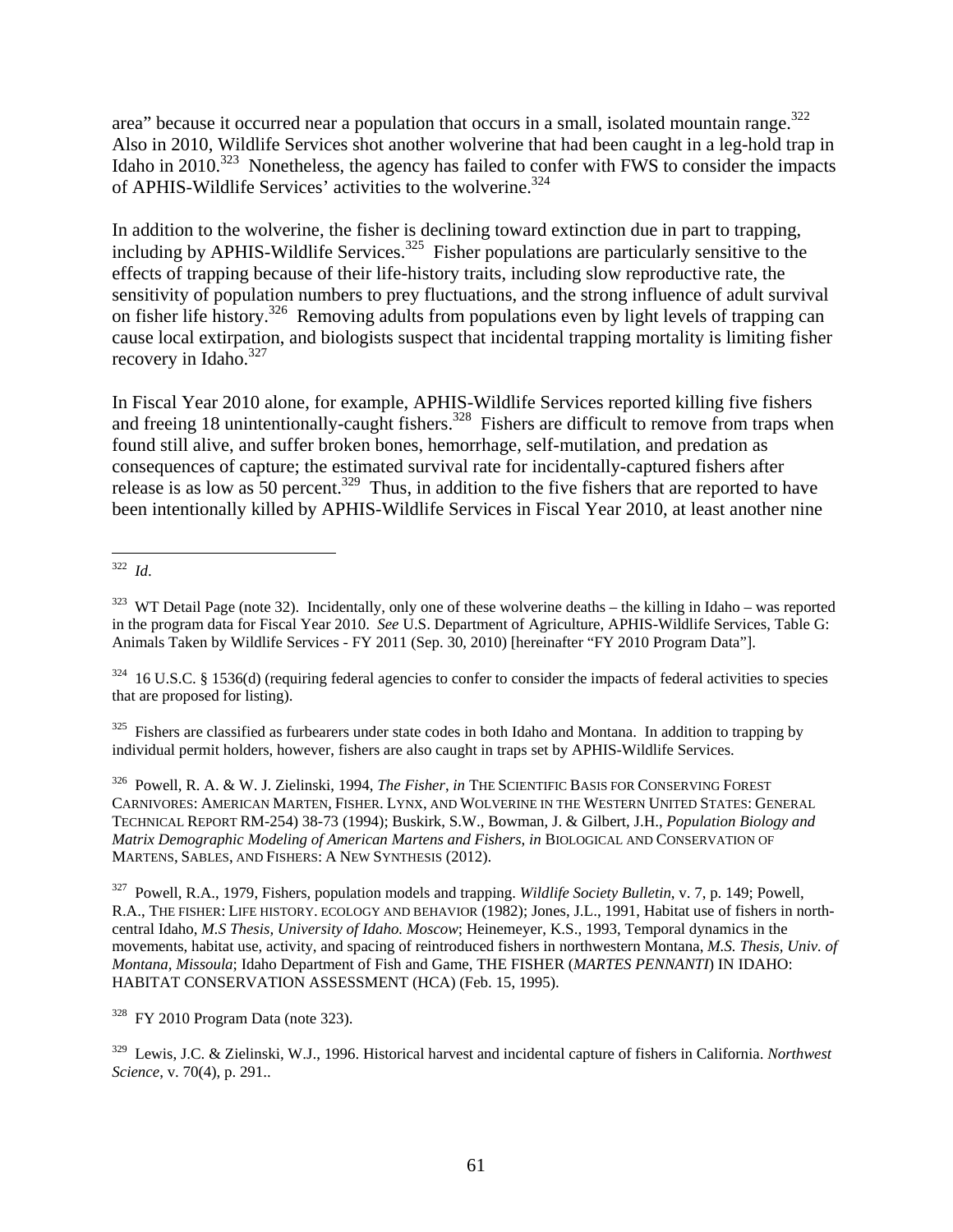area" because it occurred near a population that occurs in a small, isolated mountain range.[322] Also in 2010, Wildlife Services shot another wolverine that had been caught in a leg-hold trap in Idaho in 2010.[323] Nonetheless, the agency has failed to confer with FWS to consider the impacts of APHIS-Wildlife Services' activities to the wolverine.[324]

In addition to the wolverine, the fisher is declining toward extinction due in part to trapping, including by APHIS-Wildlife Services.[325] Fisher populations are particularly sensitive to the effects of trapping because of their life-history traits, including slow reproductive rate, the sensitivity of population numbers to prey fluctuations, and the strong influence of adult survival on fisher life history.[326] Removing adults from populations even by light levels of trapping can cause local extirpation, and biologists suspect that incidental trapping mortality is limiting fisher recovery in Idaho.[327]

In Fiscal Year 2010 alone, for example, APHIS-Wildlife Services reported killing five fishers and freeing 18 unintentionally-caught fishers.[328] Fishers are difficult to remove from traps when found still alive, and suffer broken bones, hemorrhage, self-mutilation, and predation as consequences of capture; the estimated survival rate for incidentally-captured fishers after release is as low as 50 percent.[329] Thus, in addition to the five fishers that are reported to have been intentionally killed by APHIS-Wildlife Services in Fiscal Year 2010, at least another nine

---

[322] *Id.*

[323] WT Detail Page (note 32). Incidentally, only one of these wolverine deaths – the killing in Idaho – was reported in the program data for Fiscal Year 2010. *See* U.S. Department of Agriculture, APHIS-Wildlife Services, Table G: Animals Taken by Wildlife Services - FY 2011 (Sep. 30, 2010) [hereinafter "FY 2010 Program Data"].

[324] 16 U.S.C. § 1536(d) (requiring federal agencies to confer to consider the impacts of federal activities to species that are proposed for listing).

[325] Fishers are classified as furbearers under state codes in both Idaho and Montana. In addition to trapping by individual permit holders, however, fishers are also caught in traps set by APHIS-Wildlife Services.

[326] Powell, R. A. & W. J. Zielinski, 1994, *The Fisher*, *in* THE SCIENTIFIC BASIS FOR CONSERVING FOREST CARNIVORES: AMERICAN MARTEN, FISHER. LYNX, AND WOLVERINE IN THE WESTERN UNITED STATES: GENERAL TECHNICAL REPORT RM-254) 38-73 (1994); Buskirk, S.W., Bowman, J. & Gilbert, J.H., *Population Biology and Matrix Demographic Modeling of American Martens and Fishers*, *in* BIOLOGICAL AND CONSERVATION OF MARTENS, SABLES, AND FISHERS: A NEW SYNTHESIS (2012).

[327] Powell, R.A., 1979, Fishers, population models and trapping. *Wildlife Society Bulletin*, v. 7, p. 149; Powell, R.A., THE FISHER: LIFE HISTORY. ECOLOGY AND BEHAVIOR (1982); Jones, J.L., 1991, Habitat use of fishers in north-central Idaho, *M.S Thesis, University of Idaho. Moscow*; Heinemeyer, K.S., 1993, Temporal dynamics in the movements, habitat use, activity, and spacing of reintroduced fishers in northwestern Montana, *M.S. Thesis, Univ. of Montana, Missoula*; Idaho Department of Fish and Game, THE FISHER (*MARTES PENNANTI*) IN IDAHO: HABITAT CONSERVATION ASSESSMENT (HCA) (Feb. 15, 1995).

[328] FY 2010 Program Data (note 323).

[329] Lewis, J.C. & Zielinski, W.J., 1996. Historical harvest and incidental capture of fishers in California. *Northwest Science*, v. 70(4), p. 291..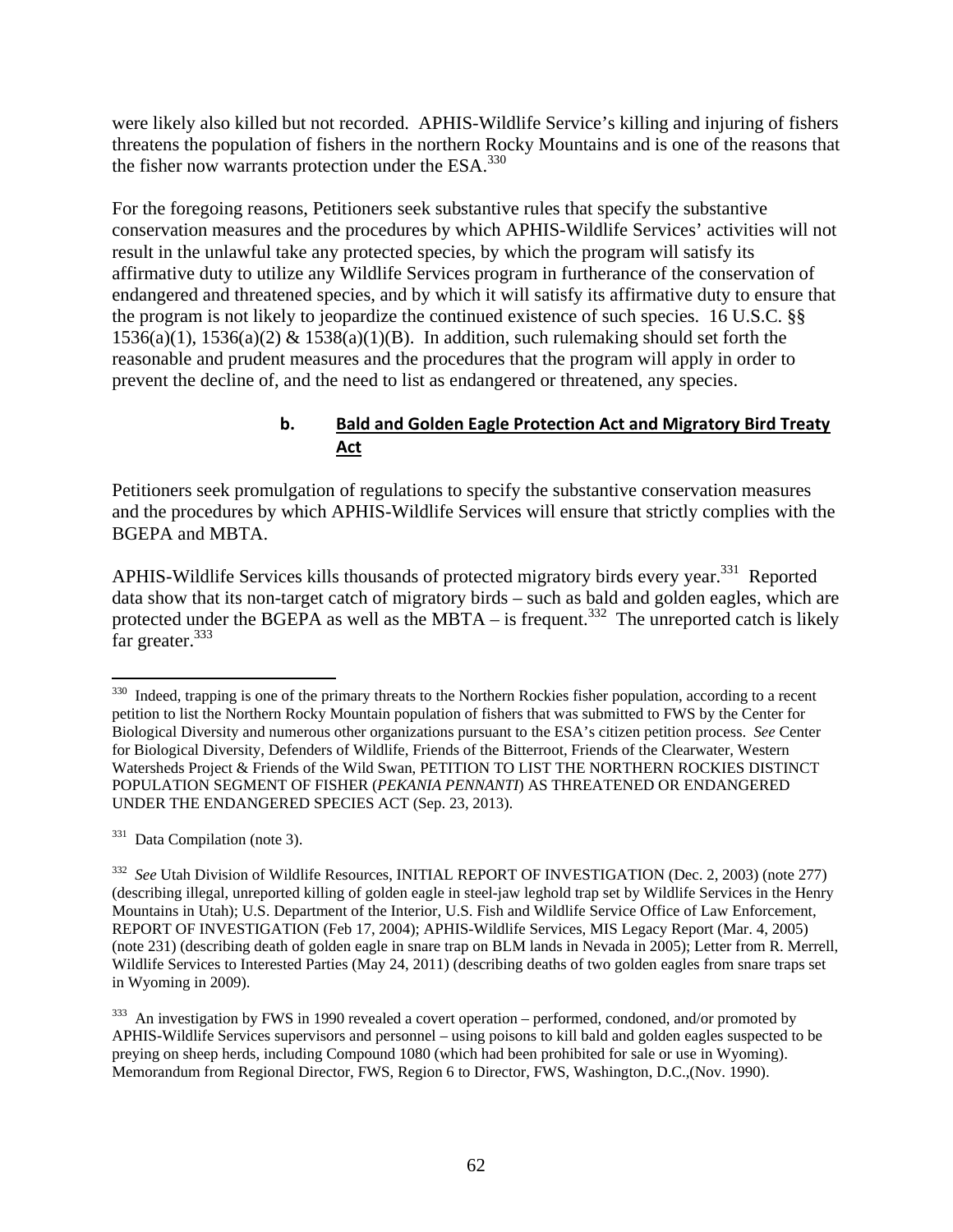were likely also killed but not recorded. APHIS-Wildlife Service's killing and injuring of fishers threatens the population of fishers in the northern Rocky Mountains and is one of the reasons that the fisher now warrants protection under the ESA.[330]

For the foregoing reasons, Petitioners seek substantive rules that specify the substantive conservation measures and the procedures by which APHIS-Wildlife Services' activities will not result in the unlawful take any protected species, by which the program will satisfy its affirmative duty to utilize any Wildlife Services program in furtherance of the conservation of endangered and threatened species, and by which it will satisfy its affirmative duty to ensure that the program is not likely to jeopardize the continued existence of such species. 16 U.S.C. §§ 1536(a)(1), 1536(a)(2) & 1538(a)(1)(B). In addition, such rulemaking should set forth the reasonable and prudent measures and the procedures that the program will apply in order to prevent the decline of, and the need to list as endangered or threatened, any species.

#### b. Bald and Golden Eagle Protection Act and Migratory Bird Treaty Act

Petitioners seek promulgation of regulations to specify the substantive conservation measures and the procedures by which APHIS-Wildlife Services will ensure that strictly complies with the BGEPA and MBTA.

APHIS-Wildlife Services kills thousands of protected migratory birds every year.[331] Reported data show that its non-target catch of migratory birds – such as bald and golden eagles, which are protected under the BGEPA as well as the MBTA – is frequent.[332] The unreported catch is likely far greater.[333]

---

[330] Indeed, trapping is one of the primary threats to the Northern Rockies fisher population, according to a recent petition to list the Northern Rocky Mountain population of fishers that was submitted to FWS by the Center for Biological Diversity and numerous other organizations pursuant to the ESA's citizen petition process. *See* Center for Biological Diversity, Defenders of Wildlife, Friends of the Bitterroot, Friends of the Clearwater, Western Watersheds Project & Friends of the Wild Swan, PETITION TO LIST THE NORTHERN ROCKIES DISTINCT POPULATION SEGMENT OF FISHER (*PEKANIA PENNANTI*) AS THREATENED OR ENDANGERED UNDER THE ENDANGERED SPECIES ACT (Sep. 23, 2013).

[331] Data Compilation (note 3).

[332] *See* Utah Division of Wildlife Resources, INITIAL REPORT OF INVESTIGATION (Dec. 2, 2003) (note 277) (describing illegal, unreported killing of golden eagle in steel-jaw leghold trap set by Wildlife Services in the Henry Mountains in Utah); U.S. Department of the Interior, U.S. Fish and Wildlife Service Office of Law Enforcement, REPORT OF INVESTIGATION (Feb 17, 2004); APHIS-Wildlife Services, MIS Legacy Report (Mar. 4, 2005) (note 231) (describing death of golden eagle in snare trap on BLM lands in Nevada in 2005); Letter from R. Merrell, Wildlife Services to Interested Parties (May 24, 2011) (describing deaths of two golden eagles from snare traps set in Wyoming in 2009).

[333] An investigation by FWS in 1990 revealed a covert operation – performed, condoned, and/or promoted by APHIS-Wildlife Services supervisors and personnel – using poisons to kill bald and golden eagles suspected to be preying on sheep herds, including Compound 1080 (which had been prohibited for sale or use in Wyoming). Memorandum from Regional Director, FWS, Region 6 to Director, FWS, Washington, D.C.,(Nov. 1990).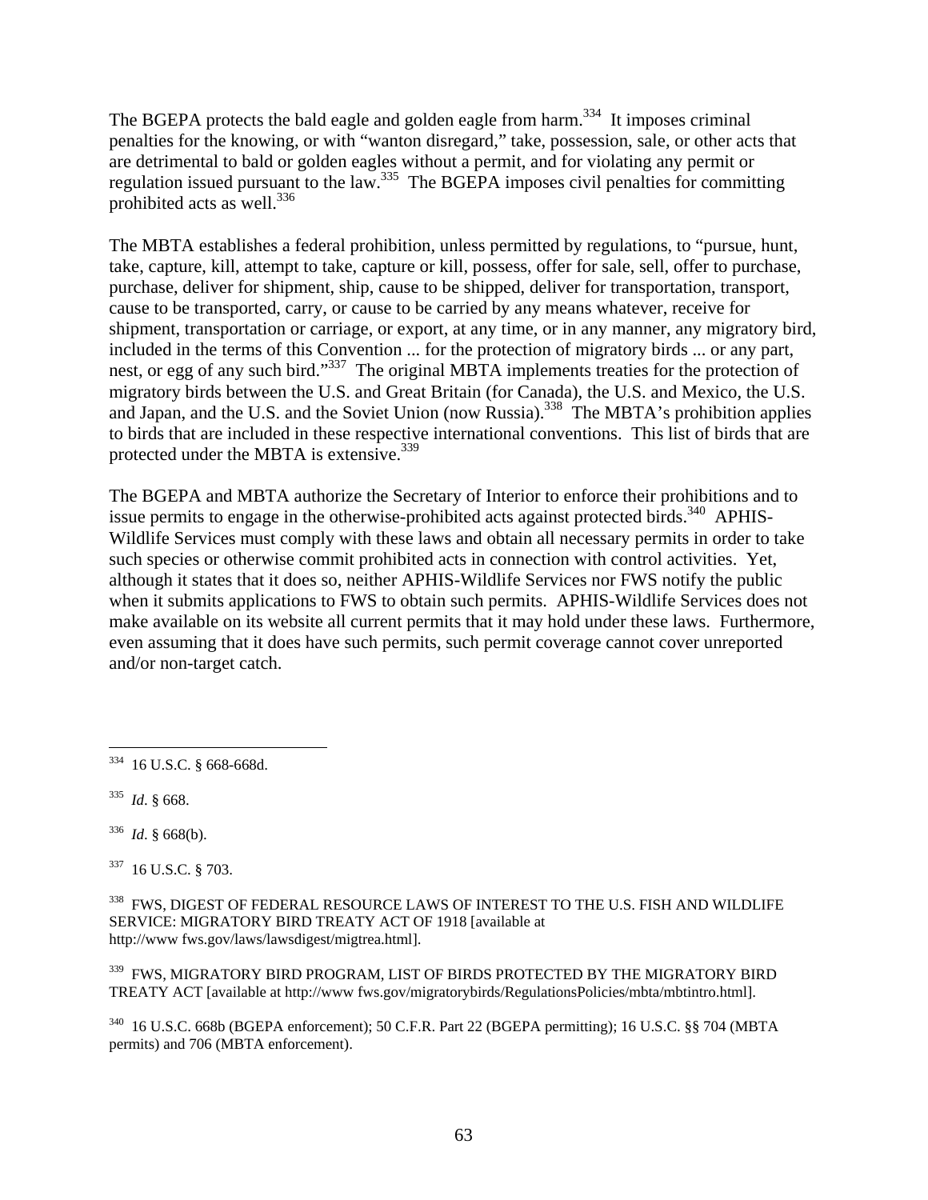The BGEPA protects the bald eagle and golden eagle from harm.[334] It imposes criminal penalties for the knowing, or with "wanton disregard," take, possession, sale, or other acts that are detrimental to bald or golden eagles without a permit, and for violating any permit or regulation issued pursuant to the law.[335] The BGEPA imposes civil penalties for committing prohibited acts as well.[336]

The MBTA establishes a federal prohibition, unless permitted by regulations, to "pursue, hunt, take, capture, kill, attempt to take, capture or kill, possess, offer for sale, sell, offer to purchase, purchase, deliver for shipment, ship, cause to be shipped, deliver for transportation, transport, cause to be transported, carry, or cause to be carried by any means whatever, receive for shipment, transportation or carriage, or export, at any time, or in any manner, any migratory bird, included in the terms of this Convention ... for the protection of migratory birds ... or any part, nest, or egg of any such bird."[337] The original MBTA implements treaties for the protection of migratory birds between the U.S. and Great Britain (for Canada), the U.S. and Mexico, the U.S. and Japan, and the U.S. and the Soviet Union (now Russia).[338] The MBTA's prohibition applies to birds that are included in these respective international conventions. This list of birds that are protected under the MBTA is extensive.[339]

The BGEPA and MBTA authorize the Secretary of Interior to enforce their prohibitions and to issue permits to engage in the otherwise-prohibited acts against protected birds.[340] APHIS-Wildlife Services must comply with these laws and obtain all necessary permits in order to take such species or otherwise commit prohibited acts in connection with control activities. Yet, although it states that it does so, neither APHIS-Wildlife Services nor FWS notify the public when it submits applications to FWS to obtain such permits. APHIS-Wildlife Services does not make available on its website all current permits that it may hold under these laws. Furthermore, even assuming that it does have such permits, such permit coverage cannot cover unreported and/or non-target catch.

---

[334] 16 U.S.C. § 668-668d.

[335] *Id*. § 668.

[336] *Id*. § 668(b).

[337] 16 U.S.C. § 703.

[338] FWS, DIGEST OF FEDERAL RESOURCE LAWS OF INTEREST TO THE U.S. FISH AND WILDLIFE SERVICE: MIGRATORY BIRD TREATY ACT OF 1918 [available at http://www fws.gov/laws/lawsdigest/migtrea.html].

[339] FWS, MIGRATORY BIRD PROGRAM, LIST OF BIRDS PROTECTED BY THE MIGRATORY BIRD TREATY ACT [available at http://www fws.gov/migratorybirds/RegulationsPolicies/mbta/mbtintro.html].

[340] 16 U.S.C. 668b (BGEPA enforcement); 50 C.F.R. Part 22 (BGEPA permitting); 16 U.S.C. §§ 704 (MBTA permits) and 706 (MBTA enforcement).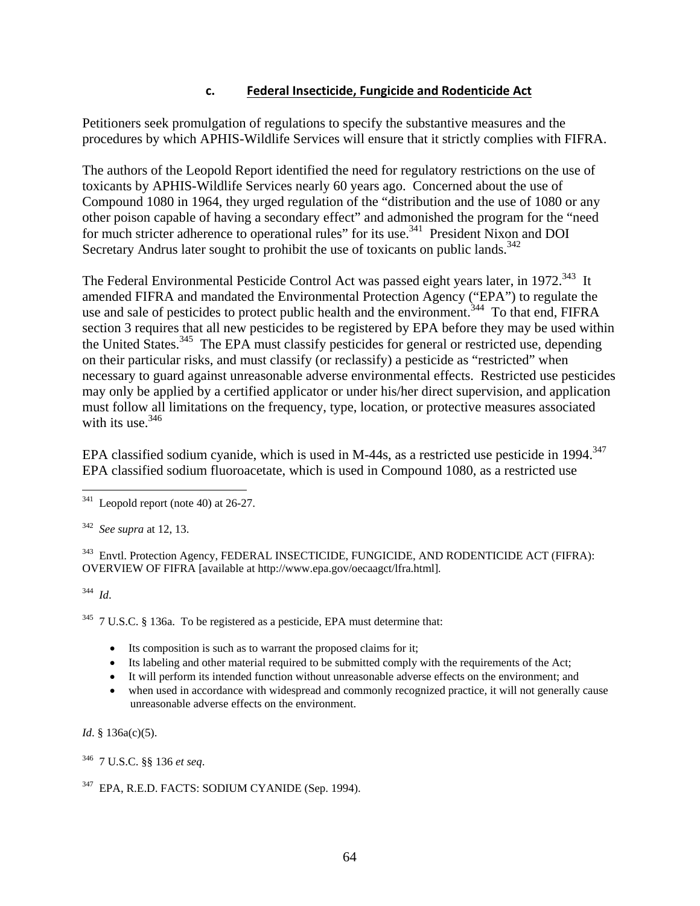### c. Federal Insecticide, Fungicide and Rodenticide Act

Petitioners seek promulgation of regulations to specify the substantive measures and the procedures by which APHIS-Wildlife Services will ensure that it strictly complies with FIFRA.

The authors of the Leopold Report identified the need for regulatory restrictions on the use of toxicants by APHIS-Wildlife Services nearly 60 years ago. Concerned about the use of Compound 1080 in 1964, they urged regulation of the "distribution and the use of 1080 or any other poison capable of having a secondary effect" and admonished the program for the "need for much stricter adherence to operational rules" for its use.[341] President Nixon and DOI Secretary Andrus later sought to prohibit the use of toxicants on public lands.[342]

The Federal Environmental Pesticide Control Act was passed eight years later, in 1972.[343] It amended FIFRA and mandated the Environmental Protection Agency ("EPA") to regulate the use and sale of pesticides to protect public health and the environment.[344] To that end, FIFRA section 3 requires that all new pesticides to be registered by EPA before they may be used within the United States.[345] The EPA must classify pesticides for general or restricted use, depending on their particular risks, and must classify (or reclassify) a pesticide as "restricted" when necessary to guard against unreasonable adverse environmental effects. Restricted use pesticides may only be applied by a certified applicator or under his/her direct supervision, and application must follow all limitations on the frequency, type, location, or protective measures associated with its use.[346]

EPA classified sodium cyanide, which is used in M-44s, as a restricted use pesticide in 1994.[347] EPA classified sodium fluoroacetate, which is used in Compound 1080, as a restricted use

---

[341] Leopold report (note 40) at 26-27.

[342] *See supra* at 12, 13.

[343] Envtl. Protection Agency, FEDERAL INSECTICIDE, FUNGICIDE, AND RODENTICIDE ACT (FIFRA): OVERVIEW OF FIFRA [available at http://www.epa.gov/oecaagct/lfra.html].

[344] *Id*.

[345] 7 U.S.C. § 136a. To be registered as a pesticide, EPA must determine that:

- Its composition is such as to warrant the proposed claims for it;
- Its labeling and other material required to be submitted comply with the requirements of the Act;
- It will perform its intended function without unreasonable adverse effects on the environment; and
- when used in accordance with widespread and commonly recognized practice, it will not generally cause unreasonable adverse effects on the environment.

*Id*. § 136a(c)(5).

[346] 7 U.S.C. §§ 136 *et seq*.

[347] EPA, R.E.D. FACTS: SODIUM CYANIDE (Sep. 1994).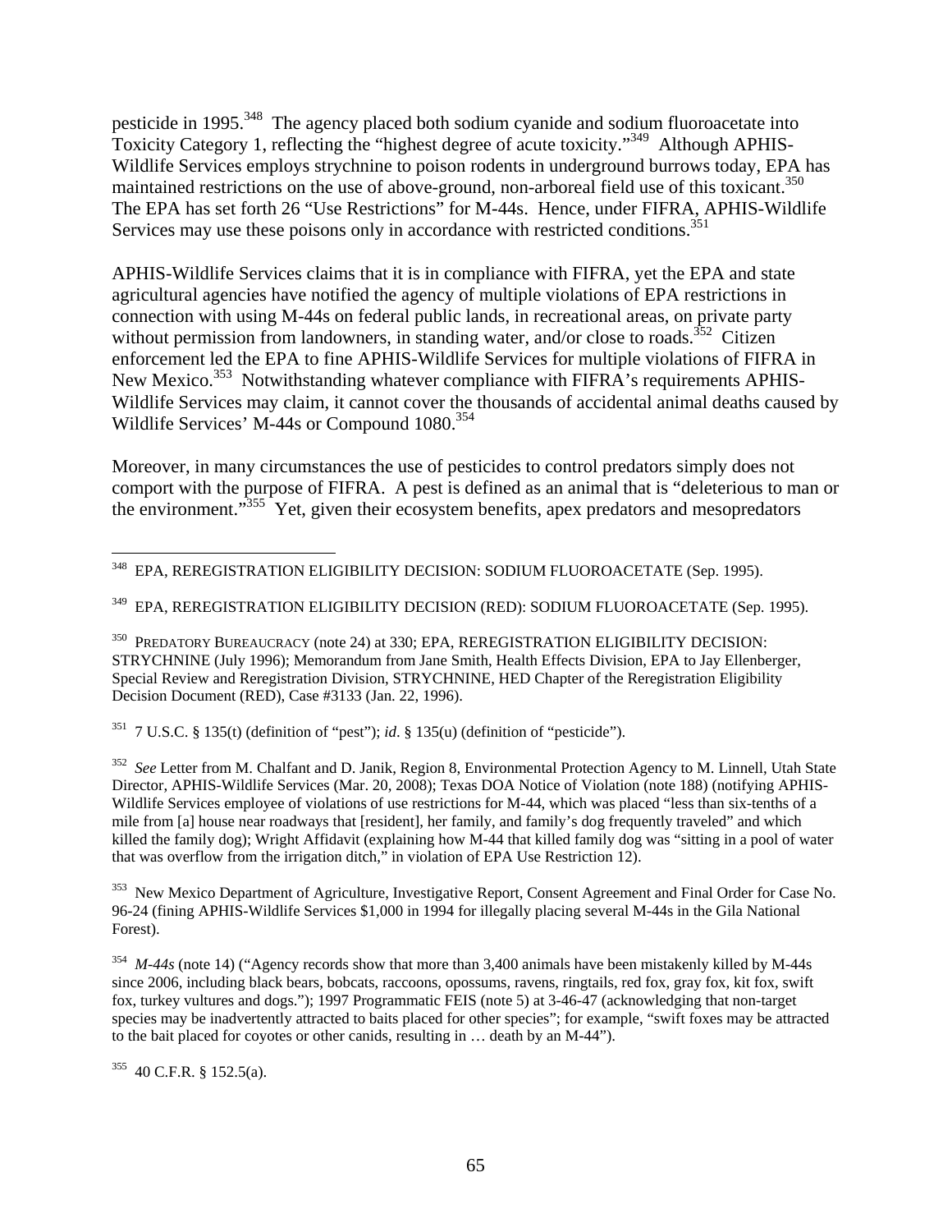pesticide in 1995.[348] The agency placed both sodium cyanide and sodium fluoroacetate into Toxicity Category 1, reflecting the "highest degree of acute toxicity."[349] Although APHIS-Wildlife Services employs strychnine to poison rodents in underground burrows today, EPA has maintained restrictions on the use of above-ground, non-arboreal field use of this toxicant.[350] The EPA has set forth 26 "Use Restrictions" for M-44s. Hence, under FIFRA, APHIS-Wildlife Services may use these poisons only in accordance with restricted conditions.[351]

APHIS-Wildlife Services claims that it is in compliance with FIFRA, yet the EPA and state agricultural agencies have notified the agency of multiple violations of EPA restrictions in connection with using M-44s on federal public lands, in recreational areas, on private party without permission from landowners, in standing water, and/or close to roads.[352] Citizen enforcement led the EPA to fine APHIS-Wildlife Services for multiple violations of FIFRA in New Mexico.[353] Notwithstanding whatever compliance with FIFRA's requirements APHIS-Wildlife Services may claim, it cannot cover the thousands of accidental animal deaths caused by Wildlife Services' M-44s or Compound 1080.[354]

Moreover, in many circumstances the use of pesticides to control predators simply does not comport with the purpose of FIFRA. A pest is defined as an animal that is "deleterious to man or the environment."[355] Yet, given their ecosystem benefits, apex predators and mesopredators

---

[348] EPA, REREGISTRATION ELIGIBILITY DECISION: SODIUM FLUOROACETATE (Sep. 1995).

[349] EPA, REREGISTRATION ELIGIBILITY DECISION (RED): SODIUM FLUOROACETATE (Sep. 1995).

[350] PREDATORY BUREAUCRACY (note 24) at 330; EPA, REREGISTRATION ELIGIBILITY DECISION: STRYCHNINE (July 1996); Memorandum from Jane Smith, Health Effects Division, EPA to Jay Ellenberger, Special Review and Reregistration Division, STRYCHNINE, HED Chapter of the Reregistration Eligibility Decision Document (RED), Case #3133 (Jan. 22, 1996).

[351] 7 U.S.C. § 135(t) (definition of "pest"); *id*. § 135(u) (definition of "pesticide").

[352] *See* Letter from M. Chalfant and D. Janik, Region 8, Environmental Protection Agency to M. Linnell, Utah State Director, APHIS-Wildlife Services (Mar. 20, 2008); Texas DOA Notice of Violation (note 188) (notifying APHIS-Wildlife Services employee of violations of use restrictions for M-44, which was placed "less than six-tenths of a mile from [a] house near roadways that [resident], her family, and family's dog frequently traveled" and which killed the family dog); Wright Affidavit (explaining how M-44 that killed family dog was "sitting in a pool of water that was overflow from the irrigation ditch," in violation of EPA Use Restriction 12).

[353] New Mexico Department of Agriculture, Investigative Report, Consent Agreement and Final Order for Case No. 96-24 (fining APHIS-Wildlife Services $1,000 in 1994 for illegally placing several M-44s in the Gila National Forest).

[354] *M-44s* (note 14) ("Agency records show that more than 3,400 animals have been mistakenly killed by M-44s since 2006, including black bears, bobcats, raccoons, opossums, ravens, ringtails, red fox, gray fox, kit fox, swift fox, turkey vultures and dogs."); 1997 Programmatic FEIS (note 5) at 3-46-47 (acknowledging that non-target species may be inadvertently attracted to baits placed for other species"; for example, "swift foxes may be attracted to the bait placed for coyotes or other canids, resulting in … death by an M-44").

[355] 40 C.F.R. § 152.5(a).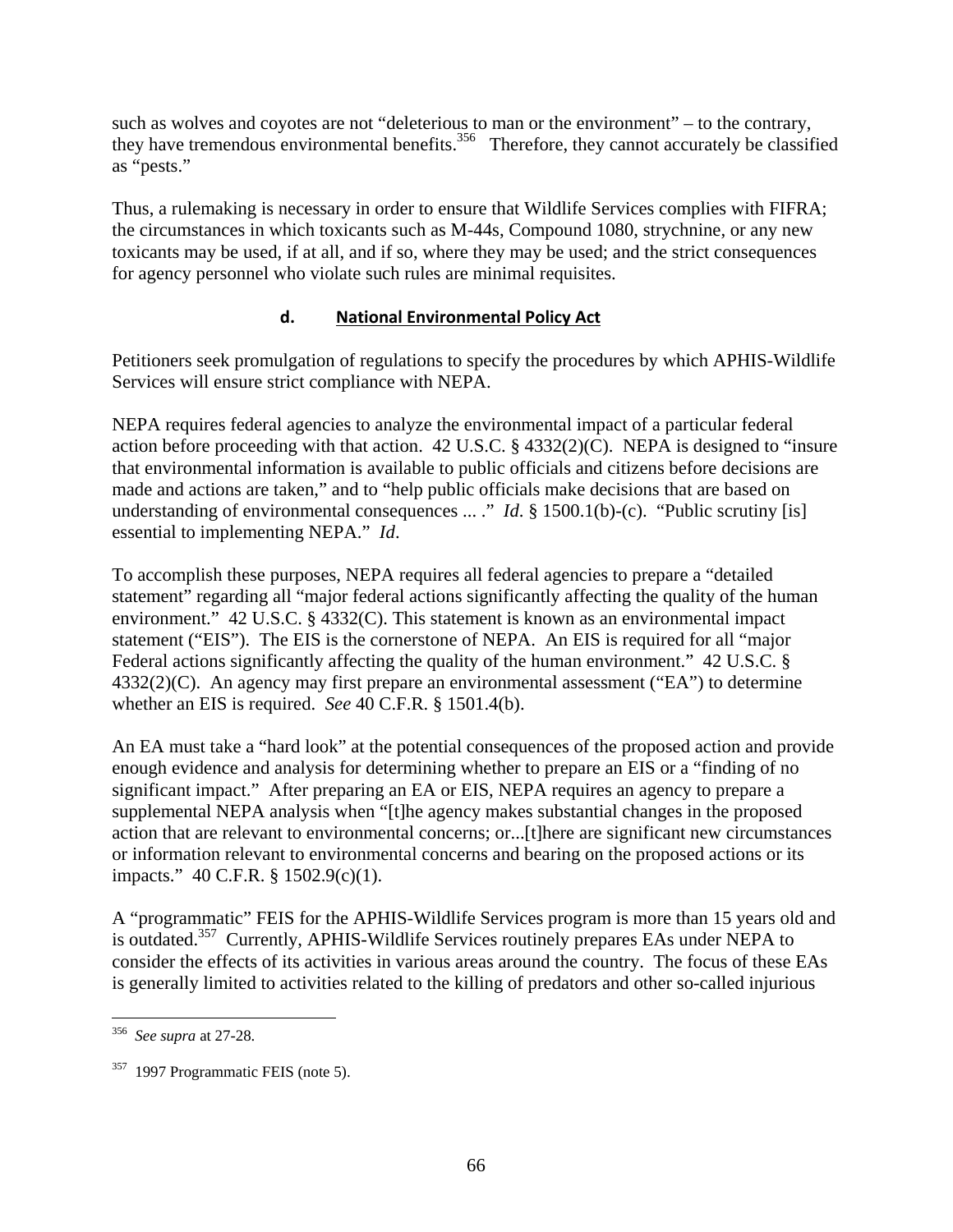such as wolves and coyotes are not "deleterious to man or the environment" – to the contrary, they have tremendous environmental benefits.[356] Therefore, they cannot accurately be classified as "pests."

Thus, a rulemaking is necessary in order to ensure that Wildlife Services complies with FIFRA; the circumstances in which toxicants such as M-44s, Compound 1080, strychnine, or any new toxicants may be used, if at all, and if so, where they may be used; and the strict consequences for agency personnel who violate such rules are minimal requisites.

#### d. National Environmental Policy Act

Petitioners seek promulgation of regulations to specify the procedures by which APHIS-Wildlife Services will ensure strict compliance with NEPA.

NEPA requires federal agencies to analyze the environmental impact of a particular federal action before proceeding with that action. 42 U.S.C. § 4332(2)(C). NEPA is designed to "insure that environmental information is available to public officials and citizens before decisions are made and actions are taken," and to "help public officials make decisions that are based on understanding of environmental consequences ... ." *Id*. § 1500.1(b)-(c). "Public scrutiny [is] essential to implementing NEPA." *Id*.

To accomplish these purposes, NEPA requires all federal agencies to prepare a "detailed statement" regarding all "major federal actions significantly affecting the quality of the human environment." 42 U.S.C. § 4332(C). This statement is known as an environmental impact statement ("EIS"). The EIS is the cornerstone of NEPA. An EIS is required for all "major Federal actions significantly affecting the quality of the human environment." 42 U.S.C. § 4332(2)(C). An agency may first prepare an environmental assessment ("EA") to determine whether an EIS is required. *See* 40 C.F.R. § 1501.4(b).

An EA must take a "hard look" at the potential consequences of the proposed action and provide enough evidence and analysis for determining whether to prepare an EIS or a "finding of no significant impact." After preparing an EA or EIS, NEPA requires an agency to prepare a supplemental NEPA analysis when "[t]he agency makes substantial changes in the proposed action that are relevant to environmental concerns; or...[t]here are significant new circumstances or information relevant to environmental concerns and bearing on the proposed actions or its impacts." 40 C.F.R. § 1502.9(c)(1).

A "programmatic" FEIS for the APHIS-Wildlife Services program is more than 15 years old and is outdated.[357] Currently, APHIS-Wildlife Services routinely prepares EAs under NEPA to consider the effects of its activities in various areas around the country. The focus of these EAs is generally limited to activities related to the killing of predators and other so-called injurious

---

[356] *See supra* at 27-28.

[357] 1997 Programmatic FEIS (note 5).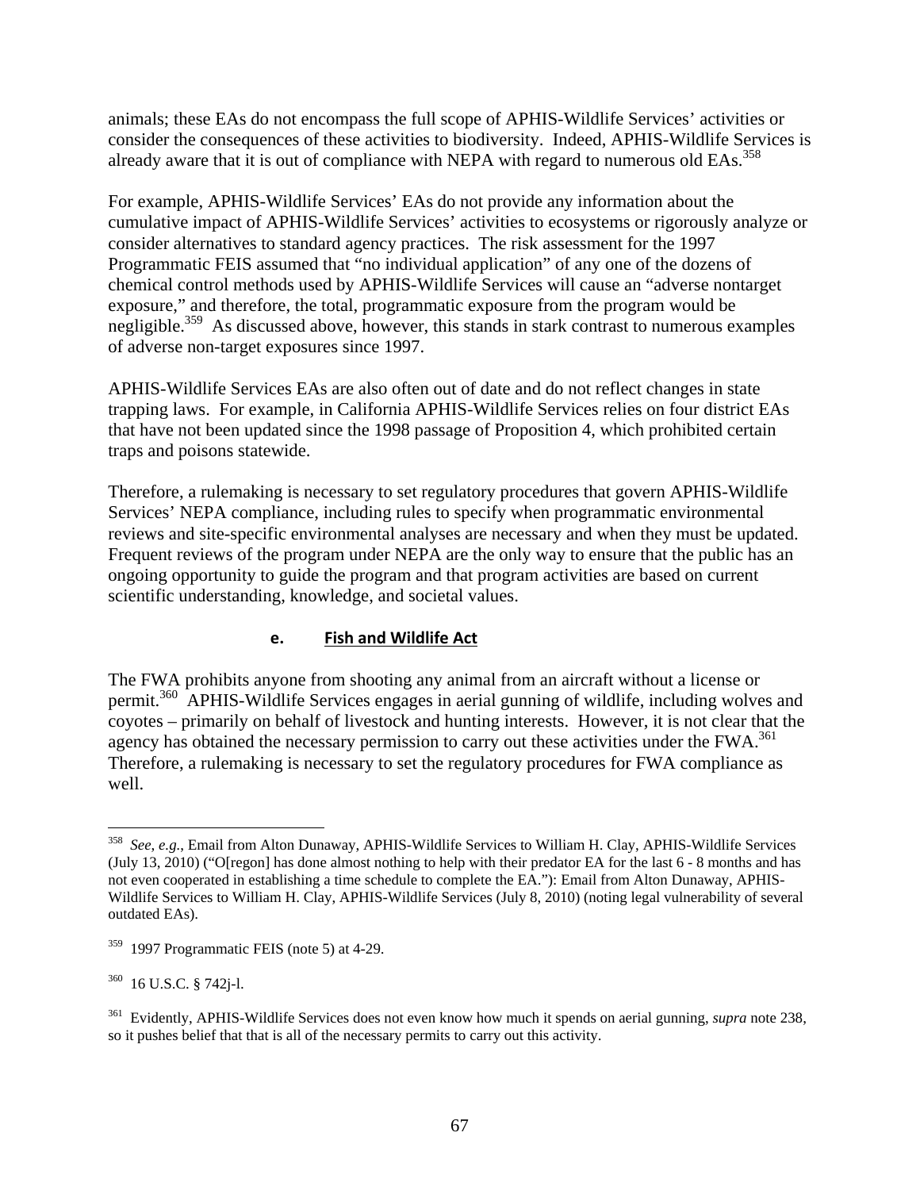animals; these EAs do not encompass the full scope of APHIS-Wildlife Services' activities or consider the consequences of these activities to biodiversity. Indeed, APHIS-Wildlife Services is already aware that it is out of compliance with NEPA with regard to numerous old EAs.[358]

For example, APHIS-Wildlife Services' EAs do not provide any information about the cumulative impact of APHIS-Wildlife Services' activities to ecosystems or rigorously analyze or consider alternatives to standard agency practices. The risk assessment for the 1997 Programmatic FEIS assumed that "no individual application" of any one of the dozens of chemical control methods used by APHIS-Wildlife Services will cause an "adverse nontarget exposure," and therefore, the total, programmatic exposure from the program would be negligible.[359] As discussed above, however, this stands in stark contrast to numerous examples of adverse non-target exposures since 1997.

APHIS-Wildlife Services EAs are also often out of date and do not reflect changes in state trapping laws. For example, in California APHIS-Wildlife Services relies on four district EAs that have not been updated since the 1998 passage of Proposition 4, which prohibited certain traps and poisons statewide.

Therefore, a rulemaking is necessary to set regulatory procedures that govern APHIS-Wildlife Services' NEPA compliance, including rules to specify when programmatic environmental reviews and site-specific environmental analyses are necessary and when they must be updated. Frequent reviews of the program under NEPA are the only way to ensure that the public has an ongoing opportunity to guide the program and that program activities are based on current scientific understanding, knowledge, and societal values.

#### e. Fish and Wildlife Act

The FWA prohibits anyone from shooting any animal from an aircraft without a license or permit.[360] APHIS-Wildlife Services engages in aerial gunning of wildlife, including wolves and coyotes – primarily on behalf of livestock and hunting interests. However, it is not clear that the agency has obtained the necessary permission to carry out these activities under the FWA.[361] Therefore, a rulemaking is necessary to set the regulatory procedures for FWA compliance as well.

---

[358] *See, e.g.*, Email from Alton Dunaway, APHIS-Wildlife Services to William H. Clay, APHIS-Wildlife Services (July 13, 2010) ("O[regon] has done almost nothing to help with their predator EA for the last 6 - 8 months and has not even cooperated in establishing a time schedule to complete the EA."): Email from Alton Dunaway, APHIS-Wildlife Services to William H. Clay, APHIS-Wildlife Services (July 8, 2010) (noting legal vulnerability of several outdated EAs).

[359] 1997 Programmatic FEIS (note 5) at 4-29.

[360] 16 U.S.C. § 742j-l.

[361] Evidently, APHIS-Wildlife Services does not even know how much it spends on aerial gunning, *supra* note 238, so it pushes belief that that is all of the necessary permits to carry out this activity.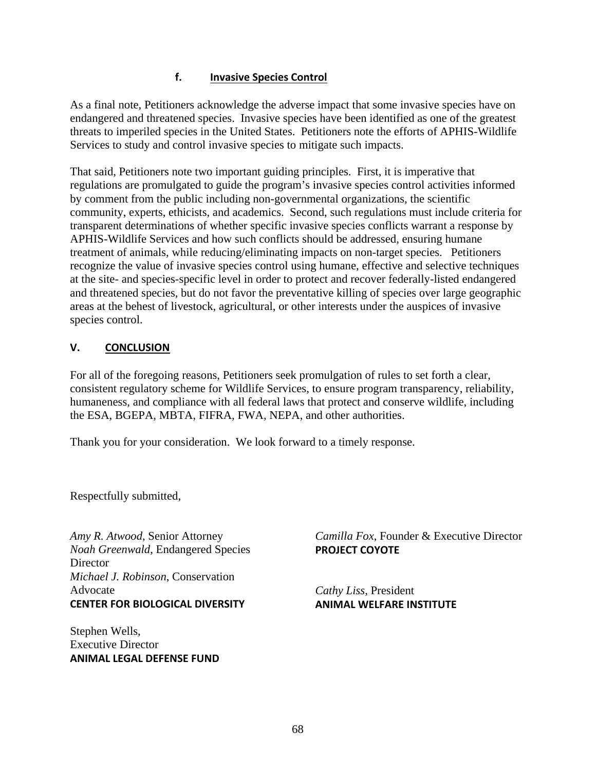#### f. **Invasive Species Control**

As a final note, Petitioners acknowledge the adverse impact that some invasive species have on endangered and threatened species. Invasive species have been identified as one of the greatest threats to imperiled species in the United States. Petitioners note the efforts of APHIS-Wildlife Services to study and control invasive species to mitigate such impacts.

That said, Petitioners note two important guiding principles. First, it is imperative that regulations are promulgated to guide the program's invasive species control activities informed by comment from the public including non-governmental organizations, the scientific community, experts, ethicists, and academics. Second, such regulations must include criteria for transparent determinations of whether specific invasive species conflicts warrant a response by APHIS-Wildlife Services and how such conflicts should be addressed, ensuring humane treatment of animals, while reducing/eliminating impacts on non-target species. Petitioners recognize the value of invasive species control using humane, effective and selective techniques at the site- and species-specific level in order to protect and recover federally-listed endangered and threatened species, but do not favor the preventative killing of species over large geographic areas at the behest of livestock, agricultural, or other interests under the auspices of invasive species control.

## V. **CONCLUSION**

For all of the foregoing reasons, Petitioners seek promulgation of rules to set forth a clear, consistent regulatory scheme for Wildlife Services, to ensure program transparency, reliability, humaneness, and compliance with all federal laws that protect and conserve wildlife, including the ESA, BGEPA, MBTA, FIFRA, FWA, NEPA, and other authorities.

Thank you for your consideration. We look forward to a timely response.

Respectfully submitted,

*Amy R. Atwood*, Senior Attorney
*Noah Greenwald*, Endangered Species Director
*Michael J. Robinson*, Conservation Advocate
**CENTER FOR BIOLOGICAL DIVERSITY**

Stephen Wells,
Executive Director
**ANIMAL LEGAL DEFENSE FUND**

*Camilla Fox*, Founder & Executive Director
**PROJECT COYOTE**

*Cathy Liss*, President
**ANIMAL WELFARE INSTITUTE**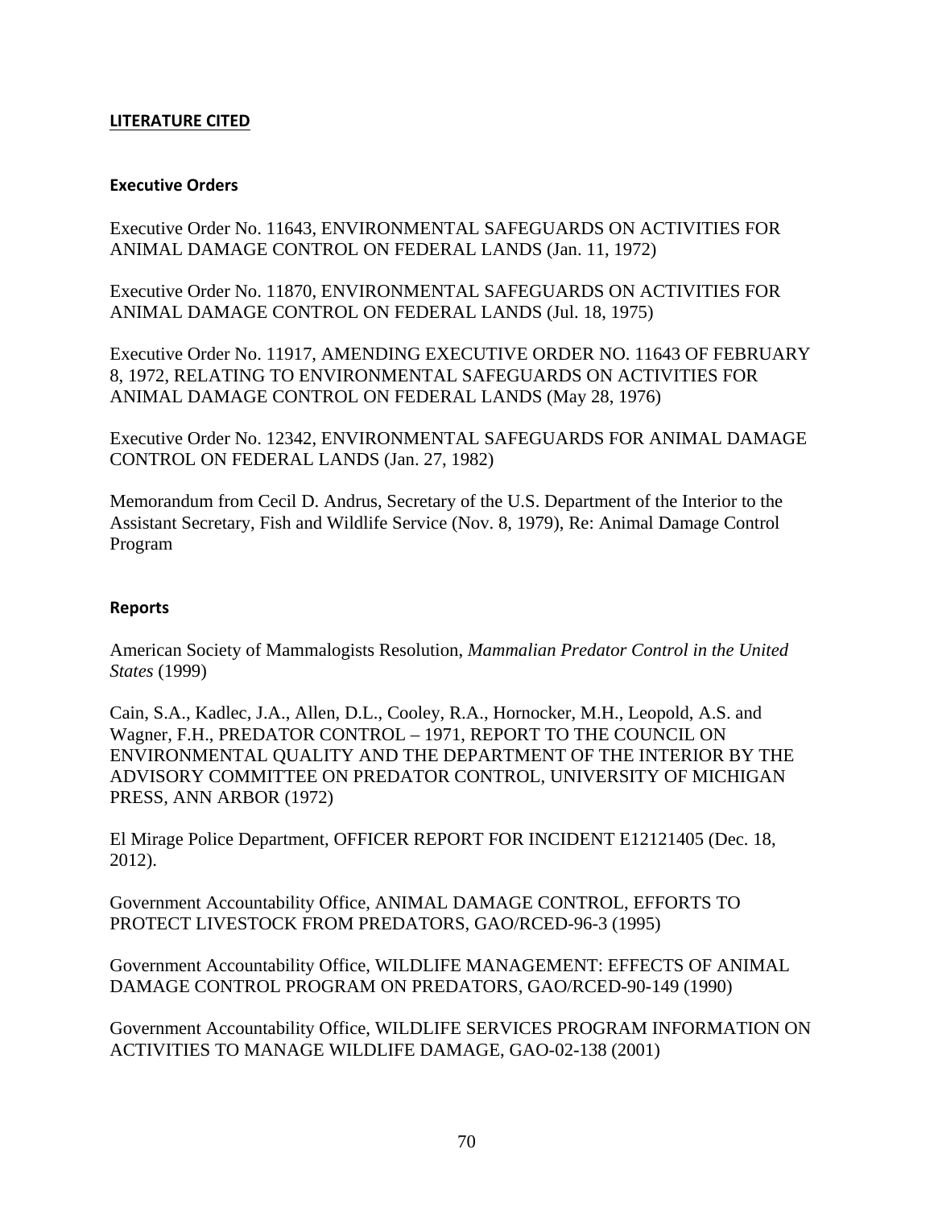## **LITERATURE CITED**

### **Executive Orders**

Executive Order No. 11643, ENVIRONMENTAL SAFEGUARDS ON ACTIVITIES FOR ANIMAL DAMAGE CONTROL ON FEDERAL LANDS (Jan. 11, 1972)

Executive Order No. 11870, ENVIRONMENTAL SAFEGUARDS ON ACTIVITIES FOR ANIMAL DAMAGE CONTROL ON FEDERAL LANDS (Jul. 18, 1975)

Executive Order No. 11917, AMENDING EXECUTIVE ORDER NO. 11643 OF FEBRUARY 8, 1972, RELATING TO ENVIRONMENTAL SAFEGUARDS ON ACTIVITIES FOR ANIMAL DAMAGE CONTROL ON FEDERAL LANDS (May 28, 1976)

Executive Order No. 12342, ENVIRONMENTAL SAFEGUARDS FOR ANIMAL DAMAGE CONTROL ON FEDERAL LANDS (Jan. 27, 1982)

Memorandum from Cecil D. Andrus, Secretary of the U.S. Department of the Interior to the Assistant Secretary, Fish and Wildlife Service (Nov. 8, 1979), Re: Animal Damage Control Program

### **Reports**

American Society of Mammalogists Resolution, *Mammalian Predator Control in the United States* (1999)

Cain, S.A., Kadlec, J.A., Allen, D.L., Cooley, R.A., Hornocker, M.H., Leopold, A.S. and Wagner, F.H., PREDATOR CONTROL – 1971, REPORT TO THE COUNCIL ON ENVIRONMENTAL QUALITY AND THE DEPARTMENT OF THE INTERIOR BY THE ADVISORY COMMITTEE ON PREDATOR CONTROL, UNIVERSITY OF MICHIGAN PRESS, ANN ARBOR (1972)

El Mirage Police Department, OFFICER REPORT FOR INCIDENT E12121405 (Dec. 18, 2012).

Government Accountability Office, ANIMAL DAMAGE CONTROL, EFFORTS TO PROTECT LIVESTOCK FROM PREDATORS, GAO/RCED-96-3 (1995)

Government Accountability Office, WILDLIFE MANAGEMENT: EFFECTS OF ANIMAL DAMAGE CONTROL PROGRAM ON PREDATORS, GAO/RCED-90-149 (1990)

Government Accountability Office, WILDLIFE SERVICES PROGRAM INFORMATION ON ACTIVITIES TO MANAGE WILDLIFE DAMAGE, GAO-02-138 (2001)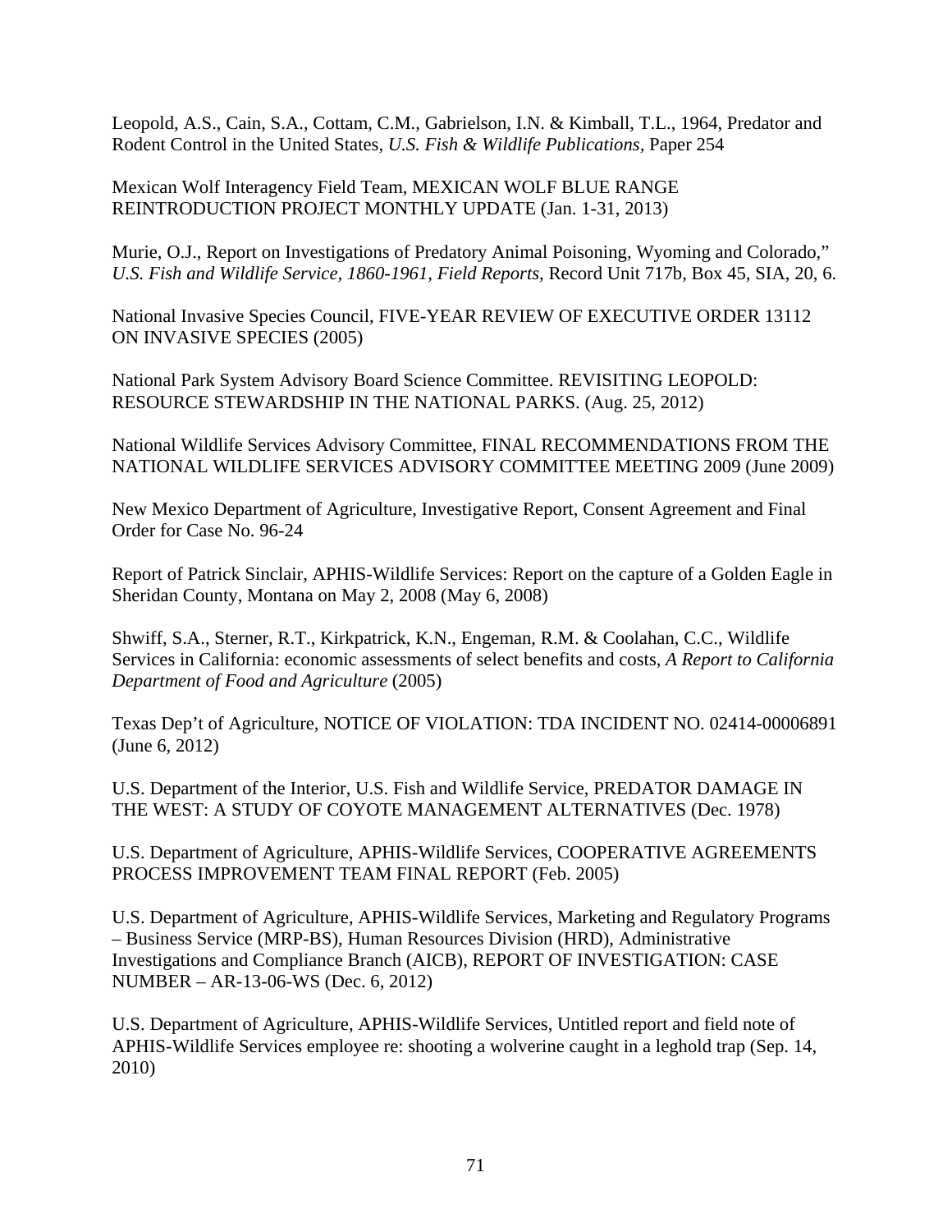Leopold, A.S., Cain, S.A., Cottam, C.M., Gabrielson, I.N. & Kimball, T.L., 1964, Predator and Rodent Control in the United States, *U.S. Fish & Wildlife Publications*, Paper 254

Mexican Wolf Interagency Field Team, MEXICAN WOLF BLUE RANGE REINTRODUCTION PROJECT MONTHLY UPDATE (Jan. 1-31, 2013)

Murie, O.J., Report on Investigations of Predatory Animal Poisoning, Wyoming and Colorado," *U.S. Fish and Wildlife Service, 1860-1961, Field Reports*, Record Unit 717b, Box 45, SIA, 20, 6.

National Invasive Species Council, FIVE-YEAR REVIEW OF EXECUTIVE ORDER 13112 ON INVASIVE SPECIES (2005)

National Park System Advisory Board Science Committee. REVISITING LEOPOLD: RESOURCE STEWARDSHIP IN THE NATIONAL PARKS. (Aug. 25, 2012)

National Wildlife Services Advisory Committee, FINAL RECOMMENDATIONS FROM THE NATIONAL WILDLIFE SERVICES ADVISORY COMMITTEE MEETING 2009 (June 2009)

New Mexico Department of Agriculture, Investigative Report, Consent Agreement and Final Order for Case No. 96-24

Report of Patrick Sinclair, APHIS-Wildlife Services: Report on the capture of a Golden Eagle in Sheridan County, Montana on May 2, 2008 (May 6, 2008)

Shwiff, S.A., Sterner, R.T., Kirkpatrick, K.N., Engeman, R.M. & Coolahan, C.C., Wildlife Services in California: economic assessments of select benefits and costs, *A Report to California Department of Food and Agriculture* (2005)

Texas Dep't of Agriculture, NOTICE OF VIOLATION: TDA INCIDENT NO. 02414-00006891 (June 6, 2012)

U.S. Department of the Interior, U.S. Fish and Wildlife Service, PREDATOR DAMAGE IN THE WEST: A STUDY OF COYOTE MANAGEMENT ALTERNATIVES (Dec. 1978)

U.S. Department of Agriculture, APHIS-Wildlife Services, COOPERATIVE AGREEMENTS PROCESS IMPROVEMENT TEAM FINAL REPORT (Feb. 2005)

U.S. Department of Agriculture, APHIS-Wildlife Services, Marketing and Regulatory Programs – Business Service (MRP-BS), Human Resources Division (HRD), Administrative Investigations and Compliance Branch (AICB), REPORT OF INVESTIGATION: CASE NUMBER – AR-13-06-WS (Dec. 6, 2012)

U.S. Department of Agriculture, APHIS-Wildlife Services, Untitled report and field note of APHIS-Wildlife Services employee re: shooting a wolverine caught in a leghold trap (Sep. 14, 2010)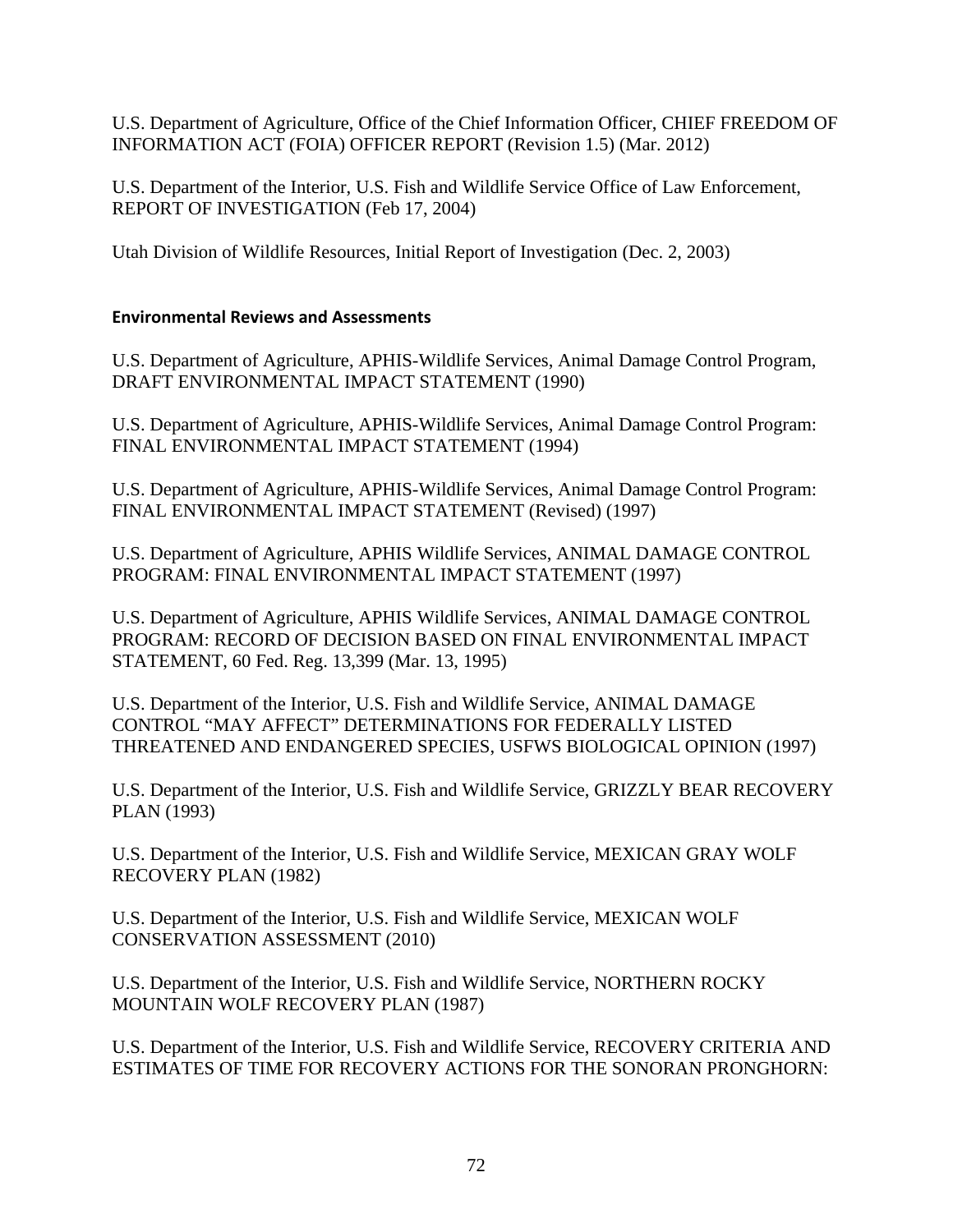U.S. Department of Agriculture, Office of the Chief Information Officer, CHIEF FREEDOM OF INFORMATION ACT (FOIA) OFFICER REPORT (Revision 1.5) (Mar. 2012)

U.S. Department of the Interior, U.S. Fish and Wildlife Service Office of Law Enforcement, REPORT OF INVESTIGATION (Feb 17, 2004)

Utah Division of Wildlife Resources, Initial Report of Investigation (Dec. 2, 2003)

**Environmental Reviews and Assessments**

U.S. Department of Agriculture, APHIS-Wildlife Services, Animal Damage Control Program, DRAFT ENVIRONMENTAL IMPACT STATEMENT (1990)

U.S. Department of Agriculture, APHIS-Wildlife Services, Animal Damage Control Program: FINAL ENVIRONMENTAL IMPACT STATEMENT (1994)

U.S. Department of Agriculture, APHIS-Wildlife Services, Animal Damage Control Program: FINAL ENVIRONMENTAL IMPACT STATEMENT (Revised) (1997)

U.S. Department of Agriculture, APHIS Wildlife Services, ANIMAL DAMAGE CONTROL PROGRAM: FINAL ENVIRONMENTAL IMPACT STATEMENT (1997)

U.S. Department of Agriculture, APHIS Wildlife Services, ANIMAL DAMAGE CONTROL PROGRAM: RECORD OF DECISION BASED ON FINAL ENVIRONMENTAL IMPACT STATEMENT, 60 Fed. Reg. 13,399 (Mar. 13, 1995)

U.S. Department of the Interior, U.S. Fish and Wildlife Service, ANIMAL DAMAGE CONTROL "MAY AFFECT" DETERMINATIONS FOR FEDERALLY LISTED THREATENED AND ENDANGERED SPECIES, USFWS BIOLOGICAL OPINION (1997)

U.S. Department of the Interior, U.S. Fish and Wildlife Service, GRIZZLY BEAR RECOVERY PLAN (1993)

U.S. Department of the Interior, U.S. Fish and Wildlife Service, MEXICAN GRAY WOLF RECOVERY PLAN (1982)

U.S. Department of the Interior, U.S. Fish and Wildlife Service, MEXICAN WOLF CONSERVATION ASSESSMENT (2010)

U.S. Department of the Interior, U.S. Fish and Wildlife Service, NORTHERN ROCKY MOUNTAIN WOLF RECOVERY PLAN (1987)

U.S. Department of the Interior, U.S. Fish and Wildlife Service, RECOVERY CRITERIA AND ESTIMATES OF TIME FOR RECOVERY ACTIONS FOR THE SONORAN PRONGHORN: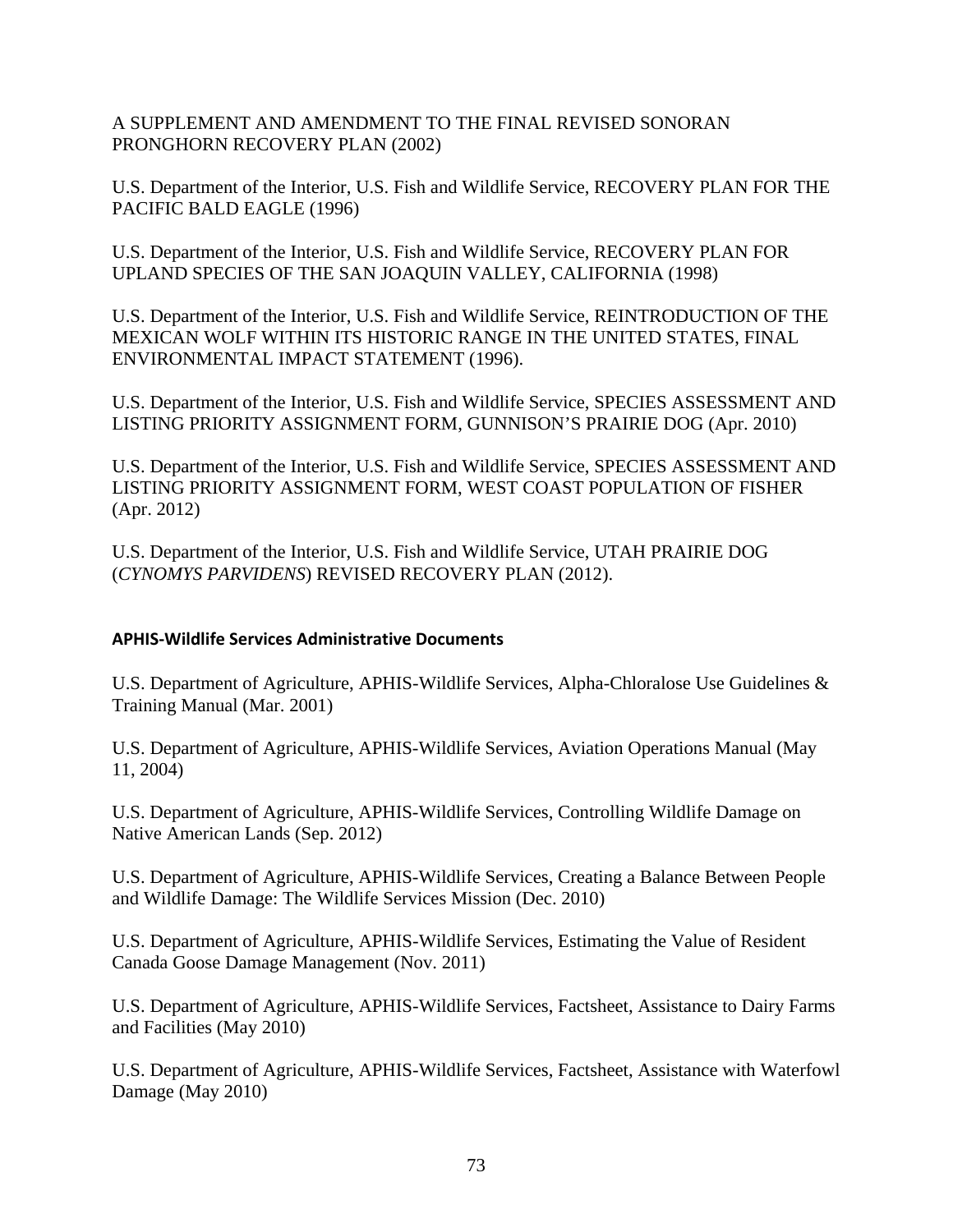A SUPPLEMENT AND AMENDMENT TO THE FINAL REVISED SONORAN PRONGHORN RECOVERY PLAN (2002)

U.S. Department of the Interior, U.S. Fish and Wildlife Service, RECOVERY PLAN FOR THE PACIFIC BALD EAGLE (1996)

U.S. Department of the Interior, U.S. Fish and Wildlife Service, RECOVERY PLAN FOR UPLAND SPECIES OF THE SAN JOAQUIN VALLEY, CALIFORNIA (1998)

U.S. Department of the Interior, U.S. Fish and Wildlife Service, REINTRODUCTION OF THE MEXICAN WOLF WITHIN ITS HISTORIC RANGE IN THE UNITED STATES, FINAL ENVIRONMENTAL IMPACT STATEMENT (1996).

U.S. Department of the Interior, U.S. Fish and Wildlife Service, SPECIES ASSESSMENT AND LISTING PRIORITY ASSIGNMENT FORM, GUNNISON'S PRAIRIE DOG (Apr. 2010)

U.S. Department of the Interior, U.S. Fish and Wildlife Service, SPECIES ASSESSMENT AND LISTING PRIORITY ASSIGNMENT FORM, WEST COAST POPULATION OF FISHER (Apr. 2012)

U.S. Department of the Interior, U.S. Fish and Wildlife Service, UTAH PRAIRIE DOG (*CYNOMYS PARVIDENS*) REVISED RECOVERY PLAN (2012).

**APHIS-Wildlife Services Administrative Documents**

U.S. Department of Agriculture, APHIS-Wildlife Services, Alpha-Chloralose Use Guidelines & Training Manual (Mar. 2001)

U.S. Department of Agriculture, APHIS-Wildlife Services, Aviation Operations Manual (May 11, 2004)

U.S. Department of Agriculture, APHIS-Wildlife Services, Controlling Wildlife Damage on Native American Lands (Sep. 2012)

U.S. Department of Agriculture, APHIS-Wildlife Services, Creating a Balance Between People and Wildlife Damage: The Wildlife Services Mission (Dec. 2010)

U.S. Department of Agriculture, APHIS-Wildlife Services, Estimating the Value of Resident Canada Goose Damage Management (Nov. 2011)

U.S. Department of Agriculture, APHIS-Wildlife Services, Factsheet, Assistance to Dairy Farms and Facilities (May 2010)

U.S. Department of Agriculture, APHIS-Wildlife Services, Factsheet, Assistance with Waterfowl Damage (May 2010)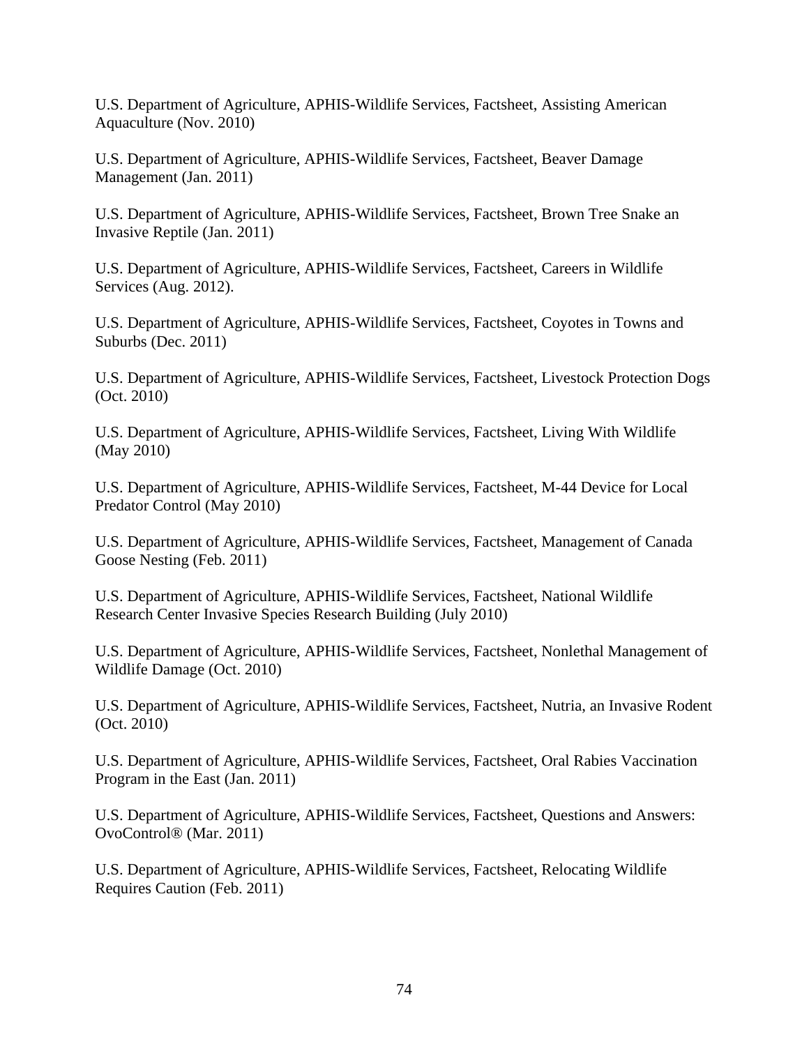U.S. Department of Agriculture, APHIS-Wildlife Services, Factsheet, Assisting American Aquaculture (Nov. 2010)

U.S. Department of Agriculture, APHIS-Wildlife Services, Factsheet, Beaver Damage Management (Jan. 2011)

U.S. Department of Agriculture, APHIS-Wildlife Services, Factsheet, Brown Tree Snake an Invasive Reptile (Jan. 2011)

U.S. Department of Agriculture, APHIS-Wildlife Services, Factsheet, Careers in Wildlife Services (Aug. 2012).

U.S. Department of Agriculture, APHIS-Wildlife Services, Factsheet, Coyotes in Towns and Suburbs (Dec. 2011)

U.S. Department of Agriculture, APHIS-Wildlife Services, Factsheet, Livestock Protection Dogs (Oct. 2010)

U.S. Department of Agriculture, APHIS-Wildlife Services, Factsheet, Living With Wildlife (May 2010)

U.S. Department of Agriculture, APHIS-Wildlife Services, Factsheet, M-44 Device for Local Predator Control (May 2010)

U.S. Department of Agriculture, APHIS-Wildlife Services, Factsheet, Management of Canada Goose Nesting (Feb. 2011)

U.S. Department of Agriculture, APHIS-Wildlife Services, Factsheet, National Wildlife Research Center Invasive Species Research Building (July 2010)

U.S. Department of Agriculture, APHIS-Wildlife Services, Factsheet, Nonlethal Management of Wildlife Damage (Oct. 2010)

U.S. Department of Agriculture, APHIS-Wildlife Services, Factsheet, Nutria, an Invasive Rodent (Oct. 2010)

U.S. Department of Agriculture, APHIS-Wildlife Services, Factsheet, Oral Rabies Vaccination Program in the East (Jan. 2011)

U.S. Department of Agriculture, APHIS-Wildlife Services, Factsheet, Questions and Answers: OvoControl® (Mar. 2011)

U.S. Department of Agriculture, APHIS-Wildlife Services, Factsheet, Relocating Wildlife Requires Caution (Feb. 2011)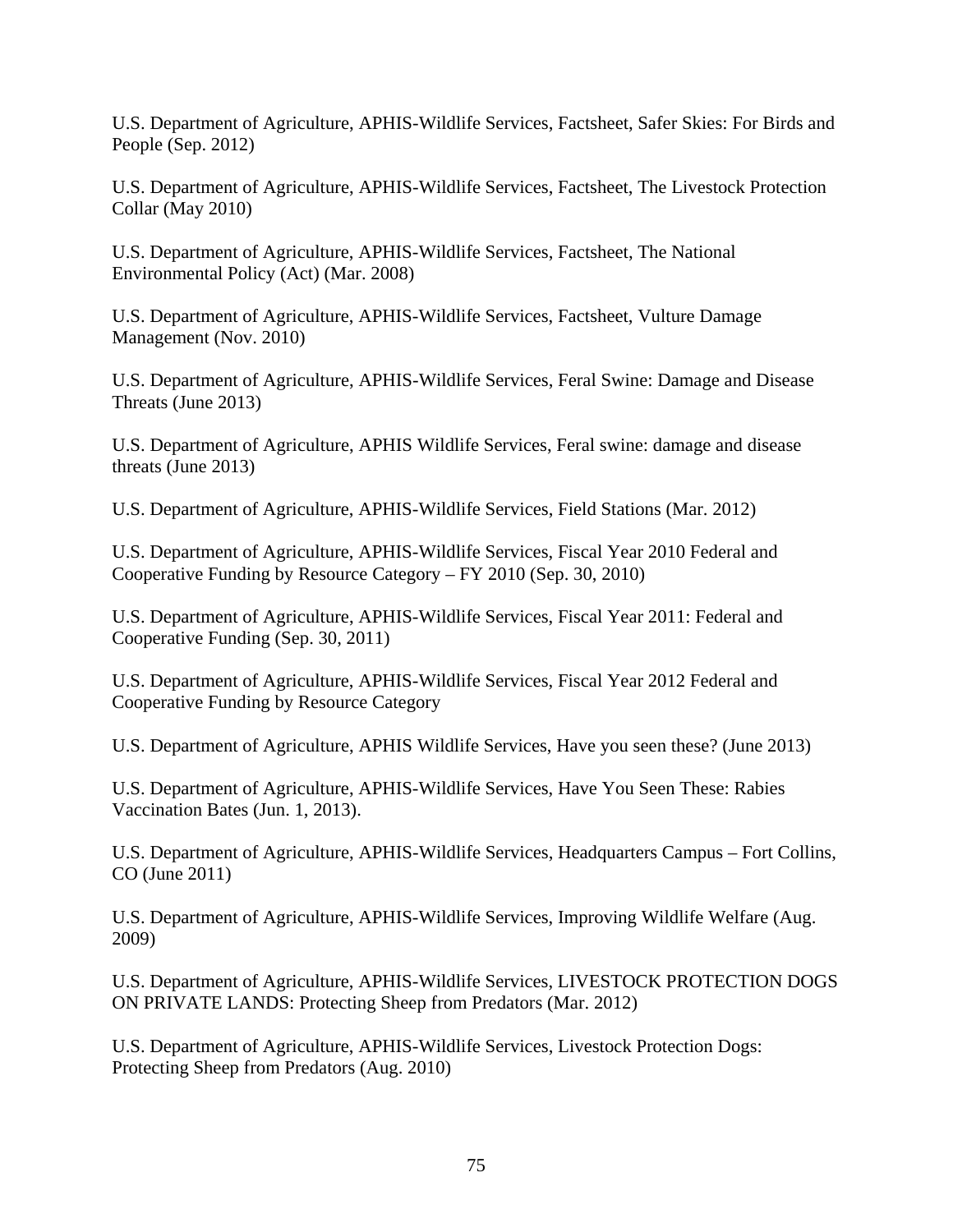U.S. Department of Agriculture, APHIS-Wildlife Services, Factsheet, Safer Skies: For Birds and People (Sep. 2012)

U.S. Department of Agriculture, APHIS-Wildlife Services, Factsheet, The Livestock Protection Collar (May 2010)

U.S. Department of Agriculture, APHIS-Wildlife Services, Factsheet, The National Environmental Policy (Act) (Mar. 2008)

U.S. Department of Agriculture, APHIS-Wildlife Services, Factsheet, Vulture Damage Management (Nov. 2010)

U.S. Department of Agriculture, APHIS-Wildlife Services, Feral Swine: Damage and Disease Threats (June 2013)

U.S. Department of Agriculture, APHIS Wildlife Services, Feral swine: damage and disease threats (June 2013)

U.S. Department of Agriculture, APHIS-Wildlife Services, Field Stations (Mar. 2012)

U.S. Department of Agriculture, APHIS-Wildlife Services, Fiscal Year 2010 Federal and Cooperative Funding by Resource Category – FY 2010 (Sep. 30, 2010)

U.S. Department of Agriculture, APHIS-Wildlife Services, Fiscal Year 2011: Federal and Cooperative Funding (Sep. 30, 2011)

U.S. Department of Agriculture, APHIS-Wildlife Services, Fiscal Year 2012 Federal and Cooperative Funding by Resource Category

U.S. Department of Agriculture, APHIS Wildlife Services, Have you seen these? (June 2013)

U.S. Department of Agriculture, APHIS-Wildlife Services, Have You Seen These: Rabies Vaccination Bates (Jun. 1, 2013).

U.S. Department of Agriculture, APHIS-Wildlife Services, Headquarters Campus – Fort Collins, CO (June 2011)

U.S. Department of Agriculture, APHIS-Wildlife Services, Improving Wildlife Welfare (Aug. 2009)

U.S. Department of Agriculture, APHIS-Wildlife Services, LIVESTOCK PROTECTION DOGS ON PRIVATE LANDS: Protecting Sheep from Predators (Mar. 2012)

U.S. Department of Agriculture, APHIS-Wildlife Services, Livestock Protection Dogs: Protecting Sheep from Predators (Aug. 2010)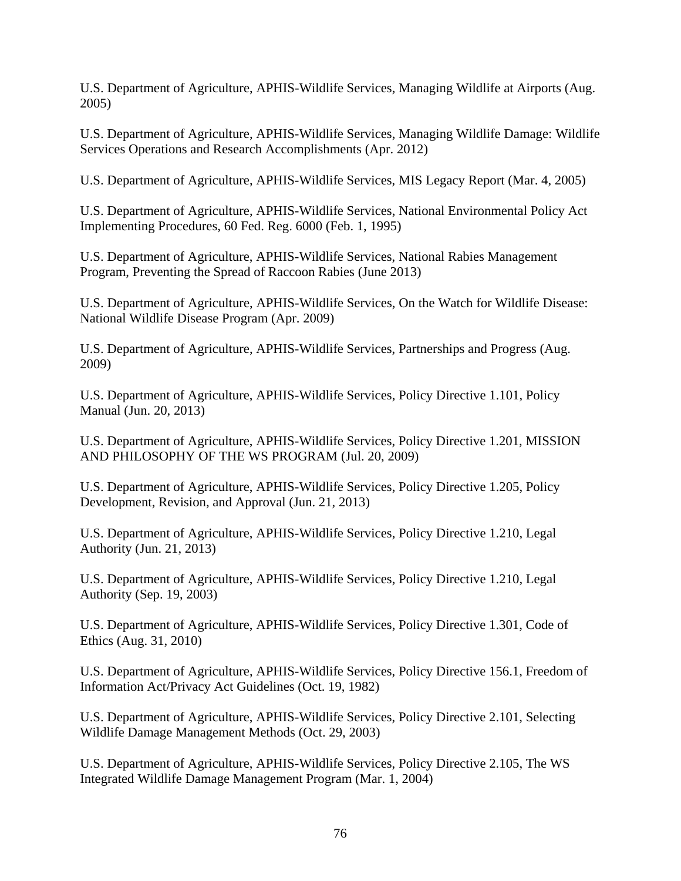U.S. Department of Agriculture, APHIS-Wildlife Services, Managing Wildlife at Airports (Aug. 2005)

U.S. Department of Agriculture, APHIS-Wildlife Services, Managing Wildlife Damage: Wildlife Services Operations and Research Accomplishments (Apr. 2012)

U.S. Department of Agriculture, APHIS-Wildlife Services, MIS Legacy Report (Mar. 4, 2005)

U.S. Department of Agriculture, APHIS-Wildlife Services, National Environmental Policy Act Implementing Procedures, 60 Fed. Reg. 6000 (Feb. 1, 1995)

U.S. Department of Agriculture, APHIS-Wildlife Services, National Rabies Management Program, Preventing the Spread of Raccoon Rabies (June 2013)

U.S. Department of Agriculture, APHIS-Wildlife Services, On the Watch for Wildlife Disease: National Wildlife Disease Program (Apr. 2009)

U.S. Department of Agriculture, APHIS-Wildlife Services, Partnerships and Progress (Aug. 2009)

U.S. Department of Agriculture, APHIS-Wildlife Services, Policy Directive 1.101, Policy Manual (Jun. 20, 2013)

U.S. Department of Agriculture, APHIS-Wildlife Services, Policy Directive 1.201, MISSION AND PHILOSOPHY OF THE WS PROGRAM (Jul. 20, 2009)

U.S. Department of Agriculture, APHIS-Wildlife Services, Policy Directive 1.205, Policy Development, Revision, and Approval (Jun. 21, 2013)

U.S. Department of Agriculture, APHIS-Wildlife Services, Policy Directive 1.210, Legal Authority (Jun. 21, 2013)

U.S. Department of Agriculture, APHIS-Wildlife Services, Policy Directive 1.210, Legal Authority (Sep. 19, 2003)

U.S. Department of Agriculture, APHIS-Wildlife Services, Policy Directive 1.301, Code of Ethics (Aug. 31, 2010)

U.S. Department of Agriculture, APHIS-Wildlife Services, Policy Directive 156.1, Freedom of Information Act/Privacy Act Guidelines (Oct. 19, 1982)

U.S. Department of Agriculture, APHIS-Wildlife Services, Policy Directive 2.101, Selecting Wildlife Damage Management Methods (Oct. 29, 2003)

U.S. Department of Agriculture, APHIS-Wildlife Services, Policy Directive 2.105, The WS Integrated Wildlife Damage Management Program (Mar. 1, 2004)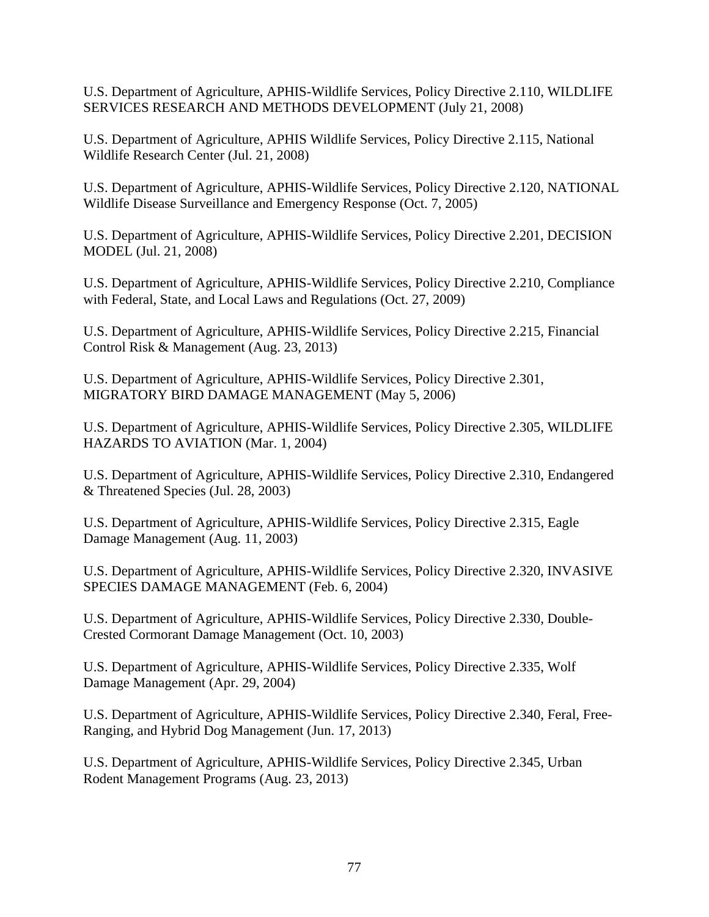U.S. Department of Agriculture, APHIS-Wildlife Services, Policy Directive 2.110, WILDLIFE SERVICES RESEARCH AND METHODS DEVELOPMENT (July 21, 2008)

U.S. Department of Agriculture, APHIS Wildlife Services, Policy Directive 2.115, National Wildlife Research Center (Jul. 21, 2008)

U.S. Department of Agriculture, APHIS-Wildlife Services, Policy Directive 2.120, NATIONAL Wildlife Disease Surveillance and Emergency Response (Oct. 7, 2005)

U.S. Department of Agriculture, APHIS-Wildlife Services, Policy Directive 2.201, DECISION MODEL (Jul. 21, 2008)

U.S. Department of Agriculture, APHIS-Wildlife Services, Policy Directive 2.210, Compliance with Federal, State, and Local Laws and Regulations (Oct. 27, 2009)

U.S. Department of Agriculture, APHIS-Wildlife Services, Policy Directive 2.215, Financial Control Risk & Management (Aug. 23, 2013)

U.S. Department of Agriculture, APHIS-Wildlife Services, Policy Directive 2.301, MIGRATORY BIRD DAMAGE MANAGEMENT (May 5, 2006)

U.S. Department of Agriculture, APHIS-Wildlife Services, Policy Directive 2.305, WILDLIFE HAZARDS TO AVIATION (Mar. 1, 2004)

U.S. Department of Agriculture, APHIS-Wildlife Services, Policy Directive 2.310, Endangered & Threatened Species (Jul. 28, 2003)

U.S. Department of Agriculture, APHIS-Wildlife Services, Policy Directive 2.315, Eagle Damage Management (Aug. 11, 2003)

U.S. Department of Agriculture, APHIS-Wildlife Services, Policy Directive 2.320, INVASIVE SPECIES DAMAGE MANAGEMENT (Feb. 6, 2004)

U.S. Department of Agriculture, APHIS-Wildlife Services, Policy Directive 2.330, Double-Crested Cormorant Damage Management (Oct. 10, 2003)

U.S. Department of Agriculture, APHIS-Wildlife Services, Policy Directive 2.335, Wolf Damage Management (Apr. 29, 2004)

U.S. Department of Agriculture, APHIS-Wildlife Services, Policy Directive 2.340, Feral, Free-Ranging, and Hybrid Dog Management (Jun. 17, 2013)

U.S. Department of Agriculture, APHIS-Wildlife Services, Policy Directive 2.345, Urban Rodent Management Programs (Aug. 23, 2013)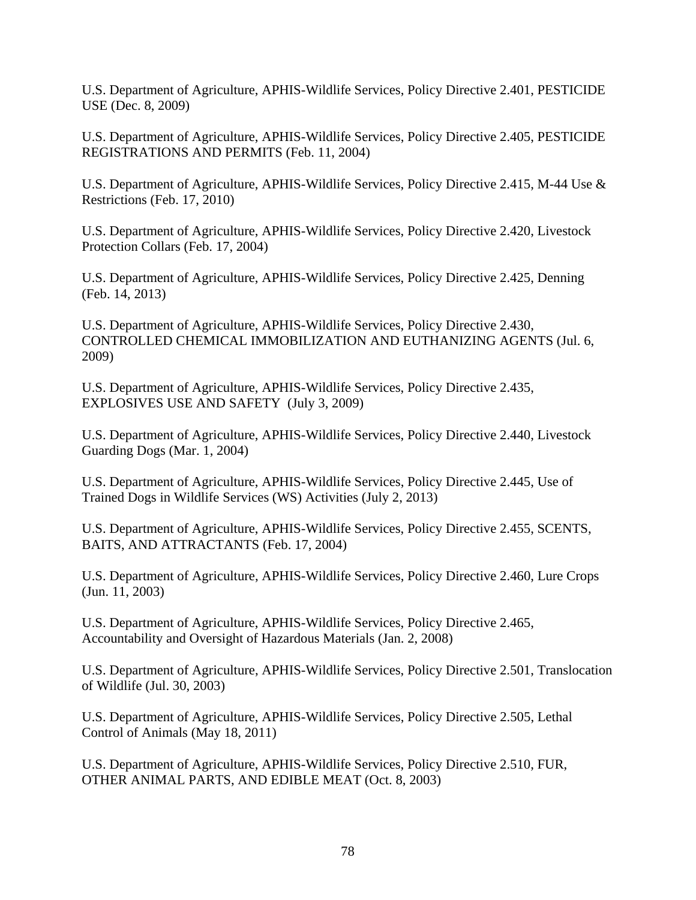U.S. Department of Agriculture, APHIS-Wildlife Services, Policy Directive 2.401, PESTICIDE USE (Dec. 8, 2009)

U.S. Department of Agriculture, APHIS-Wildlife Services, Policy Directive 2.405, PESTICIDE REGISTRATIONS AND PERMITS (Feb. 11, 2004)

U.S. Department of Agriculture, APHIS-Wildlife Services, Policy Directive 2.415, M-44 Use & Restrictions (Feb. 17, 2010)

U.S. Department of Agriculture, APHIS-Wildlife Services, Policy Directive 2.420, Livestock Protection Collars (Feb. 17, 2004)

U.S. Department of Agriculture, APHIS-Wildlife Services, Policy Directive 2.425, Denning (Feb. 14, 2013)

U.S. Department of Agriculture, APHIS-Wildlife Services, Policy Directive 2.430, CONTROLLED CHEMICAL IMMOBILIZATION AND EUTHANIZING AGENTS (Jul. 6, 2009)

U.S. Department of Agriculture, APHIS-Wildlife Services, Policy Directive 2.435, EXPLOSIVES USE AND SAFETY (July 3, 2009)

U.S. Department of Agriculture, APHIS-Wildlife Services, Policy Directive 2.440, Livestock Guarding Dogs (Mar. 1, 2004)

U.S. Department of Agriculture, APHIS-Wildlife Services, Policy Directive 2.445, Use of Trained Dogs in Wildlife Services (WS) Activities (July 2, 2013)

U.S. Department of Agriculture, APHIS-Wildlife Services, Policy Directive 2.455, SCENTS, BAITS, AND ATTRACTANTS (Feb. 17, 2004)

U.S. Department of Agriculture, APHIS-Wildlife Services, Policy Directive 2.460, Lure Crops (Jun. 11, 2003)

U.S. Department of Agriculture, APHIS-Wildlife Services, Policy Directive 2.465, Accountability and Oversight of Hazardous Materials (Jan. 2, 2008)

U.S. Department of Agriculture, APHIS-Wildlife Services, Policy Directive 2.501, Translocation of Wildlife (Jul. 30, 2003)

U.S. Department of Agriculture, APHIS-Wildlife Services, Policy Directive 2.505, Lethal Control of Animals (May 18, 2011)

U.S. Department of Agriculture, APHIS-Wildlife Services, Policy Directive 2.510, FUR, OTHER ANIMAL PARTS, AND EDIBLE MEAT (Oct. 8, 2003)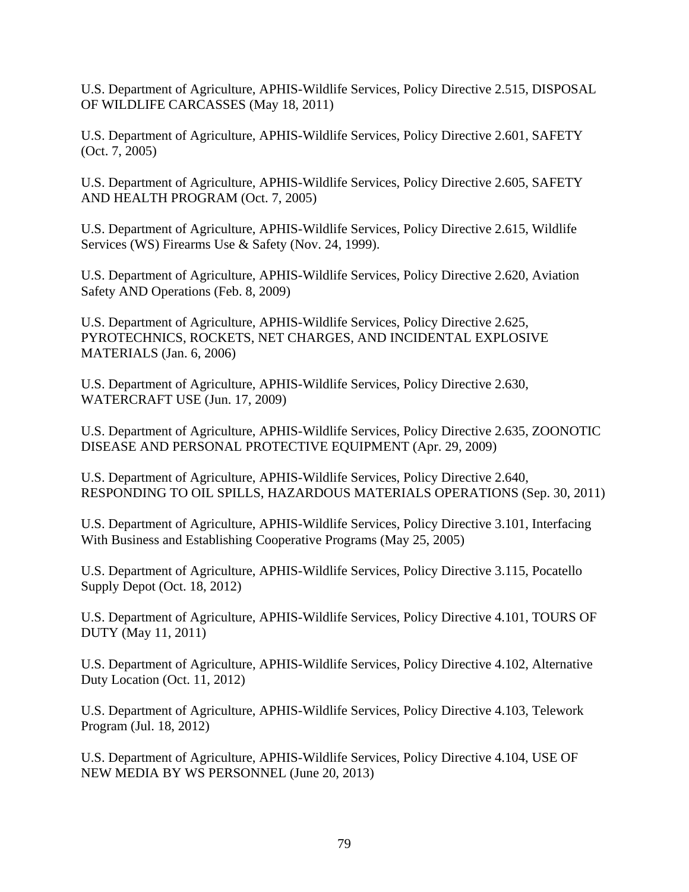U.S. Department of Agriculture, APHIS-Wildlife Services, Policy Directive 2.515, DISPOSAL OF WILDLIFE CARCASSES (May 18, 2011)

U.S. Department of Agriculture, APHIS-Wildlife Services, Policy Directive 2.601, SAFETY (Oct. 7, 2005)

U.S. Department of Agriculture, APHIS-Wildlife Services, Policy Directive 2.605, SAFETY AND HEALTH PROGRAM (Oct. 7, 2005)

U.S. Department of Agriculture, APHIS-Wildlife Services, Policy Directive 2.615, Wildlife Services (WS) Firearms Use & Safety (Nov. 24, 1999).

U.S. Department of Agriculture, APHIS-Wildlife Services, Policy Directive 2.620, Aviation Safety AND Operations (Feb. 8, 2009)

U.S. Department of Agriculture, APHIS-Wildlife Services, Policy Directive 2.625, PYROTECHNICS, ROCKETS, NET CHARGES, AND INCIDENTAL EXPLOSIVE MATERIALS (Jan. 6, 2006)

U.S. Department of Agriculture, APHIS-Wildlife Services, Policy Directive 2.630, WATERCRAFT USE (Jun. 17, 2009)

U.S. Department of Agriculture, APHIS-Wildlife Services, Policy Directive 2.635, ZOONOTIC DISEASE AND PERSONAL PROTECTIVE EQUIPMENT (Apr. 29, 2009)

U.S. Department of Agriculture, APHIS-Wildlife Services, Policy Directive 2.640, RESPONDING TO OIL SPILLS, HAZARDOUS MATERIALS OPERATIONS (Sep. 30, 2011)

U.S. Department of Agriculture, APHIS-Wildlife Services, Policy Directive 3.101, Interfacing With Business and Establishing Cooperative Programs (May 25, 2005)

U.S. Department of Agriculture, APHIS-Wildlife Services, Policy Directive 3.115, Pocatello Supply Depot (Oct. 18, 2012)

U.S. Department of Agriculture, APHIS-Wildlife Services, Policy Directive 4.101, TOURS OF DUTY (May 11, 2011)

U.S. Department of Agriculture, APHIS-Wildlife Services, Policy Directive 4.102, Alternative Duty Location (Oct. 11, 2012)

U.S. Department of Agriculture, APHIS-Wildlife Services, Policy Directive 4.103, Telework Program (Jul. 18, 2012)

U.S. Department of Agriculture, APHIS-Wildlife Services, Policy Directive 4.104, USE OF NEW MEDIA BY WS PERSONNEL (June 20, 2013)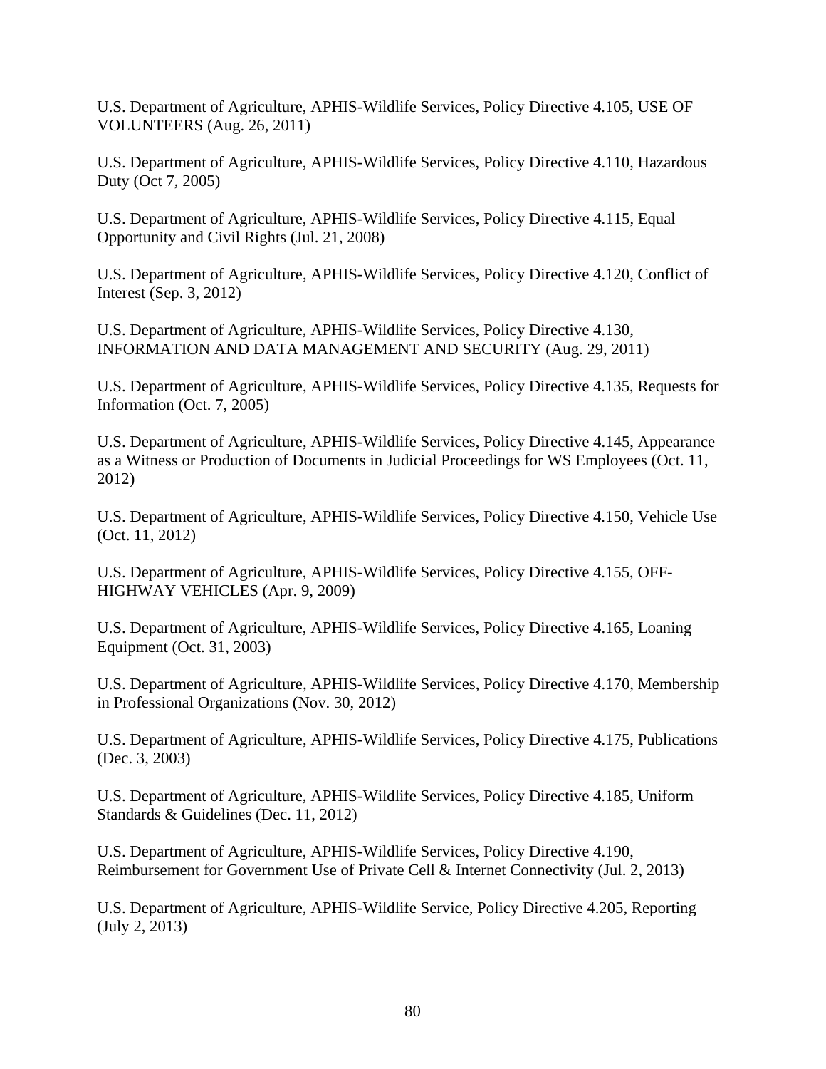U.S. Department of Agriculture, APHIS-Wildlife Services, Policy Directive 4.105, USE OF VOLUNTEERS (Aug. 26, 2011)

U.S. Department of Agriculture, APHIS-Wildlife Services, Policy Directive 4.110, Hazardous Duty (Oct 7, 2005)

U.S. Department of Agriculture, APHIS-Wildlife Services, Policy Directive 4.115, Equal Opportunity and Civil Rights (Jul. 21, 2008)

U.S. Department of Agriculture, APHIS-Wildlife Services, Policy Directive 4.120, Conflict of Interest (Sep. 3, 2012)

U.S. Department of Agriculture, APHIS-Wildlife Services, Policy Directive 4.130, INFORMATION AND DATA MANAGEMENT AND SECURITY (Aug. 29, 2011)

U.S. Department of Agriculture, APHIS-Wildlife Services, Policy Directive 4.135, Requests for Information (Oct. 7, 2005)

U.S. Department of Agriculture, APHIS-Wildlife Services, Policy Directive 4.145, Appearance as a Witness or Production of Documents in Judicial Proceedings for WS Employees (Oct. 11, 2012)

U.S. Department of Agriculture, APHIS-Wildlife Services, Policy Directive 4.150, Vehicle Use (Oct. 11, 2012)

U.S. Department of Agriculture, APHIS-Wildlife Services, Policy Directive 4.155, OFF-HIGHWAY VEHICLES (Apr. 9, 2009)

U.S. Department of Agriculture, APHIS-Wildlife Services, Policy Directive 4.165, Loaning Equipment (Oct. 31, 2003)

U.S. Department of Agriculture, APHIS-Wildlife Services, Policy Directive 4.170, Membership in Professional Organizations (Nov. 30, 2012)

U.S. Department of Agriculture, APHIS-Wildlife Services, Policy Directive 4.175, Publications (Dec. 3, 2003)

U.S. Department of Agriculture, APHIS-Wildlife Services, Policy Directive 4.185, Uniform Standards & Guidelines (Dec. 11, 2012)

U.S. Department of Agriculture, APHIS-Wildlife Services, Policy Directive 4.190, Reimbursement for Government Use of Private Cell & Internet Connectivity (Jul. 2, 2013)

U.S. Department of Agriculture, APHIS-Wildlife Service, Policy Directive 4.205, Reporting (July 2, 2013)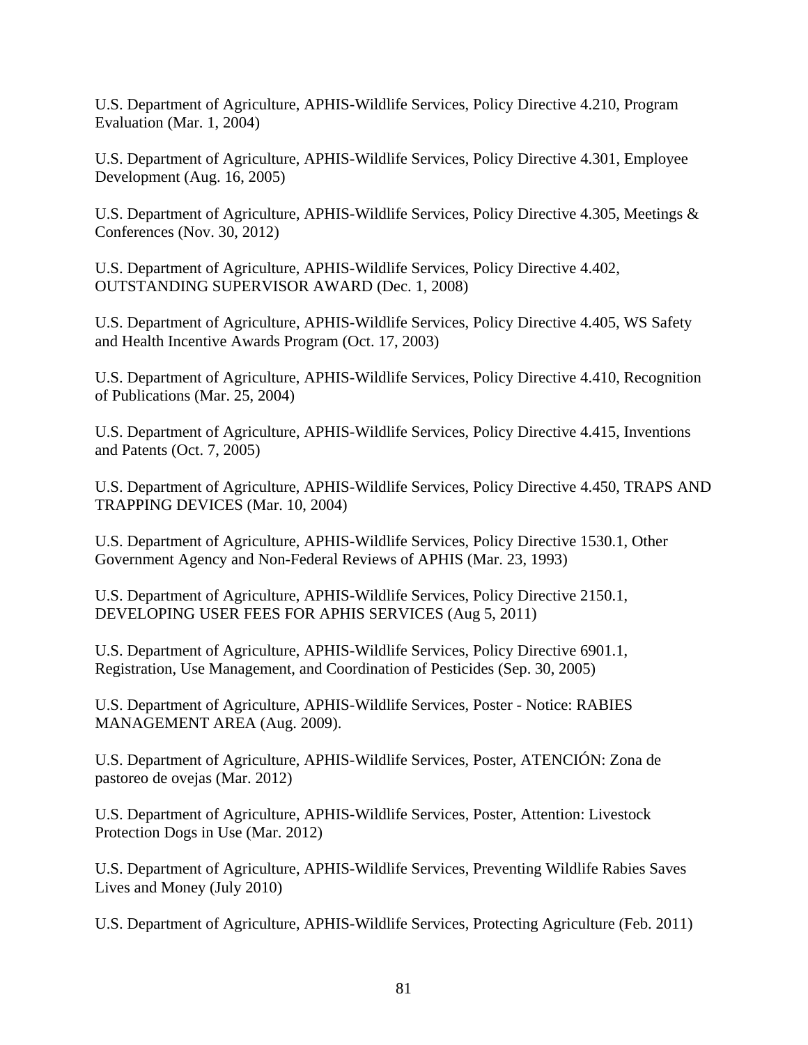U.S. Department of Agriculture, APHIS-Wildlife Services, Policy Directive 4.210, Program Evaluation (Mar. 1, 2004)

U.S. Department of Agriculture, APHIS-Wildlife Services, Policy Directive 4.301, Employee Development (Aug. 16, 2005)

U.S. Department of Agriculture, APHIS-Wildlife Services, Policy Directive 4.305, Meetings & Conferences (Nov. 30, 2012)

U.S. Department of Agriculture, APHIS-Wildlife Services, Policy Directive 4.402, OUTSTANDING SUPERVISOR AWARD (Dec. 1, 2008)

U.S. Department of Agriculture, APHIS-Wildlife Services, Policy Directive 4.405, WS Safety and Health Incentive Awards Program (Oct. 17, 2003)

U.S. Department of Agriculture, APHIS-Wildlife Services, Policy Directive 4.410, Recognition of Publications (Mar. 25, 2004)

U.S. Department of Agriculture, APHIS-Wildlife Services, Policy Directive 4.415, Inventions and Patents (Oct. 7, 2005)

U.S. Department of Agriculture, APHIS-Wildlife Services, Policy Directive 4.450, TRAPS AND TRAPPING DEVICES (Mar. 10, 2004)

U.S. Department of Agriculture, APHIS-Wildlife Services, Policy Directive 1530.1, Other Government Agency and Non-Federal Reviews of APHIS (Mar. 23, 1993)

U.S. Department of Agriculture, APHIS-Wildlife Services, Policy Directive 2150.1, DEVELOPING USER FEES FOR APHIS SERVICES (Aug 5, 2011)

U.S. Department of Agriculture, APHIS-Wildlife Services, Policy Directive 6901.1, Registration, Use Management, and Coordination of Pesticides (Sep. 30, 2005)

U.S. Department of Agriculture, APHIS-Wildlife Services, Poster - Notice: RABIES MANAGEMENT AREA (Aug. 2009).

U.S. Department of Agriculture, APHIS-Wildlife Services, Poster, ATENCIÓN: Zona de pastoreo de ovejas (Mar. 2012)

U.S. Department of Agriculture, APHIS-Wildlife Services, Poster, Attention: Livestock Protection Dogs in Use (Mar. 2012)

U.S. Department of Agriculture, APHIS-Wildlife Services, Preventing Wildlife Rabies Saves Lives and Money (July 2010)

U.S. Department of Agriculture, APHIS-Wildlife Services, Protecting Agriculture (Feb. 2011)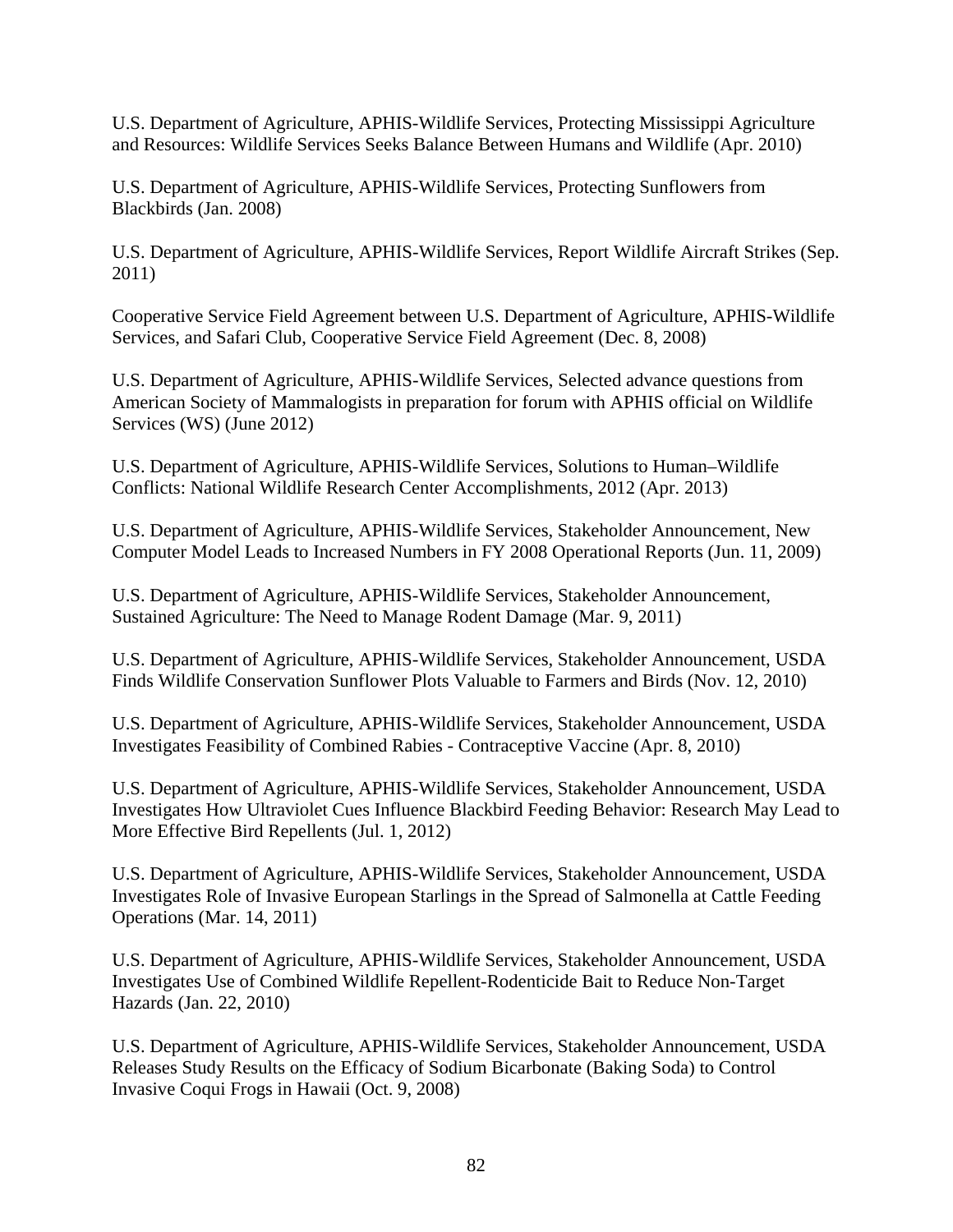U.S. Department of Agriculture, APHIS-Wildlife Services, Protecting Mississippi Agriculture and Resources: Wildlife Services Seeks Balance Between Humans and Wildlife (Apr. 2010)

U.S. Department of Agriculture, APHIS-Wildlife Services, Protecting Sunflowers from Blackbirds (Jan. 2008)

U.S. Department of Agriculture, APHIS-Wildlife Services, Report Wildlife Aircraft Strikes (Sep. 2011)

Cooperative Service Field Agreement between U.S. Department of Agriculture, APHIS-Wildlife Services, and Safari Club, Cooperative Service Field Agreement (Dec. 8, 2008)

U.S. Department of Agriculture, APHIS-Wildlife Services, Selected advance questions from American Society of Mammalogists in preparation for forum with APHIS official on Wildlife Services (WS) (June 2012)

U.S. Department of Agriculture, APHIS-Wildlife Services, Solutions to Human–Wildlife Conflicts: National Wildlife Research Center Accomplishments, 2012 (Apr. 2013)

U.S. Department of Agriculture, APHIS-Wildlife Services, Stakeholder Announcement, New Computer Model Leads to Increased Numbers in FY 2008 Operational Reports (Jun. 11, 2009)

U.S. Department of Agriculture, APHIS-Wildlife Services, Stakeholder Announcement, Sustained Agriculture: The Need to Manage Rodent Damage (Mar. 9, 2011)

U.S. Department of Agriculture, APHIS-Wildlife Services, Stakeholder Announcement, USDA Finds Wildlife Conservation Sunflower Plots Valuable to Farmers and Birds (Nov. 12, 2010)

U.S. Department of Agriculture, APHIS-Wildlife Services, Stakeholder Announcement, USDA Investigates Feasibility of Combined Rabies - Contraceptive Vaccine (Apr. 8, 2010)

U.S. Department of Agriculture, APHIS-Wildlife Services, Stakeholder Announcement, USDA Investigates How Ultraviolet Cues Influence Blackbird Feeding Behavior: Research May Lead to More Effective Bird Repellents (Jul. 1, 2012)

U.S. Department of Agriculture, APHIS-Wildlife Services, Stakeholder Announcement, USDA Investigates Role of Invasive European Starlings in the Spread of Salmonella at Cattle Feeding Operations (Mar. 14, 2011)

U.S. Department of Agriculture, APHIS-Wildlife Services, Stakeholder Announcement, USDA Investigates Use of Combined Wildlife Repellent-Rodenticide Bait to Reduce Non-Target Hazards (Jan. 22, 2010)

U.S. Department of Agriculture, APHIS-Wildlife Services, Stakeholder Announcement, USDA Releases Study Results on the Efficacy of Sodium Bicarbonate (Baking Soda) to Control Invasive Coqui Frogs in Hawaii (Oct. 9, 2008)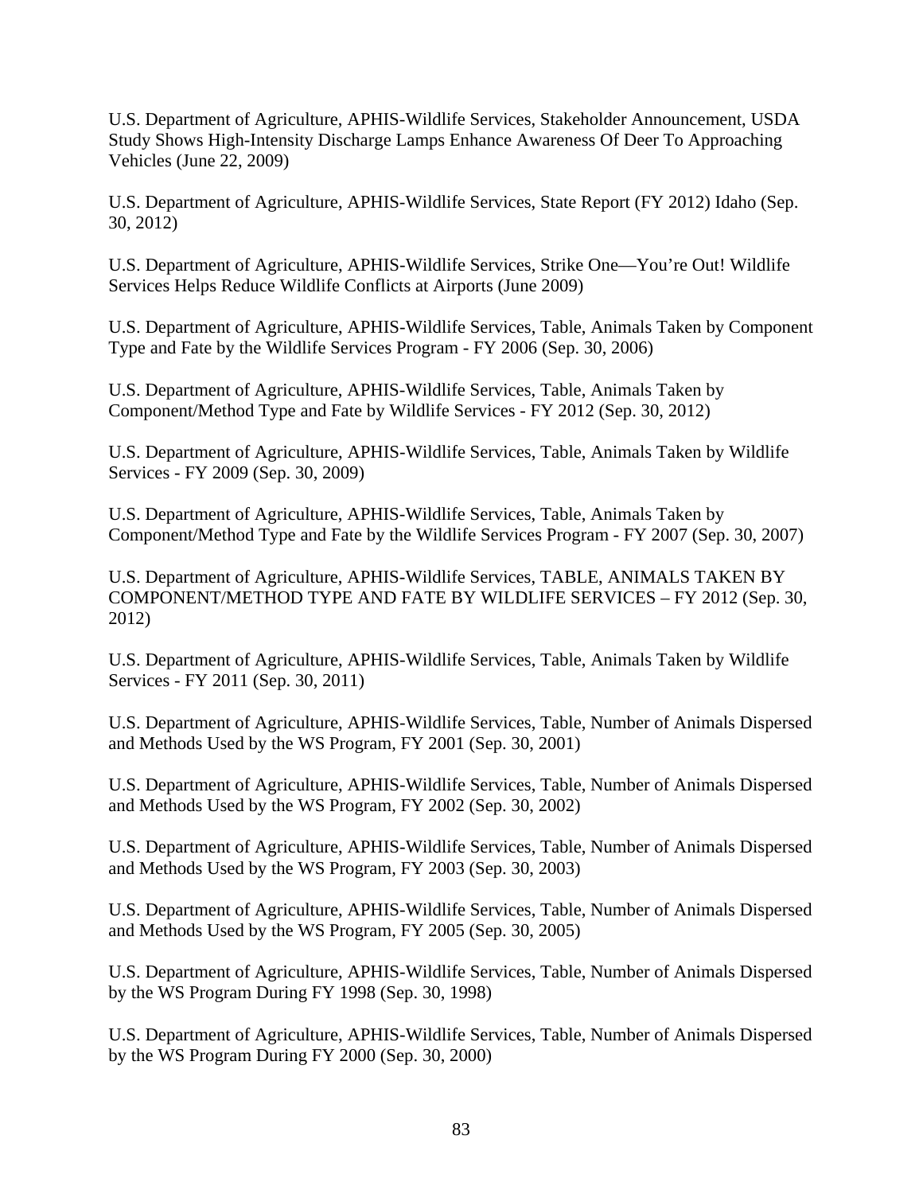U.S. Department of Agriculture, APHIS-Wildlife Services, Stakeholder Announcement, USDA Study Shows High-Intensity Discharge Lamps Enhance Awareness Of Deer To Approaching Vehicles (June 22, 2009)

U.S. Department of Agriculture, APHIS-Wildlife Services, State Report (FY 2012) Idaho (Sep. 30, 2012)

U.S. Department of Agriculture, APHIS-Wildlife Services, Strike One—You're Out! Wildlife Services Helps Reduce Wildlife Conflicts at Airports (June 2009)

U.S. Department of Agriculture, APHIS-Wildlife Services, Table, Animals Taken by Component Type and Fate by the Wildlife Services Program - FY 2006 (Sep. 30, 2006)

U.S. Department of Agriculture, APHIS-Wildlife Services, Table, Animals Taken by Component/Method Type and Fate by Wildlife Services - FY 2012 (Sep. 30, 2012)

U.S. Department of Agriculture, APHIS-Wildlife Services, Table, Animals Taken by Wildlife Services - FY 2009 (Sep. 30, 2009)

U.S. Department of Agriculture, APHIS-Wildlife Services, Table, Animals Taken by Component/Method Type and Fate by the Wildlife Services Program - FY 2007 (Sep. 30, 2007)

U.S. Department of Agriculture, APHIS-Wildlife Services, TABLE, ANIMALS TAKEN BY COMPONENT/METHOD TYPE AND FATE BY WILDLIFE SERVICES – FY 2012 (Sep. 30, 2012)

U.S. Department of Agriculture, APHIS-Wildlife Services, Table, Animals Taken by Wildlife Services - FY 2011 (Sep. 30, 2011)

U.S. Department of Agriculture, APHIS-Wildlife Services, Table, Number of Animals Dispersed and Methods Used by the WS Program, FY 2001 (Sep. 30, 2001)

U.S. Department of Agriculture, APHIS-Wildlife Services, Table, Number of Animals Dispersed and Methods Used by the WS Program, FY 2002 (Sep. 30, 2002)

U.S. Department of Agriculture, APHIS-Wildlife Services, Table, Number of Animals Dispersed and Methods Used by the WS Program, FY 2003 (Sep. 30, 2003)

U.S. Department of Agriculture, APHIS-Wildlife Services, Table, Number of Animals Dispersed and Methods Used by the WS Program, FY 2005 (Sep. 30, 2005)

U.S. Department of Agriculture, APHIS-Wildlife Services, Table, Number of Animals Dispersed by the WS Program During FY 1998 (Sep. 30, 1998)

U.S. Department of Agriculture, APHIS-Wildlife Services, Table, Number of Animals Dispersed by the WS Program During FY 2000 (Sep. 30, 2000)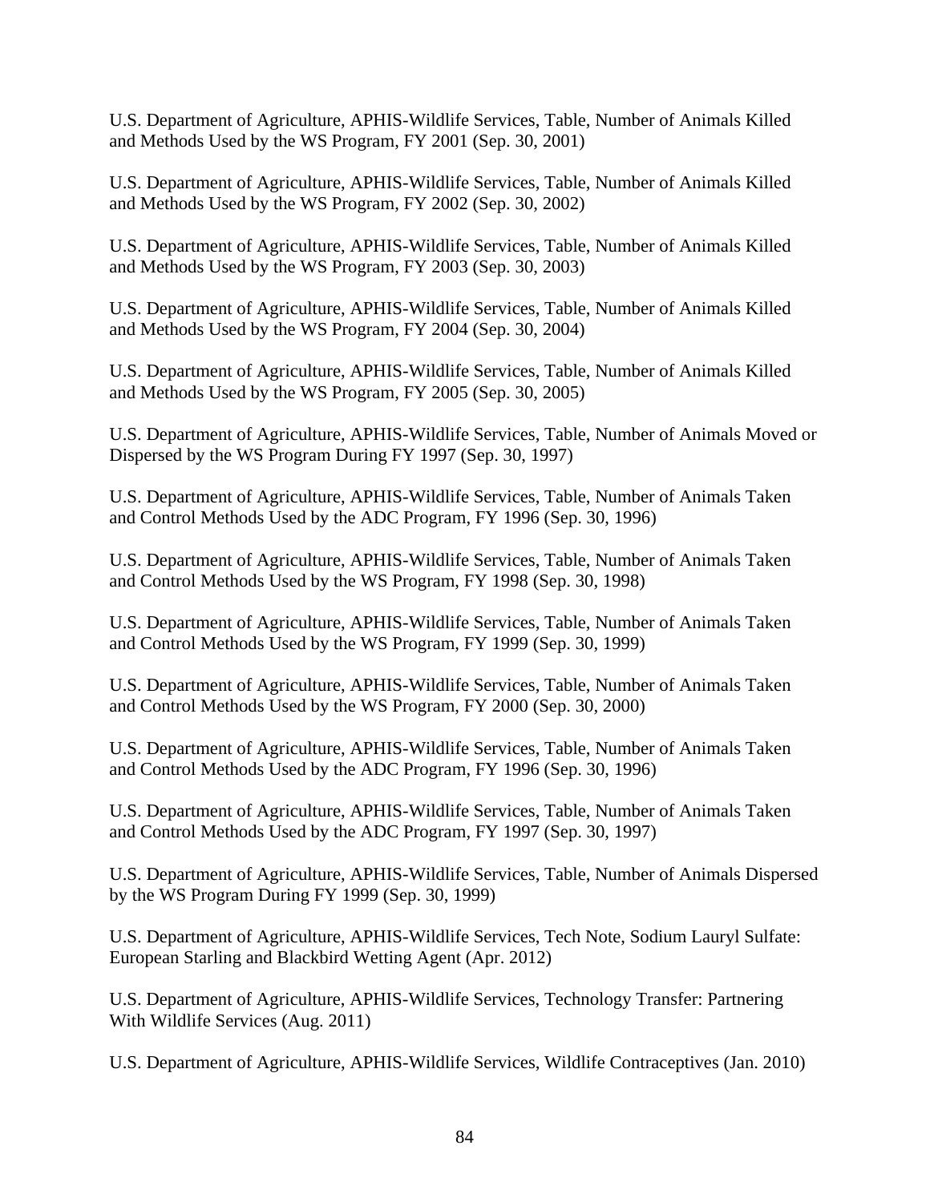U.S. Department of Agriculture, APHIS-Wildlife Services, Table, Number of Animals Killed and Methods Used by the WS Program, FY 2001 (Sep. 30, 2001)

U.S. Department of Agriculture, APHIS-Wildlife Services, Table, Number of Animals Killed and Methods Used by the WS Program, FY 2002 (Sep. 30, 2002)

U.S. Department of Agriculture, APHIS-Wildlife Services, Table, Number of Animals Killed and Methods Used by the WS Program, FY 2003 (Sep. 30, 2003)

U.S. Department of Agriculture, APHIS-Wildlife Services, Table, Number of Animals Killed and Methods Used by the WS Program, FY 2004 (Sep. 30, 2004)

U.S. Department of Agriculture, APHIS-Wildlife Services, Table, Number of Animals Killed and Methods Used by the WS Program, FY 2005 (Sep. 30, 2005)

U.S. Department of Agriculture, APHIS-Wildlife Services, Table, Number of Animals Moved or Dispersed by the WS Program During FY 1997 (Sep. 30, 1997)

U.S. Department of Agriculture, APHIS-Wildlife Services, Table, Number of Animals Taken and Control Methods Used by the ADC Program, FY 1996 (Sep. 30, 1996)

U.S. Department of Agriculture, APHIS-Wildlife Services, Table, Number of Animals Taken and Control Methods Used by the WS Program, FY 1998 (Sep. 30, 1998)

U.S. Department of Agriculture, APHIS-Wildlife Services, Table, Number of Animals Taken and Control Methods Used by the WS Program, FY 1999 (Sep. 30, 1999)

U.S. Department of Agriculture, APHIS-Wildlife Services, Table, Number of Animals Taken and Control Methods Used by the WS Program, FY 2000 (Sep. 30, 2000)

U.S. Department of Agriculture, APHIS-Wildlife Services, Table, Number of Animals Taken and Control Methods Used by the ADC Program, FY 1996 (Sep. 30, 1996)

U.S. Department of Agriculture, APHIS-Wildlife Services, Table, Number of Animals Taken and Control Methods Used by the ADC Program, FY 1997 (Sep. 30, 1997)

U.S. Department of Agriculture, APHIS-Wildlife Services, Table, Number of Animals Dispersed by the WS Program During FY 1999 (Sep. 30, 1999)

U.S. Department of Agriculture, APHIS-Wildlife Services, Tech Note, Sodium Lauryl Sulfate: European Starling and Blackbird Wetting Agent (Apr. 2012)

U.S. Department of Agriculture, APHIS-Wildlife Services, Technology Transfer: Partnering With Wildlife Services (Aug. 2011)

U.S. Department of Agriculture, APHIS-Wildlife Services, Wildlife Contraceptives (Jan. 2010)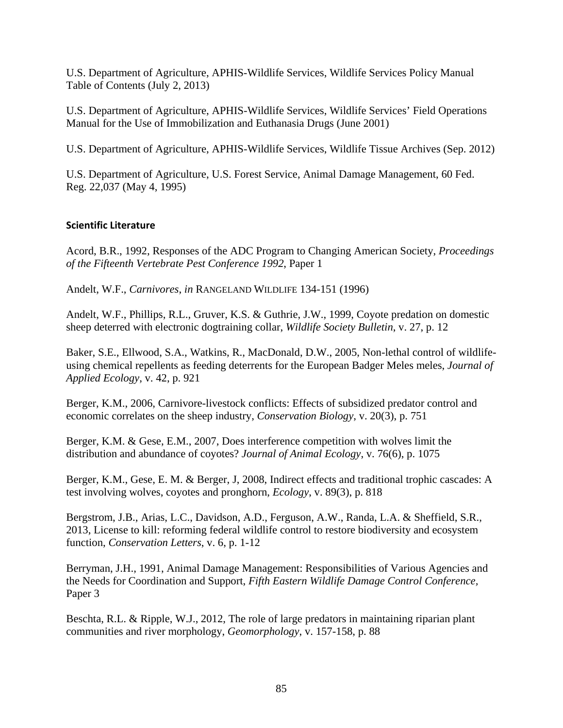U.S. Department of Agriculture, APHIS-Wildlife Services, Wildlife Services Policy Manual Table of Contents (July 2, 2013)

U.S. Department of Agriculture, APHIS-Wildlife Services, Wildlife Services' Field Operations Manual for the Use of Immobilization and Euthanasia Drugs (June 2001)

U.S. Department of Agriculture, APHIS-Wildlife Services, Wildlife Tissue Archives (Sep. 2012)

U.S. Department of Agriculture, U.S. Forest Service, Animal Damage Management, 60 Fed. Reg. 22,037 (May 4, 1995)

**Scientific Literature**

Acord, B.R., 1992, Responses of the ADC Program to Changing American Society, *Proceedings of the Fifteenth Vertebrate Pest Conference 1992*, Paper 1

Andelt, W.F., *Carnivores, in* RANGELAND WILDLIFE 134-151 (1996)

Andelt, W.F., Phillips, R.L., Gruver, K.S. & Guthrie, J.W., 1999, Coyote predation on domestic sheep deterred with electronic dogtraining collar, *Wildlife Society Bulletin*, v. 27, p. 12

Baker, S.E., Ellwood, S.A., Watkins, R., MacDonald, D.W., 2005, Non-lethal control of wildlife-using chemical repellents as feeding deterrents for the European Badger Meles meles, *Journal of Applied Ecology*, v. 42, p. 921

Berger, K.M., 2006, Carnivore-livestock conflicts: Effects of subsidized predator control and economic correlates on the sheep industry, *Conservation Biology*, v. 20(3), p. 751

Berger, K.M. & Gese, E.M., 2007, Does interference competition with wolves limit the distribution and abundance of coyotes? *Journal of Animal Ecology*, v. 76(6), p. 1075

Berger, K.M., Gese, E. M. & Berger, J, 2008, Indirect effects and traditional trophic cascades: A test involving wolves, coyotes and pronghorn, *Ecology*, v. 89(3), p. 818

Bergstrom, J.B., Arias, L.C., Davidson, A.D., Ferguson, A.W., Randa, L.A. & Sheffield, S.R., 2013, License to kill: reforming federal wildlife control to restore biodiversity and ecosystem function, *Conservation Letters*, v. 6, p. 1-12

Berryman, J.H., 1991, Animal Damage Management: Responsibilities of Various Agencies and the Needs for Coordination and Support, *Fifth Eastern Wildlife Damage Control Conference*, Paper 3

Beschta, R.L. & Ripple, W.J., 2012, The role of large predators in maintaining riparian plant communities and river morphology, *Geomorphology*, v. 157-158, p. 88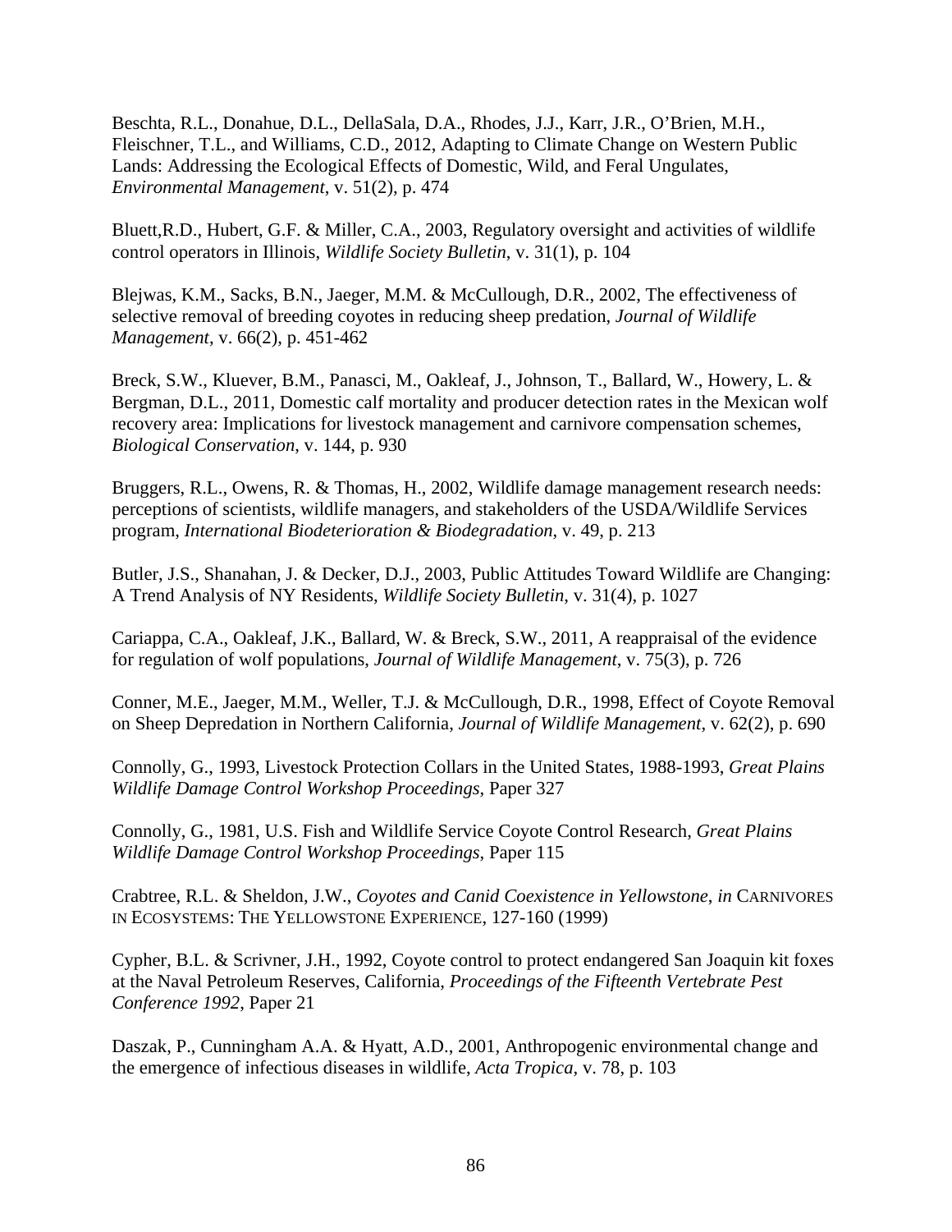Beschta, R.L., Donahue, D.L., DellaSala, D.A., Rhodes, J.J., Karr, J.R., O'Brien, M.H., Fleischner, T.L., and Williams, C.D., 2012, Adapting to Climate Change on Western Public Lands: Addressing the Ecological Effects of Domestic, Wild, and Feral Ungulates, *Environmental Management*, v. 51(2), p. 474

Bluett,R.D., Hubert, G.F. & Miller, C.A., 2003, Regulatory oversight and activities of wildlife control operators in Illinois, *Wildlife Society Bulletin*, v. 31(1), p. 104

Blejwas, K.M., Sacks, B.N., Jaeger, M.M. & McCullough, D.R., 2002, The effectiveness of selective removal of breeding coyotes in reducing sheep predation, *Journal of Wildlife Management*, v. 66(2), p. 451-462

Breck, S.W., Kluever, B.M., Panasci, M., Oakleaf, J., Johnson, T., Ballard, W., Howery, L. & Bergman, D.L., 2011, Domestic calf mortality and producer detection rates in the Mexican wolf recovery area: Implications for livestock management and carnivore compensation schemes, *Biological Conservation*, v. 144, p. 930

Bruggers, R.L., Owens, R. & Thomas, H., 2002, Wildlife damage management research needs: perceptions of scientists, wildlife managers, and stakeholders of the USDA/Wildlife Services program, *International Biodeterioration & Biodegradation*, v. 49, p. 213

Butler, J.S., Shanahan, J. & Decker, D.J., 2003, Public Attitudes Toward Wildlife are Changing: A Trend Analysis of NY Residents, *Wildlife Society Bulletin*, v. 31(4), p. 1027

Cariappa, C.A., Oakleaf, J.K., Ballard, W. & Breck, S.W., 2011, A reappraisal of the evidence for regulation of wolf populations, *Journal of Wildlife Management*, v. 75(3), p. 726

Conner, M.E., Jaeger, M.M., Weller, T.J. & McCullough, D.R., 1998, Effect of Coyote Removal on Sheep Depredation in Northern California, *Journal of Wildlife Management*, v. 62(2), p. 690

Connolly, G., 1993, Livestock Protection Collars in the United States, 1988-1993, *Great Plains Wildlife Damage Control Workshop Proceedings*, Paper 327

Connolly, G., 1981, U.S. Fish and Wildlife Service Coyote Control Research, *Great Plains Wildlife Damage Control Workshop Proceedings*, Paper 115

Crabtree, R.L. & Sheldon, J.W., *Coyotes and Canid Coexistence in Yellowstone*, *in* CARNIVORES IN ECOSYSTEMS: THE YELLOWSTONE EXPERIENCE, 127-160 (1999)

Cypher, B.L. & Scrivner, J.H., 1992, Coyote control to protect endangered San Joaquin kit foxes at the Naval Petroleum Reserves, California, *Proceedings of the Fifteenth Vertebrate Pest Conference 1992*, Paper 21

Daszak, P., Cunningham A.A. & Hyatt, A.D., 2001, Anthropogenic environmental change and the emergence of infectious diseases in wildlife, *Acta Tropica*, v. 78, p. 103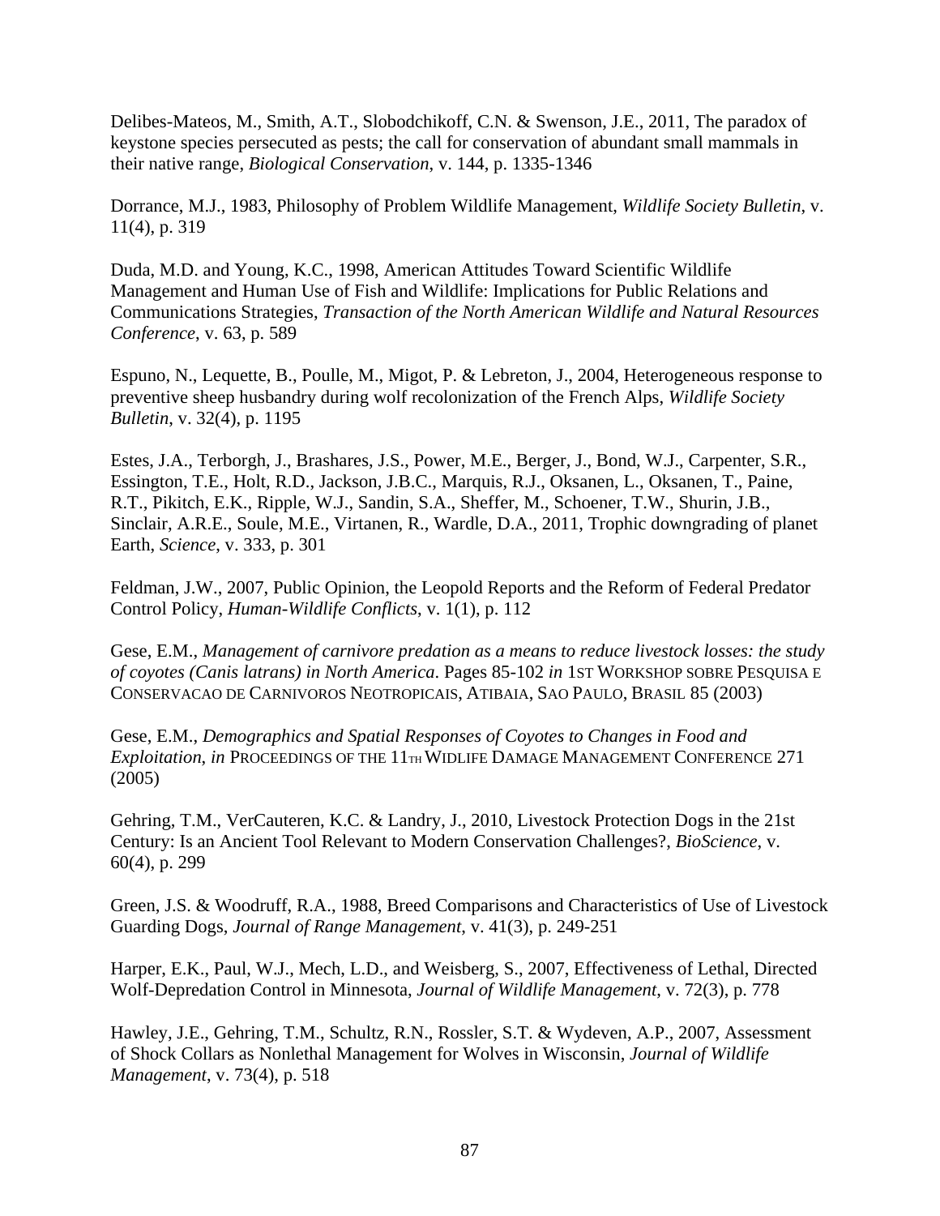Delibes-Mateos, M., Smith, A.T., Slobodchikoff, C.N. & Swenson, J.E., 2011, The paradox of keystone species persecuted as pests; the call for conservation of abundant small mammals in their native range, *Biological Conservation*, v. 144, p. 1335-1346

Dorrance, M.J., 1983, Philosophy of Problem Wildlife Management, *Wildlife Society Bulletin*, v. 11(4), p. 319

Duda, M.D. and Young, K.C., 1998, American Attitudes Toward Scientific Wildlife Management and Human Use of Fish and Wildlife: Implications for Public Relations and Communications Strategies, *Transaction of the North American Wildlife and Natural Resources Conference*, v. 63, p. 589

Espuno, N., Lequette, B., Poulle, M., Migot, P. & Lebreton, J., 2004, Heterogeneous response to preventive sheep husbandry during wolf recolonization of the French Alps, *Wildlife Society Bulletin*, v. 32(4), p. 1195

Estes, J.A., Terborgh, J., Brashares, J.S., Power, M.E., Berger, J., Bond, W.J., Carpenter, S.R., Essington, T.E., Holt, R.D., Jackson, J.B.C., Marquis, R.J., Oksanen, L., Oksanen, T., Paine, R.T., Pikitch, E.K., Ripple, W.J., Sandin, S.A., Sheffer, M., Schoener, T.W., Shurin, J.B., Sinclair, A.R.E., Soule, M.E., Virtanen, R., Wardle, D.A., 2011, Trophic downgrading of planet Earth, *Science*, v. 333, p. 301

Feldman, J.W., 2007, Public Opinion, the Leopold Reports and the Reform of Federal Predator Control Policy, *Human-Wildlife Conflicts*, v. 1(1), p. 112

Gese, E.M., *Management of carnivore predation as a means to reduce livestock losses: the study of coyotes (Canis latrans) in North America*. Pages 85-102 *in* 1ST WORKSHOP SOBRE PESQUISA E CONSERVACAO DE CARNIVOROS NEOTROPICAIS, ATIBAIA, SAO PAULO, BRASIL 85 (2003)

Gese, E.M., *Demographics and Spatial Responses of Coyotes to Changes in Food and Exploitation*, *in* PROCEEDINGS OF THE 11TH WIDLIFE DAMAGE MANAGEMENT CONFERENCE 271 (2005)

Gehring, T.M., VerCauteren, K.C. & Landry, J., 2010, Livestock Protection Dogs in the 21st Century: Is an Ancient Tool Relevant to Modern Conservation Challenges?, *BioScience*, v. 60(4), p. 299

Green, J.S. & Woodruff, R.A., 1988, Breed Comparisons and Characteristics of Use of Livestock Guarding Dogs, *Journal of Range Management*, v. 41(3), p. 249-251

Harper, E.K., Paul, W.J., Mech, L.D., and Weisberg, S., 2007, Effectiveness of Lethal, Directed Wolf-Depredation Control in Minnesota, *Journal of Wildlife Management*, v. 72(3), p. 778

Hawley, J.E., Gehring, T.M., Schultz, R.N., Rossler, S.T. & Wydeven, A.P., 2007, Assessment of Shock Collars as Nonlethal Management for Wolves in Wisconsin, *Journal of Wildlife Management*, v. 73(4), p. 518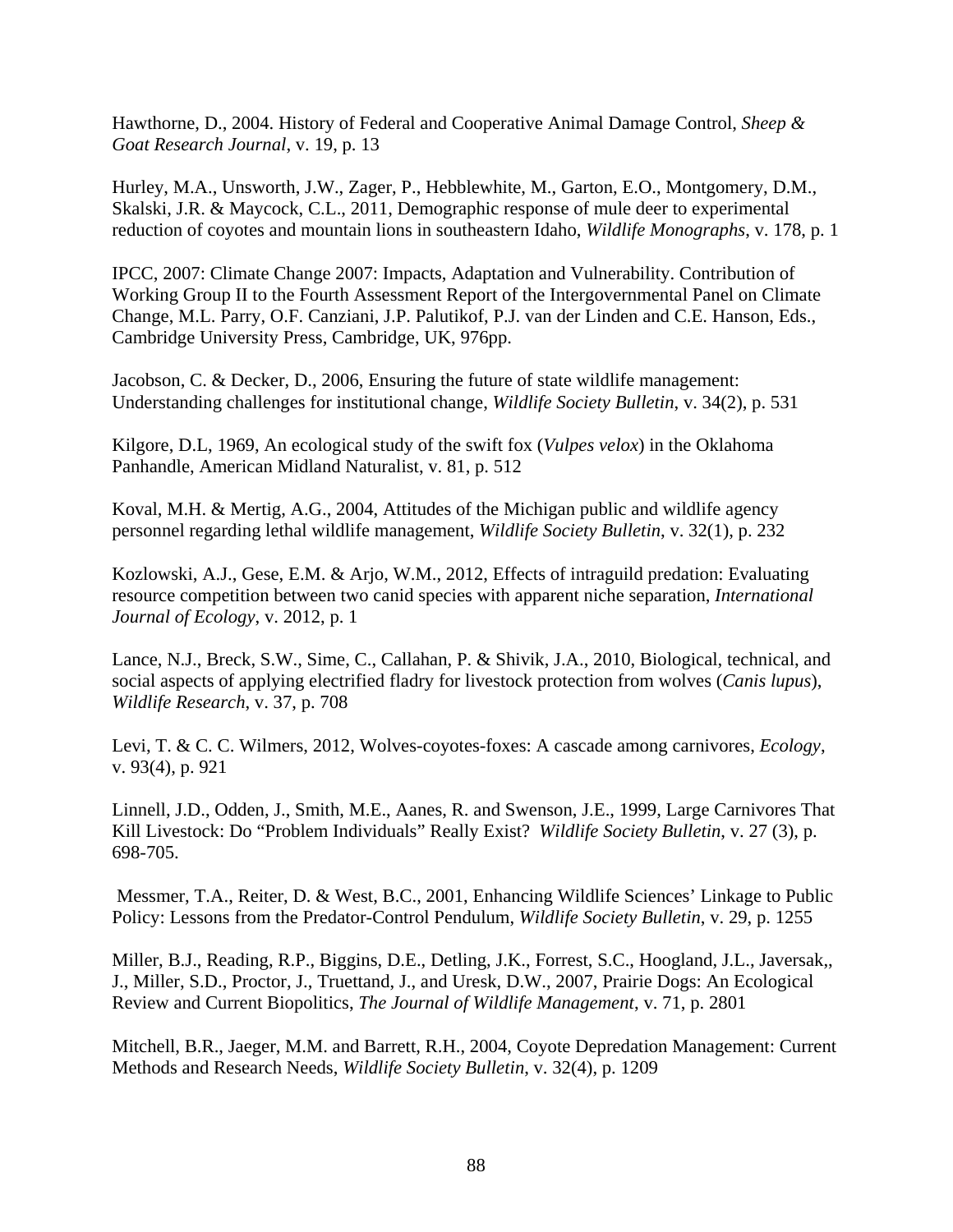Hawthorne, D., 2004. History of Federal and Cooperative Animal Damage Control, *Sheep & Goat Research Journal*, v. 19, p. 13

Hurley, M.A., Unsworth, J.W., Zager, P., Hebblewhite, M., Garton, E.O., Montgomery, D.M., Skalski, J.R. & Maycock, C.L., 2011, Demographic response of mule deer to experimental reduction of coyotes and mountain lions in southeastern Idaho, *Wildlife Monographs*, v. 178, p. 1

IPCC, 2007: Climate Change 2007: Impacts, Adaptation and Vulnerability. Contribution of Working Group II to the Fourth Assessment Report of the Intergovernmental Panel on Climate Change, M.L. Parry, O.F. Canziani, J.P. Palutikof, P.J. van der Linden and C.E. Hanson, Eds., Cambridge University Press, Cambridge, UK, 976pp.

Jacobson, C. & Decker, D., 2006, Ensuring the future of state wildlife management: Understanding challenges for institutional change, *Wildlife Society Bulletin*, v. 34(2), p. 531

Kilgore, D.L, 1969, An ecological study of the swift fox (*Vulpes velox*) in the Oklahoma Panhandle, American Midland Naturalist, v. 81, p. 512

Koval, M.H. & Mertig, A.G., 2004, Attitudes of the Michigan public and wildlife agency personnel regarding lethal wildlife management, *Wildlife Society Bulletin*, v. 32(1), p. 232

Kozlowski, A.J., Gese, E.M. & Arjo, W.M., 2012, Effects of intraguild predation: Evaluating resource competition between two canid species with apparent niche separation, *International Journal of Ecology*, v. 2012, p. 1

Lance, N.J., Breck, S.W., Sime, C., Callahan, P. & Shivik, J.A., 2010, Biological, technical, and social aspects of applying electrified fladry for livestock protection from wolves (*Canis lupus*), *Wildlife Research*, v. 37, p. 708

Levi, T. & C. C. Wilmers, 2012, Wolves-coyotes-foxes: A cascade among carnivores, *Ecology*, v. 93(4), p. 921

Linnell, J.D., Odden, J., Smith, M.E., Aanes, R. and Swenson, J.E., 1999, Large Carnivores That Kill Livestock: Do "Problem Individuals" Really Exist? *Wildlife Society Bulletin*, v. 27 (3), p. 698-705.

Messmer, T.A., Reiter, D. & West, B.C., 2001, Enhancing Wildlife Sciences' Linkage to Public Policy: Lessons from the Predator-Control Pendulum, *Wildlife Society Bulletin*, v. 29, p. 1255

Miller, B.J., Reading, R.P., Biggins, D.E., Detling, J.K., Forrest, S.C., Hoogland, J.L., Javersak,, J., Miller, S.D., Proctor, J., Truettand, J., and Uresk, D.W., 2007, Prairie Dogs: An Ecological Review and Current Biopolitics, *The Journal of Wildlife Management*, v. 71, p. 2801

Mitchell, B.R., Jaeger, M.M. and Barrett, R.H., 2004, Coyote Depredation Management: Current Methods and Research Needs, *Wildlife Society Bulletin*, v. 32(4), p. 1209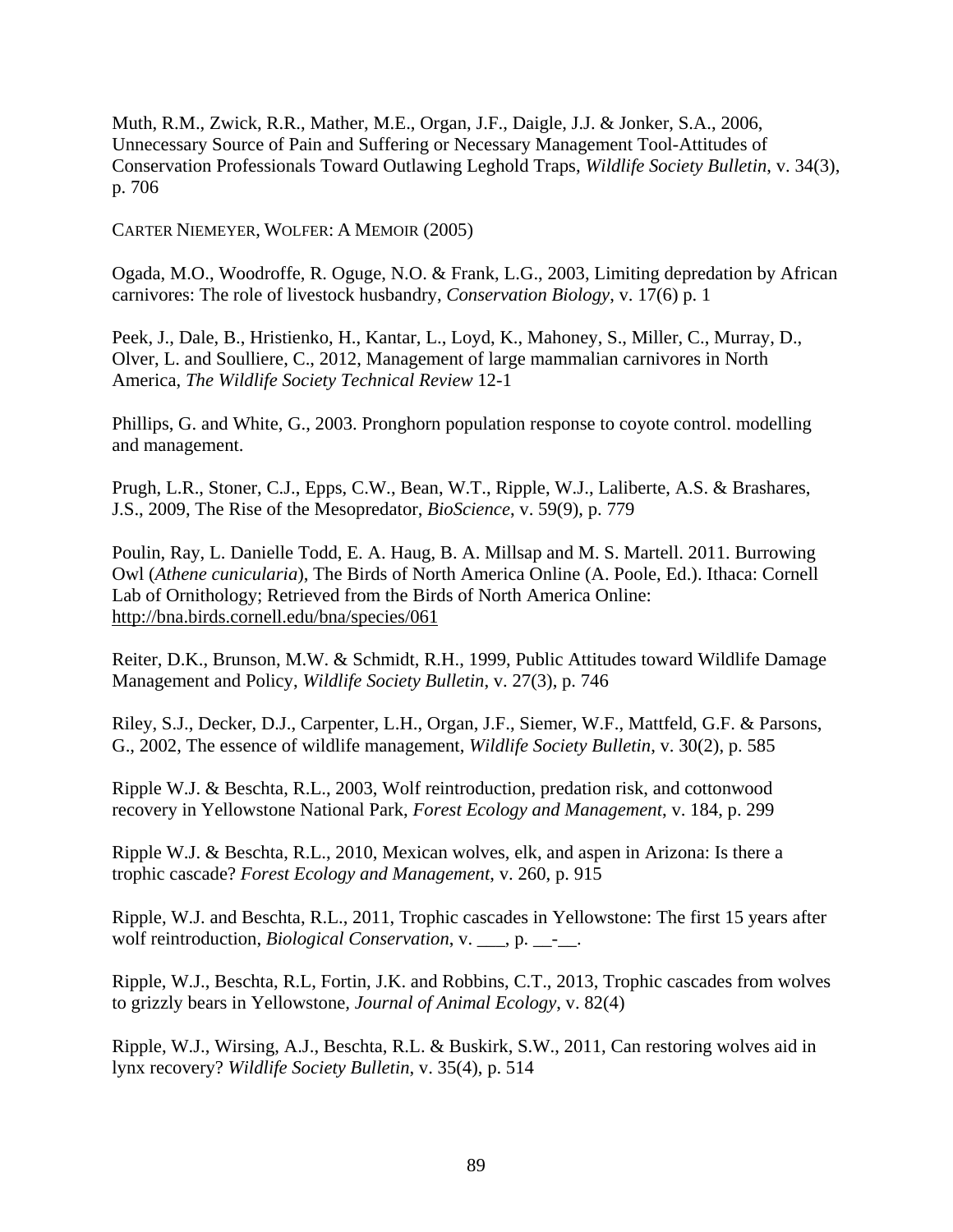Muth, R.M., Zwick, R.R., Mather, M.E., Organ, J.F., Daigle, J.J. & Jonker, S.A., 2006, Unnecessary Source of Pain and Suffering or Necessary Management Tool-Attitudes of Conservation Professionals Toward Outlawing Leghold Traps, *Wildlife Society Bulletin*, v. 34(3), p. 706

CARTER NIEMEYER, WOLFER: A MEMOIR (2005)

Ogada, M.O., Woodroffe, R. Oguge, N.O. & Frank, L.G., 2003, Limiting depredation by African carnivores: The role of livestock husbandry, *Conservation Biology*, v. 17(6) p. 1

Peek, J., Dale, B., Hristienko, H., Kantar, L., Loyd, K., Mahoney, S., Miller, C., Murray, D., Olver, L. and Soulliere, C., 2012, Management of large mammalian carnivores in North America, *The Wildlife Society Technical Review* 12-1

Phillips, G. and White, G., 2003. Pronghorn population response to coyote control. modelling and management.

Prugh, L.R., Stoner, C.J., Epps, C.W., Bean, W.T., Ripple, W.J., Laliberte, A.S. & Brashares, J.S., 2009, The Rise of the Mesopredator, *BioScience*, v. 59(9), p. 779

Poulin, Ray, L. Danielle Todd, E. A. Haug, B. A. Millsap and M. S. Martell. 2011. Burrowing Owl (*Athene cunicularia*), The Birds of North America Online (A. Poole, Ed.). Ithaca: Cornell Lab of Ornithology; Retrieved from the Birds of North America Online: http://bna.birds.cornell.edu/bna/species/061

Reiter, D.K., Brunson, M.W. & Schmidt, R.H., 1999, Public Attitudes toward Wildlife Damage Management and Policy, *Wildlife Society Bulletin*, v. 27(3), p. 746

Riley, S.J., Decker, D.J., Carpenter, L.H., Organ, J.F., Siemer, W.F., Mattfeld, G.F. & Parsons, G., 2002, The essence of wildlife management, *Wildlife Society Bulletin*, v. 30(2), p. 585

Ripple W.J. & Beschta, R.L., 2003, Wolf reintroduction, predation risk, and cottonwood recovery in Yellowstone National Park, *Forest Ecology and Management*, v. 184, p. 299

Ripple W.J. & Beschta, R.L., 2010, Mexican wolves, elk, and aspen in Arizona: Is there a trophic cascade? *Forest Ecology and Management*, v. 260, p. 915

Ripple, W.J. and Beschta, R.L., 2011, Trophic cascades in Yellowstone: The first 15 years after wolf reintroduction, *Biological Conservation*, v. ___, p. __-__.

Ripple, W.J., Beschta, R.L, Fortin, J.K. and Robbins, C.T., 2013, Trophic cascades from wolves to grizzly bears in Yellowstone, *Journal of Animal Ecology*, v. 82(4)

Ripple, W.J., Wirsing, A.J., Beschta, R.L. & Buskirk, S.W., 2011, Can restoring wolves aid in lynx recovery? *Wildlife Society Bulletin*, v. 35(4), p. 514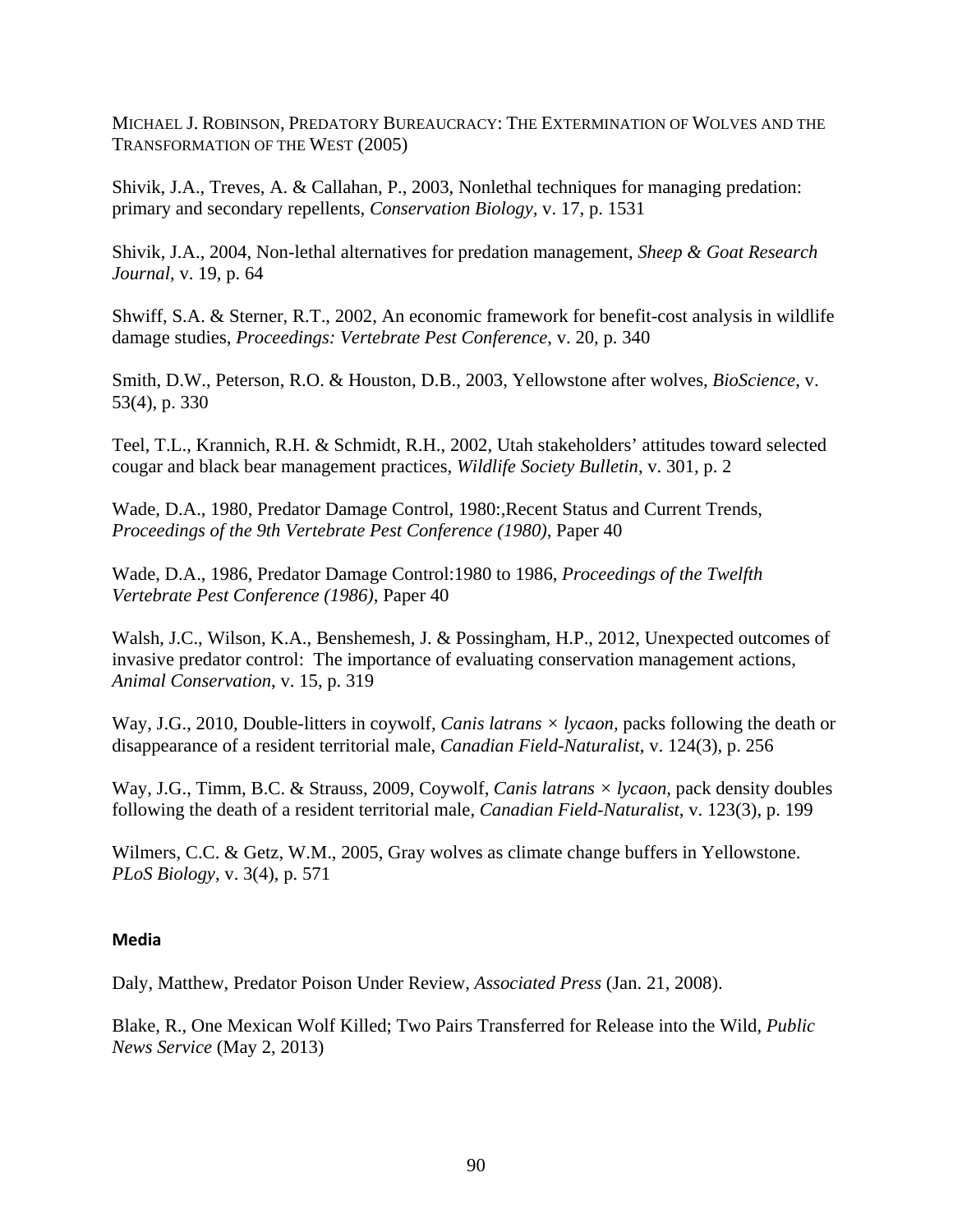MICHAEL J. ROBINSON, PREDATORY BUREAUCRACY: THE EXTERMINATION OF WOLVES AND THE TRANSFORMATION OF THE WEST (2005)

Shivik, J.A., Treves, A. & Callahan, P., 2003, Nonlethal techniques for managing predation: primary and secondary repellents, *Conservation Biology*, v. 17, p. 1531

Shivik, J.A., 2004, Non-lethal alternatives for predation management, *Sheep & Goat Research Journal*, v. 19, p. 64

Shwiff, S.A. & Sterner, R.T., 2002, An economic framework for benefit-cost analysis in wildlife damage studies, *Proceedings: Vertebrate Pest Conference*, v. 20, p. 340

Smith, D.W., Peterson, R.O. & Houston, D.B., 2003, Yellowstone after wolves, *BioScience*, v. 53(4), p. 330

Teel, T.L., Krannich, R.H. & Schmidt, R.H., 2002, Utah stakeholders' attitudes toward selected cougar and black bear management practices, *Wildlife Society Bulletin*, v. 301, p. 2

Wade, D.A., 1980, Predator Damage Control, 1980:,Recent Status and Current Trends, *Proceedings of the 9th Vertebrate Pest Conference (1980)*, Paper 40

Wade, D.A., 1986, Predator Damage Control:1980 to 1986, *Proceedings of the Twelfth Vertebrate Pest Conference (1986)*, Paper 40

Walsh, J.C., Wilson, K.A., Benshemesh, J. & Possingham, H.P., 2012, Unexpected outcomes of invasive predator control: The importance of evaluating conservation management actions, *Animal Conservation*, v. 15, p. 319

Way, J.G., 2010, Double-litters in coywolf, *Canis latrans × lycaon,* packs following the death or disappearance of a resident territorial male, *Canadian Field-Naturalist*, v. 124(3), p. 256

Way, J.G., Timm, B.C. & Strauss, 2009, Coywolf, *Canis latrans × lycaon*, pack density doubles following the death of a resident territorial male, *Canadian Field-Naturalist*, v. 123(3), p. 199

Wilmers, C.C. & Getz, W.M., 2005, Gray wolves as climate change buffers in Yellowstone. *PLoS Biology*, v. 3(4), p. 571

**Media**

Daly, Matthew, Predator Poison Under Review, *Associated Press* (Jan. 21, 2008).

Blake, R., One Mexican Wolf Killed; Two Pairs Transferred for Release into the Wild, *Public News Service* (May 2, 2013)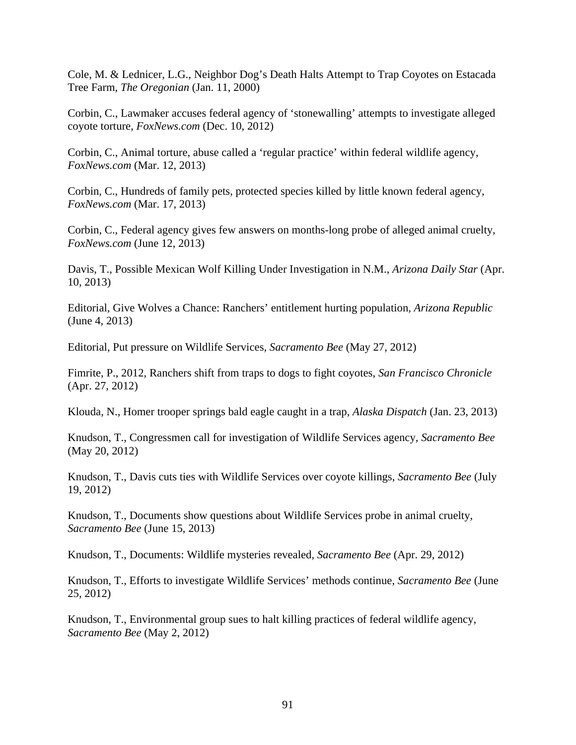Cole, M. & Lednicer, L.G., Neighbor Dog's Death Halts Attempt to Trap Coyotes on Estacada Tree Farm, *The Oregonian* (Jan. 11, 2000)

Corbin, C., Lawmaker accuses federal agency of 'stonewalling' attempts to investigate alleged coyote torture, *FoxNews.com* (Dec. 10, 2012)

Corbin, C., Animal torture, abuse called a 'regular practice' within federal wildlife agency, *FoxNews.com* (Mar. 12, 2013)

Corbin, C., Hundreds of family pets, protected species killed by little known federal agency, *FoxNews.com* (Mar. 17, 2013)

Corbin, C., Federal agency gives few answers on months-long probe of alleged animal cruelty, *FoxNews.com* (June 12, 2013)

Davis, T., Possible Mexican Wolf Killing Under Investigation in N.M., *Arizona Daily Star* (Apr. 10, 2013)

Editorial, Give Wolves a Chance: Ranchers' entitlement hurting population, *Arizona Republic* (June 4, 2013)

Editorial, Put pressure on Wildlife Services, *Sacramento Bee* (May 27, 2012)

Fimrite, P., 2012, Ranchers shift from traps to dogs to fight coyotes, *San Francisco Chronicle* (Apr. 27, 2012)

Klouda, N., Homer trooper springs bald eagle caught in a trap, *Alaska Dispatch* (Jan. 23, 2013)

Knudson, T., Congressmen call for investigation of Wildlife Services agency, *Sacramento Bee* (May 20, 2012)

Knudson, T., Davis cuts ties with Wildlife Services over coyote killings, *Sacramento Bee* (July 19, 2012)

Knudson, T., Documents show questions about Wildlife Services probe in animal cruelty, *Sacramento Bee* (June 15, 2013)

Knudson, T., Documents: Wildlife mysteries revealed, *Sacramento Bee* (Apr. 29, 2012)

Knudson, T., Efforts to investigate Wildlife Services' methods continue, *Sacramento Bee* (June 25, 2012)

Knudson, T., Environmental group sues to halt killing practices of federal wildlife agency, *Sacramento Bee* (May 2, 2012)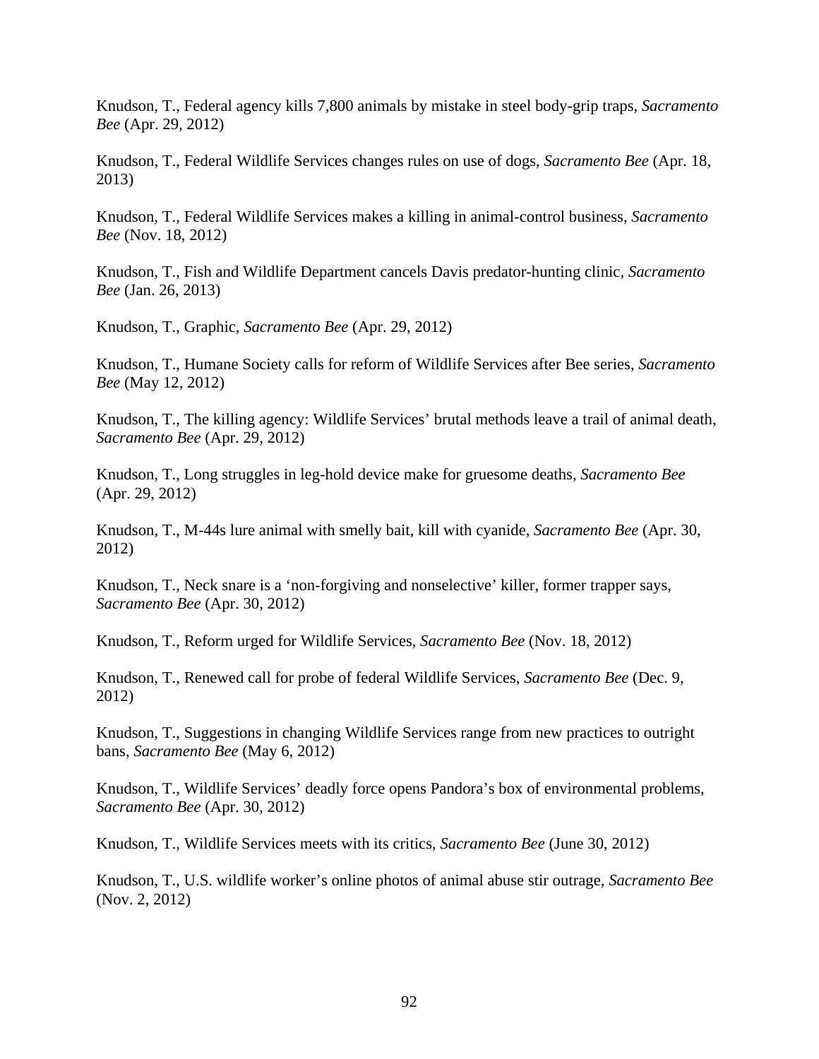Knudson, T., Federal agency kills 7,800 animals by mistake in steel body-grip traps, *Sacramento Bee* (Apr. 29, 2012)

Knudson, T., Federal Wildlife Services changes rules on use of dogs, *Sacramento Bee* (Apr. 18, 2013)

Knudson, T., Federal Wildlife Services makes a killing in animal-control business, *Sacramento Bee* (Nov. 18, 2012)

Knudson, T., Fish and Wildlife Department cancels Davis predator-hunting clinic, *Sacramento Bee* (Jan. 26, 2013)

Knudson, T., Graphic, *Sacramento Bee* (Apr. 29, 2012)

Knudson, T., Humane Society calls for reform of Wildlife Services after Bee series, *Sacramento Bee* (May 12, 2012)

Knudson, T., The killing agency: Wildlife Services' brutal methods leave a trail of animal death, *Sacramento Bee* (Apr. 29, 2012)

Knudson, T., Long struggles in leg-hold device make for gruesome deaths, *Sacramento Bee* (Apr. 29, 2012)

Knudson, T., M-44s lure animal with smelly bait, kill with cyanide, *Sacramento Bee* (Apr. 30, 2012)

Knudson, T., Neck snare is a 'non-forgiving and nonselective' killer, former trapper says, *Sacramento Bee* (Apr. 30, 2012)

Knudson, T., Reform urged for Wildlife Services, *Sacramento Bee* (Nov. 18, 2012)

Knudson, T., Renewed call for probe of federal Wildlife Services, *Sacramento Bee* (Dec. 9, 2012)

Knudson, T., Suggestions in changing Wildlife Services range from new practices to outright bans, *Sacramento Bee* (May 6, 2012)

Knudson, T., Wildlife Services' deadly force opens Pandora's box of environmental problems, *Sacramento Bee* (Apr. 30, 2012)

Knudson, T., Wildlife Services meets with its critics, *Sacramento Bee* (June 30, 2012)

Knudson, T., U.S. wildlife worker's online photos of animal abuse stir outrage, *Sacramento Bee* (Nov. 2, 2012)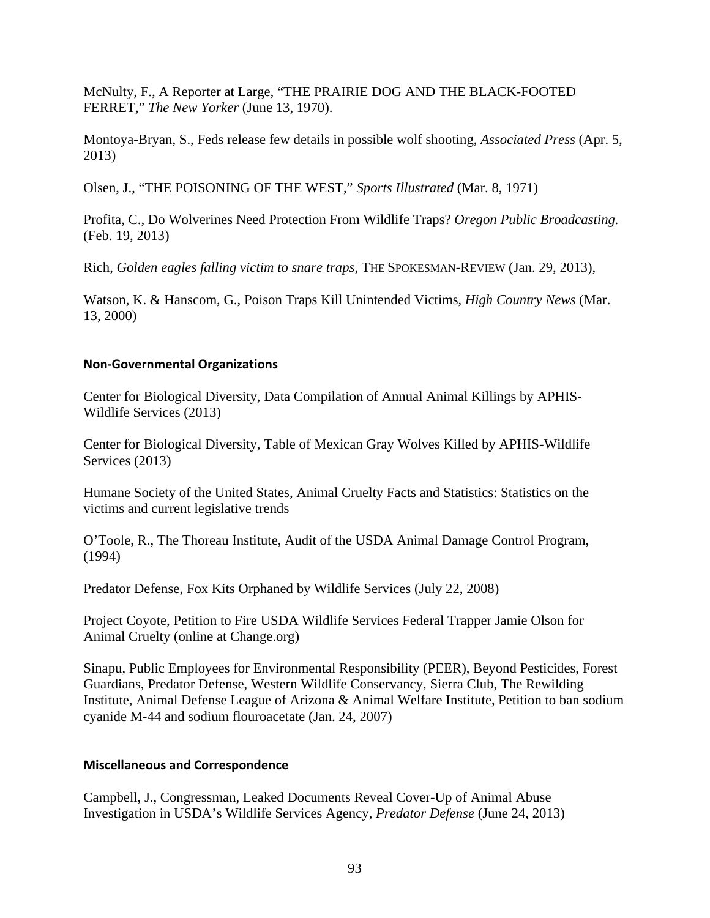McNulty, F., A Reporter at Large, "THE PRAIRIE DOG AND THE BLACK-FOOTED FERRET," *The New Yorker* (June 13, 1970).

Montoya-Bryan, S., Feds release few details in possible wolf shooting, *Associated Press* (Apr. 5, 2013)

Olsen, J., "THE POISONING OF THE WEST," *Sports Illustrated* (Mar. 8, 1971)

Profita, C., Do Wolverines Need Protection From Wildlife Traps? *Oregon Public Broadcasting.* (Feb. 19, 2013)

Rich, *Golden eagles falling victim to snare traps*, THE SPOKESMAN-REVIEW (Jan. 29, 2013),

Watson, K. & Hanscom, G., Poison Traps Kill Unintended Victims, *High Country News* (Mar. 13, 2000)

**Non-Governmental Organizations**

Center for Biological Diversity, Data Compilation of Annual Animal Killings by APHIS-Wildlife Services (2013)

Center for Biological Diversity, Table of Mexican Gray Wolves Killed by APHIS-Wildlife Services (2013)

Humane Society of the United States, Animal Cruelty Facts and Statistics: Statistics on the victims and current legislative trends

O'Toole, R., The Thoreau Institute, Audit of the USDA Animal Damage Control Program, (1994)

Predator Defense, Fox Kits Orphaned by Wildlife Services (July 22, 2008)

Project Coyote, Petition to Fire USDA Wildlife Services Federal Trapper Jamie Olson for Animal Cruelty (online at Change.org)

Sinapu, Public Employees for Environmental Responsibility (PEER), Beyond Pesticides, Forest Guardians, Predator Defense, Western Wildlife Conservancy, Sierra Club, The Rewilding Institute, Animal Defense League of Arizona & Animal Welfare Institute, Petition to ban sodium cyanide M-44 and sodium flouroacetate (Jan. 24, 2007)

**Miscellaneous and Correspondence**

Campbell, J., Congressman, Leaked Documents Reveal Cover-Up of Animal Abuse Investigation in USDA's Wildlife Services Agency, *Predator Defense* (June 24, 2013)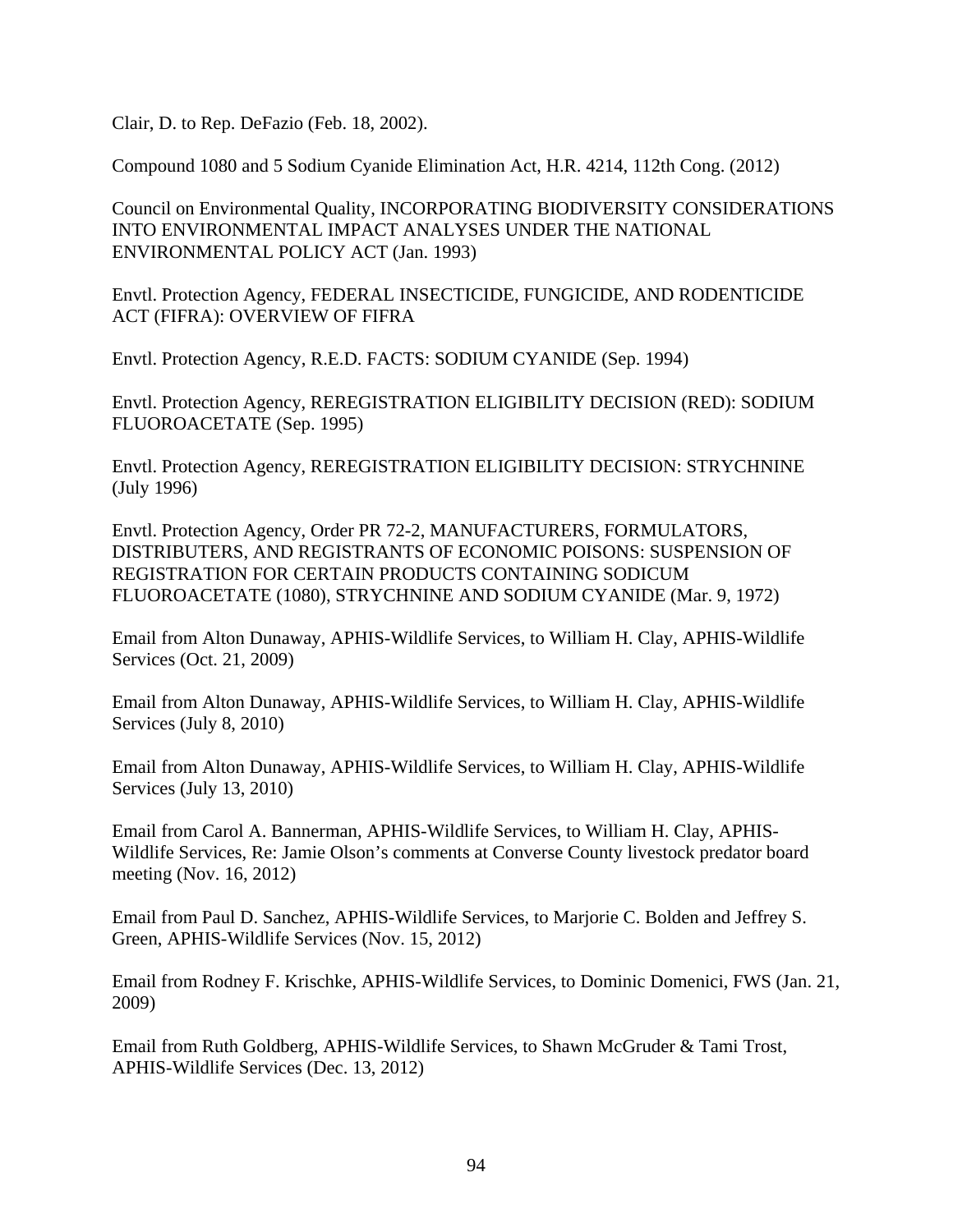Clair, D. to Rep. DeFazio (Feb. 18, 2002).

Compound 1080 and 5 Sodium Cyanide Elimination Act, H.R. 4214, 112th Cong. (2012)

Council on Environmental Quality, INCORPORATING BIODIVERSITY CONSIDERATIONS INTO ENVIRONMENTAL IMPACT ANALYSES UNDER THE NATIONAL ENVIRONMENTAL POLICY ACT (Jan. 1993)

Envtl. Protection Agency, FEDERAL INSECTICIDE, FUNGICIDE, AND RODENTICIDE ACT (FIFRA): OVERVIEW OF FIFRA

Envtl. Protection Agency, R.E.D. FACTS: SODIUM CYANIDE (Sep. 1994)

Envtl. Protection Agency, REREGISTRATION ELIGIBILITY DECISION (RED): SODIUM FLUOROACETATE (Sep. 1995)

Envtl. Protection Agency, REREGISTRATION ELIGIBILITY DECISION: STRYCHNINE (July 1996)

Envtl. Protection Agency, Order PR 72-2, MANUFACTURERS, FORMULATORS, DISTRIBUTERS, AND REGISTRANTS OF ECONOMIC POISONS: SUSPENSION OF REGISTRATION FOR CERTAIN PRODUCTS CONTAINING SODICUM FLUOROACETATE (1080), STRYCHNINE AND SODIUM CYANIDE (Mar. 9, 1972)

Email from Alton Dunaway, APHIS-Wildlife Services, to William H. Clay, APHIS-Wildlife Services (Oct. 21, 2009)

Email from Alton Dunaway, APHIS-Wildlife Services, to William H. Clay, APHIS-Wildlife Services (July 8, 2010)

Email from Alton Dunaway, APHIS-Wildlife Services, to William H. Clay, APHIS-Wildlife Services (July 13, 2010)

Email from Carol A. Bannerman, APHIS-Wildlife Services, to William H. Clay, APHIS-Wildlife Services, Re: Jamie Olson's comments at Converse County livestock predator board meeting (Nov. 16, 2012)

Email from Paul D. Sanchez, APHIS-Wildlife Services, to Marjorie C. Bolden and Jeffrey S. Green, APHIS-Wildlife Services (Nov. 15, 2012)

Email from Rodney F. Krischke, APHIS-Wildlife Services, to Dominic Domenici, FWS (Jan. 21, 2009)

Email from Ruth Goldberg, APHIS-Wildlife Services, to Shawn McGruder & Tami Trost, APHIS-Wildlife Services (Dec. 13, 2012)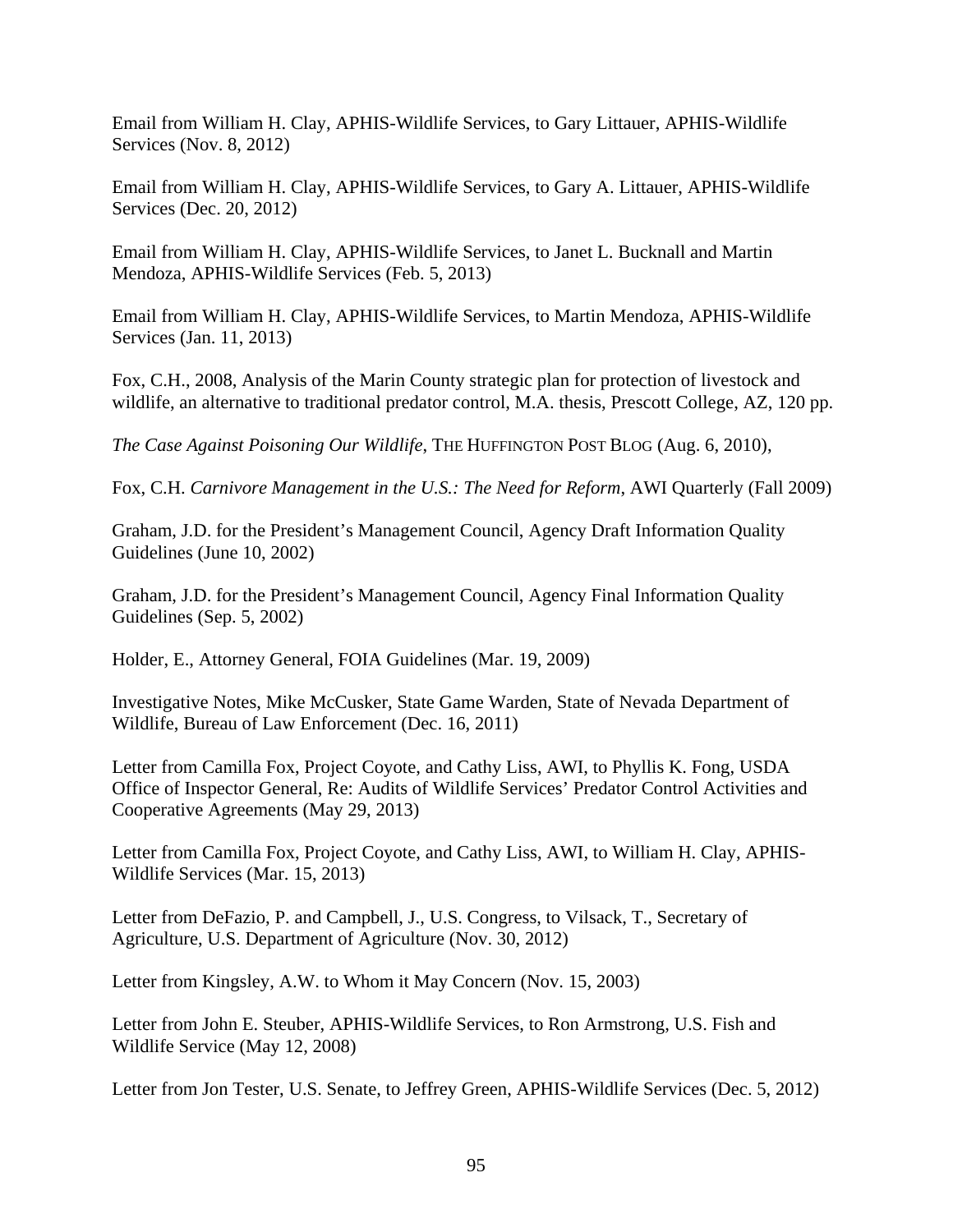Email from William H. Clay, APHIS-Wildlife Services, to Gary Littauer, APHIS-Wildlife Services (Nov. 8, 2012)

Email from William H. Clay, APHIS-Wildlife Services, to Gary A. Littauer, APHIS-Wildlife Services (Dec. 20, 2012)

Email from William H. Clay, APHIS-Wildlife Services, to Janet L. Bucknall and Martin Mendoza, APHIS-Wildlife Services (Feb. 5, 2013)

Email from William H. Clay, APHIS-Wildlife Services, to Martin Mendoza, APHIS-Wildlife Services (Jan. 11, 2013)

Fox, C.H., 2008, Analysis of the Marin County strategic plan for protection of livestock and wildlife, an alternative to traditional predator control, M.A. thesis, Prescott College, AZ, 120 pp.

*The Case Against Poisoning Our Wildlife*, THE HUFFINGTON POST BLOG (Aug. 6, 2010),

Fox, C.H. *Carnivore Management in the U.S.: The Need for Reform*, AWI Quarterly (Fall 2009)

Graham, J.D. for the President's Management Council, Agency Draft Information Quality Guidelines (June 10, 2002)

Graham, J.D. for the President's Management Council, Agency Final Information Quality Guidelines (Sep. 5, 2002)

Holder, E., Attorney General, FOIA Guidelines (Mar. 19, 2009)

Investigative Notes, Mike McCusker, State Game Warden, State of Nevada Department of Wildlife, Bureau of Law Enforcement (Dec. 16, 2011)

Letter from Camilla Fox, Project Coyote, and Cathy Liss, AWI, to Phyllis K. Fong, USDA Office of Inspector General, Re: Audits of Wildlife Services' Predator Control Activities and Cooperative Agreements (May 29, 2013)

Letter from Camilla Fox, Project Coyote, and Cathy Liss, AWI, to William H. Clay, APHIS-Wildlife Services (Mar. 15, 2013)

Letter from DeFazio, P. and Campbell, J., U.S. Congress, to Vilsack, T., Secretary of Agriculture, U.S. Department of Agriculture (Nov. 30, 2012)

Letter from Kingsley, A.W. to Whom it May Concern (Nov. 15, 2003)

Letter from John E. Steuber, APHIS-Wildlife Services, to Ron Armstrong, U.S. Fish and Wildlife Service (May 12, 2008)

Letter from Jon Tester, U.S. Senate, to Jeffrey Green, APHIS-Wildlife Services (Dec. 5, 2012)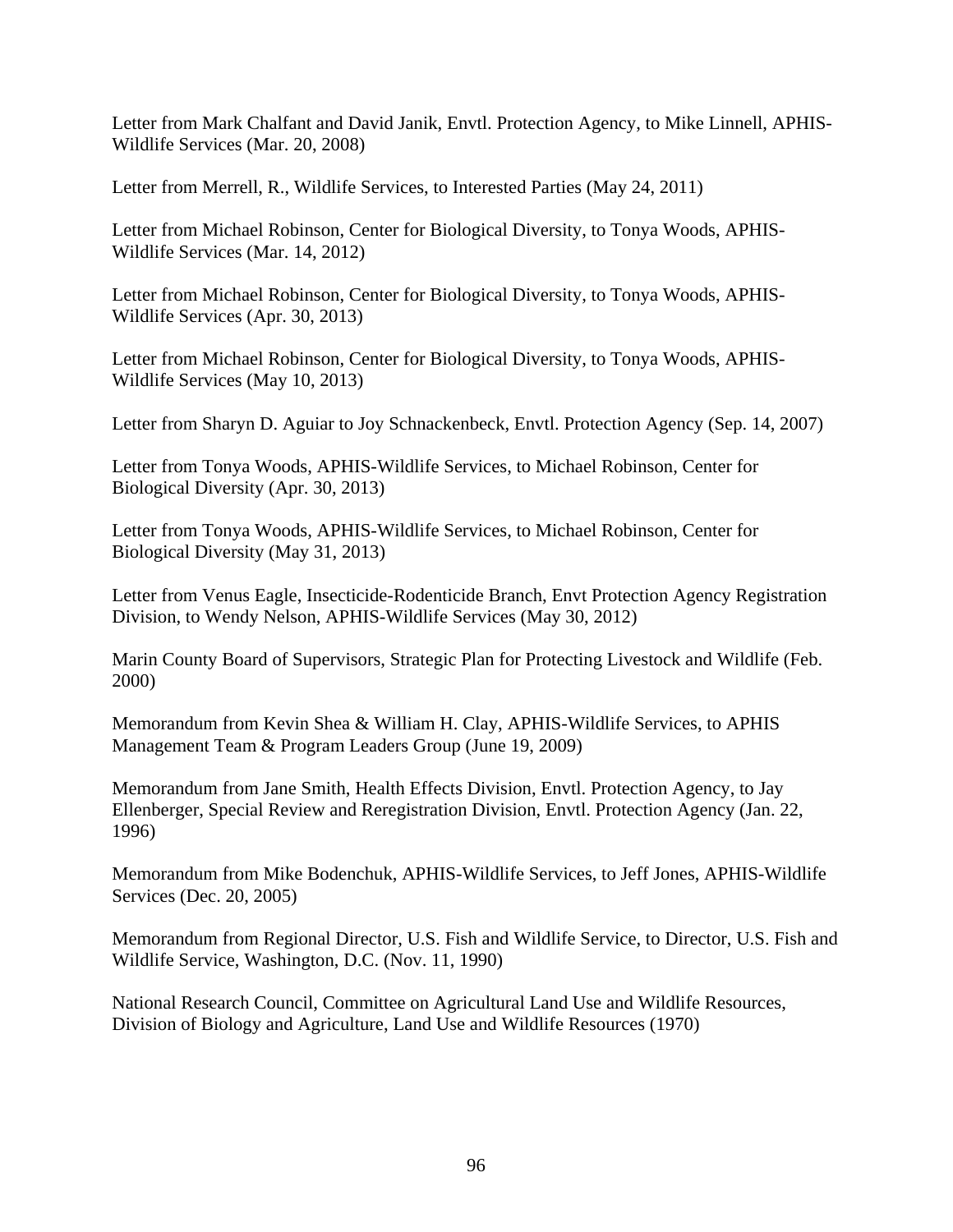Letter from Mark Chalfant and David Janik, Envtl. Protection Agency, to Mike Linnell, APHIS-Wildlife Services (Mar. 20, 2008)

Letter from Merrell, R., Wildlife Services, to Interested Parties (May 24, 2011)

Letter from Michael Robinson, Center for Biological Diversity, to Tonya Woods, APHIS-Wildlife Services (Mar. 14, 2012)

Letter from Michael Robinson, Center for Biological Diversity, to Tonya Woods, APHIS-Wildlife Services (Apr. 30, 2013)

Letter from Michael Robinson, Center for Biological Diversity, to Tonya Woods, APHIS-Wildlife Services (May 10, 2013)

Letter from Sharyn D. Aguiar to Joy Schnackenbeck, Envtl. Protection Agency (Sep. 14, 2007)

Letter from Tonya Woods, APHIS-Wildlife Services, to Michael Robinson, Center for Biological Diversity (Apr. 30, 2013)

Letter from Tonya Woods, APHIS-Wildlife Services, to Michael Robinson, Center for Biological Diversity (May 31, 2013)

Letter from Venus Eagle, Insecticide-Rodenticide Branch, Envt Protection Agency Registration Division, to Wendy Nelson, APHIS-Wildlife Services (May 30, 2012)

Marin County Board of Supervisors, Strategic Plan for Protecting Livestock and Wildlife (Feb. 2000)

Memorandum from Kevin Shea & William H. Clay, APHIS-Wildlife Services, to APHIS Management Team & Program Leaders Group (June 19, 2009)

Memorandum from Jane Smith, Health Effects Division, Envtl. Protection Agency, to Jay Ellenberger, Special Review and Reregistration Division, Envtl. Protection Agency (Jan. 22, 1996)

Memorandum from Mike Bodenchuk, APHIS-Wildlife Services, to Jeff Jones, APHIS-Wildlife Services (Dec. 20, 2005)

Memorandum from Regional Director, U.S. Fish and Wildlife Service, to Director, U.S. Fish and Wildlife Service, Washington, D.C. (Nov. 11, 1990)

National Research Council, Committee on Agricultural Land Use and Wildlife Resources, Division of Biology and Agriculture, Land Use and Wildlife Resources (1970)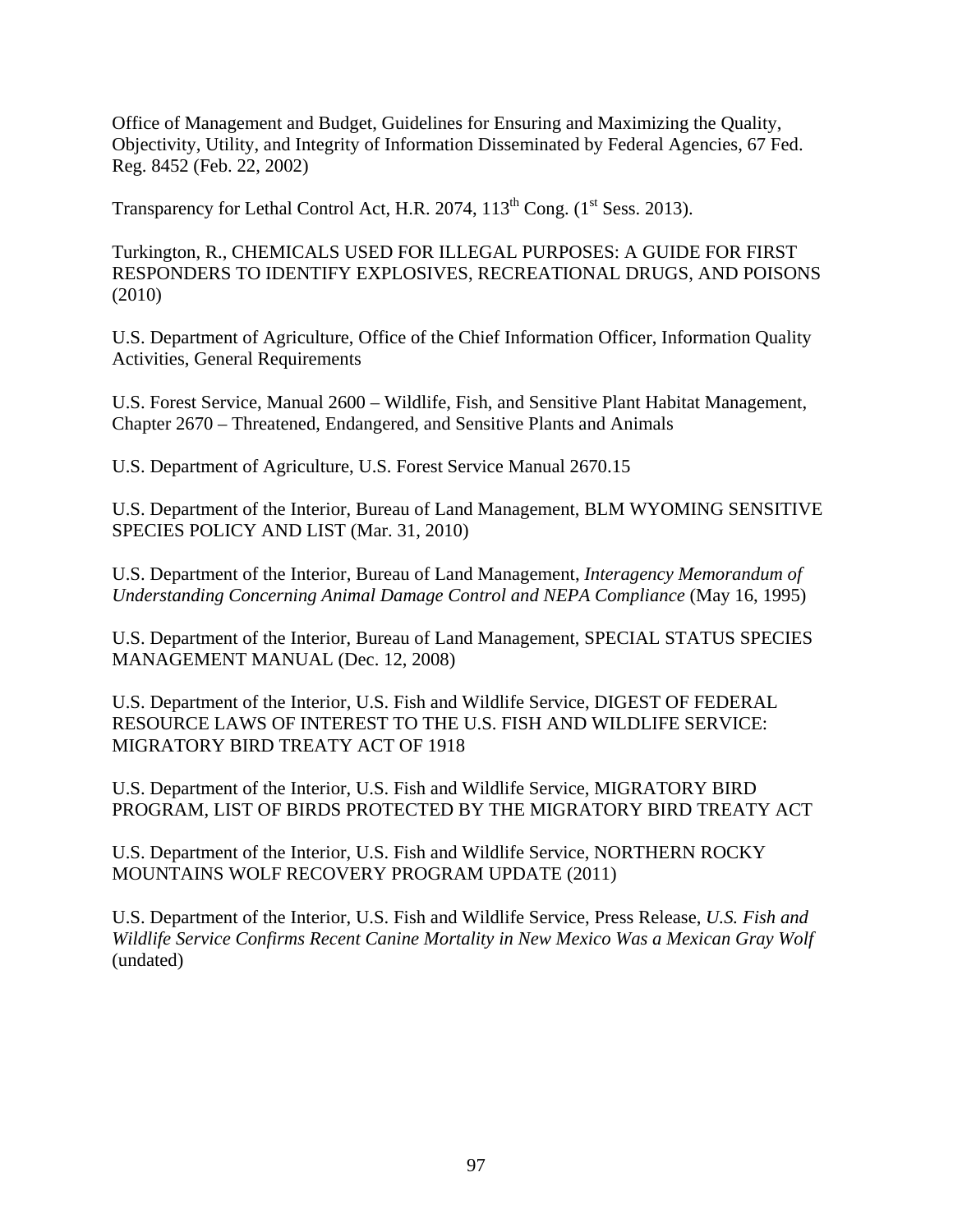Office of Management and Budget, Guidelines for Ensuring and Maximizing the Quality, Objectivity, Utility, and Integrity of Information Disseminated by Federal Agencies, 67 Fed. Reg. 8452 (Feb. 22, 2002)

Transparency for Lethal Control Act, H.R. 2074, 113th Cong. (1st Sess. 2013).

Turkington, R., CHEMICALS USED FOR ILLEGAL PURPOSES: A GUIDE FOR FIRST RESPONDERS TO IDENTIFY EXPLOSIVES, RECREATIONAL DRUGS, AND POISONS (2010)

U.S. Department of Agriculture, Office of the Chief Information Officer, Information Quality Activities, General Requirements

U.S. Forest Service, Manual 2600 – Wildlife, Fish, and Sensitive Plant Habitat Management, Chapter 2670 – Threatened, Endangered, and Sensitive Plants and Animals

U.S. Department of Agriculture, U.S. Forest Service Manual 2670.15

U.S. Department of the Interior, Bureau of Land Management, BLM WYOMING SENSITIVE SPECIES POLICY AND LIST (Mar. 31, 2010)

U.S. Department of the Interior, Bureau of Land Management, *Interagency Memorandum of Understanding Concerning Animal Damage Control and NEPA Compliance* (May 16, 1995)

U.S. Department of the Interior, Bureau of Land Management, SPECIAL STATUS SPECIES MANAGEMENT MANUAL (Dec. 12, 2008)

U.S. Department of the Interior, U.S. Fish and Wildlife Service, DIGEST OF FEDERAL RESOURCE LAWS OF INTEREST TO THE U.S. FISH AND WILDLIFE SERVICE: MIGRATORY BIRD TREATY ACT OF 1918

U.S. Department of the Interior, U.S. Fish and Wildlife Service, MIGRATORY BIRD PROGRAM, LIST OF BIRDS PROTECTED BY THE MIGRATORY BIRD TREATY ACT

U.S. Department of the Interior, U.S. Fish and Wildlife Service, NORTHERN ROCKY MOUNTAINS WOLF RECOVERY PROGRAM UPDATE (2011)

U.S. Department of the Interior, U.S. Fish and Wildlife Service, Press Release, *U.S. Fish and Wildlife Service Confirms Recent Canine Mortality in New Mexico Was a Mexican Gray Wolf* (undated)